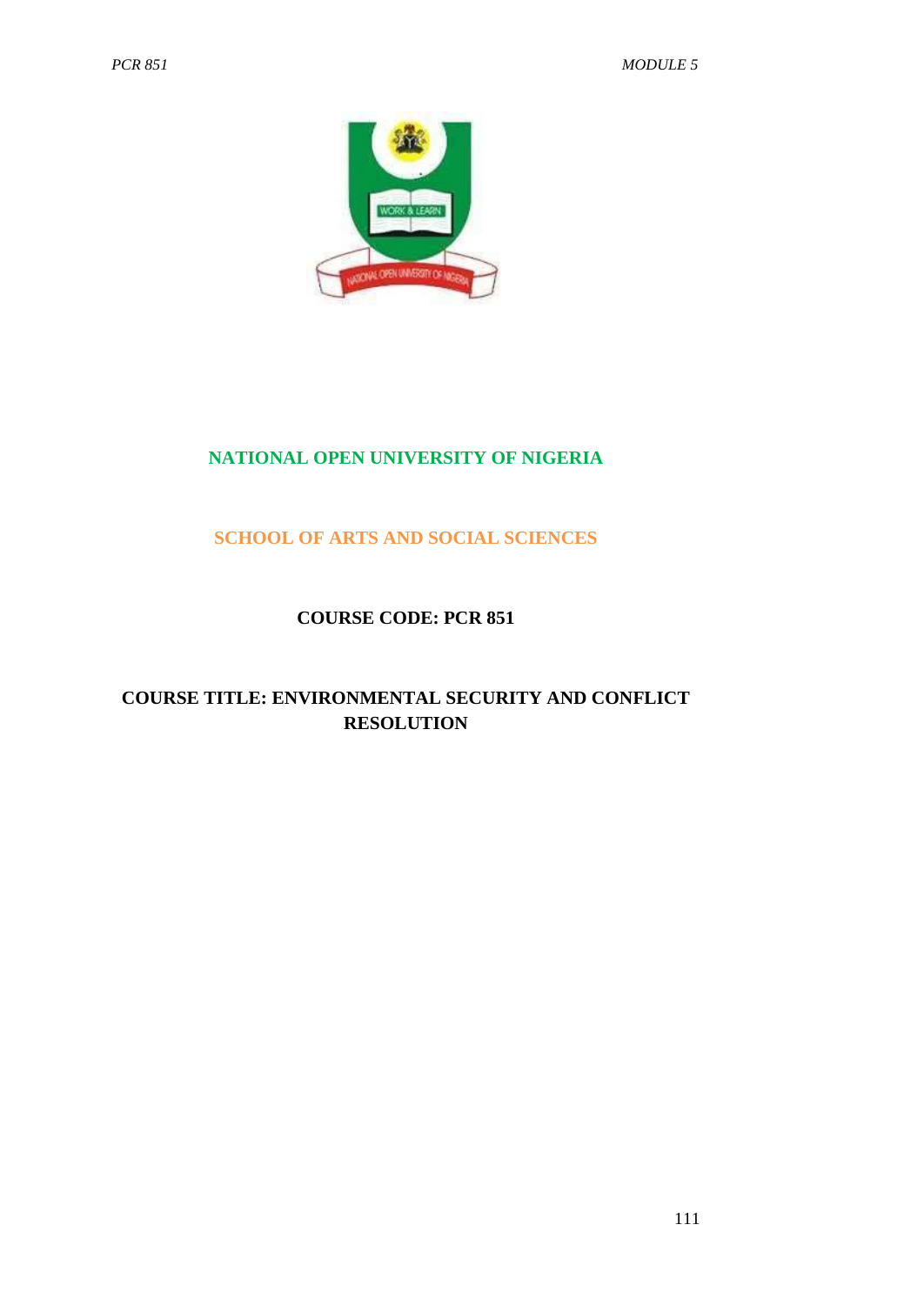# NATIONAL OPEN UNIVERSITY OF NIGERIA

## SCHOOL OF ARTS AND SOCIAL SCIENCES

**COURSE CODE: PCR 851**

**COURSE TITLE: ENVIRONMENTAL SECURITY AND CONFLICT RESOLUTION**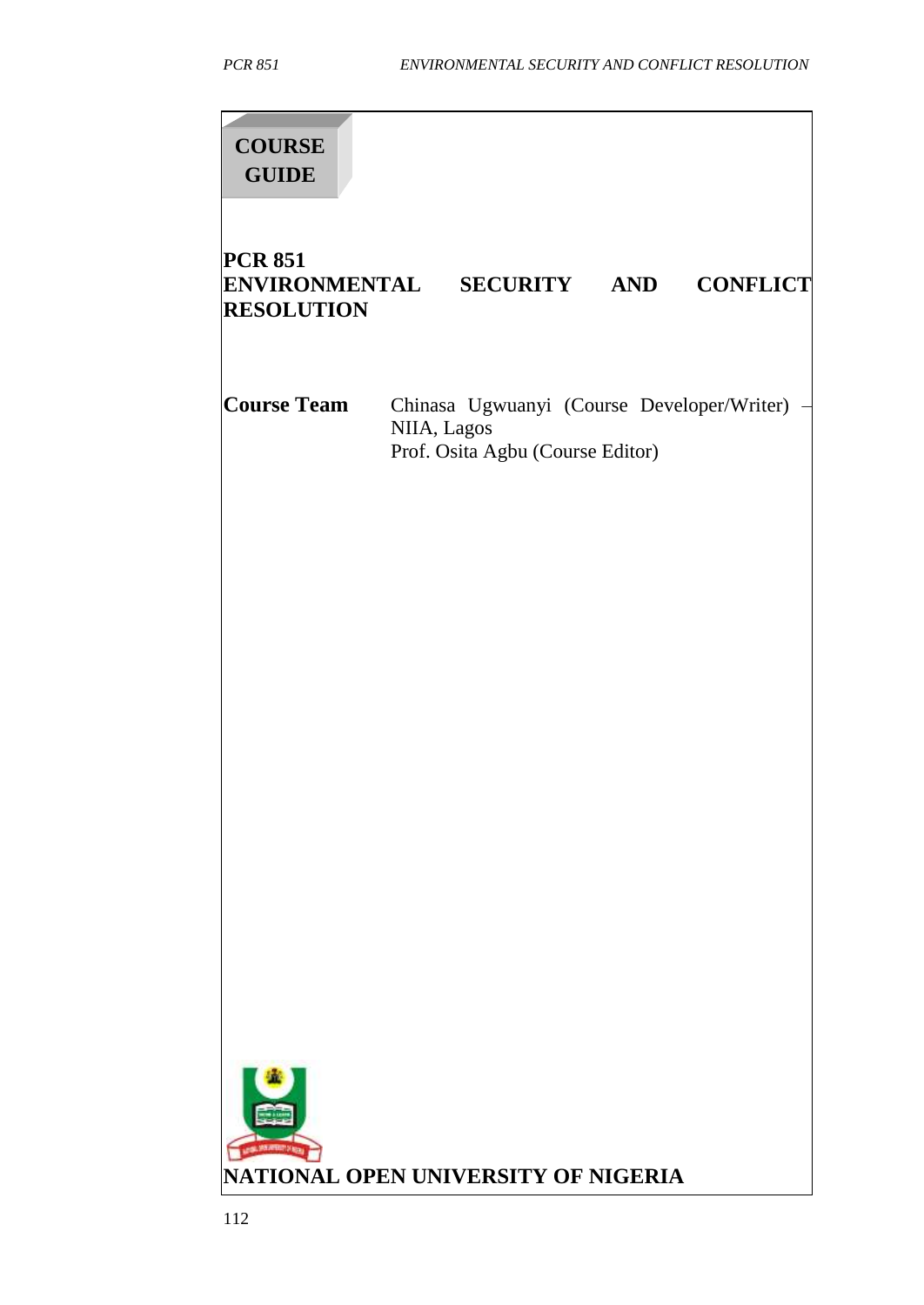**COURSE GUIDE**

# PCR 851 ENVIRONMENTAL SECURITY AND CONFLICT RESOLUTION

**Course Team** Chinasa Ugwuanyi (Course Developer/Writer) – NIIA, Lagos
Prof. Osita Agbu (Course Editor)

**NATIONAL OPEN UNIVERSITY OF NIGERIA**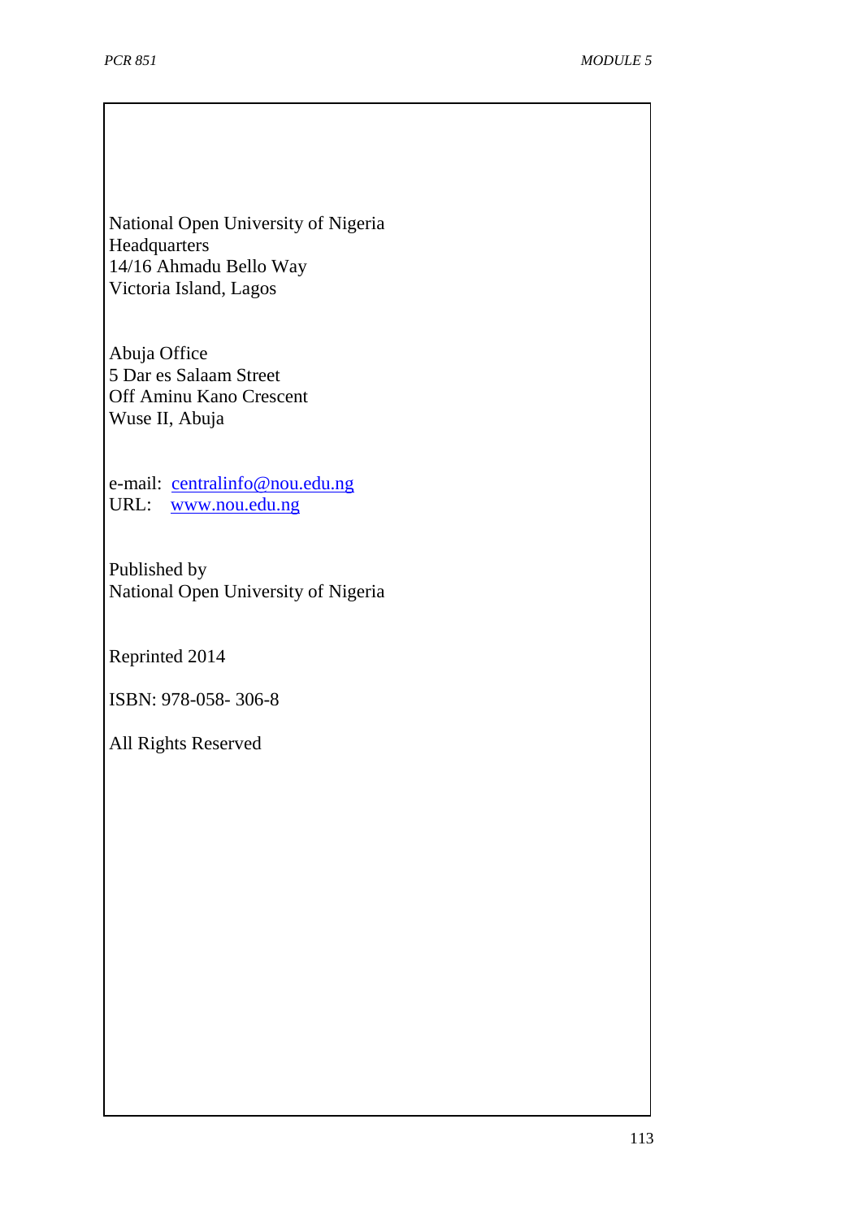National Open University of Nigeria
Headquarters
14/16 Ahmadu Bello Way
Victoria Island, Lagos

Abuja Office
5 Dar es Salaam Street
Off Aminu Kano Crescent
Wuse II, Abuja

e-mail: centralinfo@nou.edu.ng
URL: www.nou.edu.ng

Published by
National Open University of Nigeria

Reprinted 2014

ISBN: 978-058- 306-8

All Rights Reserved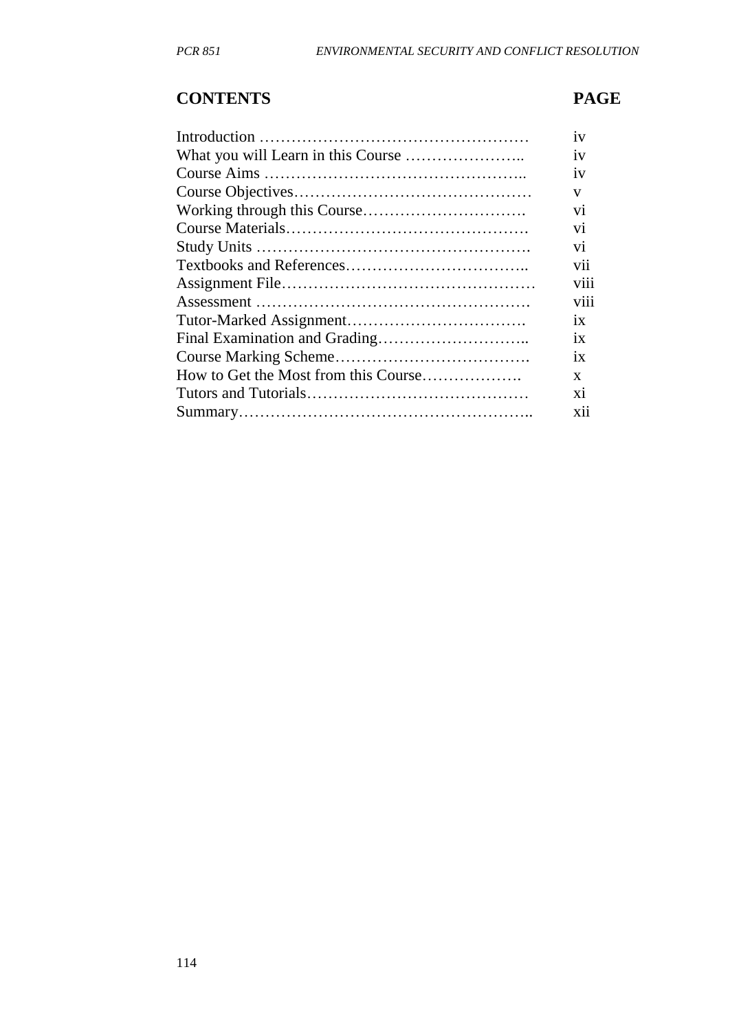## CONTENTS PAGE

| CONTENTS | PAGE |
|---|---|
| Introduction …………………………………………… | iv |
| What you will Learn in this Course ………………….. | iv |
| Course Aims ………………………………………….. | iv |
| Course Objectives……………………………………… | v |
| Working through this Course…………………………. | vi |
| Course Materials……………………………………… | vi |
| Study Units ……………………………………………. | vi |
| Textbooks and References…………………………….. | vii |
| Assignment File……………………………………….. | viii |
| Assessment …………………………………………… | viii |
| Tutor-Marked Assignment……………………………. | ix |
| Final Examination and Grading……………………….. | ix |
| Course Marking Scheme………………………………. | ix |
| How to Get the Most from this Course………………. | x |
| Tutors and Tutorials…………………………………… | xi |
| Summary……………………………………………….. | xii |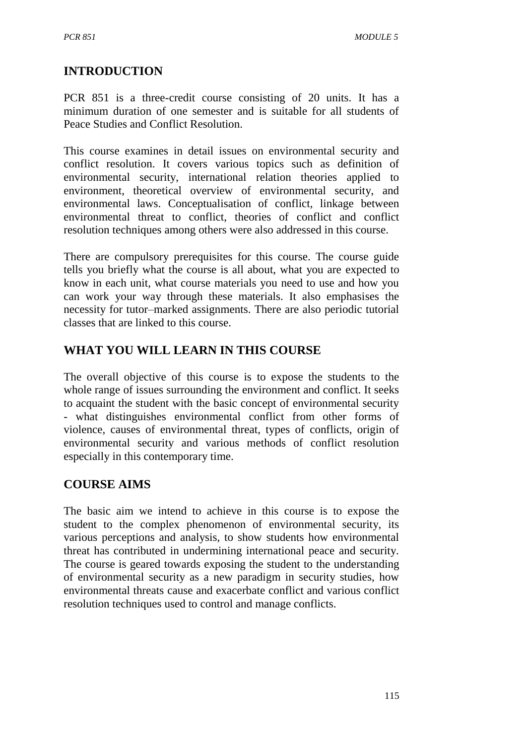## INTRODUCTION

PCR 851 is a three-credit course consisting of 20 units. It has a minimum duration of one semester and is suitable for all students of Peace Studies and Conflict Resolution.

This course examines in detail issues on environmental security and conflict resolution. It covers various topics such as definition of environmental security, international relation theories applied to environment, theoretical overview of environmental security, and environmental laws. Conceptualisation of conflict, linkage between environmental threat to conflict, theories of conflict and conflict resolution techniques among others were also addressed in this course.

There are compulsory prerequisites for this course. The course guide tells you briefly what the course is all about, what you are expected to know in each unit, what course materials you need to use and how you can work your way through these materials. It also emphasises the necessity for tutor–marked assignments. There are also periodic tutorial classes that are linked to this course.

## WHAT YOU WILL LEARN IN THIS COURSE

The overall objective of this course is to expose the students to the whole range of issues surrounding the environment and conflict. It seeks to acquaint the student with the basic concept of environmental security - what distinguishes environmental conflict from other forms of violence, causes of environmental threat, types of conflicts, origin of environmental security and various methods of conflict resolution especially in this contemporary time.

## COURSE AIMS

The basic aim we intend to achieve in this course is to expose the student to the complex phenomenon of environmental security, its various perceptions and analysis, to show students how environmental threat has contributed in undermining international peace and security. The course is geared towards exposing the student to the understanding of environmental security as a new paradigm in security studies, how environmental threats cause and exacerbate conflict and various conflict resolution techniques used to control and manage conflicts.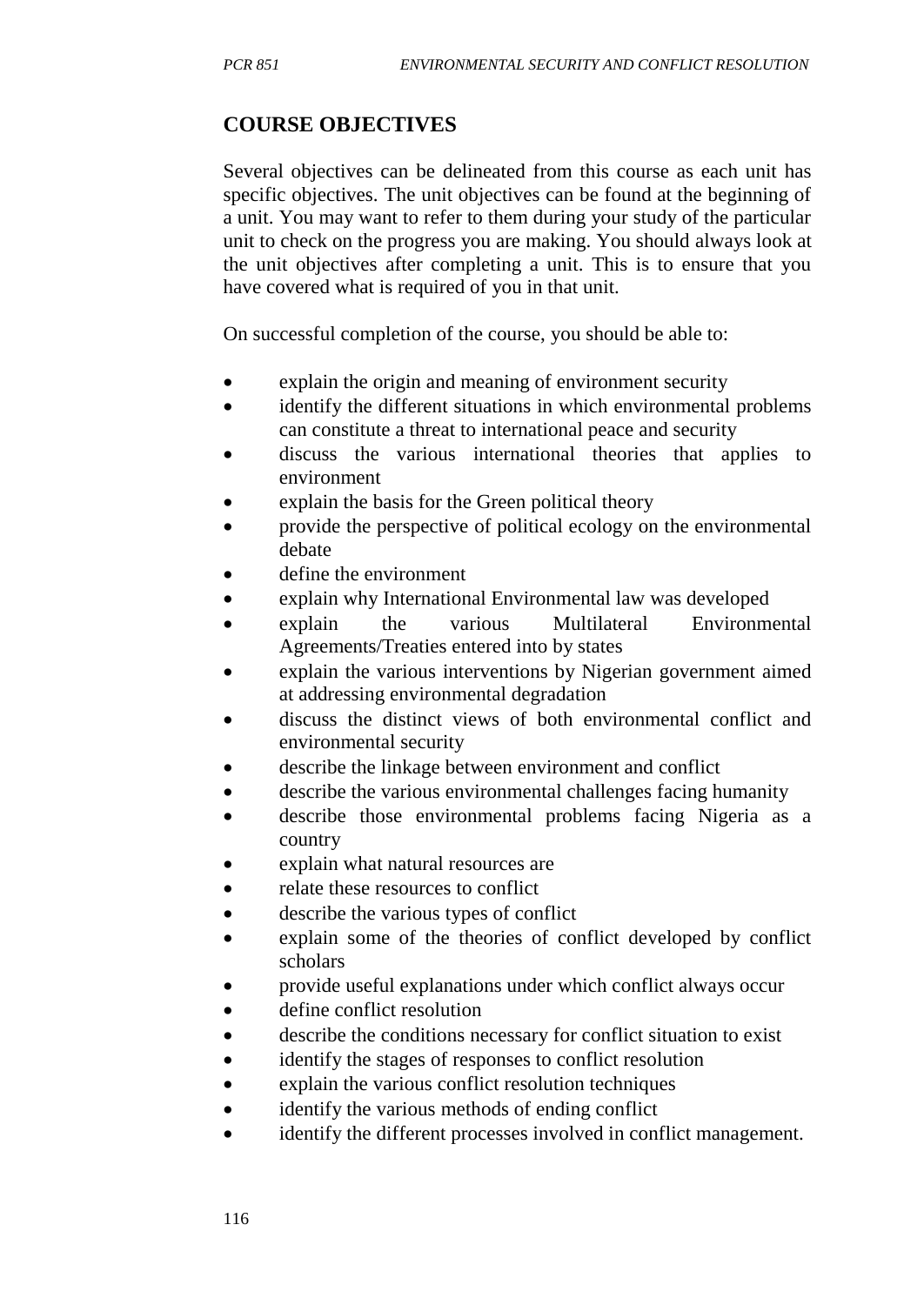## COURSE OBJECTIVES

Several objectives can be delineated from this course as each unit has specific objectives. The unit objectives can be found at the beginning of a unit. You may want to refer to them during your study of the particular unit to check on the progress you are making. You should always look at the unit objectives after completing a unit. This is to ensure that you have covered what is required of you in that unit.

On successful completion of the course, you should be able to:

- explain the origin and meaning of environment security
- identify the different situations in which environmental problems can constitute a threat to international peace and security
- discuss the various international theories that applies to environment
- explain the basis for the Green political theory
- provide the perspective of political ecology on the environmental debate
- define the environment
- explain why International Environmental law was developed
- explain the various Multilateral Environmental Agreements/Treaties entered into by states
- explain the various interventions by Nigerian government aimed at addressing environmental degradation
- discuss the distinct views of both environmental conflict and environmental security
- describe the linkage between environment and conflict
- describe the various environmental challenges facing humanity
- describe those environmental problems facing Nigeria as a country
- explain what natural resources are
- relate these resources to conflict
- describe the various types of conflict
- explain some of the theories of conflict developed by conflict scholars
- provide useful explanations under which conflict always occur
- define conflict resolution
- describe the conditions necessary for conflict situation to exist
- identify the stages of responses to conflict resolution
- explain the various conflict resolution techniques
- identify the various methods of ending conflict
- identify the different processes involved in conflict management.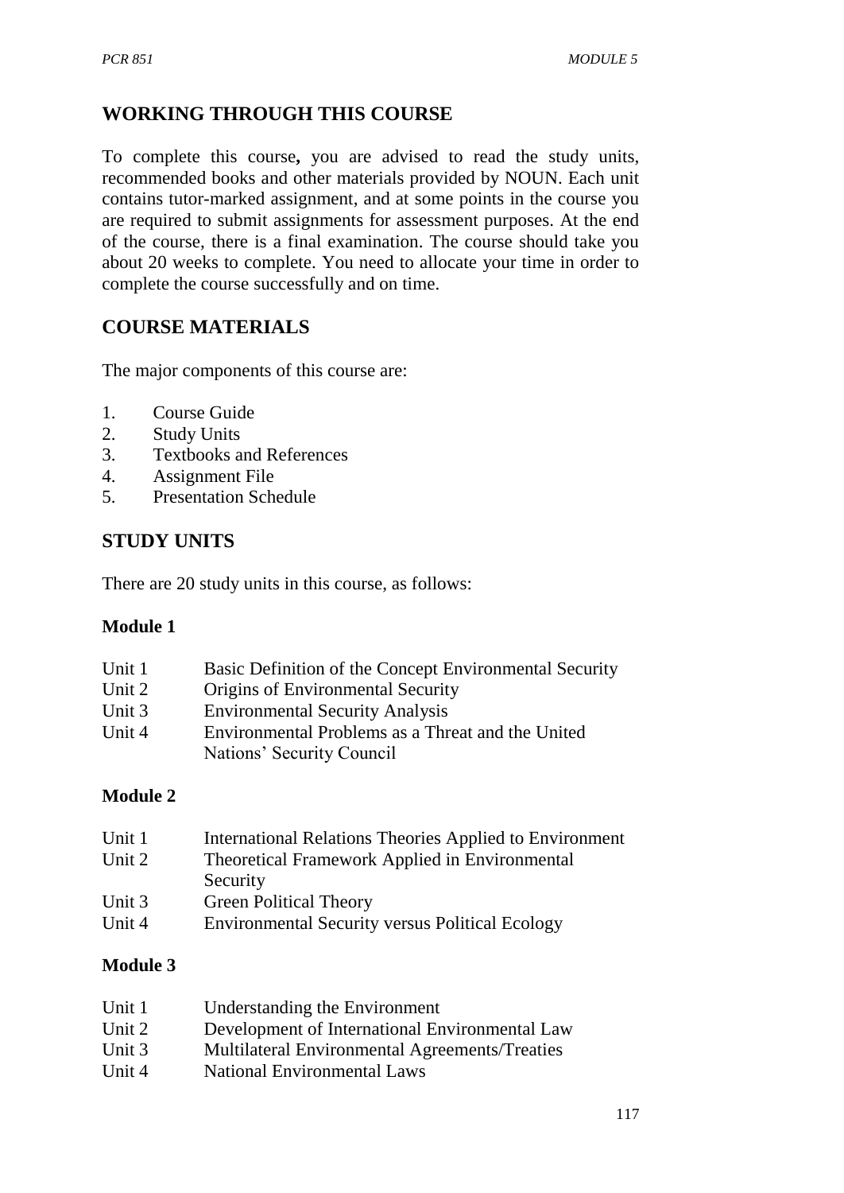## WORKING THROUGH THIS COURSE

To complete this course**,** you are advised to read the study units, recommended books and other materials provided by NOUN. Each unit contains tutor-marked assignment, and at some points in the course you are required to submit assignments for assessment purposes. At the end of the course, there is a final examination. The course should take you about 20 weeks to complete. You need to allocate your time in order to complete the course successfully and on time.

## COURSE MATERIALS

The major components of this course are:

1. Course Guide
2. Study Units
3. Textbooks and References
4. Assignment File
5. Presentation Schedule

## STUDY UNITS

There are 20 study units in this course, as follows:

### Module 1

Unit 1 Basic Definition of the Concept Environmental Security
Unit 2 Origins of Environmental Security
Unit 3 Environmental Security Analysis
Unit 4 Environmental Problems as a Threat and the United Nations' Security Council

### Module 2

Unit 1 International Relations Theories Applied to Environment
Unit 2 Theoretical Framework Applied in Environmental Security
Unit 3 Green Political Theory
Unit 4 Environmental Security versus Political Ecology

### Module 3

Unit 1 Understanding the Environment
Unit 2 Development of International Environmental Law
Unit 3 Multilateral Environmental Agreements/Treaties
Unit 4 National Environmental Laws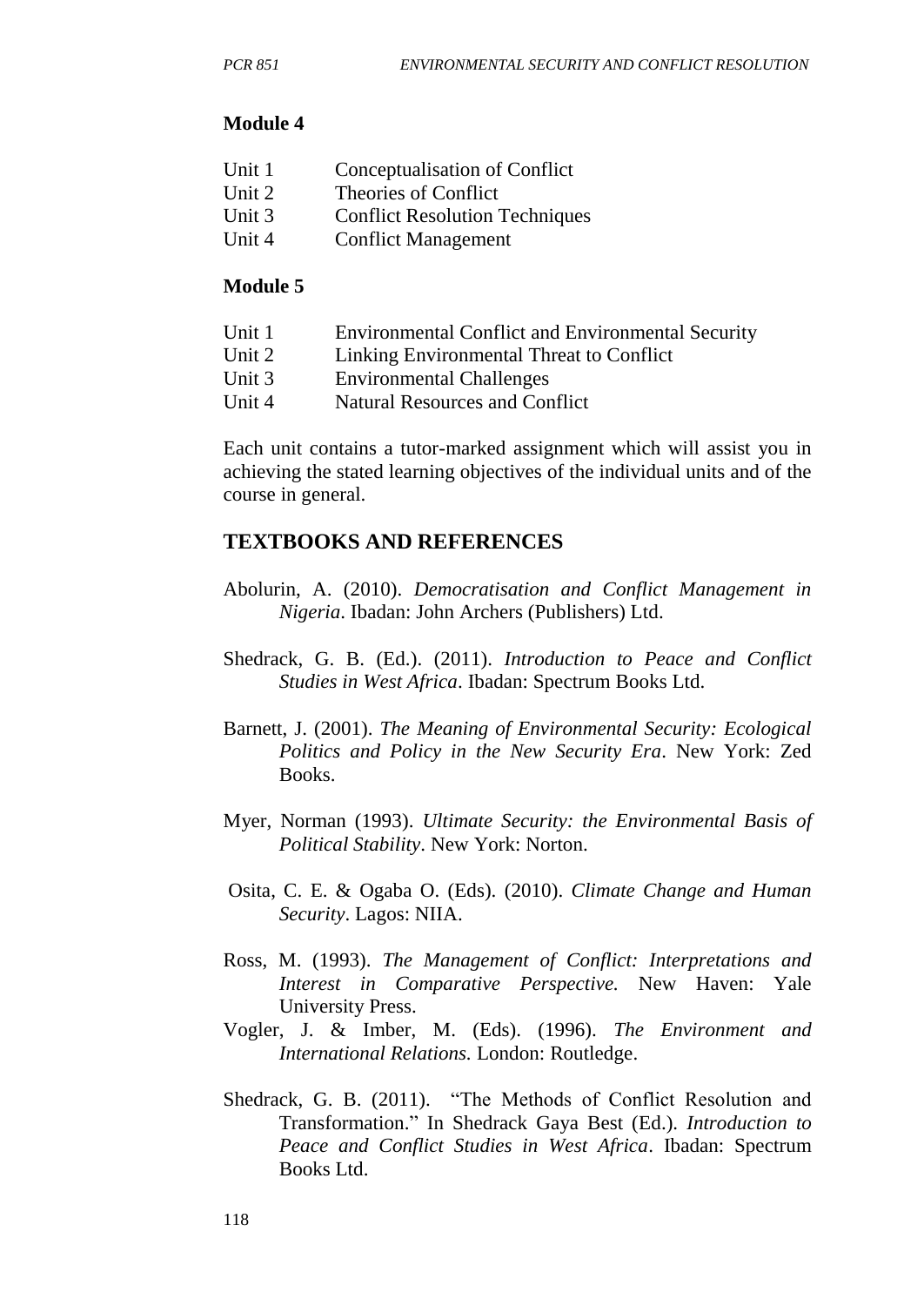**Module 4**

Unit 1 Conceptualisation of Conflict
Unit 2 Theories of Conflict
Unit 3 Conflict Resolution Techniques
Unit 4 Conflict Management

**Module 5**

Unit 1 Environmental Conflict and Environmental Security
Unit 2 Linking Environmental Threat to Conflict
Unit 3 Environmental Challenges
Unit 4 Natural Resources and Conflict

Each unit contains a tutor-marked assignment which will assist you in achieving the stated learning objectives of the individual units and of the course in general.

## TEXTBOOKS AND REFERENCES

Abolurin, A. (2010). *Democratisation and Conflict Management in Nigeria*. Ibadan: John Archers (Publishers) Ltd.

Shedrack, G. B. (Ed.). (2011). *Introduction to Peace and Conflict Studies in West Africa*. Ibadan: Spectrum Books Ltd.

Barnett, J. (2001). *The Meaning of Environmental Security: Ecological Politics and Policy in the New Security Era*. New York: Zed Books.

Myer, Norman (1993). *Ultimate Security: the Environmental Basis of Political Stability*. New York: Norton.

Osita, C. E. & Ogaba O. (Eds). (2010). *Climate Change and Human Security*. Lagos: NIIA.

Ross, M. (1993). *The Management of Conflict: Interpretations and Interest in Comparative Perspective.* New Haven: Yale University Press.

Vogler, J. & Imber, M. (Eds). (1996). *The Environment and International Relations.* London: Routledge.

Shedrack, G. B. (2011). "The Methods of Conflict Resolution and Transformation." In Shedrack Gaya Best (Ed.). *Introduction to Peace and Conflict Studies in West Africa*. Ibadan: Spectrum Books Ltd.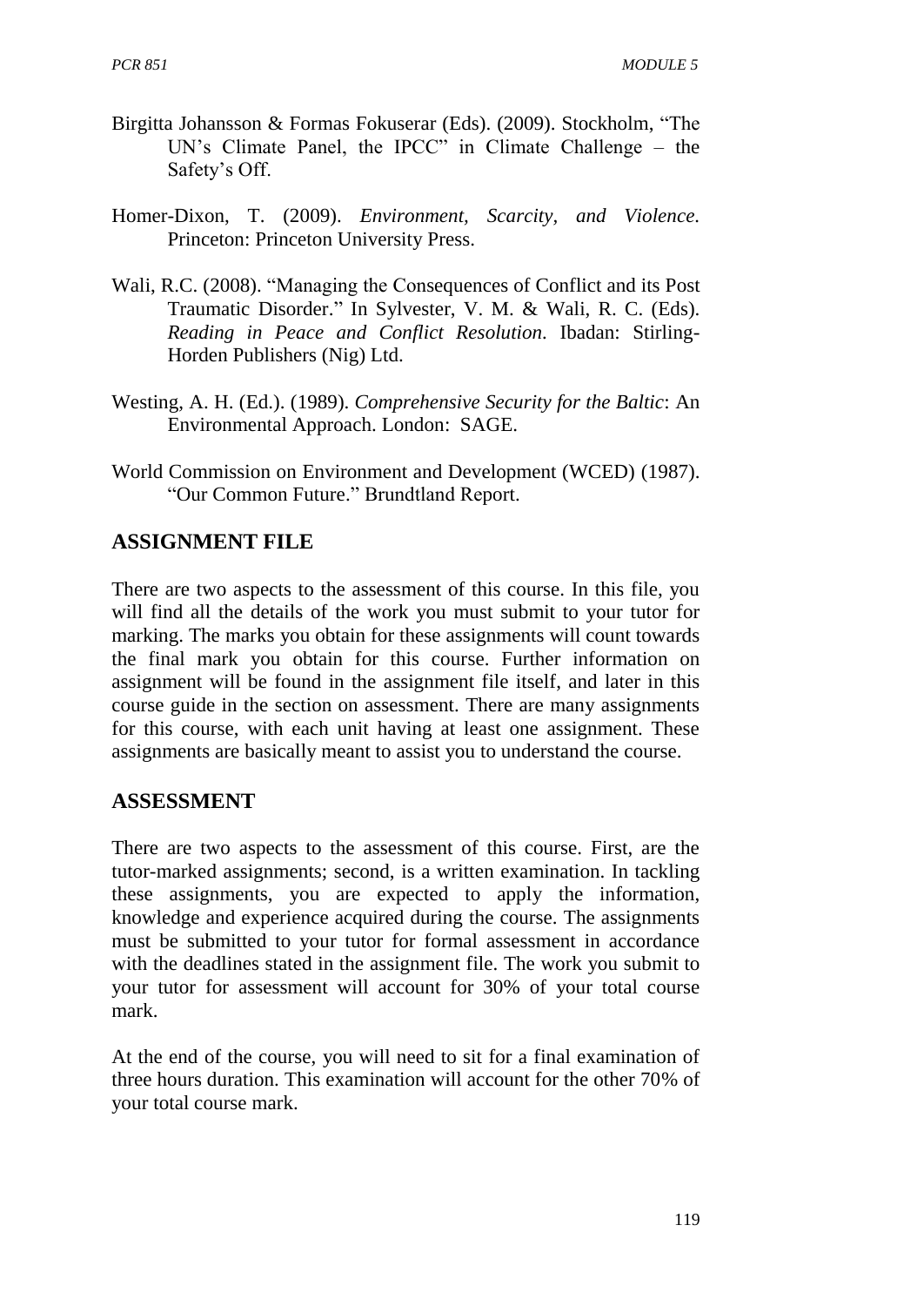Birgitta Johansson & Formas Fokuserar (Eds). (2009). Stockholm, "The UN's Climate Panel, the IPCC" in Climate Challenge – the Safety's Off.

Homer-Dixon, T. (2009). *Environment, Scarcity, and Violence*. Princeton: Princeton University Press.

Wali, R.C. (2008). "Managing the Consequences of Conflict and its Post Traumatic Disorder." In Sylvester, V. M. & Wali, R. C. (Eds). *Reading in Peace and Conflict Resolution*. Ibadan: Stirling-Horden Publishers (Nig) Ltd.

Westing, A. H. (Ed.). (1989). *Comprehensive Security for the Baltic*: An Environmental Approach. London: SAGE.

World Commission on Environment and Development (WCED) (1987). "Our Common Future." Brundtland Report.

## ASSIGNMENT FILE

There are two aspects to the assessment of this course. In this file, you will find all the details of the work you must submit to your tutor for marking. The marks you obtain for these assignments will count towards the final mark you obtain for this course. Further information on assignment will be found in the assignment file itself, and later in this course guide in the section on assessment. There are many assignments for this course, with each unit having at least one assignment. These assignments are basically meant to assist you to understand the course.

## ASSESSMENT

There are two aspects to the assessment of this course. First, are the tutor-marked assignments; second, is a written examination. In tackling these assignments, you are expected to apply the information, knowledge and experience acquired during the course. The assignments must be submitted to your tutor for formal assessment in accordance with the deadlines stated in the assignment file. The work you submit to your tutor for assessment will account for 30% of your total course mark.

At the end of the course, you will need to sit for a final examination of three hours duration. This examination will account for the other 70% of your total course mark.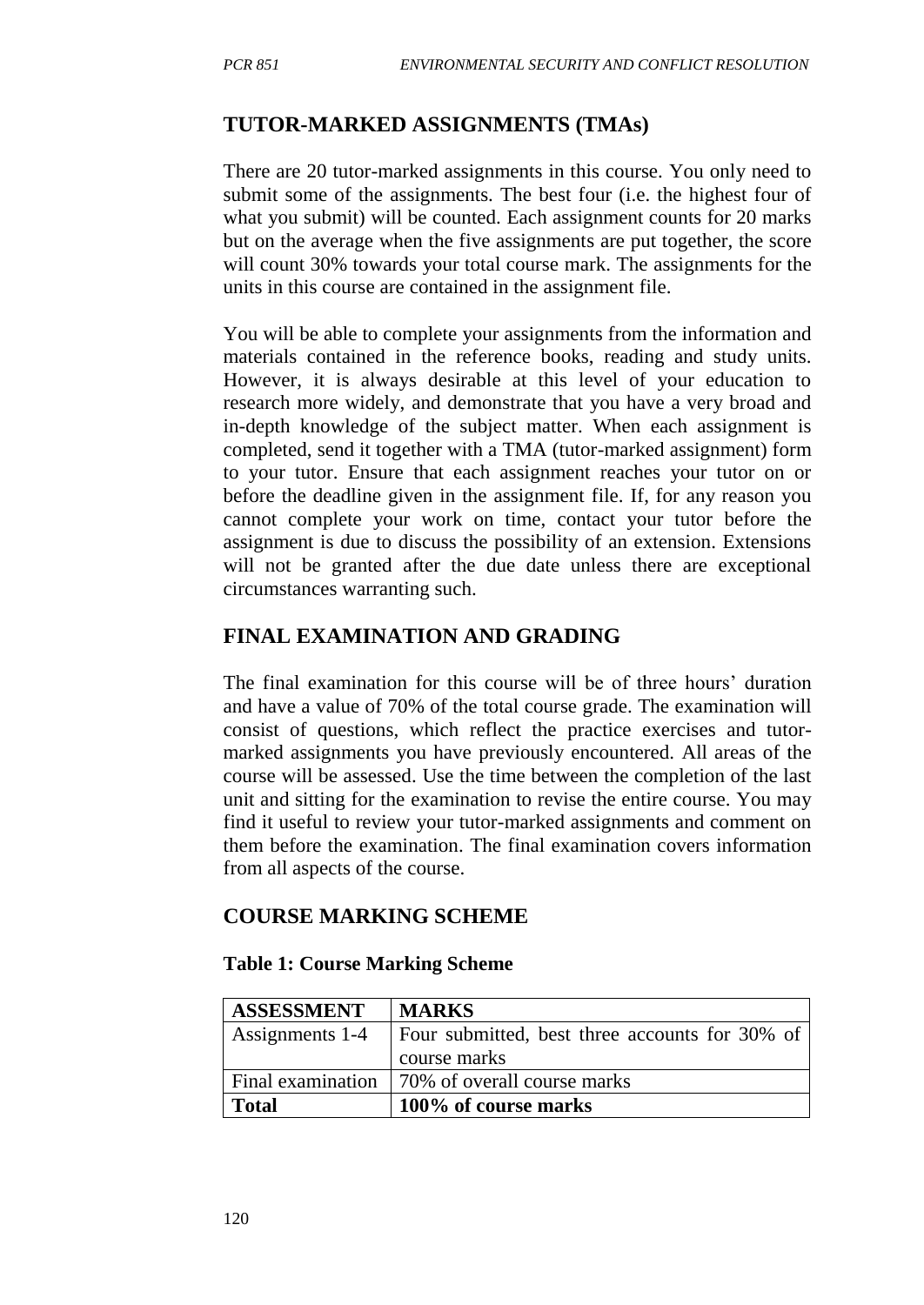## TUTOR-MARKED ASSIGNMENTS (TMAs)

There are 20 tutor-marked assignments in this course. You only need to submit some of the assignments. The best four (i.e. the highest four of what you submit) will be counted. Each assignment counts for 20 marks but on the average when the five assignments are put together, the score will count 30% towards your total course mark. The assignments for the units in this course are contained in the assignment file.

You will be able to complete your assignments from the information and materials contained in the reference books, reading and study units. However, it is always desirable at this level of your education to research more widely, and demonstrate that you have a very broad and in-depth knowledge of the subject matter. When each assignment is completed, send it together with a TMA (tutor-marked assignment) form to your tutor. Ensure that each assignment reaches your tutor on or before the deadline given in the assignment file. If, for any reason you cannot complete your work on time, contact your tutor before the assignment is due to discuss the possibility of an extension. Extensions will not be granted after the due date unless there are exceptional circumstances warranting such.

## FINAL EXAMINATION AND GRADING

The final examination for this course will be of three hours' duration and have a value of 70% of the total course grade. The examination will consist of questions, which reflect the practice exercises and tutor-marked assignments you have previously encountered. All areas of the course will be assessed. Use the time between the completion of the last unit and sitting for the examination to revise the entire course. You may find it useful to review your tutor-marked assignments and comment on them before the examination. The final examination covers information from all aspects of the course.

## COURSE MARKING SCHEME

**Table 1: Course Marking Scheme**

| ASSESSMENT | MARKS |
|---|---|
| Assignments 1-4 | Four submitted, best three accounts for 30% of course marks |
| Final examination | 70% of overall course marks |
| **Total** | **100% of course marks** |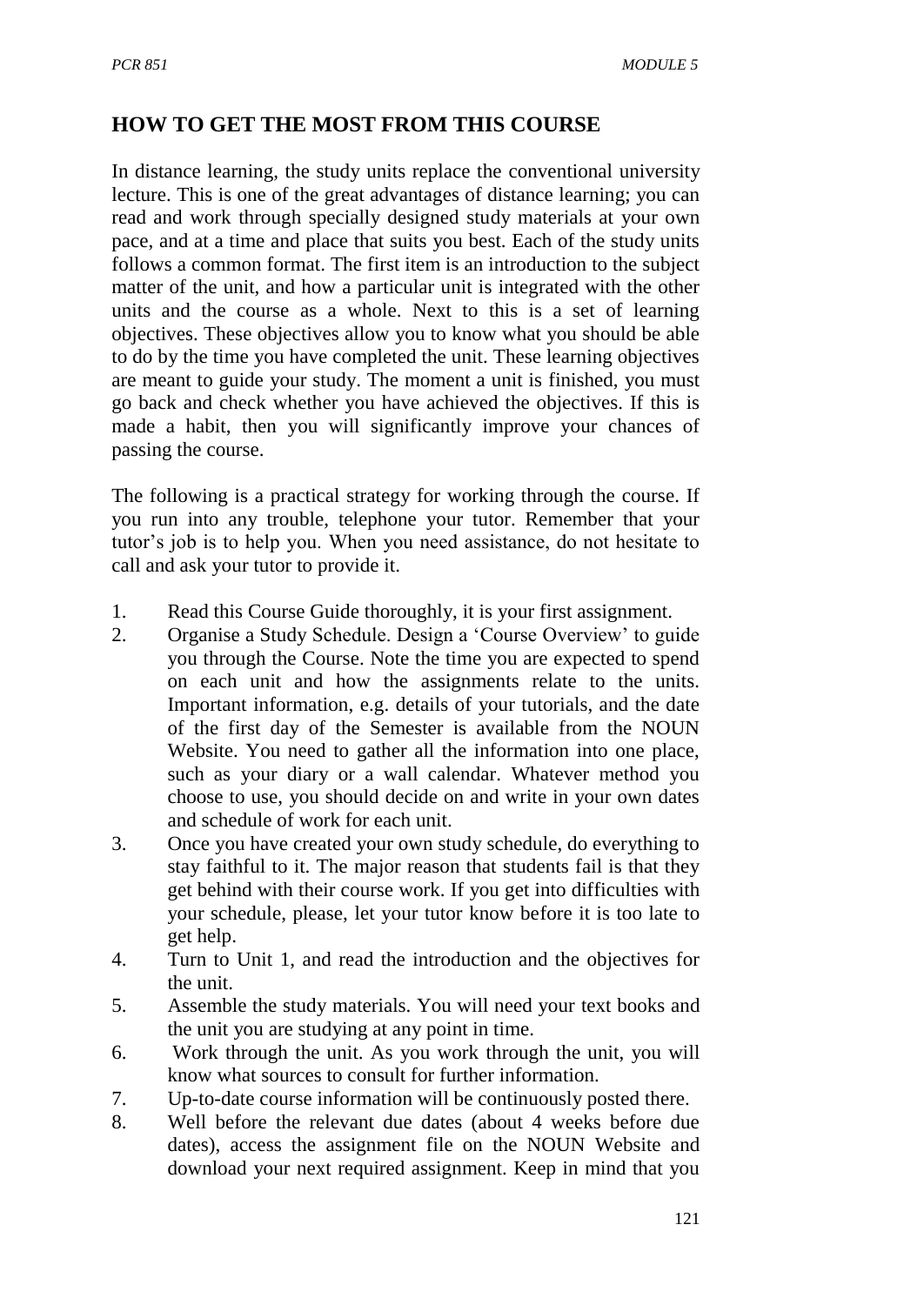## HOW TO GET THE MOST FROM THIS COURSE

In distance learning, the study units replace the conventional university lecture. This is one of the great advantages of distance learning; you can read and work through specially designed study materials at your own pace, and at a time and place that suits you best. Each of the study units follows a common format. The first item is an introduction to the subject matter of the unit, and how a particular unit is integrated with the other units and the course as a whole. Next to this is a set of learning objectives. These objectives allow you to know what you should be able to do by the time you have completed the unit. These learning objectives are meant to guide your study. The moment a unit is finished, you must go back and check whether you have achieved the objectives. If this is made a habit, then you will significantly improve your chances of passing the course.

The following is a practical strategy for working through the course. If you run into any trouble, telephone your tutor. Remember that your tutor's job is to help you. When you need assistance, do not hesitate to call and ask your tutor to provide it.

1. Read this Course Guide thoroughly, it is your first assignment.
2. Organise a Study Schedule. Design a 'Course Overview' to guide you through the Course. Note the time you are expected to spend on each unit and how the assignments relate to the units. Important information, e.g. details of your tutorials, and the date of the first day of the Semester is available from the NOUN Website. You need to gather all the information into one place, such as your diary or a wall calendar. Whatever method you choose to use, you should decide on and write in your own dates and schedule of work for each unit.
3. Once you have created your own study schedule, do everything to stay faithful to it. The major reason that students fail is that they get behind with their course work. If you get into difficulties with your schedule, please, let your tutor know before it is too late to get help.
4. Turn to Unit 1, and read the introduction and the objectives for the unit.
5. Assemble the study materials. You will need your text books and the unit you are studying at any point in time.
6. Work through the unit. As you work through the unit, you will know what sources to consult for further information.
7. Up-to-date course information will be continuously posted there.
8. Well before the relevant due dates (about 4 weeks before due dates), access the assignment file on the NOUN Website and download your next required assignment. Keep in mind that you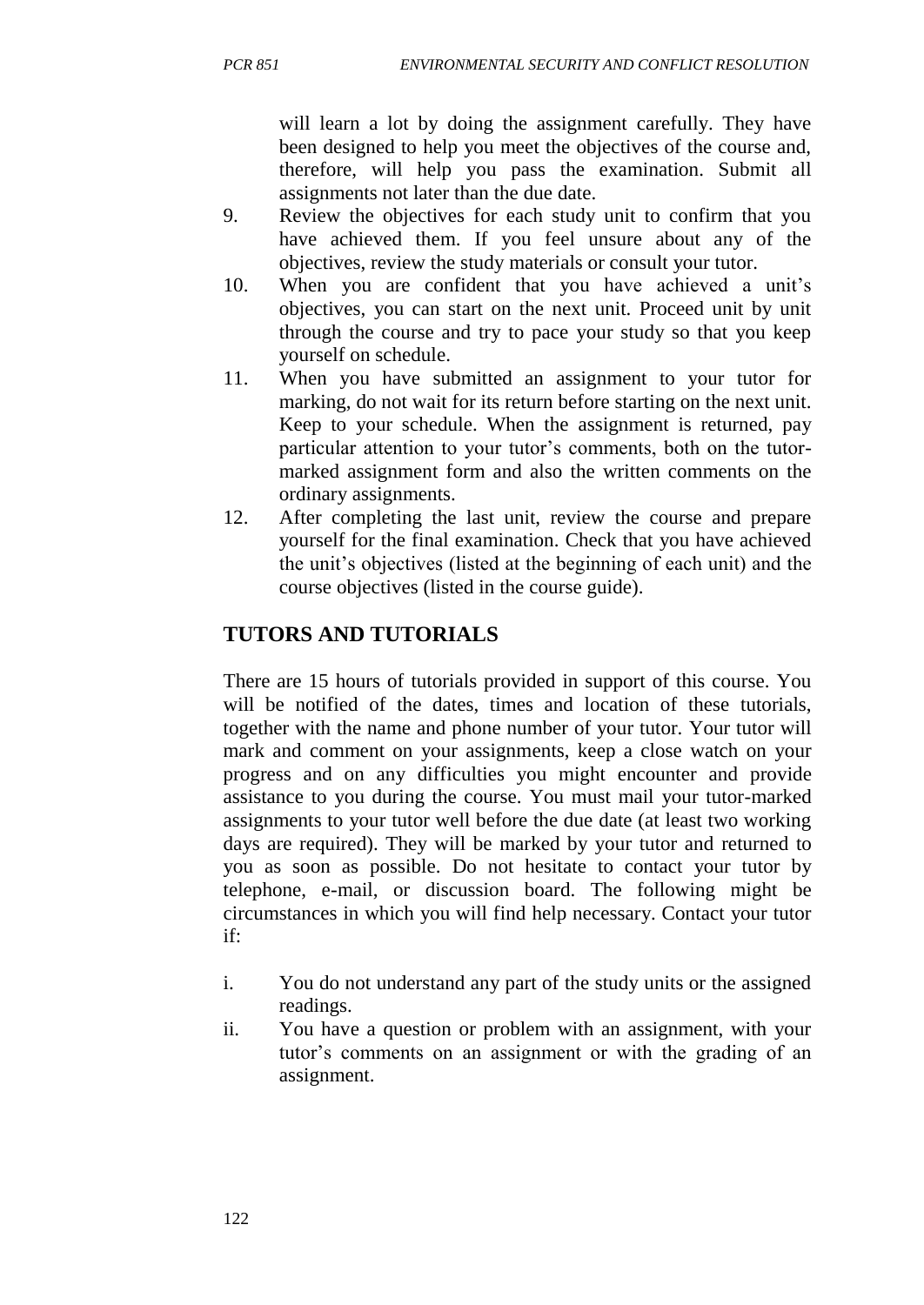will learn a lot by doing the assignment carefully. They have been designed to help you meet the objectives of the course and, therefore, will help you pass the examination. Submit all assignments not later than the due date.

9. Review the objectives for each study unit to confirm that you have achieved them. If you feel unsure about any of the objectives, review the study materials or consult your tutor.
10. When you are confident that you have achieved a unit's objectives, you can start on the next unit. Proceed unit by unit through the course and try to pace your study so that you keep yourself on schedule.
11. When you have submitted an assignment to your tutor for marking, do not wait for its return before starting on the next unit. Keep to your schedule. When the assignment is returned, pay particular attention to your tutor's comments, both on the tutor-marked assignment form and also the written comments on the ordinary assignments.
12. After completing the last unit, review the course and prepare yourself for the final examination. Check that you have achieved the unit's objectives (listed at the beginning of each unit) and the course objectives (listed in the course guide).

## TUTORS AND TUTORIALS

There are 15 hours of tutorials provided in support of this course. You will be notified of the dates, times and location of these tutorials, together with the name and phone number of your tutor. Your tutor will mark and comment on your assignments, keep a close watch on your progress and on any difficulties you might encounter and provide assistance to you during the course. You must mail your tutor-marked assignments to your tutor well before the due date (at least two working days are required). They will be marked by your tutor and returned to you as soon as possible. Do not hesitate to contact your tutor by telephone, e-mail, or discussion board. The following might be circumstances in which you will find help necessary. Contact your tutor if:

i. You do not understand any part of the study units or the assigned readings.
ii. You have a question or problem with an assignment, with your tutor's comments on an assignment or with the grading of an assignment.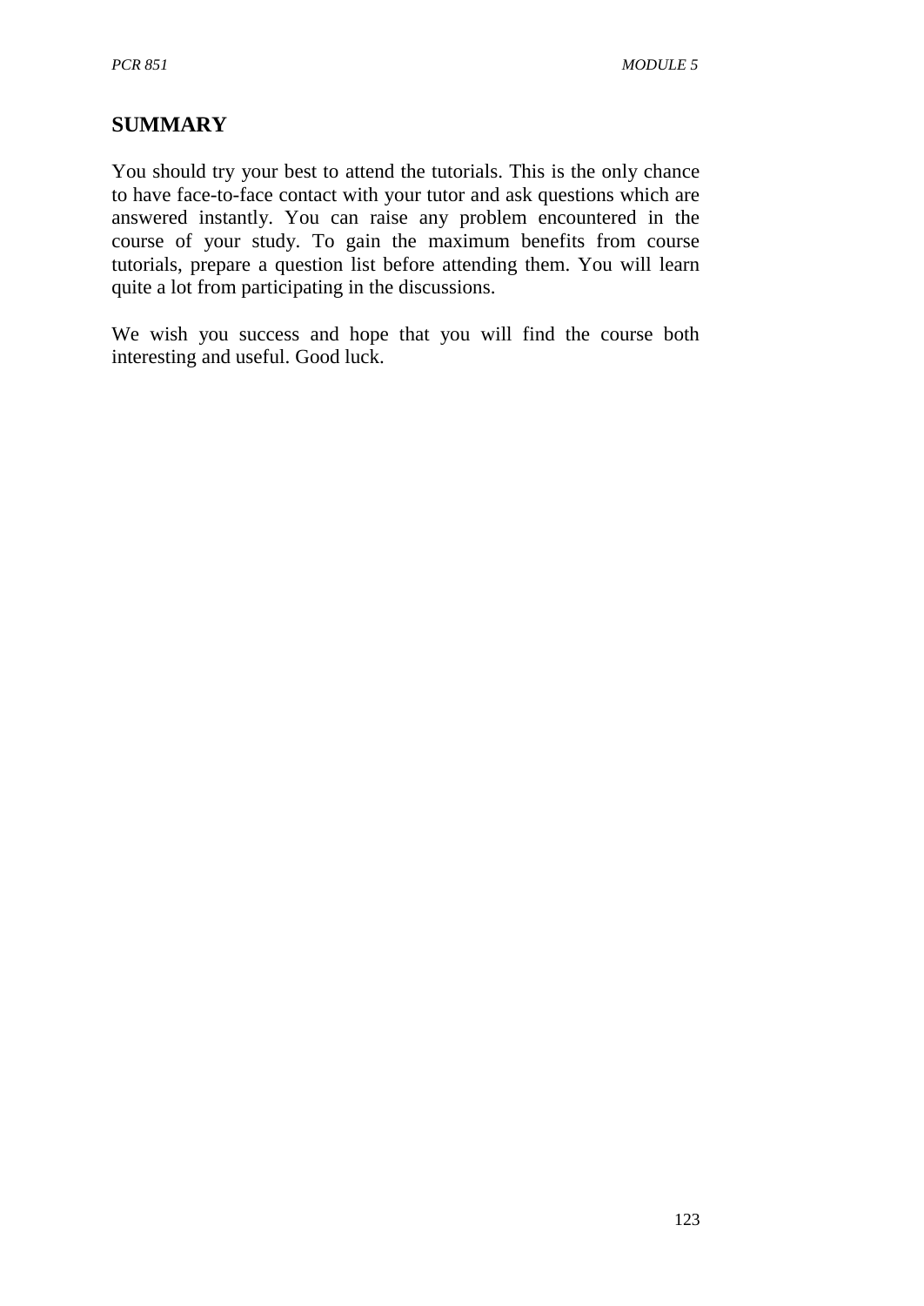## SUMMARY

You should try your best to attend the tutorials. This is the only chance to have face-to-face contact with your tutor and ask questions which are answered instantly. You can raise any problem encountered in the course of your study. To gain the maximum benefits from course tutorials, prepare a question list before attending them. You will learn quite a lot from participating in the discussions.

We wish you success and hope that you will find the course both interesting and useful. Good luck.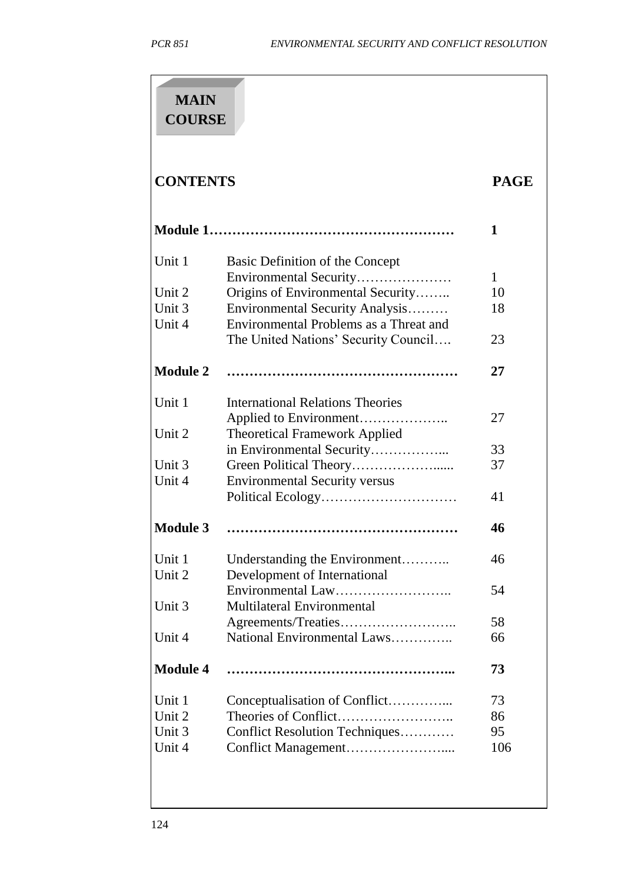# MAIN COURSE

| CONTENTS | | PAGE |
|---|---|---|
| **Module 1** | | **1** |
| Unit 1 | Basic Definition of the Concept Environmental Security | 1 |
| Unit 2 | Origins of Environmental Security | 10 |
| Unit 3 | Environmental Security Analysis | 18 |
| Unit 4 | Environmental Problems as a Threat and The United Nations' Security Council | 23 |
| **Module 2** | | **27** |
| Unit 1 | International Relations Theories Applied to Environment | 27 |
| Unit 2 | Theoretical Framework Applied in Environmental Security | 33 |
| Unit 3 | Green Political Theory | 37 |
| Unit 4 | Environmental Security versus Political Ecology | 41 |
| **Module 3** | | **46** |
| Unit 1 | Understanding the Environment | 46 |
| Unit 2 | Development of International Environmental Law | 54 |
| Unit 3 | Multilateral Environmental Agreements/Treaties | 58 |
| Unit 4 | National Environmental Laws | 66 |
| **Module 4** | | **73** |
| Unit 1 | Conceptualisation of Conflict | 73 |
| Unit 2 | Theories of Conflict | 86 |
| Unit 3 | Conflict Resolution Techniques | 95 |
| Unit 4 | Conflict Management | 106 |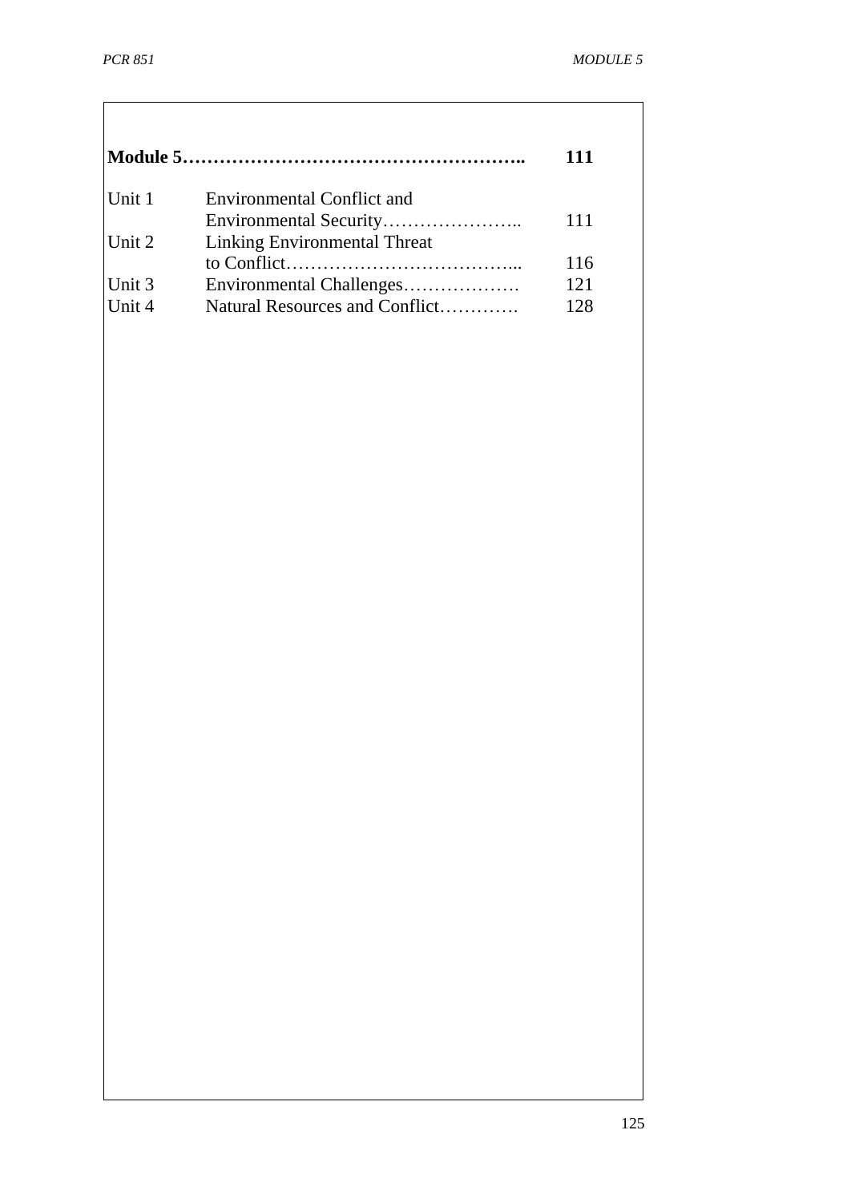| **Module 5**……………………………………………….. | | **111** |
|---|---|---|
| Unit 1 | Environmental Conflict and Environmental Security………………….. | 111 |
| Unit 2 | Linking Environmental Threat to Conflict………………………………... | 116 |
| Unit 3 | Environmental Challenges………………. | 121 |
| Unit 4 | Natural Resources and Conflict…………. | 128 |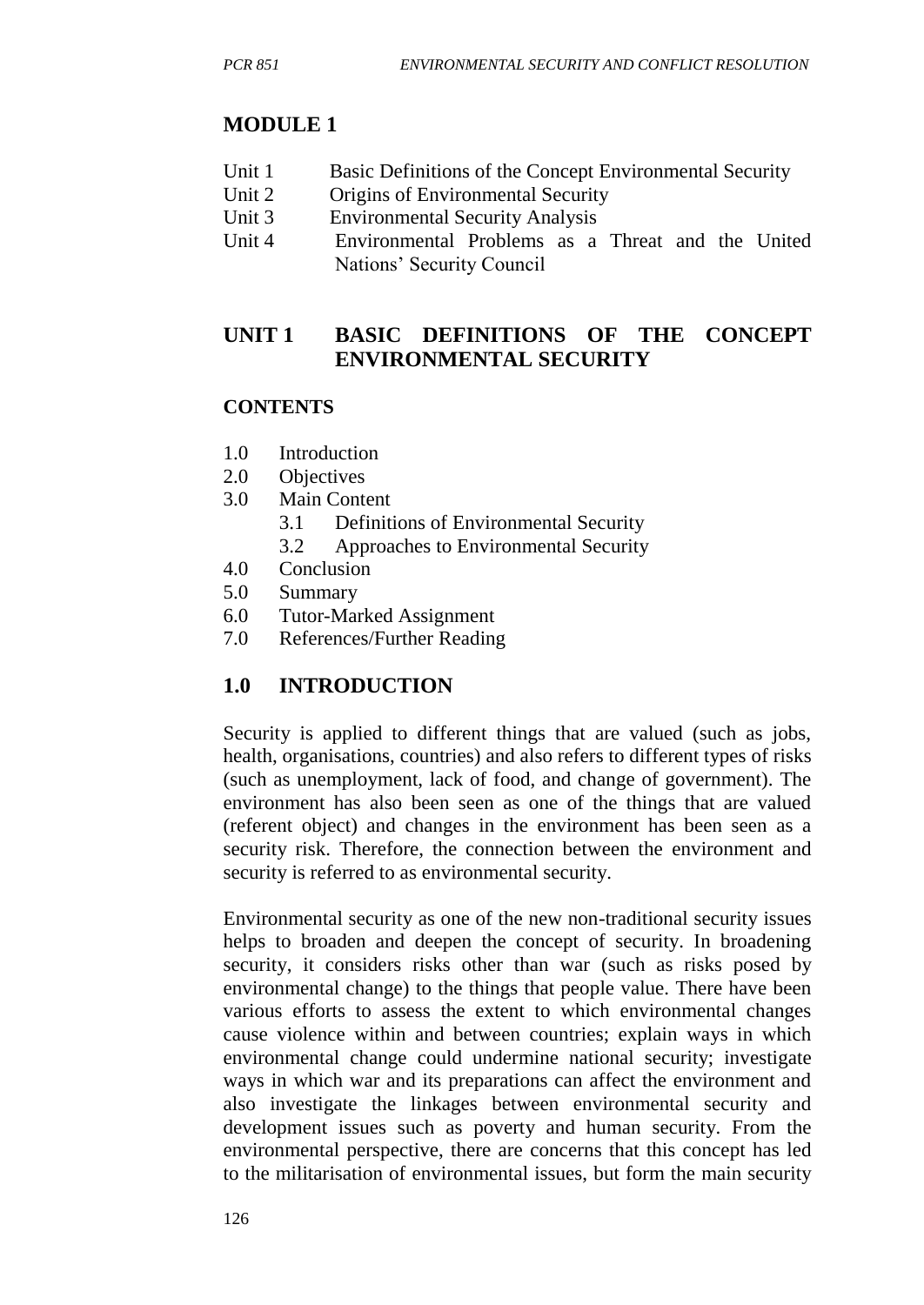# MODULE 1

- Unit 1 Basic Definitions of the Concept Environmental Security
- Unit 2 Origins of Environmental Security
- Unit 3 Environmental Security Analysis
- Unit 4 Environmental Problems as a Threat and the United Nations' Security Council

## UNIT 1 BASIC DEFINITIONS OF THE CONCEPT ENVIRONMENTAL SECURITY

### CONTENTS

- 1.0 Introduction
- 2.0 Objectives
- 3.0 Main Content
  - 3.1 Definitions of Environmental Security
  - 3.2 Approaches to Environmental Security
- 4.0 Conclusion
- 5.0 Summary
- 6.0 Tutor-Marked Assignment
- 7.0 References/Further Reading

## 1.0 INTRODUCTION

Security is applied to different things that are valued (such as jobs, health, organisations, countries) and also refers to different types of risks (such as unemployment, lack of food, and change of government). The environment has also been seen as one of the things that are valued (referent object) and changes in the environment has been seen as a security risk. Therefore, the connection between the environment and security is referred to as environmental security.

Environmental security as one of the new non-traditional security issues helps to broaden and deepen the concept of security. In broadening security, it considers risks other than war (such as risks posed by environmental change) to the things that people value. There have been various efforts to assess the extent to which environmental changes cause violence within and between countries; explain ways in which environmental change could undermine national security; investigate ways in which war and its preparations can affect the environment and also investigate the linkages between environmental security and development issues such as poverty and human security. From the environmental perspective, there are concerns that this concept has led to the militarisation of environmental issues, but form the main security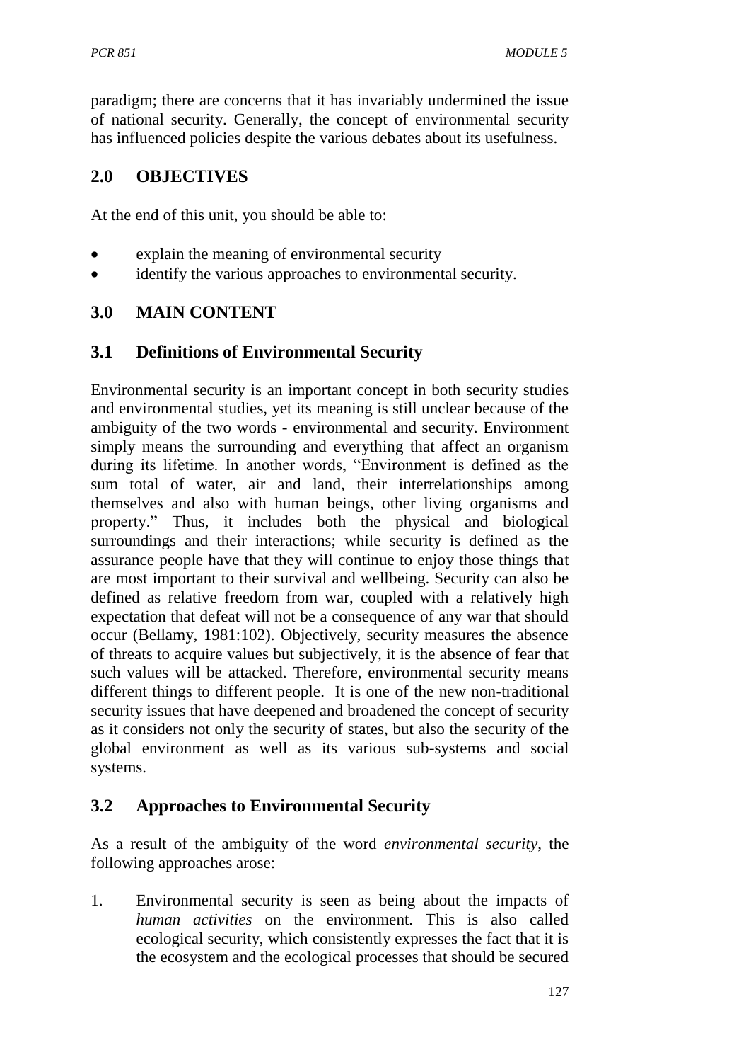paradigm; there are concerns that it has invariably undermined the issue of national security. Generally, the concept of environmental security has influenced policies despite the various debates about its usefulness.

## 2.0 OBJECTIVES

At the end of this unit, you should be able to:

- explain the meaning of environmental security
- identify the various approaches to environmental security.

## 3.0 MAIN CONTENT

### 3.1 Definitions of Environmental Security

Environmental security is an important concept in both security studies and environmental studies, yet its meaning is still unclear because of the ambiguity of the two words - environmental and security. Environment simply means the surrounding and everything that affect an organism during its lifetime. In another words, "Environment is defined as the sum total of water, air and land, their interrelationships among themselves and also with human beings, other living organisms and property." Thus, it includes both the physical and biological surroundings and their interactions; while security is defined as the assurance people have that they will continue to enjoy those things that are most important to their survival and wellbeing. Security can also be defined as relative freedom from war, coupled with a relatively high expectation that defeat will not be a consequence of any war that should occur (Bellamy, 1981:102). Objectively, security measures the absence of threats to acquire values but subjectively, it is the absence of fear that such values will be attacked. Therefore, environmental security means different things to different people. It is one of the new non-traditional security issues that have deepened and broadened the concept of security as it considers not only the security of states, but also the security of the global environment as well as its various sub-systems and social systems.

### 3.2 Approaches to Environmental Security

As a result of the ambiguity of the word *environmental security*, the following approaches arose:

1. Environmental security is seen as being about the impacts of *human activities* on the environment. This is also called ecological security, which consistently expresses the fact that it is the ecosystem and the ecological processes that should be secured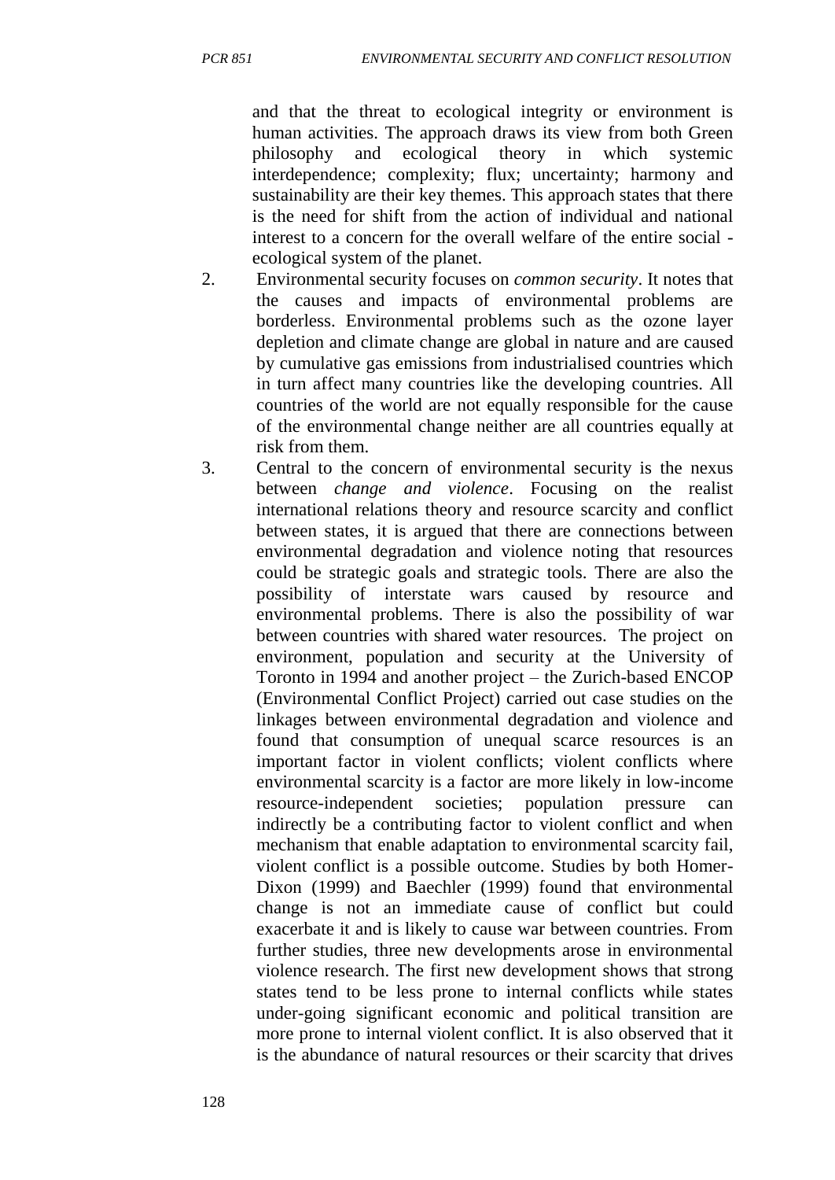and that the threat to ecological integrity or environment is human activities. The approach draws its view from both Green philosophy and ecological theory in which systemic interdependence; complexity; flux; uncertainty; harmony and sustainability are their key themes. This approach states that there is the need for shift from the action of individual and national interest to a concern for the overall welfare of the entire social - ecological system of the planet.

2. Environmental security focuses on *common security*. It notes that the causes and impacts of environmental problems are borderless. Environmental problems such as the ozone layer depletion and climate change are global in nature and are caused by cumulative gas emissions from industrialised countries which in turn affect many countries like the developing countries. All countries of the world are not equally responsible for the cause of the environmental change neither are all countries equally at risk from them.

3. Central to the concern of environmental security is the nexus between *change and violence*. Focusing on the realist international relations theory and resource scarcity and conflict between states, it is argued that there are connections between environmental degradation and violence noting that resources could be strategic goals and strategic tools. There are also the possibility of interstate wars caused by resource and environmental problems. There is also the possibility of war between countries with shared water resources. The project on environment, population and security at the University of Toronto in 1994 and another project – the Zurich-based ENCOP (Environmental Conflict Project) carried out case studies on the linkages between environmental degradation and violence and found that consumption of unequal scarce resources is an important factor in violent conflicts; violent conflicts where environmental scarcity is a factor are more likely in low-income resource-independent societies; population pressure can indirectly be a contributing factor to violent conflict and when mechanism that enable adaptation to environmental scarcity fail, violent conflict is a possible outcome. Studies by both Homer-Dixon (1999) and Baechler (1999) found that environmental change is not an immediate cause of conflict but could exacerbate it and is likely to cause war between countries. From further studies, three new developments arose in environmental violence research. The first new development shows that strong states tend to be less prone to internal conflicts while states under-going significant economic and political transition are more prone to internal violent conflict. It is also observed that it is the abundance of natural resources or their scarcity that drives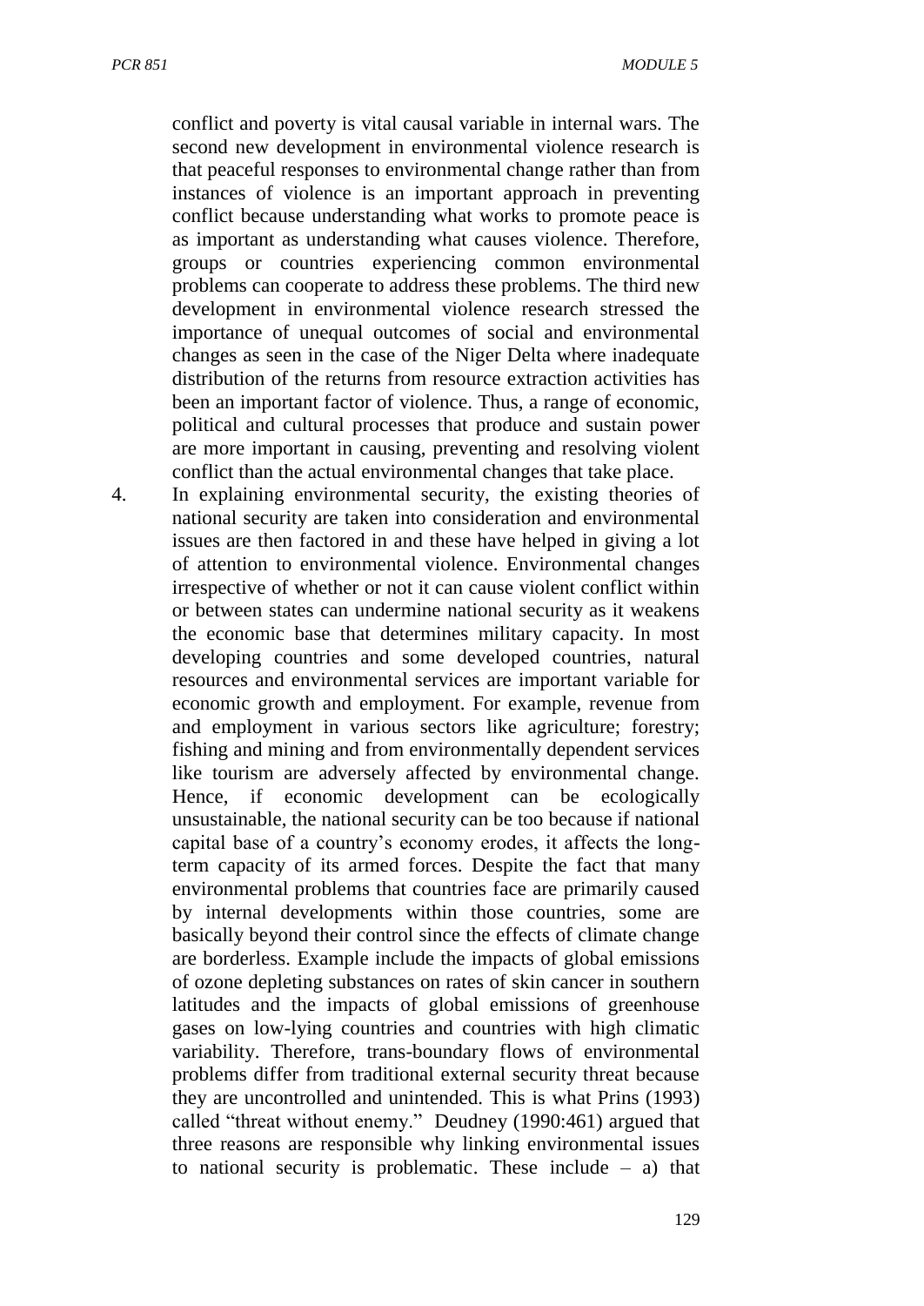conflict and poverty is vital causal variable in internal wars. The second new development in environmental violence research is that peaceful responses to environmental change rather than from instances of violence is an important approach in preventing conflict because understanding what works to promote peace is as important as understanding what causes violence. Therefore, groups or countries experiencing common environmental problems can cooperate to address these problems. The third new development in environmental violence research stressed the importance of unequal outcomes of social and environmental changes as seen in the case of the Niger Delta where inadequate distribution of the returns from resource extraction activities has been an important factor of violence. Thus, a range of economic, political and cultural processes that produce and sustain power are more important in causing, preventing and resolving violent conflict than the actual environmental changes that take place.

4. In explaining environmental security, the existing theories of national security are taken into consideration and environmental issues are then factored in and these have helped in giving a lot of attention to environmental violence. Environmental changes irrespective of whether or not it can cause violent conflict within or between states can undermine national security as it weakens the economic base that determines military capacity. In most developing countries and some developed countries, natural resources and environmental services are important variable for economic growth and employment. For example, revenue from and employment in various sectors like agriculture; forestry; fishing and mining and from environmentally dependent services like tourism are adversely affected by environmental change. Hence, if economic development can be ecologically unsustainable, the national security can be too because if national capital base of a country's economy erodes, it affects the long-term capacity of its armed forces. Despite the fact that many environmental problems that countries face are primarily caused by internal developments within those countries, some are basically beyond their control since the effects of climate change are borderless. Example include the impacts of global emissions of ozone depleting substances on rates of skin cancer in southern latitudes and the impacts of global emissions of greenhouse gases on low-lying countries and countries with high climatic variability. Therefore, trans-boundary flows of environmental problems differ from traditional external security threat because they are uncontrolled and unintended. This is what Prins (1993) called "threat without enemy." Deudney (1990:461) argued that three reasons are responsible why linking environmental issues to national security is problematic. These include – a) that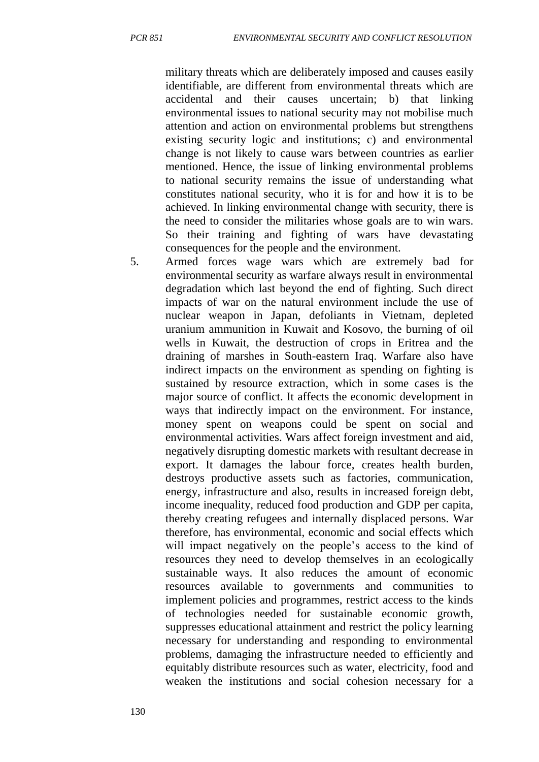military threats which are deliberately imposed and causes easily identifiable, are different from environmental threats which are accidental and their causes uncertain; b) that linking environmental issues to national security may not mobilise much attention and action on environmental problems but strengthens existing security logic and institutions; c) and environmental change is not likely to cause wars between countries as earlier mentioned. Hence, the issue of linking environmental problems to national security remains the issue of understanding what constitutes national security, who it is for and how it is to be achieved. In linking environmental change with security, there is the need to consider the militaries whose goals are to win wars. So their training and fighting of wars have devastating consequences for the people and the environment.

5. Armed forces wage wars which are extremely bad for environmental security as warfare always result in environmental degradation which last beyond the end of fighting. Such direct impacts of war on the natural environment include the use of nuclear weapon in Japan, defoliants in Vietnam, depleted uranium ammunition in Kuwait and Kosovo, the burning of oil wells in Kuwait, the destruction of crops in Eritrea and the draining of marshes in South-eastern Iraq. Warfare also have indirect impacts on the environment as spending on fighting is sustained by resource extraction, which in some cases is the major source of conflict. It affects the economic development in ways that indirectly impact on the environment. For instance, money spent on weapons could be spent on social and environmental activities. Wars affect foreign investment and aid, negatively disrupting domestic markets with resultant decrease in export. It damages the labour force, creates health burden, destroys productive assets such as factories, communication, energy, infrastructure and also, results in increased foreign debt, income inequality, reduced food production and GDP per capita, thereby creating refugees and internally displaced persons. War therefore, has environmental, economic and social effects which will impact negatively on the people's access to the kind of resources they need to develop themselves in an ecologically sustainable ways. It also reduces the amount of economic resources available to governments and communities to implement policies and programmes, restrict access to the kinds of technologies needed for sustainable economic growth, suppresses educational attainment and restrict the policy learning necessary for understanding and responding to environmental problems, damaging the infrastructure needed to efficiently and equitably distribute resources such as water, electricity, food and weaken the institutions and social cohesion necessary for a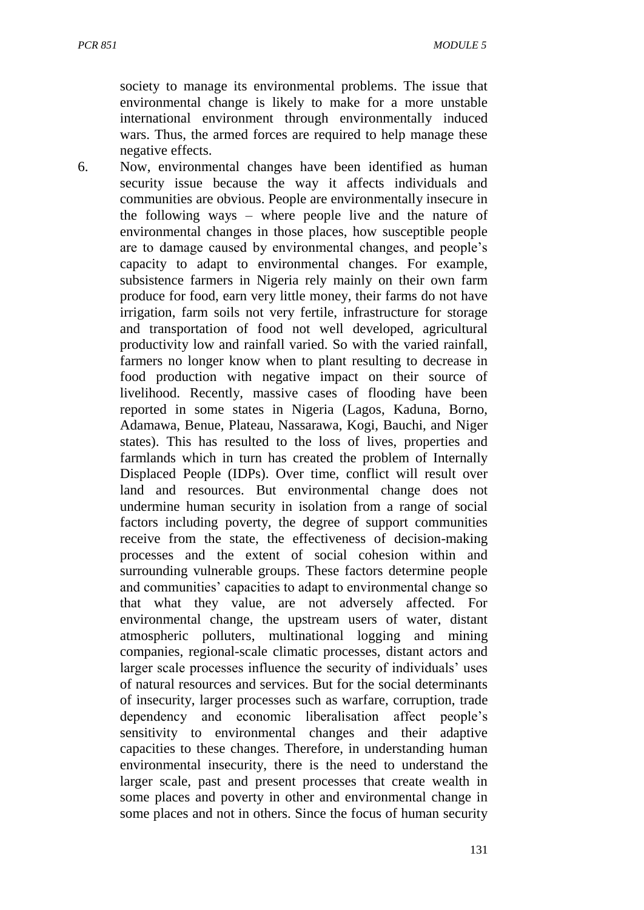society to manage its environmental problems. The issue that environmental change is likely to make for a more unstable international environment through environmentally induced wars. Thus, the armed forces are required to help manage these negative effects.

6. Now, environmental changes have been identified as human security issue because the way it affects individuals and communities are obvious. People are environmentally insecure in the following ways – where people live and the nature of environmental changes in those places, how susceptible people are to damage caused by environmental changes, and people's capacity to adapt to environmental changes. For example, subsistence farmers in Nigeria rely mainly on their own farm produce for food, earn very little money, their farms do not have irrigation, farm soils not very fertile, infrastructure for storage and transportation of food not well developed, agricultural productivity low and rainfall varied. So with the varied rainfall, farmers no longer know when to plant resulting to decrease in food production with negative impact on their source of livelihood. Recently, massive cases of flooding have been reported in some states in Nigeria (Lagos, Kaduna, Borno, Adamawa, Benue, Plateau, Nassarawa, Kogi, Bauchi, and Niger states). This has resulted to the loss of lives, properties and farmlands which in turn has created the problem of Internally Displaced People (IDPs). Over time, conflict will result over land and resources. But environmental change does not undermine human security in isolation from a range of social factors including poverty, the degree of support communities receive from the state, the effectiveness of decision-making processes and the extent of social cohesion within and surrounding vulnerable groups. These factors determine people and communities' capacities to adapt to environmental change so that what they value, are not adversely affected. For environmental change, the upstream users of water, distant atmospheric polluters, multinational logging and mining companies, regional-scale climatic processes, distant actors and larger scale processes influence the security of individuals' uses of natural resources and services. But for the social determinants of insecurity, larger processes such as warfare, corruption, trade dependency and economic liberalisation affect people's sensitivity to environmental changes and their adaptive capacities to these changes. Therefore, in understanding human environmental insecurity, there is the need to understand the larger scale, past and present processes that create wealth in some places and poverty in other and environmental change in some places and not in others. Since the focus of human security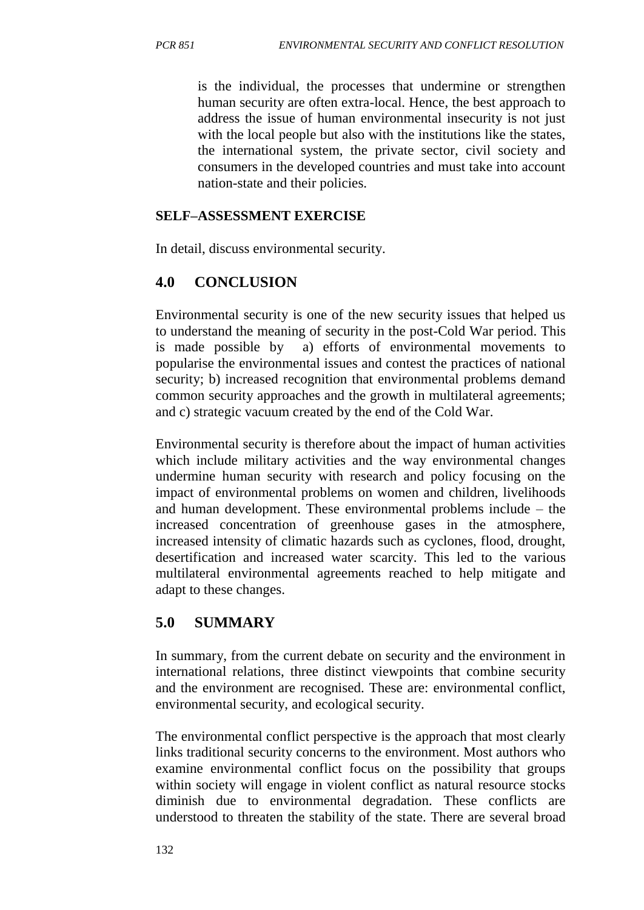is the individual, the processes that undermine or strengthen human security are often extra-local. Hence, the best approach to address the issue of human environmental insecurity is not just with the local people but also with the institutions like the states, the international system, the private sector, civil society and consumers in the developed countries and must take into account nation-state and their policies.

**SELF–ASSESSMENT EXERCISE**

In detail, discuss environmental security.

## 4.0 CONCLUSION

Environmental security is one of the new security issues that helped us to understand the meaning of security in the post-Cold War period. This is made possible by a) efforts of environmental movements to popularise the environmental issues and contest the practices of national security; b) increased recognition that environmental problems demand common security approaches and the growth in multilateral agreements; and c) strategic vacuum created by the end of the Cold War.

Environmental security is therefore about the impact of human activities which include military activities and the way environmental changes undermine human security with research and policy focusing on the impact of environmental problems on women and children, livelihoods and human development. These environmental problems include – the increased concentration of greenhouse gases in the atmosphere, increased intensity of climatic hazards such as cyclones, flood, drought, desertification and increased water scarcity. This led to the various multilateral environmental agreements reached to help mitigate and adapt to these changes.

## 5.0 SUMMARY

In summary, from the current debate on security and the environment in international relations, three distinct viewpoints that combine security and the environment are recognised. These are: environmental conflict, environmental security, and ecological security.

The environmental conflict perspective is the approach that most clearly links traditional security concerns to the environment. Most authors who examine environmental conflict focus on the possibility that groups within society will engage in violent conflict as natural resource stocks diminish due to environmental degradation. These conflicts are understood to threaten the stability of the state. There are several broad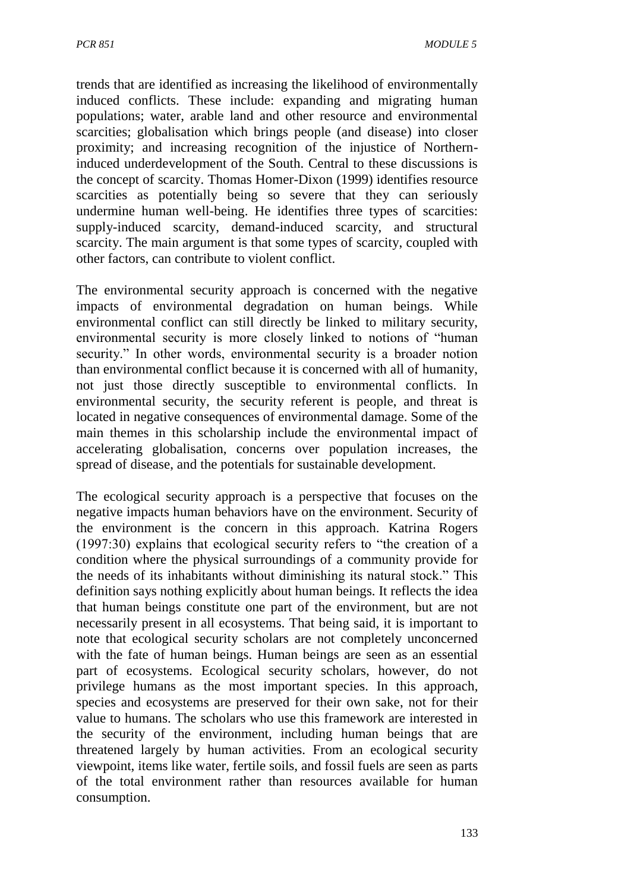trends that are identified as increasing the likelihood of environmentally induced conflicts. These include: expanding and migrating human populations; water, arable land and other resource and environmental scarcities; globalisation which brings people (and disease) into closer proximity; and increasing recognition of the injustice of Northern-induced underdevelopment of the South. Central to these discussions is the concept of scarcity. Thomas Homer-Dixon (1999) identifies resource scarcities as potentially being so severe that they can seriously undermine human well-being. He identifies three types of scarcities: supply-induced scarcity, demand-induced scarcity, and structural scarcity. The main argument is that some types of scarcity, coupled with other factors, can contribute to violent conflict.

The environmental security approach is concerned with the negative impacts of environmental degradation on human beings. While environmental conflict can still directly be linked to military security, environmental security is more closely linked to notions of "human security." In other words, environmental security is a broader notion than environmental conflict because it is concerned with all of humanity, not just those directly susceptible to environmental conflicts. In environmental security, the security referent is people, and threat is located in negative consequences of environmental damage. Some of the main themes in this scholarship include the environmental impact of accelerating globalisation, concerns over population increases, the spread of disease, and the potentials for sustainable development.

The ecological security approach is a perspective that focuses on the negative impacts human behaviors have on the environment. Security of the environment is the concern in this approach. Katrina Rogers (1997:30) explains that ecological security refers to "the creation of a condition where the physical surroundings of a community provide for the needs of its inhabitants without diminishing its natural stock." This definition says nothing explicitly about human beings. It reflects the idea that human beings constitute one part of the environment, but are not necessarily present in all ecosystems. That being said, it is important to note that ecological security scholars are not completely unconcerned with the fate of human beings. Human beings are seen as an essential part of ecosystems. Ecological security scholars, however, do not privilege humans as the most important species. In this approach, species and ecosystems are preserved for their own sake, not for their value to humans. The scholars who use this framework are interested in the security of the environment, including human beings that are threatened largely by human activities. From an ecological security viewpoint, items like water, fertile soils, and fossil fuels are seen as parts of the total environment rather than resources available for human consumption.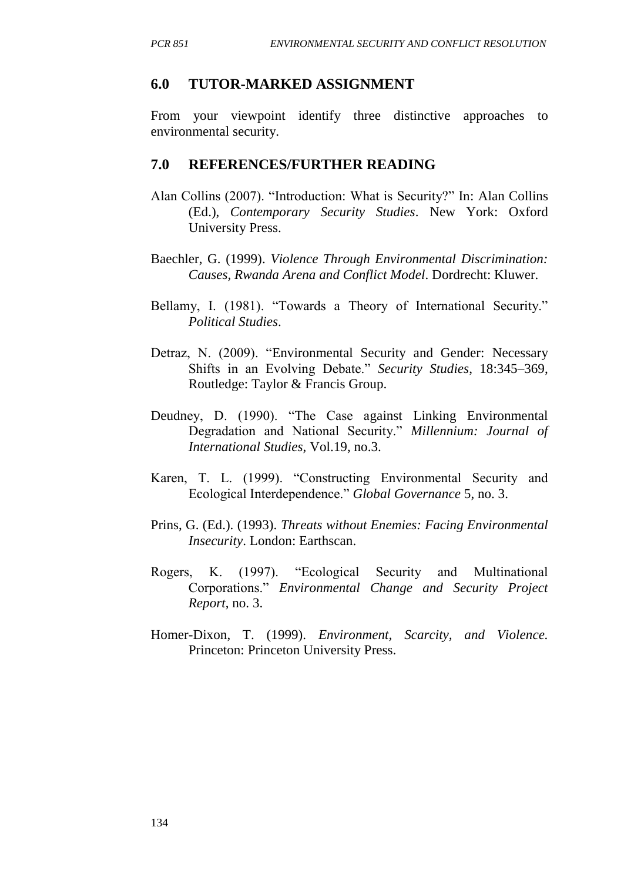## 6.0 TUTOR-MARKED ASSIGNMENT

From your viewpoint identify three distinctive approaches to environmental security.

## 7.0 REFERENCES/FURTHER READING

Alan Collins (2007). "Introduction: What is Security?" In: Alan Collins (Ed.), *Contemporary Security Studies*. New York: Oxford University Press.

Baechler, G. (1999). *Violence Through Environmental Discrimination: Causes, Rwanda Arena and Conflict Model*. Dordrecht: Kluwer.

Bellamy, I. (1981). "Towards a Theory of International Security." *Political Studies*.

Detraz, N. (2009). "Environmental Security and Gender: Necessary Shifts in an Evolving Debate." *Security Studies*, 18:345–369, Routledge: Taylor & Francis Group.

Deudney, D. (1990). "The Case against Linking Environmental Degradation and National Security." *Millennium: Journal of International Studies*, Vol.19, no.3.

Karen, T. L. (1999). "Constructing Environmental Security and Ecological Interdependence." *Global Governance* 5, no. 3.

Prins, G. (Ed.). (1993). *Threats without Enemies: Facing Environmental Insecurity*. London: Earthscan.

Rogers, K. (1997). "Ecological Security and Multinational Corporations." *Environmental Change and Security Project Report*, no. 3.

Homer-Dixon, T. (1999). *Environment, Scarcity, and Violence.* Princeton: Princeton University Press.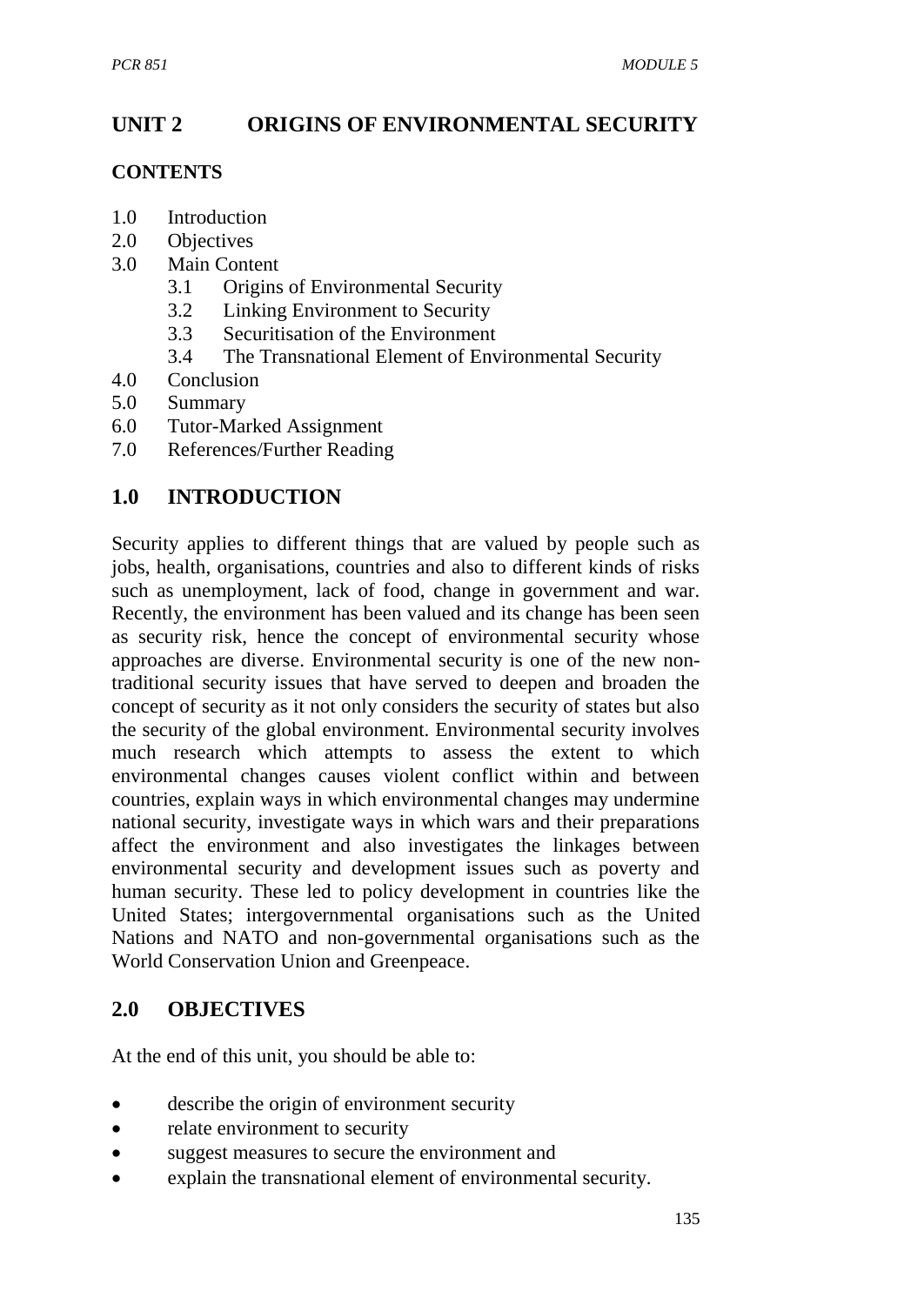# UNIT 2 ORIGINS OF ENVIRONMENTAL SECURITY

**CONTENTS**

- 1.0 Introduction
- 2.0 Objectives
- 3.0 Main Content
  - 3.1 Origins of Environmental Security
  - 3.2 Linking Environment to Security
  - 3.3 Securitisation of the Environment
  - 3.4 The Transnational Element of Environmental Security
- 4.0 Conclusion
- 5.0 Summary
- 6.0 Tutor-Marked Assignment
- 7.0 References/Further Reading

## 1.0 INTRODUCTION

Security applies to different things that are valued by people such as jobs, health, organisations, countries and also to different kinds of risks such as unemployment, lack of food, change in government and war. Recently, the environment has been valued and its change has been seen as security risk, hence the concept of environmental security whose approaches are diverse. Environmental security is one of the new non-traditional security issues that have served to deepen and broaden the concept of security as it not only considers the security of states but also the security of the global environment. Environmental security involves much research which attempts to assess the extent to which environmental changes causes violent conflict within and between countries, explain ways in which environmental changes may undermine national security, investigate ways in which wars and their preparations affect the environment and also investigates the linkages between environmental security and development issues such as poverty and human security. These led to policy development in countries like the United States; intergovernmental organisations such as the United Nations and NATO and non-governmental organisations such as the World Conservation Union and Greenpeace.

## 2.0 OBJECTIVES

At the end of this unit, you should be able to:

- describe the origin of environment security
- relate environment to security
- suggest measures to secure the environment and
- explain the transnational element of environmental security.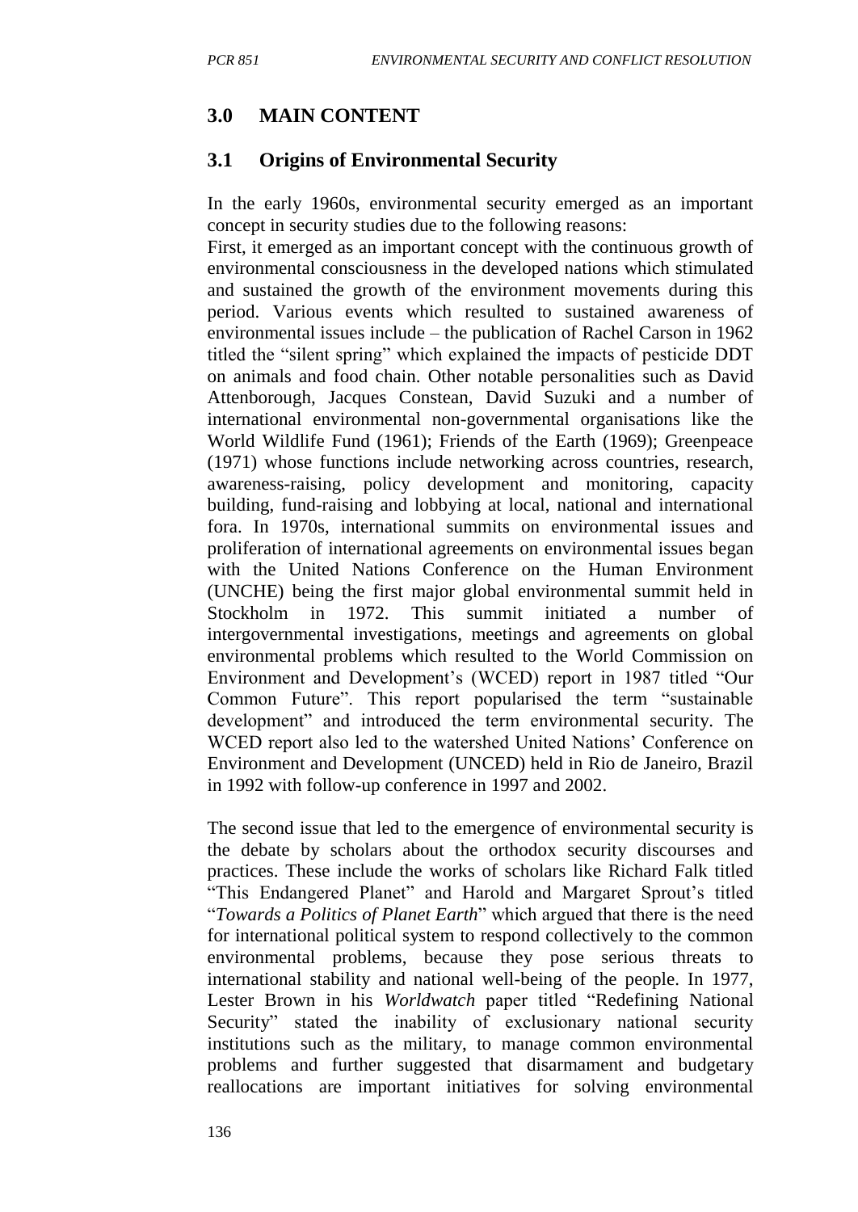## 3.0 MAIN CONTENT

### 3.1 Origins of Environmental Security

In the early 1960s, environmental security emerged as an important concept in security studies due to the following reasons:

First, it emerged as an important concept with the continuous growth of environmental consciousness in the developed nations which stimulated and sustained the growth of the environment movements during this period. Various events which resulted to sustained awareness of environmental issues include – the publication of Rachel Carson in 1962 titled the "silent spring" which explained the impacts of pesticide DDT on animals and food chain. Other notable personalities such as David Attenborough, Jacques Constean, David Suzuki and a number of international environmental non-governmental organisations like the World Wildlife Fund (1961); Friends of the Earth (1969); Greenpeace (1971) whose functions include networking across countries, research, awareness-raising, policy development and monitoring, capacity building, fund-raising and lobbying at local, national and international fora. In 1970s, international summits on environmental issues and proliferation of international agreements on environmental issues began with the United Nations Conference on the Human Environment (UNCHE) being the first major global environmental summit held in Stockholm in 1972. This summit initiated a number of intergovernmental investigations, meetings and agreements on global environmental problems which resulted to the World Commission on Environment and Development's (WCED) report in 1987 titled "Our Common Future". This report popularised the term "sustainable development" and introduced the term environmental security. The WCED report also led to the watershed United Nations' Conference on Environment and Development (UNCED) held in Rio de Janeiro, Brazil in 1992 with follow-up conference in 1997 and 2002.

The second issue that led to the emergence of environmental security is the debate by scholars about the orthodox security discourses and practices. These include the works of scholars like Richard Falk titled "This Endangered Planet" and Harold and Margaret Sprout's titled "*Towards a Politics of Planet Earth*" which argued that there is the need for international political system to respond collectively to the common environmental problems, because they pose serious threats to international stability and national well-being of the people. In 1977, Lester Brown in his *Worldwatch* paper titled "Redefining National Security" stated the inability of exclusionary national security institutions such as the military, to manage common environmental problems and further suggested that disarmament and budgetary reallocations are important initiatives for solving environmental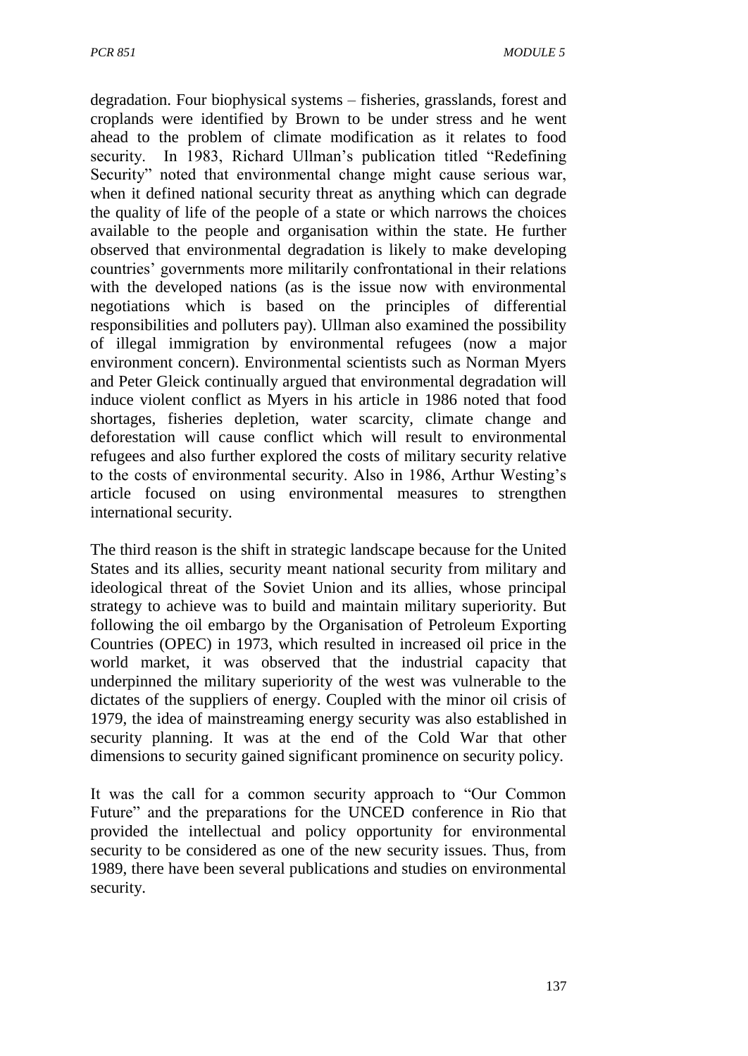degradation. Four biophysical systems – fisheries, grasslands, forest and croplands were identified by Brown to be under stress and he went ahead to the problem of climate modification as it relates to food security. In 1983, Richard Ullman's publication titled "Redefining Security" noted that environmental change might cause serious war, when it defined national security threat as anything which can degrade the quality of life of the people of a state or which narrows the choices available to the people and organisation within the state. He further observed that environmental degradation is likely to make developing countries' governments more militarily confrontational in their relations with the developed nations (as is the issue now with environmental negotiations which is based on the principles of differential responsibilities and polluters pay). Ullman also examined the possibility of illegal immigration by environmental refugees (now a major environment concern). Environmental scientists such as Norman Myers and Peter Gleick continually argued that environmental degradation will induce violent conflict as Myers in his article in 1986 noted that food shortages, fisheries depletion, water scarcity, climate change and deforestation will cause conflict which will result to environmental refugees and also further explored the costs of military security relative to the costs of environmental security. Also in 1986, Arthur Westing's article focused on using environmental measures to strengthen international security.

The third reason is the shift in strategic landscape because for the United States and its allies, security meant national security from military and ideological threat of the Soviet Union and its allies, whose principal strategy to achieve was to build and maintain military superiority. But following the oil embargo by the Organisation of Petroleum Exporting Countries (OPEC) in 1973, which resulted in increased oil price in the world market, it was observed that the industrial capacity that underpinned the military superiority of the west was vulnerable to the dictates of the suppliers of energy. Coupled with the minor oil crisis of 1979, the idea of mainstreaming energy security was also established in security planning. It was at the end of the Cold War that other dimensions to security gained significant prominence on security policy.

It was the call for a common security approach to "Our Common Future" and the preparations for the UNCED conference in Rio that provided the intellectual and policy opportunity for environmental security to be considered as one of the new security issues. Thus, from 1989, there have been several publications and studies on environmental security.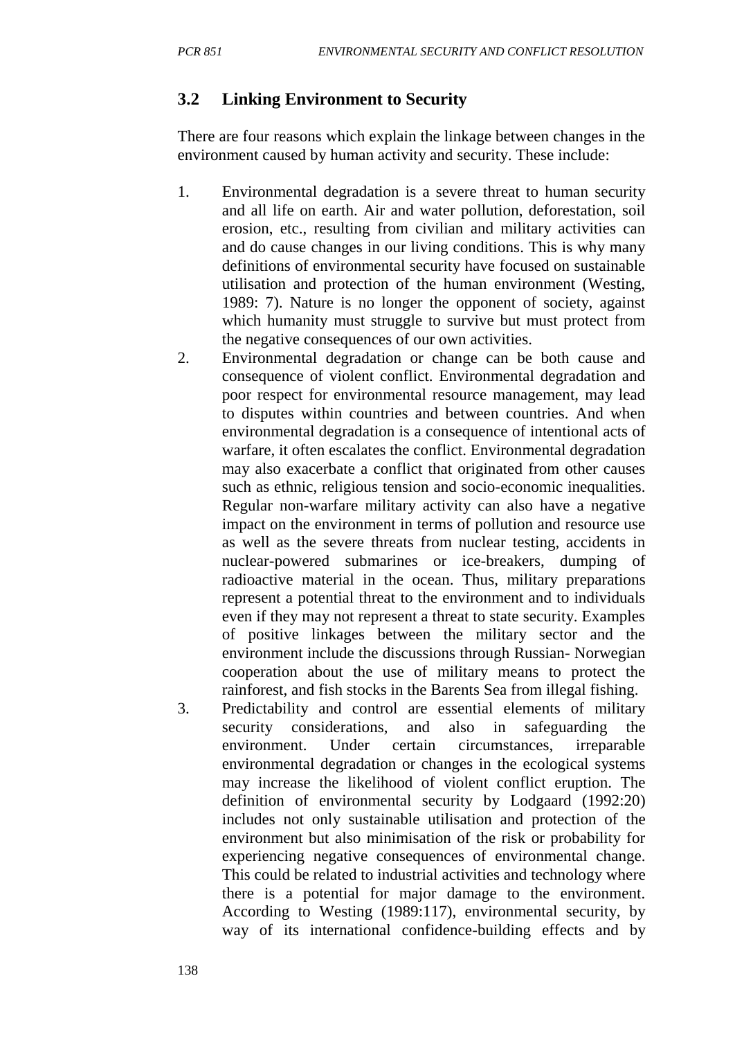## 3.2 Linking Environment to Security

There are four reasons which explain the linkage between changes in the environment caused by human activity and security. These include:

1. Environmental degradation is a severe threat to human security and all life on earth. Air and water pollution, deforestation, soil erosion, etc., resulting from civilian and military activities can and do cause changes in our living conditions. This is why many definitions of environmental security have focused on sustainable utilisation and protection of the human environment (Westing, 1989: 7). Nature is no longer the opponent of society, against which humanity must struggle to survive but must protect from the negative consequences of our own activities.
2. Environmental degradation or change can be both cause and consequence of violent conflict. Environmental degradation and poor respect for environmental resource management, may lead to disputes within countries and between countries. And when environmental degradation is a consequence of intentional acts of warfare, it often escalates the conflict. Environmental degradation may also exacerbate a conflict that originated from other causes such as ethnic, religious tension and socio-economic inequalities. Regular non-warfare military activity can also have a negative impact on the environment in terms of pollution and resource use as well as the severe threats from nuclear testing, accidents in nuclear-powered submarines or ice-breakers, dumping of radioactive material in the ocean. Thus, military preparations represent a potential threat to the environment and to individuals even if they may not represent a threat to state security. Examples of positive linkages between the military sector and the environment include the discussions through Russian- Norwegian cooperation about the use of military means to protect the rainforest, and fish stocks in the Barents Sea from illegal fishing.
3. Predictability and control are essential elements of military security considerations, and also in safeguarding the environment. Under certain circumstances, irreparable environmental degradation or changes in the ecological systems may increase the likelihood of violent conflict eruption. The definition of environmental security by Lodgaard (1992:20) includes not only sustainable utilisation and protection of the environment but also minimisation of the risk or probability for experiencing negative consequences of environmental change. This could be related to industrial activities and technology where there is a potential for major damage to the environment. According to Westing (1989:117), environmental security, by way of its international confidence-building effects and by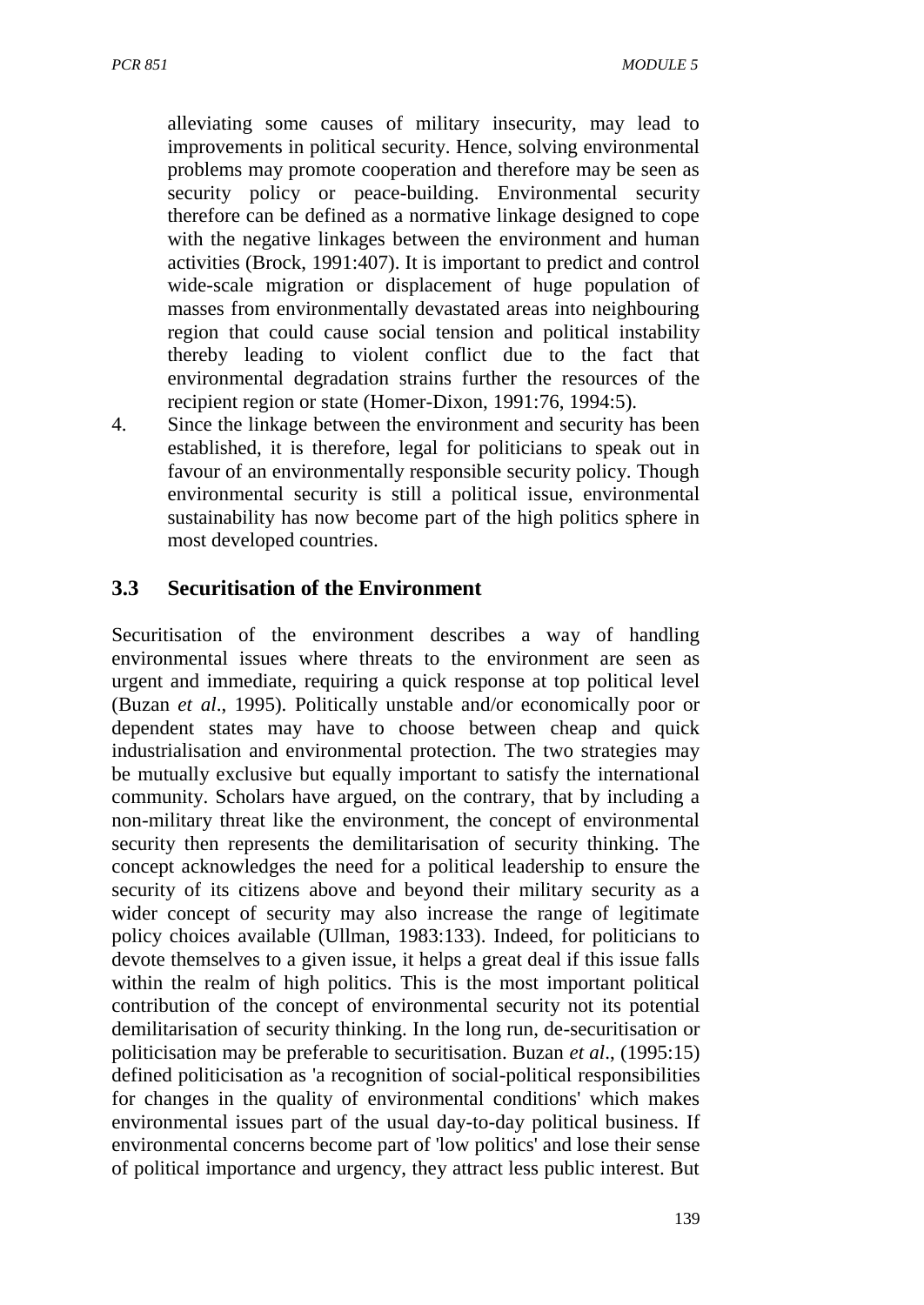alleviating some causes of military insecurity, may lead to improvements in political security. Hence, solving environmental problems may promote cooperation and therefore may be seen as security policy or peace-building. Environmental security therefore can be defined as a normative linkage designed to cope with the negative linkages between the environment and human activities (Brock, 1991:407). It is important to predict and control wide-scale migration or displacement of huge population of masses from environmentally devastated areas into neighbouring region that could cause social tension and political instability thereby leading to violent conflict due to the fact that environmental degradation strains further the resources of the recipient region or state (Homer-Dixon, 1991:76, 1994:5).

4. Since the linkage between the environment and security has been established, it is therefore, legal for politicians to speak out in favour of an environmentally responsible security policy. Though environmental security is still a political issue, environmental sustainability has now become part of the high politics sphere in most developed countries.

### 3.3 Securitisation of the Environment

Securitisation of the environment describes a way of handling environmental issues where threats to the environment are seen as urgent and immediate, requiring a quick response at top political level (Buzan *et al*., 1995). Politically unstable and/or economically poor or dependent states may have to choose between cheap and quick industrialisation and environmental protection. The two strategies may be mutually exclusive but equally important to satisfy the international community. Scholars have argued, on the contrary, that by including a non-military threat like the environment, the concept of environmental security then represents the demilitarisation of security thinking. The concept acknowledges the need for a political leadership to ensure the security of its citizens above and beyond their military security as a wider concept of security may also increase the range of legitimate policy choices available (Ullman, 1983:133). Indeed, for politicians to devote themselves to a given issue, it helps a great deal if this issue falls within the realm of high politics. This is the most important political contribution of the concept of environmental security not its potential demilitarisation of security thinking. In the long run, de-securitisation or politicisation may be preferable to securitisation. Buzan *et al*., (1995:15) defined politicisation as 'a recognition of social-political responsibilities for changes in the quality of environmental conditions' which makes environmental issues part of the usual day-to-day political business. If environmental concerns become part of 'low politics' and lose their sense of political importance and urgency, they attract less public interest. But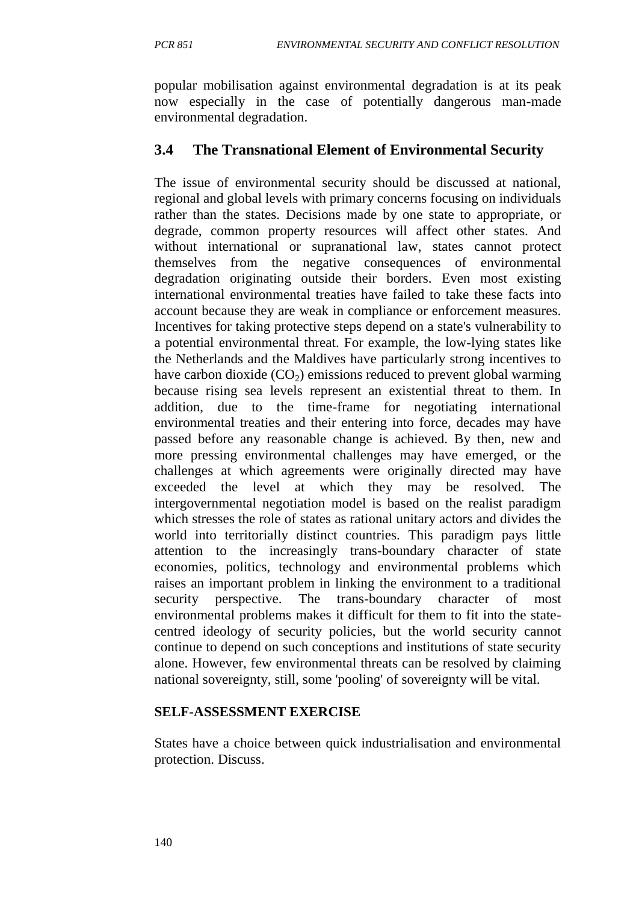popular mobilisation against environmental degradation is at its peak now especially in the case of potentially dangerous man-made environmental degradation.

## 3.4 The Transnational Element of Environmental Security

The issue of environmental security should be discussed at national, regional and global levels with primary concerns focusing on individuals rather than the states. Decisions made by one state to appropriate, or degrade, common property resources will affect other states. And without international or supranational law, states cannot protect themselves from the negative consequences of environmental degradation originating outside their borders. Even most existing international environmental treaties have failed to take these facts into account because they are weak in compliance or enforcement measures. Incentives for taking protective steps depend on a state's vulnerability to a potential environmental threat. For example, the low-lying states like the Netherlands and the Maldives have particularly strong incentives to have carbon dioxide ($CO_2$) emissions reduced to prevent global warming because rising sea levels represent an existential threat to them. In addition, due to the time-frame for negotiating international environmental treaties and their entering into force, decades may have passed before any reasonable change is achieved. By then, new and more pressing environmental challenges may have emerged, or the challenges at which agreements were originally directed may have exceeded the level at which they may be resolved. The intergovernmental negotiation model is based on the realist paradigm which stresses the role of states as rational unitary actors and divides the world into territorially distinct countries. This paradigm pays little attention to the increasingly trans-boundary character of state economies, politics, technology and environmental problems which raises an important problem in linking the environment to a traditional security perspective. The trans-boundary character of most environmental problems makes it difficult for them to fit into the state-centred ideology of security policies, but the world security cannot continue to depend on such conceptions and institutions of state security alone. However, few environmental threats can be resolved by claiming national sovereignty, still, some 'pooling' of sovereignty will be vital.

**SELF-ASSESSMENT EXERCISE**

States have a choice between quick industrialisation and environmental protection. Discuss.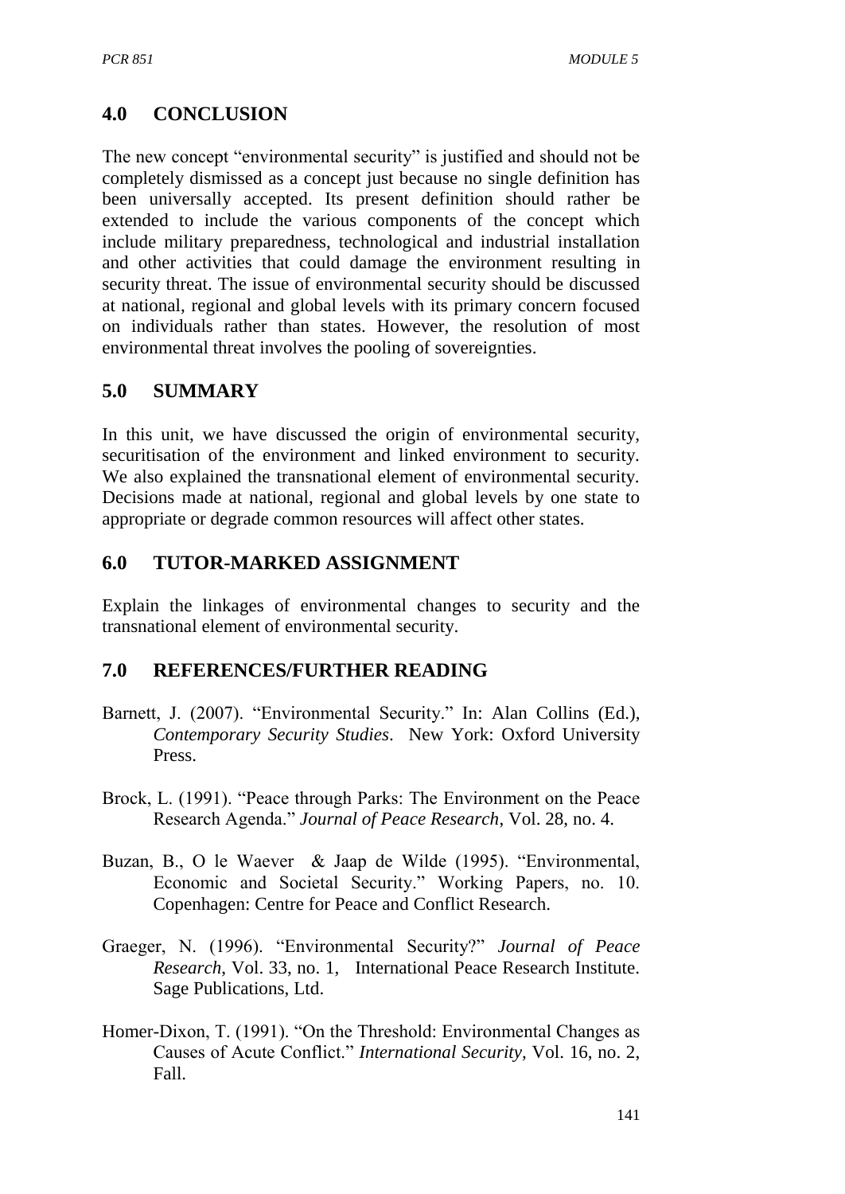## 4.0 CONCLUSION

The new concept "environmental security" is justified and should not be completely dismissed as a concept just because no single definition has been universally accepted. Its present definition should rather be extended to include the various components of the concept which include military preparedness, technological and industrial installation and other activities that could damage the environment resulting in security threat. The issue of environmental security should be discussed at national, regional and global levels with its primary concern focused on individuals rather than states. However, the resolution of most environmental threat involves the pooling of sovereignties.

## 5.0 SUMMARY

In this unit, we have discussed the origin of environmental security, securitisation of the environment and linked environment to security. We also explained the transnational element of environmental security. Decisions made at national, regional and global levels by one state to appropriate or degrade common resources will affect other states.

## 6.0 TUTOR-MARKED ASSIGNMENT

Explain the linkages of environmental changes to security and the transnational element of environmental security.

## 7.0 REFERENCES/FURTHER READING

Barnett, J. (2007). "Environmental Security." In: Alan Collins (Ed.), *Contemporary Security Studies*. New York: Oxford University Press.

Brock, L. (1991). "Peace through Parks: The Environment on the Peace Research Agenda." *Journal of Peace Research*, Vol. 28, no. 4.

Buzan, B., O le Waever & Jaap de Wilde (1995). "Environmental, Economic and Societal Security." Working Papers, no. 10. Copenhagen: Centre for Peace and Conflict Research.

Graeger, N. (1996). "Environmental Security?" *Journal of Peace Research*, Vol. 33, no. 1, International Peace Research Institute. Sage Publications, Ltd.

Homer-Dixon, T. (1991). "On the Threshold: Environmental Changes as Causes of Acute Conflict." *International Security*, Vol. 16, no. 2, Fall.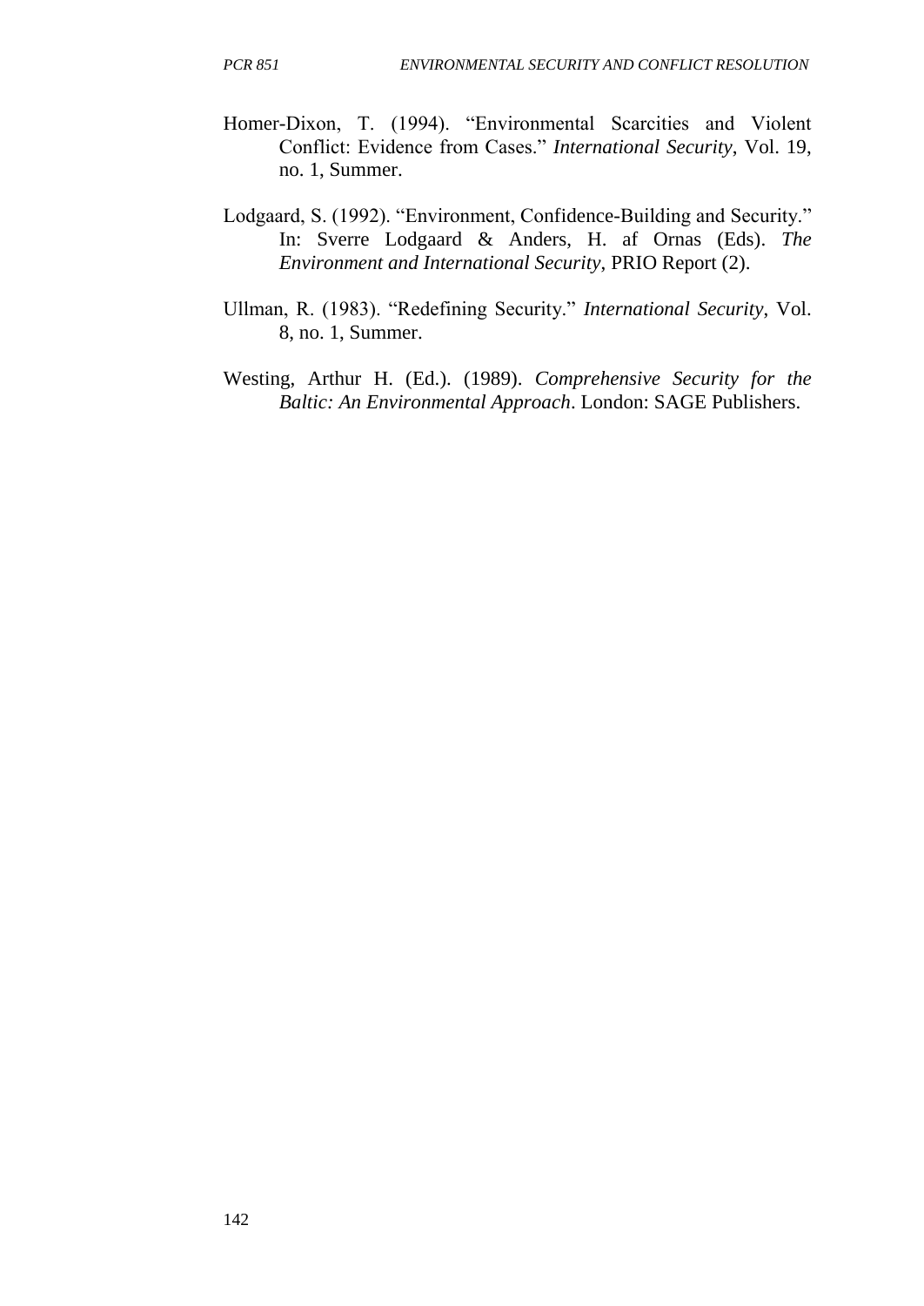Homer-Dixon, T. (1994). “Environmental Scarcities and Violent Conflict: Evidence from Cases.” *International Security*, Vol. 19, no. 1, Summer.

Lodgaard, S. (1992). “Environment, Confidence-Building and Security.” In: Sverre Lodgaard & Anders, H. af Ornas (Eds). *The Environment and International Security*, PRIO Report (2).

Ullman, R. (1983). “Redefining Security.” *International Security*, Vol. 8, no. 1, Summer.

Westing, Arthur H. (Ed.). (1989). *Comprehensive Security for the Baltic: An Environmental Approach*. London: SAGE Publishers.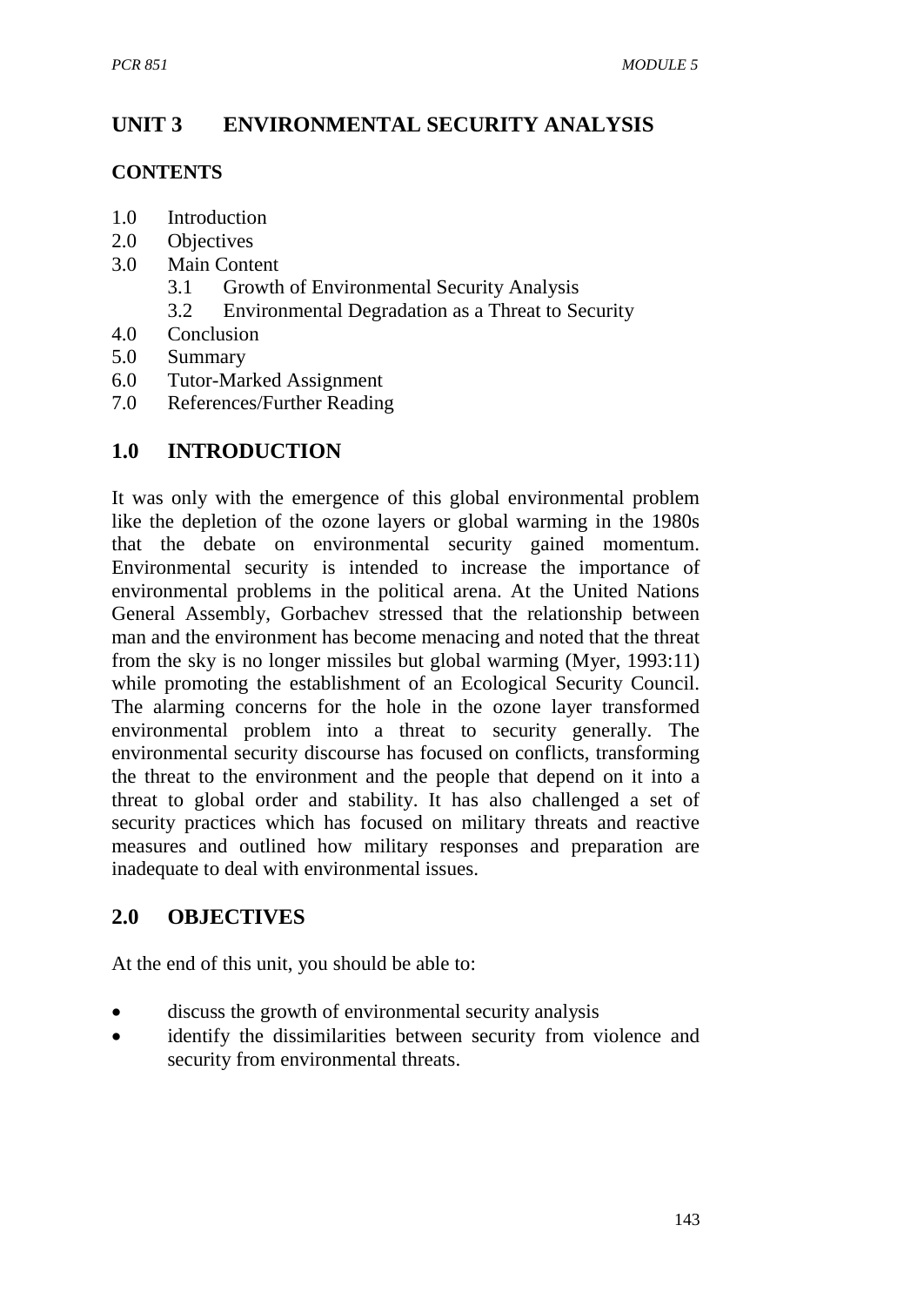# UNIT 3 ENVIRONMENTAL SECURITY ANALYSIS

## CONTENTS

1.0 Introduction
2.0 Objectives
3.0 Main Content
   3.1 Growth of Environmental Security Analysis
   3.2 Environmental Degradation as a Threat to Security
4.0 Conclusion
5.0 Summary
6.0 Tutor-Marked Assignment
7.0 References/Further Reading

## 1.0 INTRODUCTION

It was only with the emergence of this global environmental problem like the depletion of the ozone layers or global warming in the 1980s that the debate on environmental security gained momentum. Environmental security is intended to increase the importance of environmental problems in the political arena. At the United Nations General Assembly, Gorbachev stressed that the relationship between man and the environment has become menacing and noted that the threat from the sky is no longer missiles but global warming (Myer, 1993:11) while promoting the establishment of an Ecological Security Council. The alarming concerns for the hole in the ozone layer transformed environmental problem into a threat to security generally. The environmental security discourse has focused on conflicts, transforming the threat to the environment and the people that depend on it into a threat to global order and stability. It has also challenged a set of security practices which has focused on military threats and reactive measures and outlined how military responses and preparation are inadequate to deal with environmental issues.

## 2.0 OBJECTIVES

At the end of this unit, you should be able to:

- discuss the growth of environmental security analysis
- identify the dissimilarities between security from violence and security from environmental threats.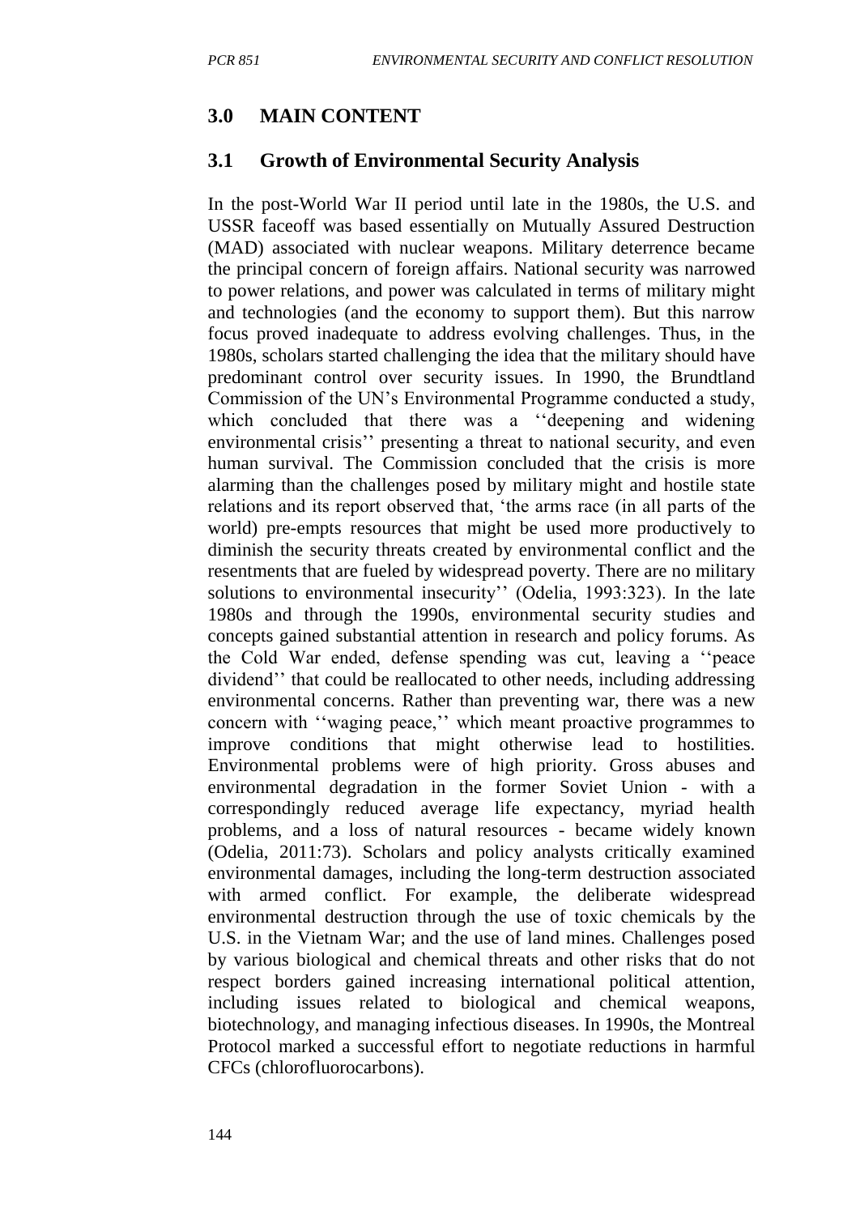## 3.0 MAIN CONTENT

### 3.1 Growth of Environmental Security Analysis

In the post-World War II period until late in the 1980s, the U.S. and USSR faceoff was based essentially on Mutually Assured Destruction (MAD) associated with nuclear weapons. Military deterrence became the principal concern of foreign affairs. National security was narrowed to power relations, and power was calculated in terms of military might and technologies (and the economy to support them). But this narrow focus proved inadequate to address evolving challenges. Thus, in the 1980s, scholars started challenging the idea that the military should have predominant control over security issues. In 1990, the Brundtland Commission of the UN's Environmental Programme conducted a study, which concluded that there was a ''deepening and widening environmental crisis'' presenting a threat to national security, and even human survival. The Commission concluded that the crisis is more alarming than the challenges posed by military might and hostile state relations and its report observed that, 'the arms race (in all parts of the world) pre-empts resources that might be used more productively to diminish the security threats created by environmental conflict and the resentments that are fueled by widespread poverty. There are no military solutions to environmental insecurity'' (Odelia, 1993:323). In the late 1980s and through the 1990s, environmental security studies and concepts gained substantial attention in research and policy forums. As the Cold War ended, defense spending was cut, leaving a ''peace dividend'' that could be reallocated to other needs, including addressing environmental concerns. Rather than preventing war, there was a new concern with ''waging peace,'' which meant proactive programmes to improve conditions that might otherwise lead to hostilities. Environmental problems were of high priority. Gross abuses and environmental degradation in the former Soviet Union - with a correspondingly reduced average life expectancy, myriad health problems, and a loss of natural resources - became widely known (Odelia, 2011:73). Scholars and policy analysts critically examined environmental damages, including the long-term destruction associated with armed conflict. For example, the deliberate widespread environmental destruction through the use of toxic chemicals by the U.S. in the Vietnam War; and the use of land mines. Challenges posed by various biological and chemical threats and other risks that do not respect borders gained increasing international political attention, including issues related to biological and chemical weapons, biotechnology, and managing infectious diseases. In 1990s, the Montreal Protocol marked a successful effort to negotiate reductions in harmful CFCs (chlorofluorocarbons).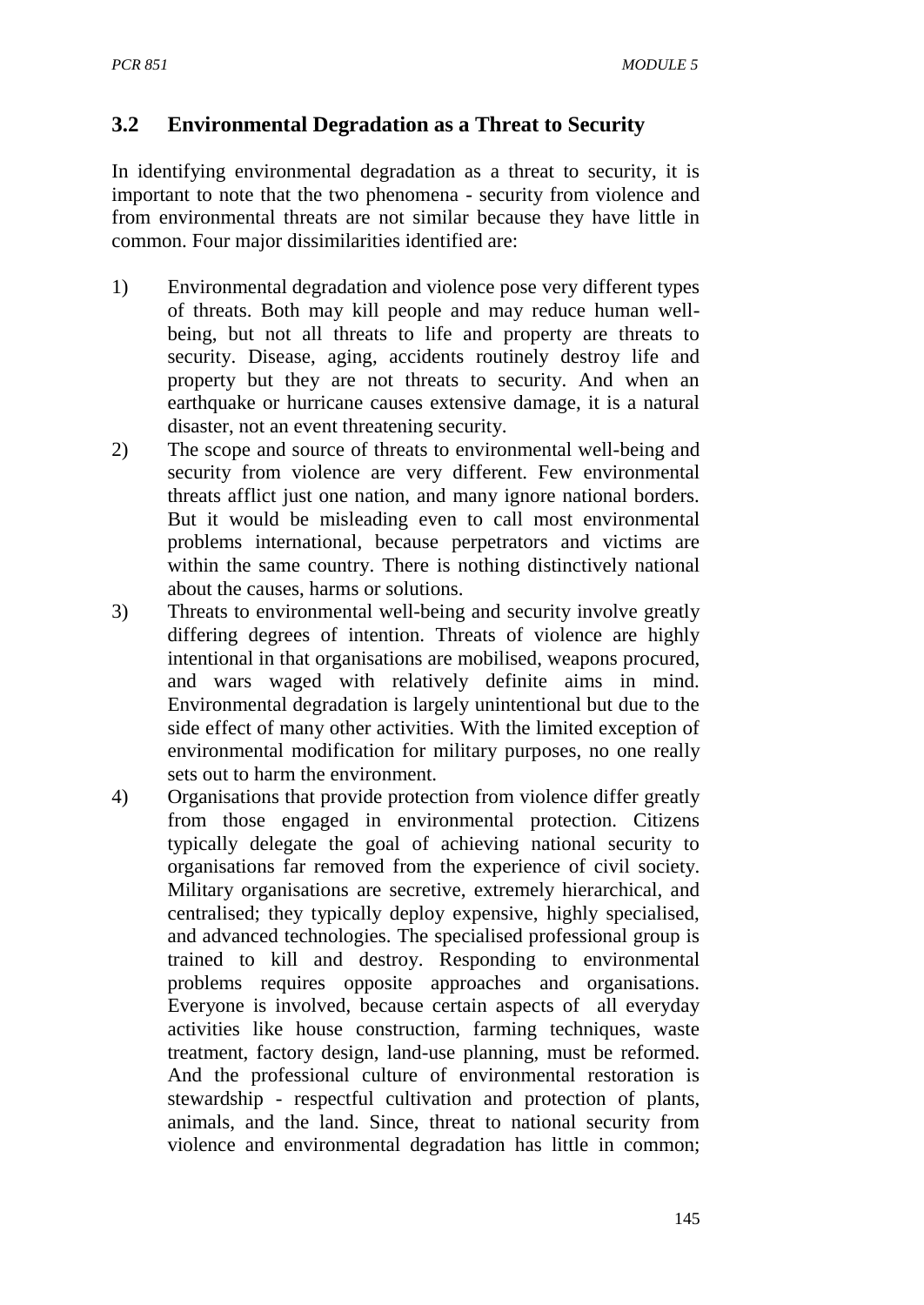### 3.2 Environmental Degradation as a Threat to Security

In identifying environmental degradation as a threat to security, it is important to note that the two phenomena - security from violence and from environmental threats are not similar because they have little in common. Four major dissimilarities identified are:

1) Environmental degradation and violence pose very different types of threats. Both may kill people and may reduce human well-being, but not all threats to life and property are threats to security. Disease, aging, accidents routinely destroy life and property but they are not threats to security. And when an earthquake or hurricane causes extensive damage, it is a natural disaster, not an event threatening security.
2) The scope and source of threats to environmental well-being and security from violence are very different. Few environmental threats afflict just one nation, and many ignore national borders. But it would be misleading even to call most environmental problems international, because perpetrators and victims are within the same country. There is nothing distinctively national about the causes, harms or solutions.
3) Threats to environmental well-being and security involve greatly differing degrees of intention. Threats of violence are highly intentional in that organisations are mobilised, weapons procured, and wars waged with relatively definite aims in mind. Environmental degradation is largely unintentional but due to the side effect of many other activities. With the limited exception of environmental modification for military purposes, no one really sets out to harm the environment.
4) Organisations that provide protection from violence differ greatly from those engaged in environmental protection. Citizens typically delegate the goal of achieving national security to organisations far removed from the experience of civil society. Military organisations are secretive, extremely hierarchical, and centralised; they typically deploy expensive, highly specialised, and advanced technologies. The specialised professional group is trained to kill and destroy. Responding to environmental problems requires opposite approaches and organisations. Everyone is involved, because certain aspects of all everyday activities like house construction, farming techniques, waste treatment, factory design, land-use planning, must be reformed. And the professional culture of environmental restoration is stewardship - respectful cultivation and protection of plants, animals, and the land. Since, threat to national security from violence and environmental degradation has little in common;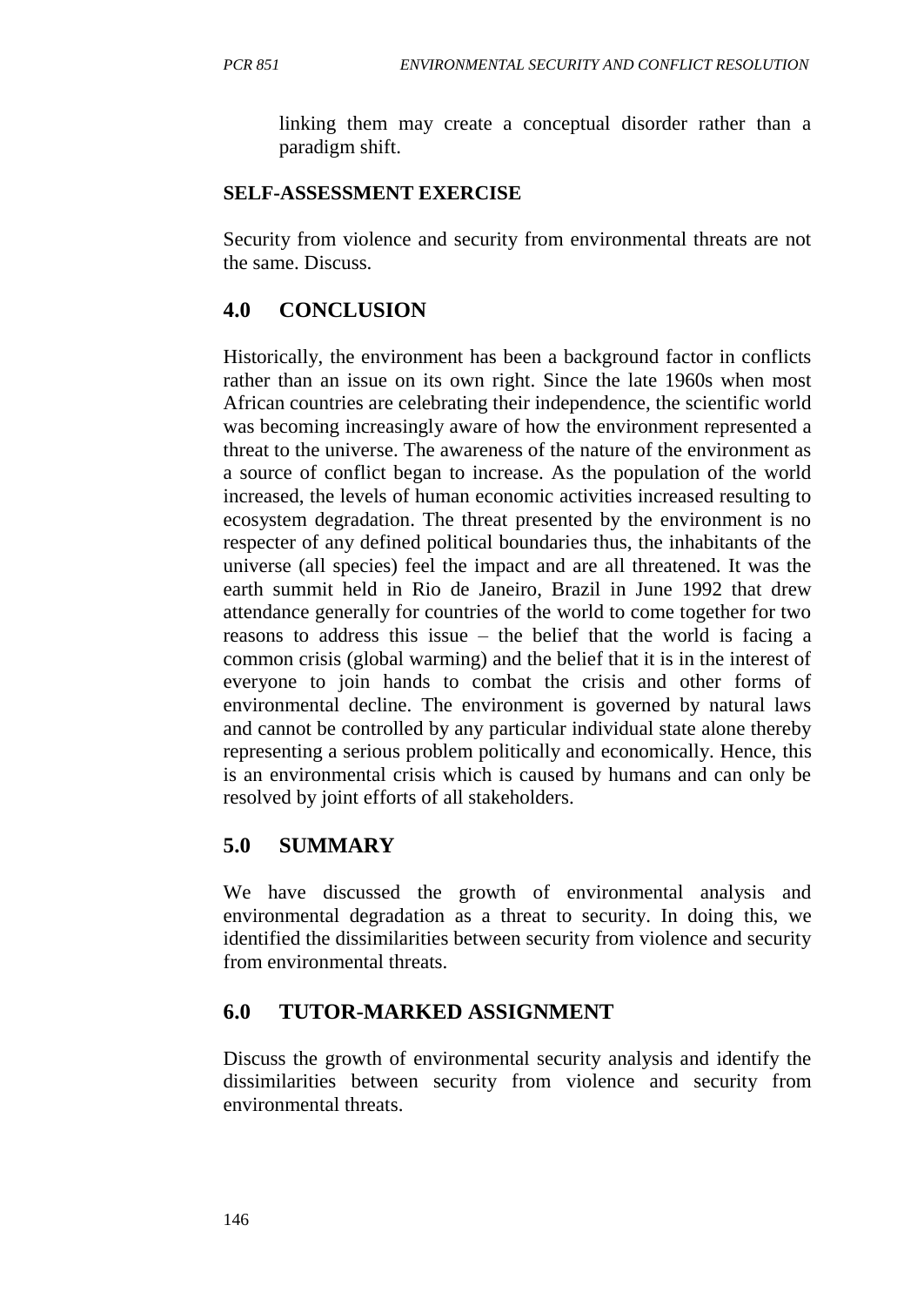linking them may create a conceptual disorder rather than a paradigm shift.

**SELF-ASSESSMENT EXERCISE**

Security from violence and security from environmental threats are not the same. Discuss.

## 4.0 CONCLUSION

Historically, the environment has been a background factor in conflicts rather than an issue on its own right. Since the late 1960s when most African countries are celebrating their independence, the scientific world was becoming increasingly aware of how the environment represented a threat to the universe. The awareness of the nature of the environment as a source of conflict began to increase. As the population of the world increased, the levels of human economic activities increased resulting to ecosystem degradation. The threat presented by the environment is no respecter of any defined political boundaries thus, the inhabitants of the universe (all species) feel the impact and are all threatened. It was the earth summit held in Rio de Janeiro, Brazil in June 1992 that drew attendance generally for countries of the world to come together for two reasons to address this issue – the belief that the world is facing a common crisis (global warming) and the belief that it is in the interest of everyone to join hands to combat the crisis and other forms of environmental decline. The environment is governed by natural laws and cannot be controlled by any particular individual state alone thereby representing a serious problem politically and economically. Hence, this is an environmental crisis which is caused by humans and can only be resolved by joint efforts of all stakeholders.

## 5.0 SUMMARY

We have discussed the growth of environmental analysis and environmental degradation as a threat to security. In doing this, we identified the dissimilarities between security from violence and security from environmental threats.

## 6.0 TUTOR-MARKED ASSIGNMENT

Discuss the growth of environmental security analysis and identify the dissimilarities between security from violence and security from environmental threats.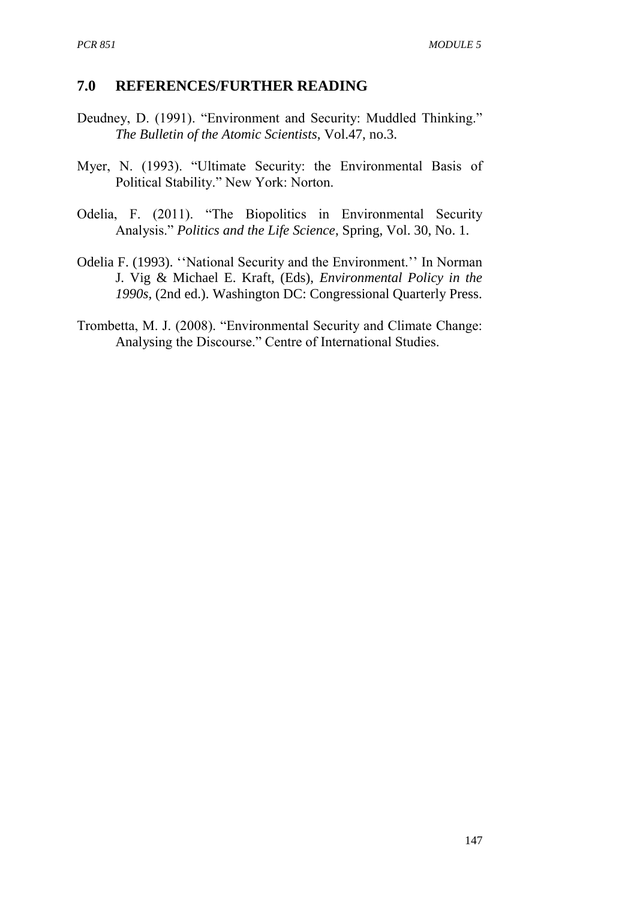## 7.0 REFERENCES/FURTHER READING

Deudney, D. (1991). "Environment and Security: Muddled Thinking." *The Bulletin of the Atomic Scientists*, Vol.47, no.3.

Myer, N. (1993). "Ultimate Security: the Environmental Basis of Political Stability." New York: Norton.

Odelia, F. (2011). "The Biopolitics in Environmental Security Analysis." *Politics and the Life Science*, Spring, Vol. 30, No. 1.

Odelia F. (1993). ''National Security and the Environment.'' In Norman J. Vig & Michael E. Kraft, (Eds), *Environmental Policy in the 1990s*, (2nd ed.). Washington DC: Congressional Quarterly Press.

Trombetta, M. J. (2008). "Environmental Security and Climate Change: Analysing the Discourse." Centre of International Studies.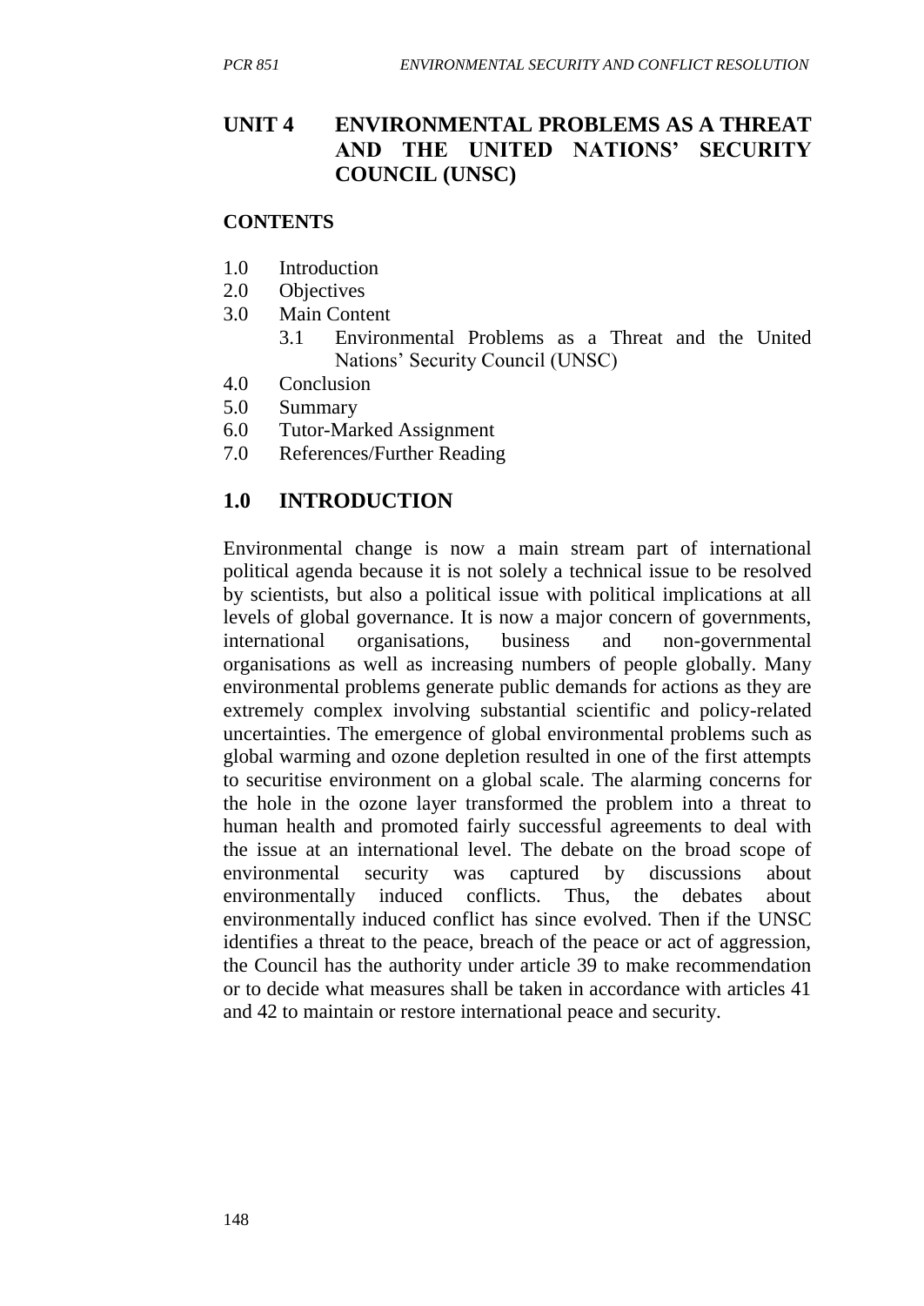# UNIT 4 ENVIRONMENTAL PROBLEMS AS A THREAT AND THE UNITED NATIONS' SECURITY COUNCIL (UNSC)

**CONTENTS**

1.0 Introduction
2.0 Objectives
3.0 Main Content
  3.1 Environmental Problems as a Threat and the United Nations' Security Council (UNSC)
4.0 Conclusion
5.0 Summary
6.0 Tutor-Marked Assignment
7.0 References/Further Reading

## 1.0 INTRODUCTION

Environmental change is now a main stream part of international political agenda because it is not solely a technical issue to be resolved by scientists, but also a political issue with political implications at all levels of global governance. It is now a major concern of governments, international organisations, business and non-governmental organisations as well as increasing numbers of people globally. Many environmental problems generate public demands for actions as they are extremely complex involving substantial scientific and policy-related uncertainties. The emergence of global environmental problems such as global warming and ozone depletion resulted in one of the first attempts to securitise environment on a global scale. The alarming concerns for the hole in the ozone layer transformed the problem into a threat to human health and promoted fairly successful agreements to deal with the issue at an international level. The debate on the broad scope of environmental security was captured by discussions about environmentally induced conflicts. Thus, the debates about environmentally induced conflict has since evolved. Then if the UNSC identifies a threat to the peace, breach of the peace or act of aggression, the Council has the authority under article 39 to make recommendation or to decide what measures shall be taken in accordance with articles 41 and 42 to maintain or restore international peace and security.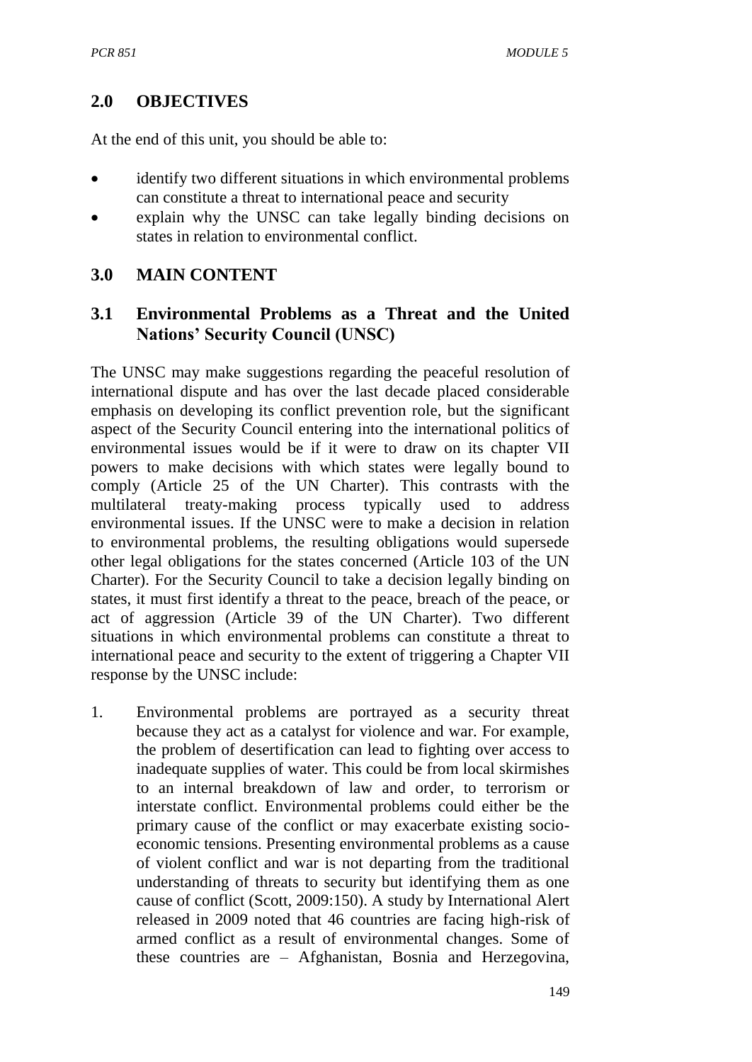## 2.0 OBJECTIVES

At the end of this unit, you should be able to:

- identify two different situations in which environmental problems can constitute a threat to international peace and security
- explain why the UNSC can take legally binding decisions on states in relation to environmental conflict.

## 3.0 MAIN CONTENT

### 3.1 Environmental Problems as a Threat and the United Nations' Security Council (UNSC)

The UNSC may make suggestions regarding the peaceful resolution of international dispute and has over the last decade placed considerable emphasis on developing its conflict prevention role, but the significant aspect of the Security Council entering into the international politics of environmental issues would be if it were to draw on its chapter VII powers to make decisions with which states were legally bound to comply (Article 25 of the UN Charter). This contrasts with the multilateral treaty-making process typically used to address environmental issues. If the UNSC were to make a decision in relation to environmental problems, the resulting obligations would supersede other legal obligations for the states concerned (Article 103 of the UN Charter). For the Security Council to take a decision legally binding on states, it must first identify a threat to the peace, breach of the peace, or act of aggression (Article 39 of the UN Charter). Two different situations in which environmental problems can constitute a threat to international peace and security to the extent of triggering a Chapter VII response by the UNSC include:

1. Environmental problems are portrayed as a security threat because they act as a catalyst for violence and war. For example, the problem of desertification can lead to fighting over access to inadequate supplies of water. This could be from local skirmishes to an internal breakdown of law and order, to terrorism or interstate conflict. Environmental problems could either be the primary cause of the conflict or may exacerbate existing socio-economic tensions. Presenting environmental problems as a cause of violent conflict and war is not departing from the traditional understanding of threats to security but identifying them as one cause of conflict (Scott, 2009:150). A study by International Alert released in 2009 noted that 46 countries are facing high-risk of armed conflict as a result of environmental changes. Some of these countries are – Afghanistan, Bosnia and Herzegovina,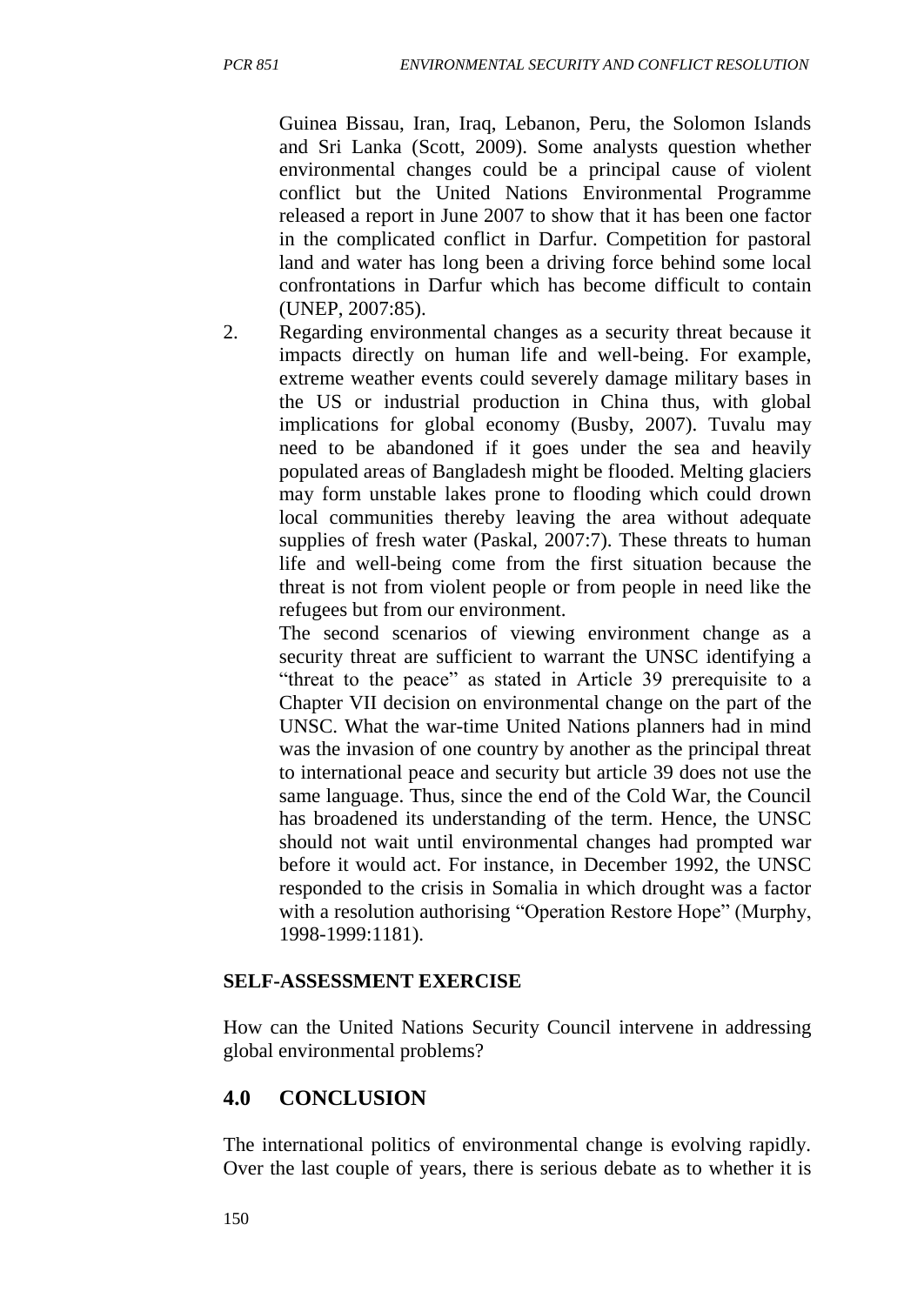Guinea Bissau, Iran, Iraq, Lebanon, Peru, the Solomon Islands and Sri Lanka (Scott, 2009). Some analysts question whether environmental changes could be a principal cause of violent conflict but the United Nations Environmental Programme released a report in June 2007 to show that it has been one factor in the complicated conflict in Darfur. Competition for pastoral land and water has long been a driving force behind some local confrontations in Darfur which has become difficult to contain (UNEP, 2007:85).

2. Regarding environmental changes as a security threat because it impacts directly on human life and well-being. For example, extreme weather events could severely damage military bases in the US or industrial production in China thus, with global implications for global economy (Busby, 2007). Tuvalu may need to be abandoned if it goes under the sea and heavily populated areas of Bangladesh might be flooded. Melting glaciers may form unstable lakes prone to flooding which could drown local communities thereby leaving the area without adequate supplies of fresh water (Paskal, 2007:7). These threats to human life and well-being come from the first situation because the threat is not from violent people or from people in need like the refugees but from our environment.

   The second scenarios of viewing environment change as a security threat are sufficient to warrant the UNSC identifying a "threat to the peace" as stated in Article 39 prerequisite to a Chapter VII decision on environmental change on the part of the UNSC. What the war-time United Nations planners had in mind was the invasion of one country by another as the principal threat to international peace and security but article 39 does not use the same language. Thus, since the end of the Cold War, the Council has broadened its understanding of the term. Hence, the UNSC should not wait until environmental changes had prompted war before it would act. For instance, in December 1992, the UNSC responded to the crisis in Somalia in which drought was a factor with a resolution authorising "Operation Restore Hope" (Murphy, 1998-1999:1181).

**SELF-ASSESSMENT EXERCISE**

How can the United Nations Security Council intervene in addressing global environmental problems?

## 4.0 CONCLUSION

The international politics of environmental change is evolving rapidly. Over the last couple of years, there is serious debate as to whether it is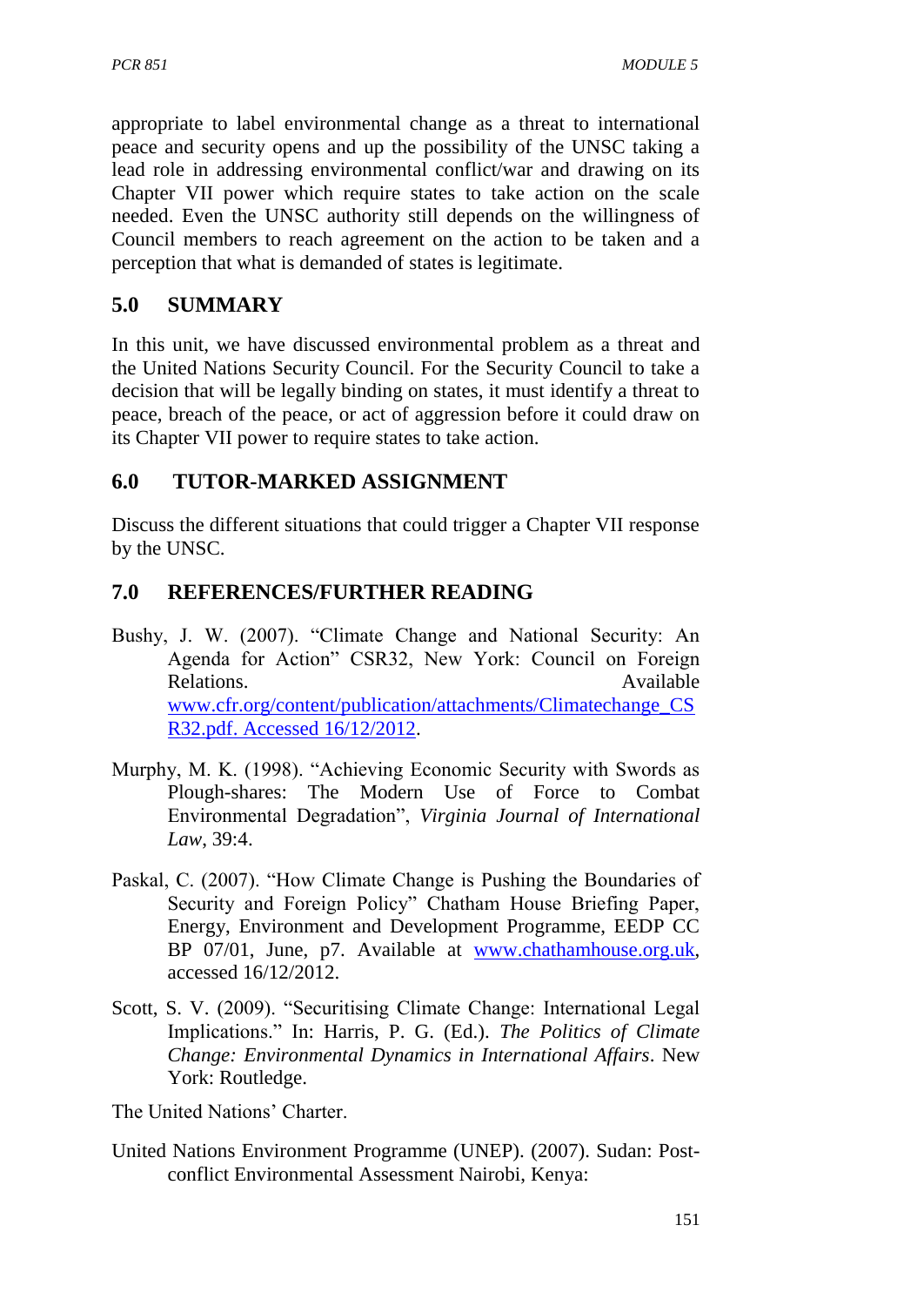appropriate to label environmental change as a threat to international peace and security opens and up the possibility of the UNSC taking a lead role in addressing environmental conflict/war and drawing on its Chapter VII power which require states to take action on the scale needed. Even the UNSC authority still depends on the willingness of Council members to reach agreement on the action to be taken and a perception that what is demanded of states is legitimate.

## 5.0 SUMMARY

In this unit, we have discussed environmental problem as a threat and the United Nations Security Council. For the Security Council to take a decision that will be legally binding on states, it must identify a threat to peace, breach of the peace, or act of aggression before it could draw on its Chapter VII power to require states to take action.

## 6.0 TUTOR-MARKED ASSIGNMENT

Discuss the different situations that could trigger a Chapter VII response by the UNSC.

## 7.0 REFERENCES/FURTHER READING

Bushy, J. W. (2007). "Climate Change and National Security: An Agenda for Action" CSR32, New York: Council on Foreign Relations. Available www.cfr.org/content/publication/attachments/Climatechange_CSR32.pdf. Accessed 16/12/2012.

Murphy, M. K. (1998). "Achieving Economic Security with Swords as Plough-shares: The Modern Use of Force to Combat Environmental Degradation", *Virginia Journal of International Law*, 39:4.

Paskal, C. (2007). "How Climate Change is Pushing the Boundaries of Security and Foreign Policy" Chatham House Briefing Paper, Energy, Environment and Development Programme, EEDP CC BP 07/01, June, p7. Available at www.chathamhouse.org.uk, accessed 16/12/2012.

Scott, S. V. (2009). "Securitising Climate Change: International Legal Implications." In: Harris, P. G. (Ed.). *The Politics of Climate Change: Environmental Dynamics in International Affairs*. New York: Routledge.

The United Nations' Charter.

United Nations Environment Programme (UNEP). (2007). Sudan: Post-conflict Environmental Assessment Nairobi, Kenya: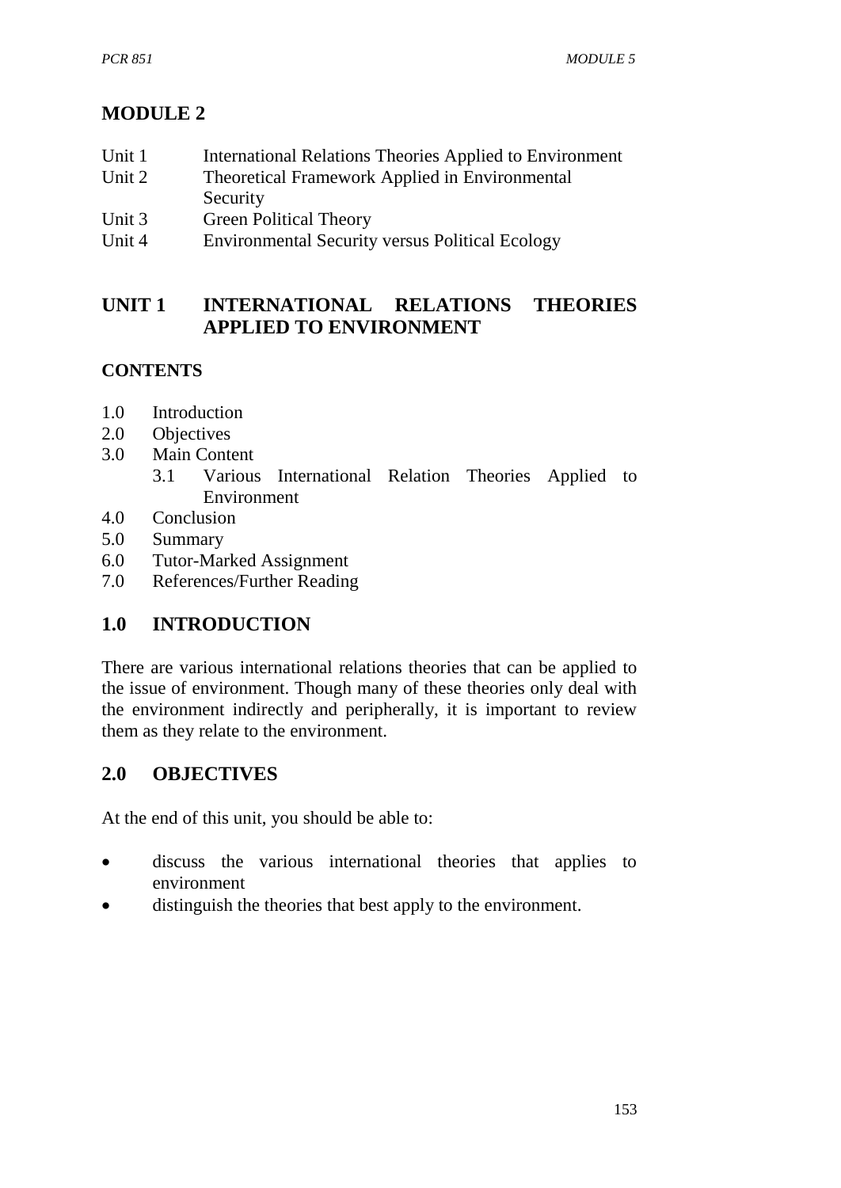# MODULE 2

Unit 1 International Relations Theories Applied to Environment
Unit 2 Theoretical Framework Applied in Environmental Security
Unit 3 Green Political Theory
Unit 4 Environmental Security versus Political Ecology

## UNIT 1 INTERNATIONAL RELATIONS THEORIES APPLIED TO ENVIRONMENT

**CONTENTS**

1.0 Introduction
2.0 Objectives
3.0 Main Content
 3.1 Various International Relation Theories Applied to Environment
4.0 Conclusion
5.0 Summary
6.0 Tutor-Marked Assignment
7.0 References/Further Reading

## 1.0 INTRODUCTION

There are various international relations theories that can be applied to the issue of environment. Though many of these theories only deal with the environment indirectly and peripherally, it is important to review them as they relate to the environment.

## 2.0 OBJECTIVES

At the end of this unit, you should be able to:

- discuss the various international theories that applies to environment
- distinguish the theories that best apply to the environment.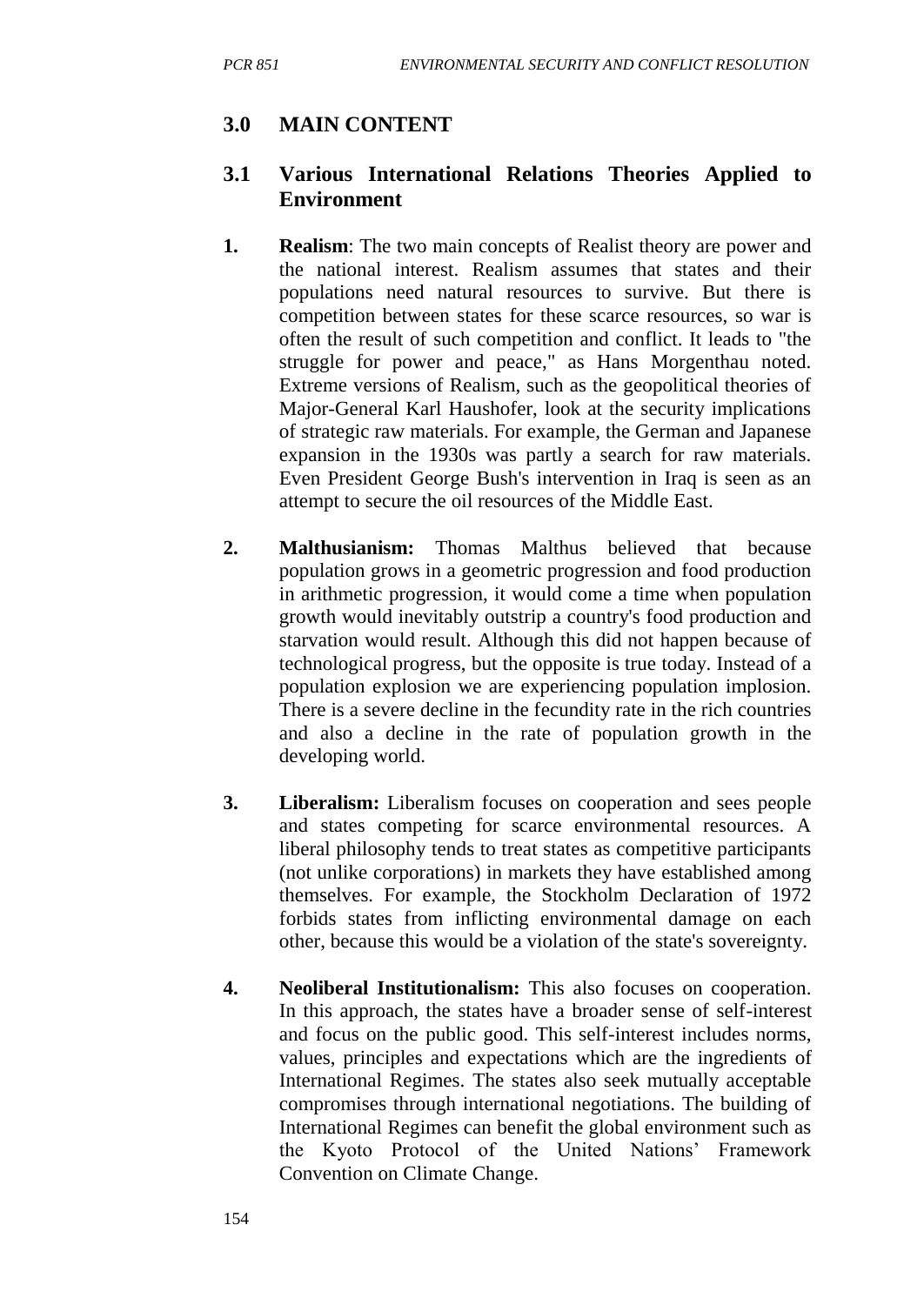## 3.0 MAIN CONTENT

### 3.1 Various International Relations Theories Applied to Environment

1. **Realism**: The two main concepts of Realist theory are power and the national interest. Realism assumes that states and their populations need natural resources to survive. But there is competition between states for these scarce resources, so war is often the result of such competition and conflict. It leads to "the struggle for power and peace," as Hans Morgenthau noted. Extreme versions of Realism, such as the geopolitical theories of Major-General Karl Haushofer, look at the security implications of strategic raw materials. For example, the German and Japanese expansion in the 1930s was partly a search for raw materials. Even President George Bush's intervention in Iraq is seen as an attempt to secure the oil resources of the Middle East.

2. **Malthusianism:** Thomas Malthus believed that because population grows in a geometric progression and food production in arithmetic progression, it would come a time when population growth would inevitably outstrip a country's food production and starvation would result. Although this did not happen because of technological progress, but the opposite is true today. Instead of a population explosion we are experiencing population implosion. There is a severe decline in the fecundity rate in the rich countries and also a decline in the rate of population growth in the developing world.

3. **Liberalism:** Liberalism focuses on cooperation and sees people and states competing for scarce environmental resources. A liberal philosophy tends to treat states as competitive participants (not unlike corporations) in markets they have established among themselves. For example, the Stockholm Declaration of 1972 forbids states from inflicting environmental damage on each other, because this would be a violation of the state's sovereignty.

4. **Neoliberal Institutionalism:** This also focuses on cooperation. In this approach, the states have a broader sense of self-interest and focus on the public good. This self-interest includes norms, values, principles and expectations which are the ingredients of International Regimes. The states also seek mutually acceptable compromises through international negotiations. The building of International Regimes can benefit the global environment such as the Kyoto Protocol of the United Nations' Framework Convention on Climate Change.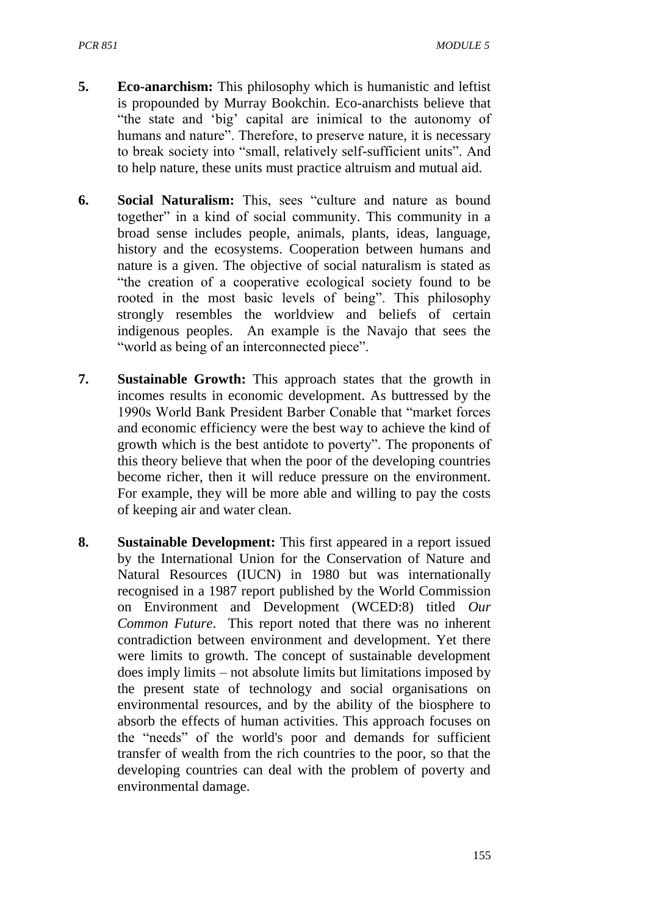5. **Eco-anarchism:** This philosophy which is humanistic and leftist is propounded by Murray Bookchin. Eco-anarchists believe that "the state and 'big' capital are inimical to the autonomy of humans and nature". Therefore, to preserve nature, it is necessary to break society into "small, relatively self-sufficient units". And to help nature, these units must practice altruism and mutual aid.

6. **Social Naturalism:** This, sees "culture and nature as bound together" in a kind of social community. This community in a broad sense includes people, animals, plants, ideas, language, history and the ecosystems. Cooperation between humans and nature is a given. The objective of social naturalism is stated as "the creation of a cooperative ecological society found to be rooted in the most basic levels of being". This philosophy strongly resembles the worldview and beliefs of certain indigenous peoples. An example is the Navajo that sees the "world as being of an interconnected piece".

7. **Sustainable Growth:** This approach states that the growth in incomes results in economic development. As buttressed by the 1990s World Bank President Barber Conable that "market forces and economic efficiency were the best way to achieve the kind of growth which is the best antidote to poverty". The proponents of this theory believe that when the poor of the developing countries become richer, then it will reduce pressure on the environment. For example, they will be more able and willing to pay the costs of keeping air and water clean.

8. **Sustainable Development:** This first appeared in a report issued by the International Union for the Conservation of Nature and Natural Resources (IUCN) in 1980 but was internationally recognised in a 1987 report published by the World Commission on Environment and Development (WCED:8) titled *Our Common Future*. This report noted that there was no inherent contradiction between environment and development. Yet there were limits to growth. The concept of sustainable development does imply limits – not absolute limits but limitations imposed by the present state of technology and social organisations on environmental resources, and by the ability of the biosphere to absorb the effects of human activities. This approach focuses on the "needs" of the world's poor and demands for sufficient transfer of wealth from the rich countries to the poor, so that the developing countries can deal with the problem of poverty and environmental damage.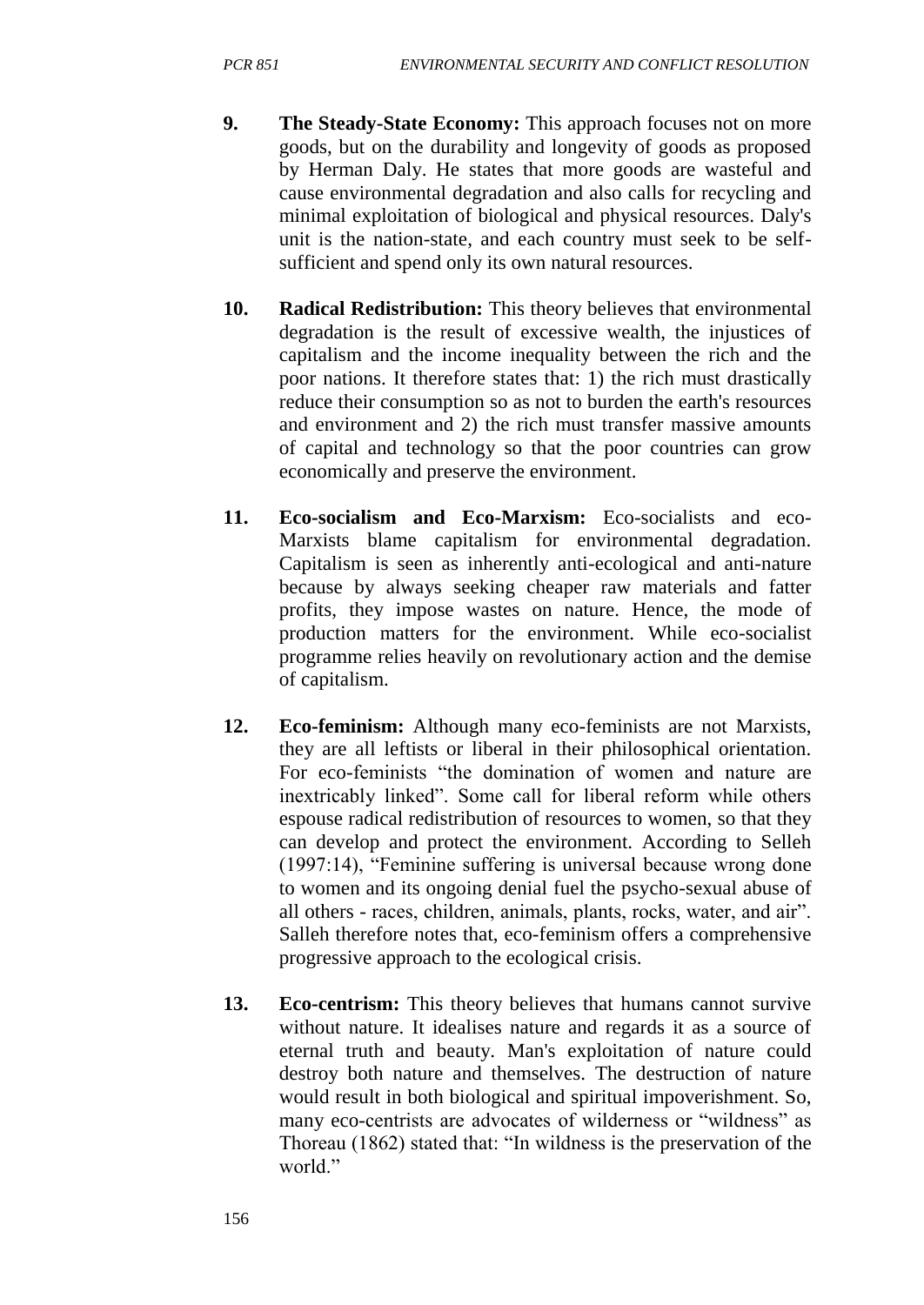9. **The Steady-State Economy:** This approach focuses not on more goods, but on the durability and longevity of goods as proposed by Herman Daly. He states that more goods are wasteful and cause environmental degradation and also calls for recycling and minimal exploitation of biological and physical resources. Daly's unit is the nation-state, and each country must seek to be self-sufficient and spend only its own natural resources.

10. **Radical Redistribution:** This theory believes that environmental degradation is the result of excessive wealth, the injustices of capitalism and the income inequality between the rich and the poor nations. It therefore states that: 1) the rich must drastically reduce their consumption so as not to burden the earth's resources and environment and 2) the rich must transfer massive amounts of capital and technology so that the poor countries can grow economically and preserve the environment.

11. **Eco-socialism and Eco-Marxism:** Eco-socialists and eco-Marxists blame capitalism for environmental degradation. Capitalism is seen as inherently anti-ecological and anti-nature because by always seeking cheaper raw materials and fatter profits, they impose wastes on nature. Hence, the mode of production matters for the environment. While eco-socialist programme relies heavily on revolutionary action and the demise of capitalism.

12. **Eco-feminism:** Although many eco-feminists are not Marxists, they are all leftists or liberal in their philosophical orientation. For eco-feminists "the domination of women and nature are inextricably linked". Some call for liberal reform while others espouse radical redistribution of resources to women, so that they can develop and protect the environment. According to Selleh (1997:14), "Feminine suffering is universal because wrong done to women and its ongoing denial fuel the psycho-sexual abuse of all others - races, children, animals, plants, rocks, water, and air". Salleh therefore notes that, eco-feminism offers a comprehensive progressive approach to the ecological crisis.

13. **Eco-centrism:** This theory believes that humans cannot survive without nature. It idealises nature and regards it as a source of eternal truth and beauty. Man's exploitation of nature could destroy both nature and themselves. The destruction of nature would result in both biological and spiritual impoverishment. So, many eco-centrists are advocates of wilderness or "wildness" as Thoreau (1862) stated that: "In wildness is the preservation of the world."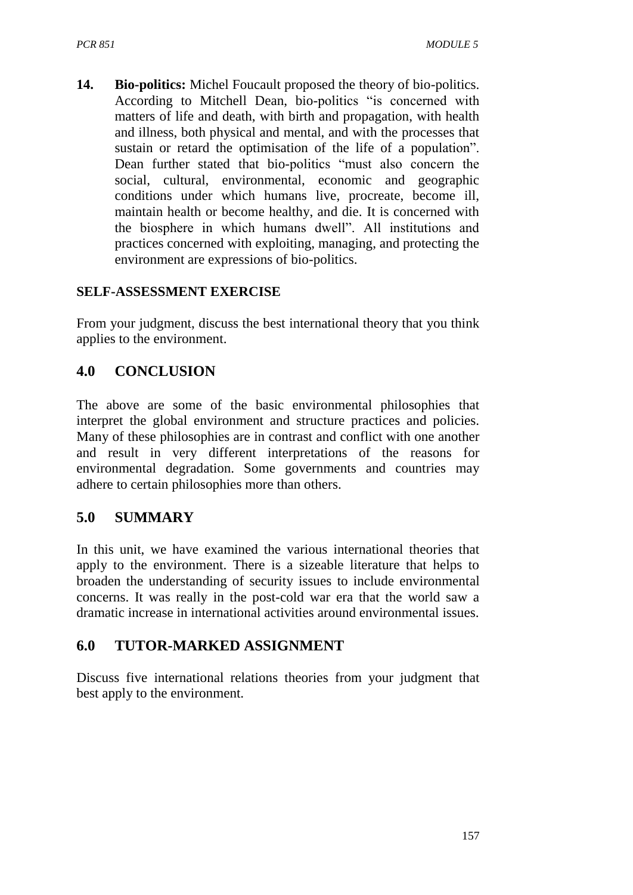14. **Bio-politics:** Michel Foucault proposed the theory of bio-politics. According to Mitchell Dean, bio-politics "is concerned with matters of life and death, with birth and propagation, with health and illness, both physical and mental, and with the processes that sustain or retard the optimisation of the life of a population". Dean further stated that bio-politics "must also concern the social, cultural, environmental, economic and geographic conditions under which humans live, procreate, become ill, maintain health or become healthy, and die. It is concerned with the biosphere in which humans dwell". All institutions and practices concerned with exploiting, managing, and protecting the environment are expressions of bio-politics.

**SELF-ASSESSMENT EXERCISE**

From your judgment, discuss the best international theory that you think applies to the environment.

## 4.0 CONCLUSION

The above are some of the basic environmental philosophies that interpret the global environment and structure practices and policies. Many of these philosophies are in contrast and conflict with one another and result in very different interpretations of the reasons for environmental degradation. Some governments and countries may adhere to certain philosophies more than others.

## 5.0 SUMMARY

In this unit, we have examined the various international theories that apply to the environment. There is a sizeable literature that helps to broaden the understanding of security issues to include environmental concerns. It was really in the post-cold war era that the world saw a dramatic increase in international activities around environmental issues.

## 6.0 TUTOR-MARKED ASSIGNMENT

Discuss five international relations theories from your judgment that best apply to the environment.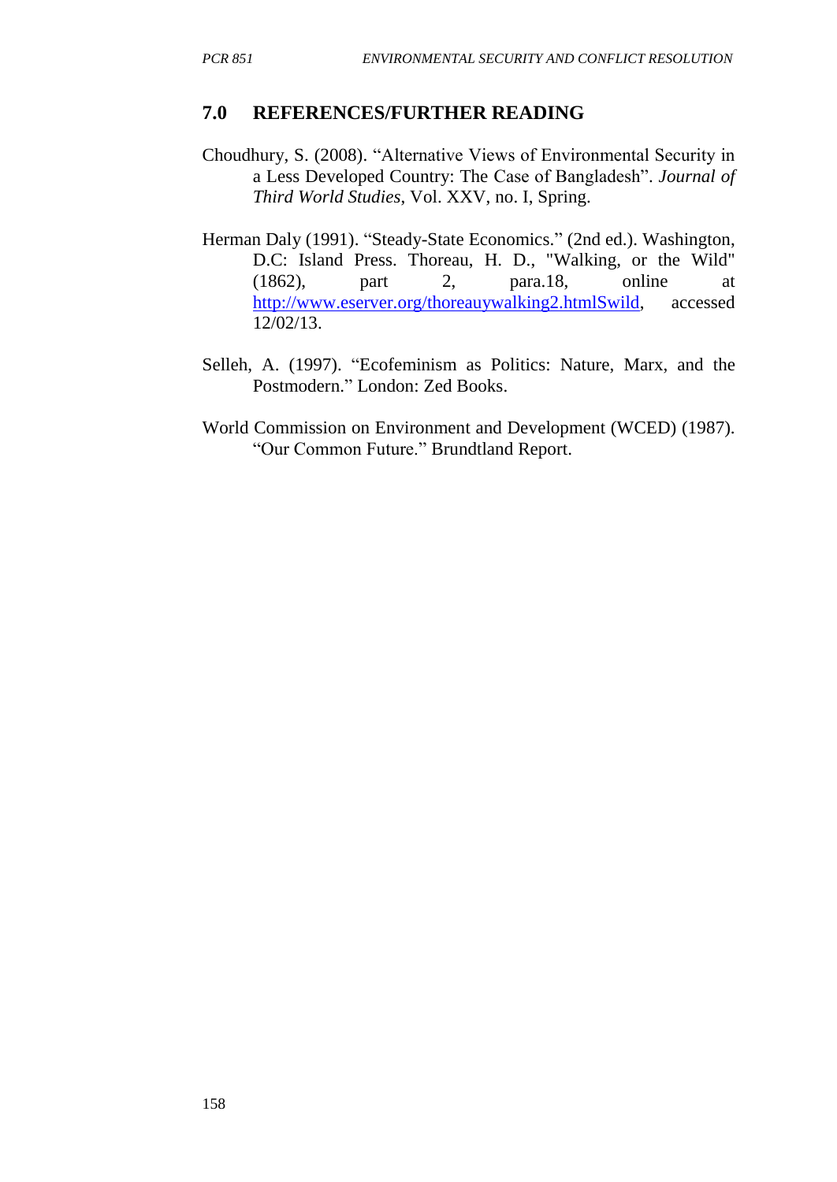## 7.0 REFERENCES/FURTHER READING

Choudhury, S. (2008). "Alternative Views of Environmental Security in a Less Developed Country: The Case of Bangladesh". *Journal of Third World Studies*, Vol. XXV, no. I, Spring.

Herman Daly (1991). "Steady-State Economics." (2nd ed.). Washington, D.C: Island Press. Thoreau, H. D., "Walking, or the Wild" (1862), part 2, para.18, online at http://www.eserver.org/thoreauywalking2.htmlSwild, accessed 12/02/13.

Selleh, A. (1997). "Ecofeminism as Politics: Nature, Marx, and the Postmodern." London: Zed Books.

World Commission on Environment and Development (WCED) (1987). "Our Common Future." Brundtland Report.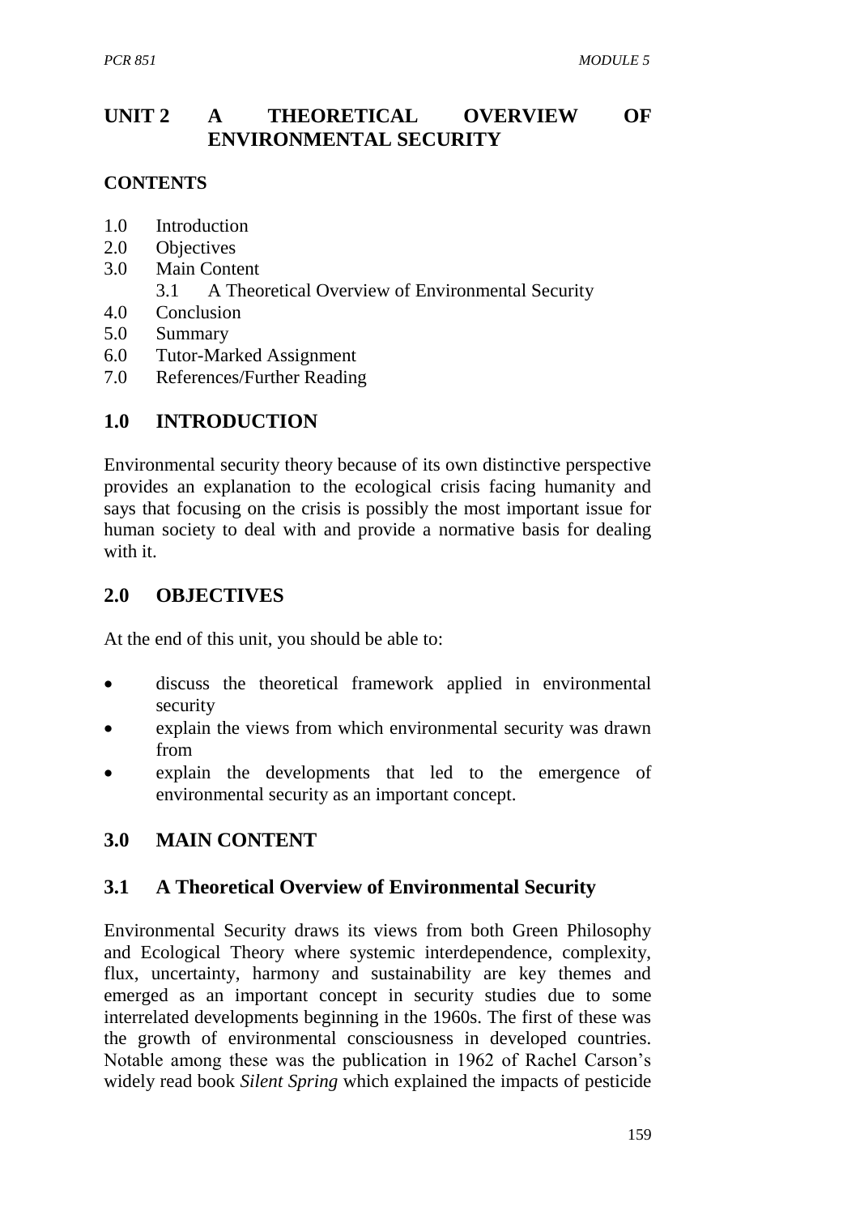# UNIT 2 A THEORETICAL OVERVIEW OF ENVIRONMENTAL SECURITY

## CONTENTS

1.0 Introduction
2.0 Objectives
3.0 Main Content
    3.1 A Theoretical Overview of Environmental Security
4.0 Conclusion
5.0 Summary
6.0 Tutor-Marked Assignment
7.0 References/Further Reading

## 1.0 INTRODUCTION

Environmental security theory because of its own distinctive perspective provides an explanation to the ecological crisis facing humanity and says that focusing on the crisis is possibly the most important issue for human society to deal with and provide a normative basis for dealing with it.

## 2.0 OBJECTIVES

At the end of this unit, you should be able to:

- discuss the theoretical framework applied in environmental security
- explain the views from which environmental security was drawn from
- explain the developments that led to the emergence of environmental security as an important concept.

## 3.0 MAIN CONTENT

### 3.1 A Theoretical Overview of Environmental Security

Environmental Security draws its views from both Green Philosophy and Ecological Theory where systemic interdependence, complexity, flux, uncertainty, harmony and sustainability are key themes and emerged as an important concept in security studies due to some interrelated developments beginning in the 1960s. The first of these was the growth of environmental consciousness in developed countries. Notable among these was the publication in 1962 of Rachel Carson's widely read book *Silent Spring* which explained the impacts of pesticide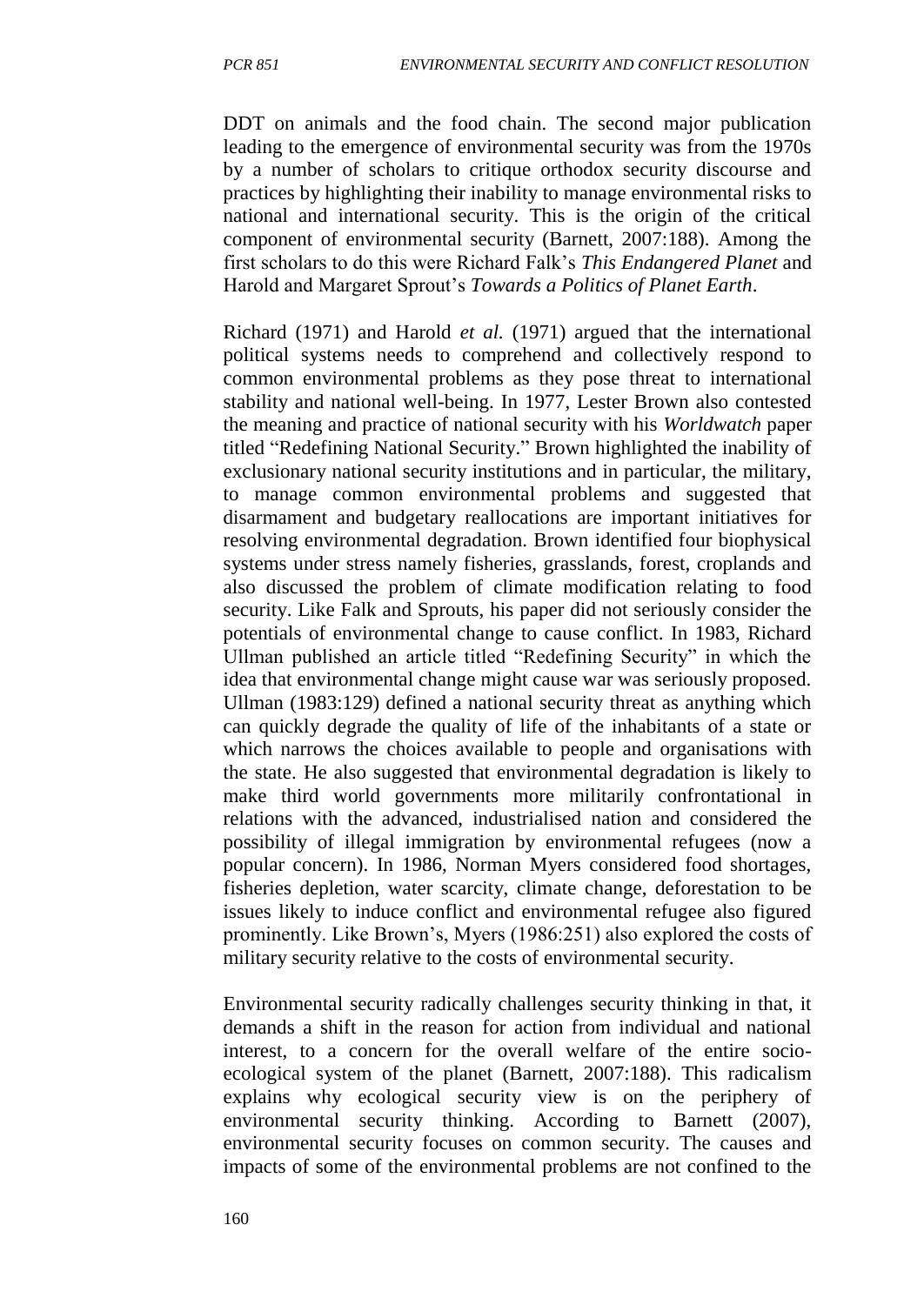DDT on animals and the food chain. The second major publication leading to the emergence of environmental security was from the 1970s by a number of scholars to critique orthodox security discourse and practices by highlighting their inability to manage environmental risks to national and international security. This is the origin of the critical component of environmental security (Barnett, 2007:188). Among the first scholars to do this were Richard Falk's *This Endangered Planet* and Harold and Margaret Sprout's *Towards a Politics of Planet Earth*.

Richard (1971) and Harold *et al.* (1971) argued that the international political systems needs to comprehend and collectively respond to common environmental problems as they pose threat to international stability and national well-being. In 1977, Lester Brown also contested the meaning and practice of national security with his *Worldwatch* paper titled "Redefining National Security." Brown highlighted the inability of exclusionary national security institutions and in particular, the military, to manage common environmental problems and suggested that disarmament and budgetary reallocations are important initiatives for resolving environmental degradation. Brown identified four biophysical systems under stress namely fisheries, grasslands, forest, croplands and also discussed the problem of climate modification relating to food security. Like Falk and Sprouts, his paper did not seriously consider the potentials of environmental change to cause conflict. In 1983, Richard Ullman published an article titled "Redefining Security" in which the idea that environmental change might cause war was seriously proposed. Ullman (1983:129) defined a national security threat as anything which can quickly degrade the quality of life of the inhabitants of a state or which narrows the choices available to people and organisations with the state. He also suggested that environmental degradation is likely to make third world governments more militarily confrontational in relations with the advanced, industrialised nation and considered the possibility of illegal immigration by environmental refugees (now a popular concern). In 1986, Norman Myers considered food shortages, fisheries depletion, water scarcity, climate change, deforestation to be issues likely to induce conflict and environmental refugee also figured prominently. Like Brown's, Myers (1986:251) also explored the costs of military security relative to the costs of environmental security.

Environmental security radically challenges security thinking in that, it demands a shift in the reason for action from individual and national interest, to a concern for the overall welfare of the entire socio-ecological system of the planet (Barnett, 2007:188). This radicalism explains why ecological security view is on the periphery of environmental security thinking. According to Barnett (2007), environmental security focuses on common security. The causes and impacts of some of the environmental problems are not confined to the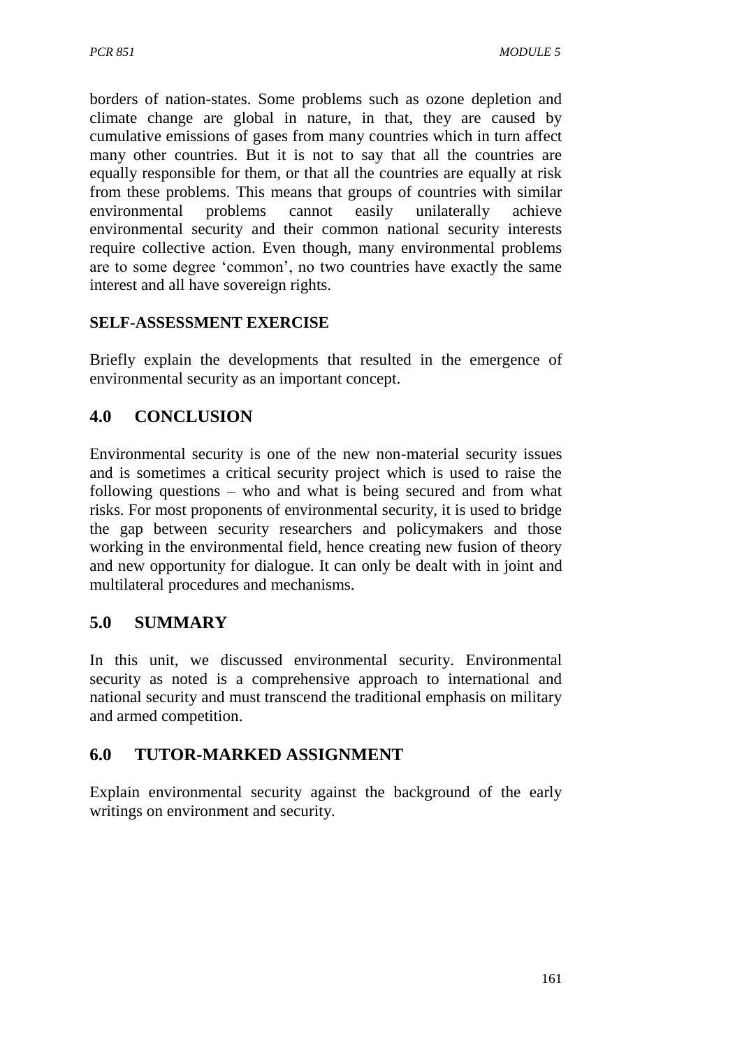borders of nation-states. Some problems such as ozone depletion and climate change are global in nature, in that, they are caused by cumulative emissions of gases from many countries which in turn affect many other countries. But it is not to say that all the countries are equally responsible for them, or that all the countries are equally at risk from these problems. This means that groups of countries with similar environmental problems cannot easily unilaterally achieve environmental security and their common national security interests require collective action. Even though, many environmental problems are to some degree 'common', no two countries have exactly the same interest and all have sovereign rights.

**SELF-ASSESSMENT EXERCISE**

Briefly explain the developments that resulted in the emergence of environmental security as an important concept.

## 4.0 CONCLUSION

Environmental security is one of the new non-material security issues and is sometimes a critical security project which is used to raise the following questions – who and what is being secured and from what risks. For most proponents of environmental security, it is used to bridge the gap between security researchers and policymakers and those working in the environmental field, hence creating new fusion of theory and new opportunity for dialogue. It can only be dealt with in joint and multilateral procedures and mechanisms.

## 5.0 SUMMARY

In this unit, we discussed environmental security. Environmental security as noted is a comprehensive approach to international and national security and must transcend the traditional emphasis on military and armed competition.

## 6.0 TUTOR-MARKED ASSIGNMENT

Explain environmental security against the background of the early writings on environment and security.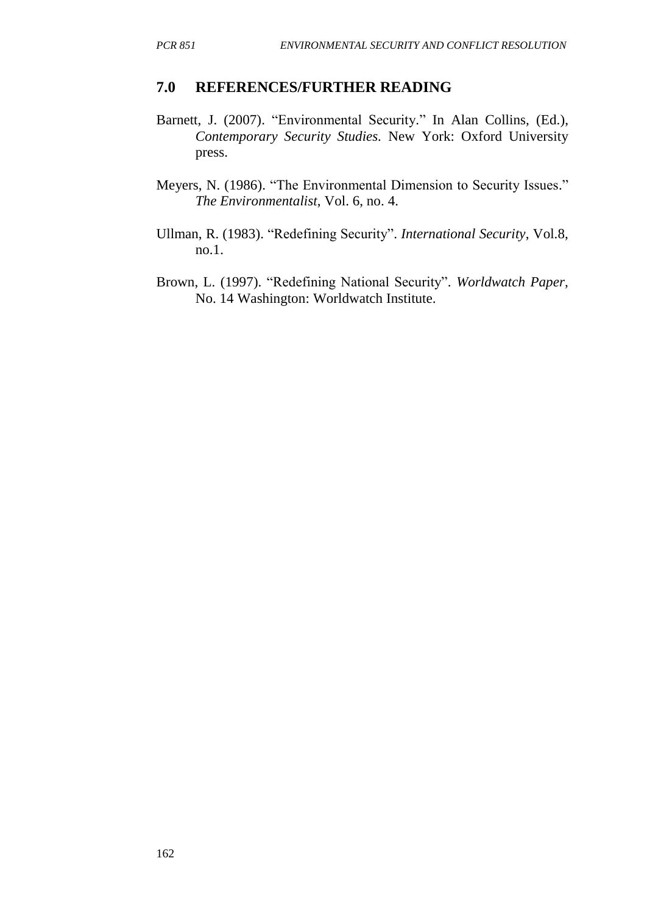## 7.0 REFERENCES/FURTHER READING

Barnett, J. (2007). "Environmental Security." In Alan Collins, (Ed.), *Contemporary Security Studies.* New York: Oxford University press.

Meyers, N. (1986). "The Environmental Dimension to Security Issues." *The Environmentalist*, Vol. 6, no. 4.

Ullman, R. (1983). "Redefining Security". *International Security*, Vol.8, no.1.

Brown, L. (1997). "Redefining National Security". *Worldwatch Paper*, No. 14 Washington: Worldwatch Institute.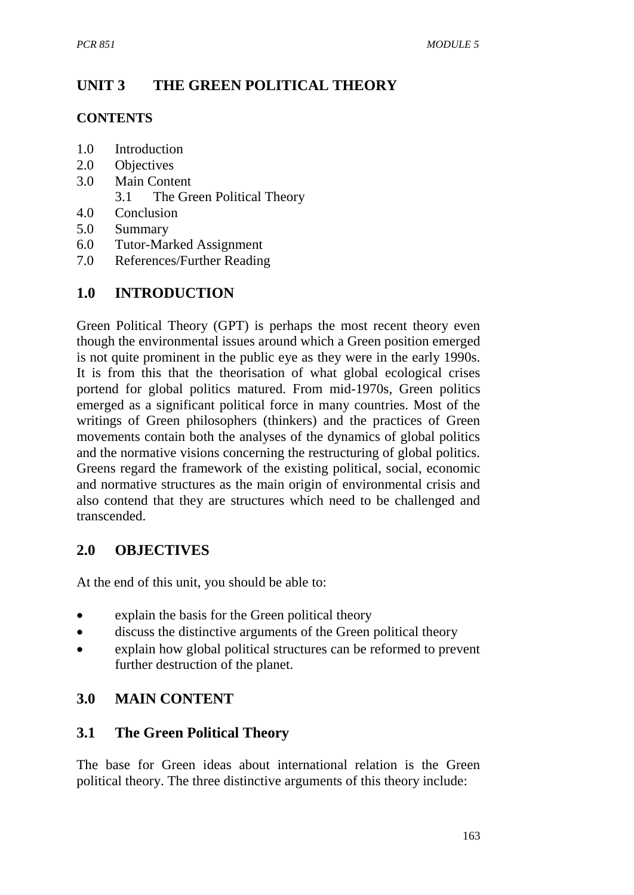# UNIT 3 THE GREEN POLITICAL THEORY

**CONTENTS**

1.0 Introduction
2.0 Objectives
3.0 Main Content
    3.1 The Green Political Theory
4.0 Conclusion
5.0 Summary
6.0 Tutor-Marked Assignment
7.0 References/Further Reading

## 1.0 INTRODUCTION

Green Political Theory (GPT) is perhaps the most recent theory even though the environmental issues around which a Green position emerged is not quite prominent in the public eye as they were in the early 1990s. It is from this that the theorisation of what global ecological crises portend for global politics matured. From mid-1970s, Green politics emerged as a significant political force in many countries. Most of the writings of Green philosophers (thinkers) and the practices of Green movements contain both the analyses of the dynamics of global politics and the normative visions concerning the restructuring of global politics. Greens regard the framework of the existing political, social, economic and normative structures as the main origin of environmental crisis and also contend that they are structures which need to be challenged and transcended.

## 2.0 OBJECTIVES

At the end of this unit, you should be able to:

- explain the basis for the Green political theory
- discuss the distinctive arguments of the Green political theory
- explain how global political structures can be reformed to prevent further destruction of the planet.

## 3.0 MAIN CONTENT

### 3.1 The Green Political Theory

The base for Green ideas about international relation is the Green political theory. The three distinctive arguments of this theory include: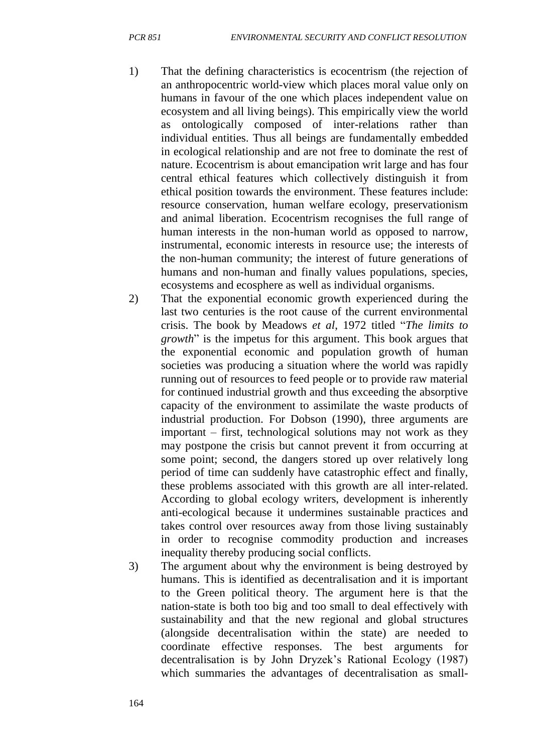1) That the defining characteristics is ecocentrism (the rejection of an anthropocentric world-view which places moral value only on humans in favour of the one which places independent value on ecosystem and all living beings). This empirically view the world as ontologically composed of inter-relations rather than individual entities. Thus all beings are fundamentally embedded in ecological relationship and are not free to dominate the rest of nature. Ecocentrism is about emancipation writ large and has four central ethical features which collectively distinguish it from ethical position towards the environment. These features include: resource conservation, human welfare ecology, preservationism and animal liberation. Ecocentrism recognises the full range of human interests in the non-human world as opposed to narrow, instrumental, economic interests in resource use; the interests of the non-human community; the interest of future generations of humans and non-human and finally values populations, species, ecosystems and ecosphere as well as individual organisms.

2) That the exponential economic growth experienced during the last two centuries is the root cause of the current environmental crisis. The book by Meadows *et al*, 1972 titled "*The limits to growth*" is the impetus for this argument. This book argues that the exponential economic and population growth of human societies was producing a situation where the world was rapidly running out of resources to feed people or to provide raw material for continued industrial growth and thus exceeding the absorptive capacity of the environment to assimilate the waste products of industrial production. For Dobson (1990), three arguments are important – first, technological solutions may not work as they may postpone the crisis but cannot prevent it from occurring at some point; second, the dangers stored up over relatively long period of time can suddenly have catastrophic effect and finally, these problems associated with this growth are all inter-related. According to global ecology writers, development is inherently anti-ecological because it undermines sustainable practices and takes control over resources away from those living sustainably in order to recognise commodity production and increases inequality thereby producing social conflicts.

3) The argument about why the environment is being destroyed by humans. This is identified as decentralisation and it is important to the Green political theory. The argument here is that the nation-state is both too big and too small to deal effectively with sustainability and that the new regional and global structures (alongside decentralisation within the state) are needed to coordinate effective responses. The best arguments for decentralisation is by John Dryzek's Rational Ecology (1987) which summaries the advantages of decentralisation as small-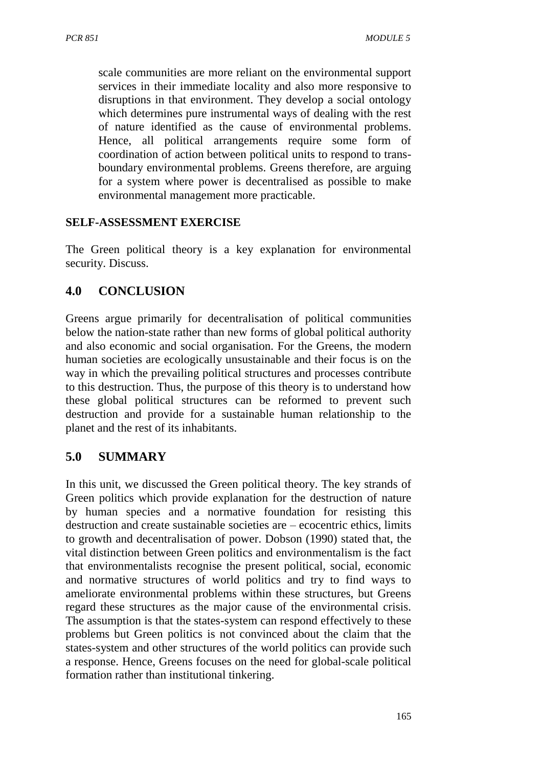scale communities are more reliant on the environmental support services in their immediate locality and also more responsive to disruptions in that environment. They develop a social ontology which determines pure instrumental ways of dealing with the rest of nature identified as the cause of environmental problems. Hence, all political arrangements require some form of coordination of action between political units to respond to trans-boundary environmental problems. Greens therefore, are arguing for a system where power is decentralised as possible to make environmental management more practicable.

**SELF-ASSESSMENT EXERCISE**

The Green political theory is a key explanation for environmental security. Discuss.

## 4.0 CONCLUSION

Greens argue primarily for decentralisation of political communities below the nation-state rather than new forms of global political authority and also economic and social organisation. For the Greens, the modern human societies are ecologically unsustainable and their focus is on the way in which the prevailing political structures and processes contribute to this destruction. Thus, the purpose of this theory is to understand how these global political structures can be reformed to prevent such destruction and provide for a sustainable human relationship to the planet and the rest of its inhabitants.

## 5.0 SUMMARY

In this unit, we discussed the Green political theory. The key strands of Green politics which provide explanation for the destruction of nature by human species and a normative foundation for resisting this destruction and create sustainable societies are – ecocentric ethics, limits to growth and decentralisation of power. Dobson (1990) stated that, the vital distinction between Green politics and environmentalism is the fact that environmentalists recognise the present political, social, economic and normative structures of world politics and try to find ways to ameliorate environmental problems within these structures, but Greens regard these structures as the major cause of the environmental crisis. The assumption is that the states-system can respond effectively to these problems but Green politics is not convinced about the claim that the states-system and other structures of the world politics can provide such a response. Hence, Greens focuses on the need for global-scale political formation rather than institutional tinkering.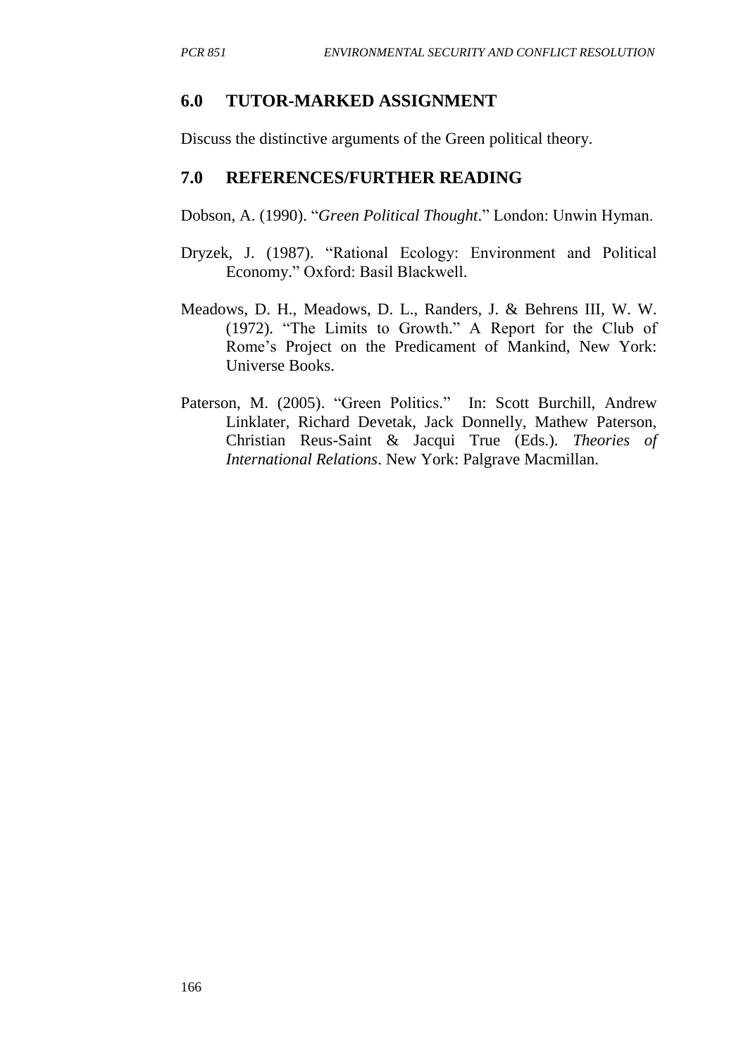## 6.0 TUTOR-MARKED ASSIGNMENT

Discuss the distinctive arguments of the Green political theory.

## 7.0 REFERENCES/FURTHER READING

Dobson, A. (1990). "*Green Political Thought*." London: Unwin Hyman.

Dryzek, J. (1987). "Rational Ecology: Environment and Political Economy." Oxford: Basil Blackwell.

Meadows, D. H., Meadows, D. L., Randers, J. & Behrens III, W. W. (1972). "The Limits to Growth." A Report for the Club of Rome's Project on the Predicament of Mankind, New York: Universe Books.

Paterson, M. (2005). "Green Politics." In: Scott Burchill, Andrew Linklater, Richard Devetak, Jack Donnelly, Mathew Paterson, Christian Reus-Saint & Jacqui True (Eds.). *Theories of International Relations*. New York: Palgrave Macmillan.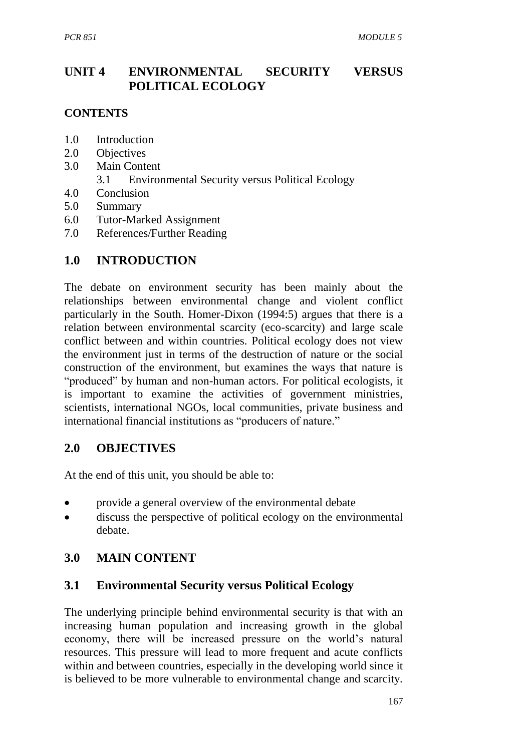# UNIT 4 ENVIRONMENTAL SECURITY VERSUS POLITICAL ECOLOGY

**CONTENTS**

1.0 Introduction
2.0 Objectives
3.0 Main Content
    3.1 Environmental Security versus Political Ecology
4.0 Conclusion
5.0 Summary
6.0 Tutor-Marked Assignment
7.0 References/Further Reading

## 1.0 INTRODUCTION

The debate on environment security has been mainly about the relationships between environmental change and violent conflict particularly in the South. Homer-Dixon (1994:5) argues that there is a relation between environmental scarcity (eco-scarcity) and large scale conflict between and within countries. Political ecology does not view the environment just in terms of the destruction of nature or the social construction of the environment, but examines the ways that nature is "produced" by human and non-human actors. For political ecologists, it is important to examine the activities of government ministries, scientists, international NGOs, local communities, private business and international financial institutions as "producers of nature."

## 2.0 OBJECTIVES

At the end of this unit, you should be able to:

- provide a general overview of the environmental debate
- discuss the perspective of political ecology on the environmental debate.

## 3.0 MAIN CONTENT

### 3.1 Environmental Security versus Political Ecology

The underlying principle behind environmental security is that with an increasing human population and increasing growth in the global economy, there will be increased pressure on the world's natural resources. This pressure will lead to more frequent and acute conflicts within and between countries, especially in the developing world since it is believed to be more vulnerable to environmental change and scarcity.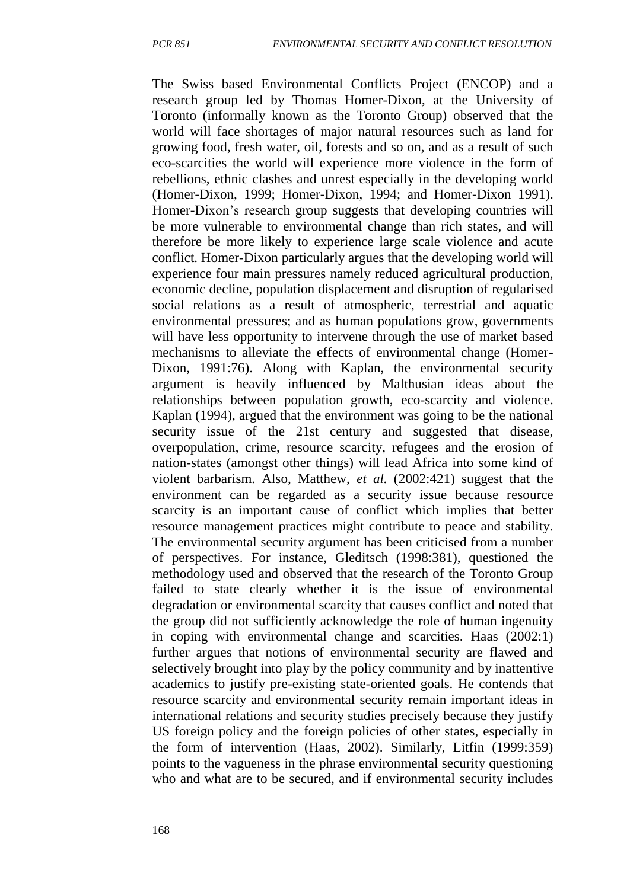The Swiss based Environmental Conflicts Project (ENCOP) and a research group led by Thomas Homer-Dixon, at the University of Toronto (informally known as the Toronto Group) observed that the world will face shortages of major natural resources such as land for growing food, fresh water, oil, forests and so on, and as a result of such eco-scarcities the world will experience more violence in the form of rebellions, ethnic clashes and unrest especially in the developing world (Homer-Dixon, 1999; Homer-Dixon, 1994; and Homer-Dixon 1991). Homer-Dixon's research group suggests that developing countries will be more vulnerable to environmental change than rich states, and will therefore be more likely to experience large scale violence and acute conflict. Homer-Dixon particularly argues that the developing world will experience four main pressures namely reduced agricultural production, economic decline, population displacement and disruption of regularised social relations as a result of atmospheric, terrestrial and aquatic environmental pressures; and as human populations grow, governments will have less opportunity to intervene through the use of market based mechanisms to alleviate the effects of environmental change (Homer-Dixon, 1991:76). Along with Kaplan, the environmental security argument is heavily influenced by Malthusian ideas about the relationships between population growth, eco-scarcity and violence. Kaplan (1994), argued that the environment was going to be the national security issue of the 21st century and suggested that disease, overpopulation, crime, resource scarcity, refugees and the erosion of nation-states (amongst other things) will lead Africa into some kind of violent barbarism. Also, Matthew, *et al.* (2002:421) suggest that the environment can be regarded as a security issue because resource scarcity is an important cause of conflict which implies that better resource management practices might contribute to peace and stability. The environmental security argument has been criticised from a number of perspectives. For instance, Gleditsch (1998:381), questioned the methodology used and observed that the research of the Toronto Group failed to state clearly whether it is the issue of environmental degradation or environmental scarcity that causes conflict and noted that the group did not sufficiently acknowledge the role of human ingenuity in coping with environmental change and scarcities. Haas (2002:1) further argues that notions of environmental security are flawed and selectively brought into play by the policy community and by inattentive academics to justify pre-existing state-oriented goals. He contends that resource scarcity and environmental security remain important ideas in international relations and security studies precisely because they justify US foreign policy and the foreign policies of other states, especially in the form of intervention (Haas, 2002). Similarly, Litfin (1999:359) points to the vagueness in the phrase environmental security questioning who and what are to be secured, and if environmental security includes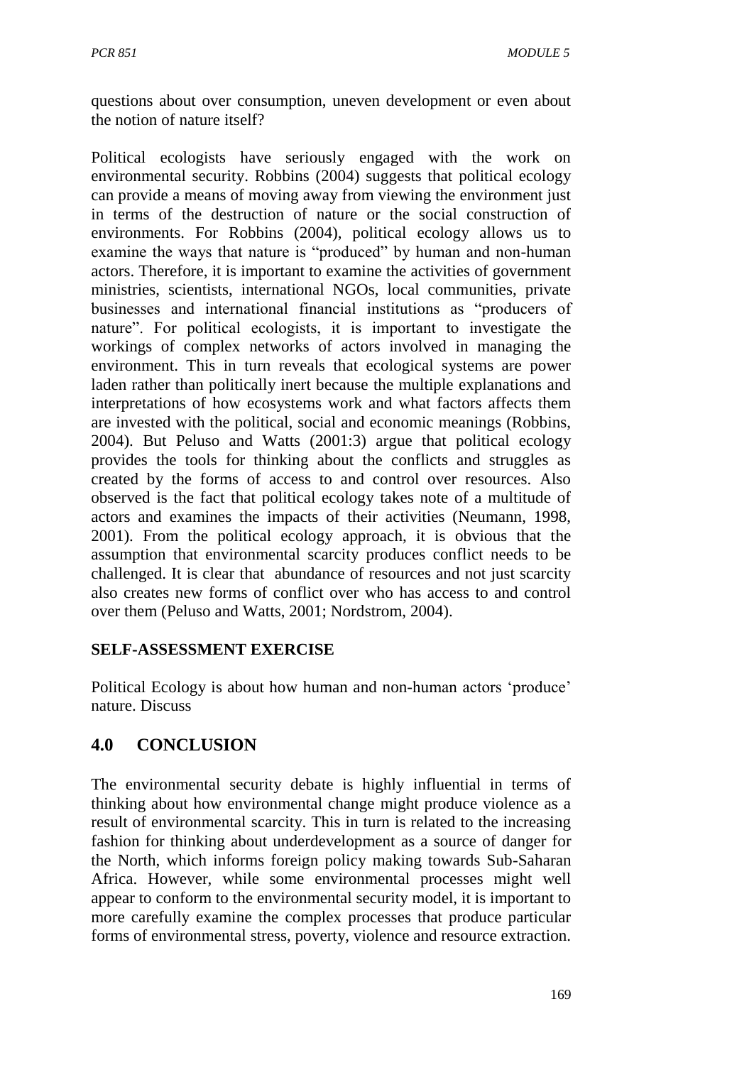questions about over consumption, uneven development or even about the notion of nature itself?

Political ecologists have seriously engaged with the work on environmental security. Robbins (2004) suggests that political ecology can provide a means of moving away from viewing the environment just in terms of the destruction of nature or the social construction of environments. For Robbins (2004), political ecology allows us to examine the ways that nature is "produced" by human and non-human actors. Therefore, it is important to examine the activities of government ministries, scientists, international NGOs, local communities, private businesses and international financial institutions as "producers of nature". For political ecologists, it is important to investigate the workings of complex networks of actors involved in managing the environment. This in turn reveals that ecological systems are power laden rather than politically inert because the multiple explanations and interpretations of how ecosystems work and what factors affects them are invested with the political, social and economic meanings (Robbins, 2004). But Peluso and Watts (2001:3) argue that political ecology provides the tools for thinking about the conflicts and struggles as created by the forms of access to and control over resources. Also observed is the fact that political ecology takes note of a multitude of actors and examines the impacts of their activities (Neumann, 1998, 2001). From the political ecology approach, it is obvious that the assumption that environmental scarcity produces conflict needs to be challenged. It is clear that abundance of resources and not just scarcity also creates new forms of conflict over who has access to and control over them (Peluso and Watts, 2001; Nordstrom, 2004).

**SELF-ASSESSMENT EXERCISE**

Political Ecology is about how human and non-human actors 'produce' nature. Discuss

## 4.0 CONCLUSION

The environmental security debate is highly influential in terms of thinking about how environmental change might produce violence as a result of environmental scarcity. This in turn is related to the increasing fashion for thinking about underdevelopment as a source of danger for the North, which informs foreign policy making towards Sub-Saharan Africa. However, while some environmental processes might well appear to conform to the environmental security model, it is important to more carefully examine the complex processes that produce particular forms of environmental stress, poverty, violence and resource extraction.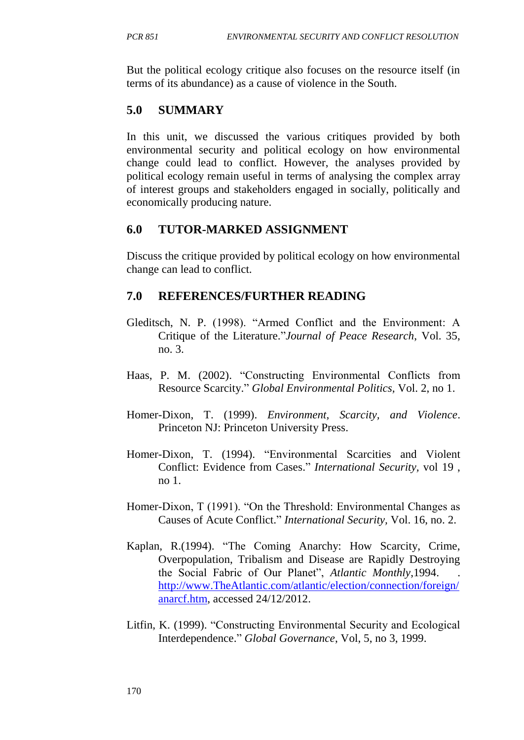But the political ecology critique also focuses on the resource itself (in terms of its abundance) as a cause of violence in the South.

## 5.0 SUMMARY

In this unit, we discussed the various critiques provided by both environmental security and political ecology on how environmental change could lead to conflict. However, the analyses provided by political ecology remain useful in terms of analysing the complex array of interest groups and stakeholders engaged in socially, politically and economically producing nature.

## 6.0 TUTOR-MARKED ASSIGNMENT

Discuss the critique provided by political ecology on how environmental change can lead to conflict.

## 7.0 REFERENCES/FURTHER READING

Gleditsch, N. P. (1998). "Armed Conflict and the Environment: A Critique of the Literature."*Journal of Peace Research*, Vol. 35, no. 3.

Haas, P. M. (2002). "Constructing Environmental Conflicts from Resource Scarcity." *Global Environmental Politics*, Vol. 2, no 1.

Homer-Dixon, T. (1999). *Environment, Scarcity, and Violence*. Princeton NJ: Princeton University Press.

Homer-Dixon, T. (1994). "Environmental Scarcities and Violent Conflict: Evidence from Cases." *International Security*, vol 19 , no 1.

Homer-Dixon, T (1991). "On the Threshold: Environmental Changes as Causes of Acute Conflict." *International Security*, Vol. 16, no. 2.

Kaplan, R.(1994). "The Coming Anarchy: How Scarcity, Crime, Overpopulation, Tribalism and Disease are Rapidly Destroying the Social Fabric of Our Planet", *Atlantic Monthly*,1994. . http://www.TheAtlantic.com/atlantic/election/connection/foreign/anarcf.htm, accessed 24/12/2012.

Litfin, K. (1999). "Constructing Environmental Security and Ecological Interdependence." *Global Governance*, Vol, 5, no 3, 1999.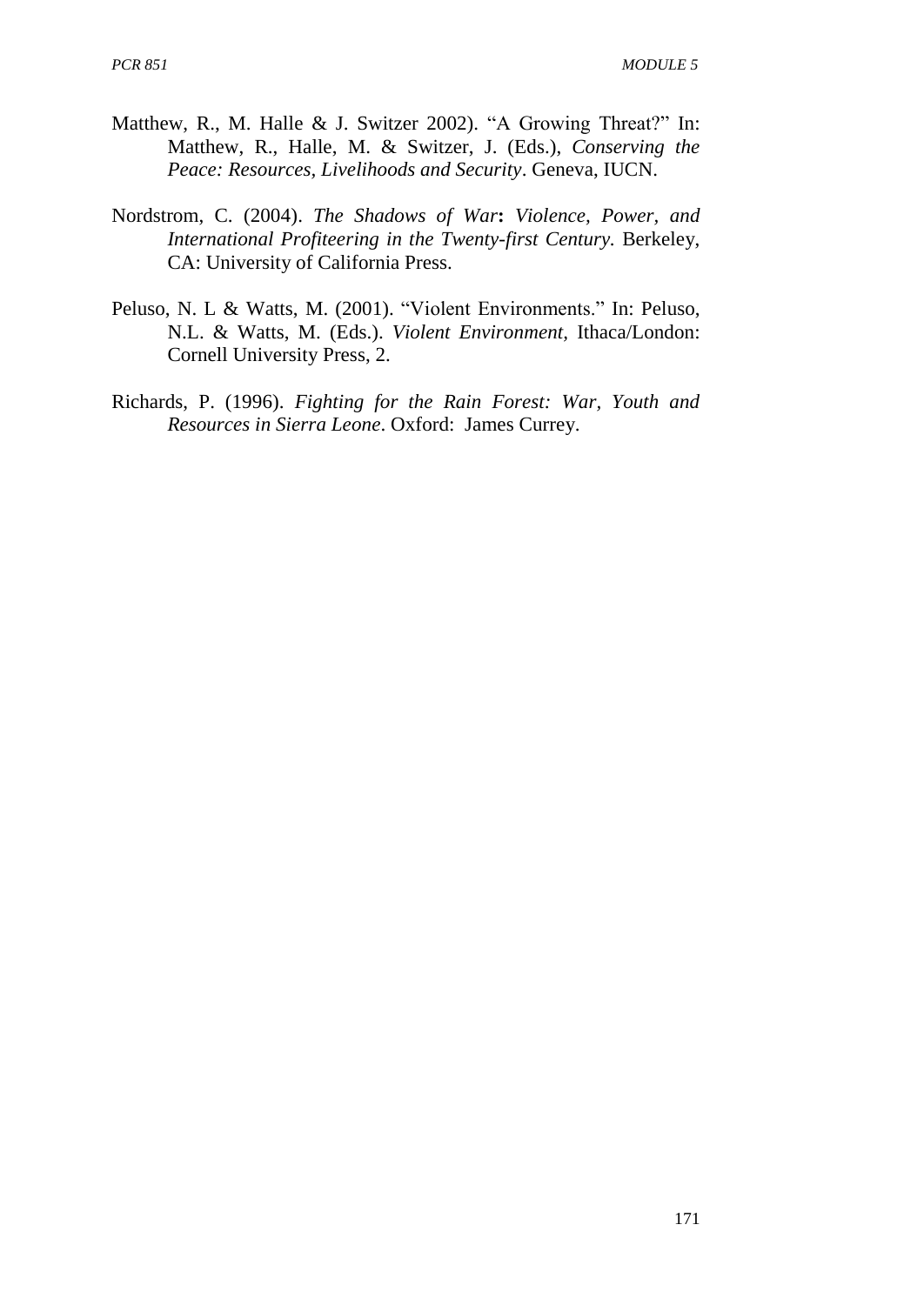Matthew, R., M. Halle & J. Switzer 2002). "A Growing Threat?" In: Matthew, R., Halle, M. & Switzer, J. (Eds.), *Conserving the Peace: Resources, Livelihoods and Security*. Geneva, IUCN.

Nordstrom, C. (2004). *The Shadows of War*: *Violence, Power, and International Profiteering in the Twenty-first Century*. Berkeley, CA: University of California Press.

Peluso, N. L & Watts, M. (2001). "Violent Environments." In: Peluso, N.L. & Watts, M. (Eds.). *Violent Environment,* Ithaca/London: Cornell University Press, 2.

Richards, P. (1996). *Fighting for the Rain Forest: War, Youth and Resources in Sierra Leone*. Oxford: James Currey.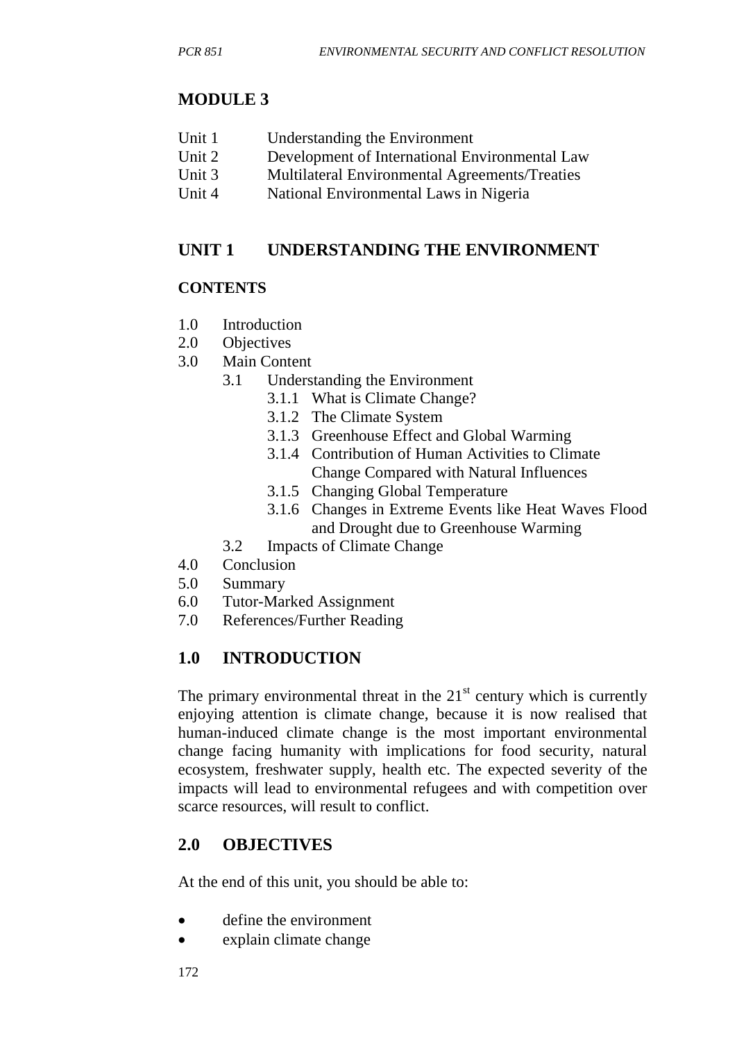# MODULE 3

Unit 1 Understanding the Environment
Unit 2 Development of International Environmental Law
Unit 3 Multilateral Environmental Agreements/Treaties
Unit 4 National Environmental Laws in Nigeria

## UNIT 1 UNDERSTANDING THE ENVIRONMENT

### CONTENTS

- 1.0 Introduction
- 2.0 Objectives
- 3.0 Main Content
  - 3.1 Understanding the Environment
    - 3.1.1 What is Climate Change?
    - 3.1.2 The Climate System
    - 3.1.3 Greenhouse Effect and Global Warming
    - 3.1.4 Contribution of Human Activities to Climate Change Compared with Natural Influences
    - 3.1.5 Changing Global Temperature
    - 3.1.6 Changes in Extreme Events like Heat Waves Flood and Drought due to Greenhouse Warming
  - 3.2 Impacts of Climate Change
- 4.0 Conclusion
- 5.0 Summary
- 6.0 Tutor-Marked Assignment
- 7.0 References/Further Reading

## 1.0 INTRODUCTION

The primary environmental threat in the 21st century which is currently enjoying attention is climate change, because it is now realised that human-induced climate change is the most important environmental change facing humanity with implications for food security, natural ecosystem, freshwater supply, health etc. The expected severity of the impacts will lead to environmental refugees and with competition over scarce resources, will result to conflict.

## 2.0 OBJECTIVES

At the end of this unit, you should be able to:

- define the environment
- explain climate change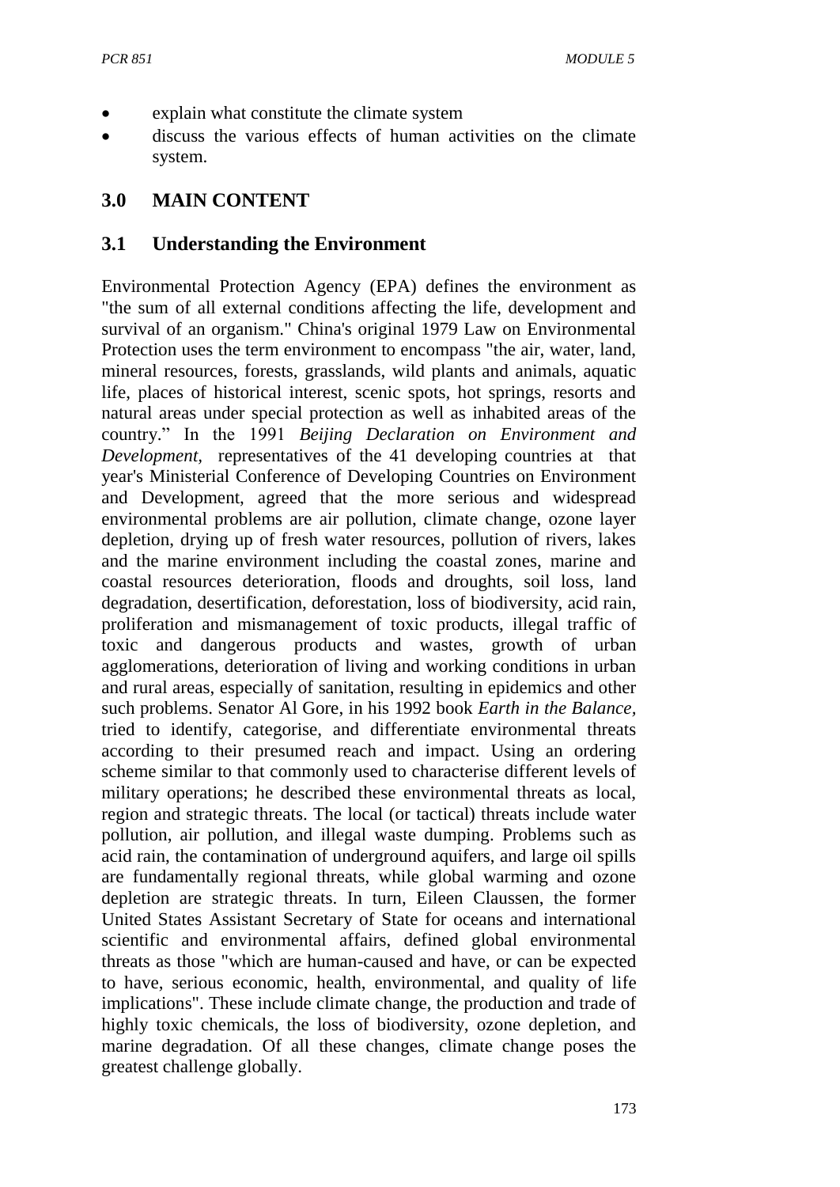- explain what constitute the climate system
- discuss the various effects of human activities on the climate system.

## 3.0 MAIN CONTENT

### 3.1 Understanding the Environment

Environmental Protection Agency (EPA) defines the environment as "the sum of all external conditions affecting the life, development and survival of an organism." China's original 1979 Law on Environmental Protection uses the term environment to encompass "the air, water, land, mineral resources, forests, grasslands, wild plants and animals, aquatic life, places of historical interest, scenic spots, hot springs, resorts and natural areas under special protection as well as inhabited areas of the country." In the 1991 *Beijing Declaration on Environment and Development*, representatives of the 41 developing countries at that year's Ministerial Conference of Developing Countries on Environment and Development, agreed that the more serious and widespread environmental problems are air pollution, climate change, ozone layer depletion, drying up of fresh water resources, pollution of rivers, lakes and the marine environment including the coastal zones, marine and coastal resources deterioration, floods and droughts, soil loss, land degradation, desertification, deforestation, loss of biodiversity, acid rain, proliferation and mismanagement of toxic products, illegal traffic of toxic and dangerous products and wastes, growth of urban agglomerations, deterioration of living and working conditions in urban and rural areas, especially of sanitation, resulting in epidemics and other such problems. Senator Al Gore, in his 1992 book *Earth in the Balance*, tried to identify, categorise, and differentiate environmental threats according to their presumed reach and impact. Using an ordering scheme similar to that commonly used to characterise different levels of military operations; he described these environmental threats as local, region and strategic threats. The local (or tactical) threats include water pollution, air pollution, and illegal waste dumping. Problems such as acid rain, the contamination of underground aquifers, and large oil spills are fundamentally regional threats, while global warming and ozone depletion are strategic threats. In turn, Eileen Claussen, the former United States Assistant Secretary of State for oceans and international scientific and environmental affairs, defined global environmental threats as those "which are human-caused and have, or can be expected to have, serious economic, health, environmental, and quality of life implications". These include climate change, the production and trade of highly toxic chemicals, the loss of biodiversity, ozone depletion, and marine degradation. Of all these changes, climate change poses the greatest challenge globally.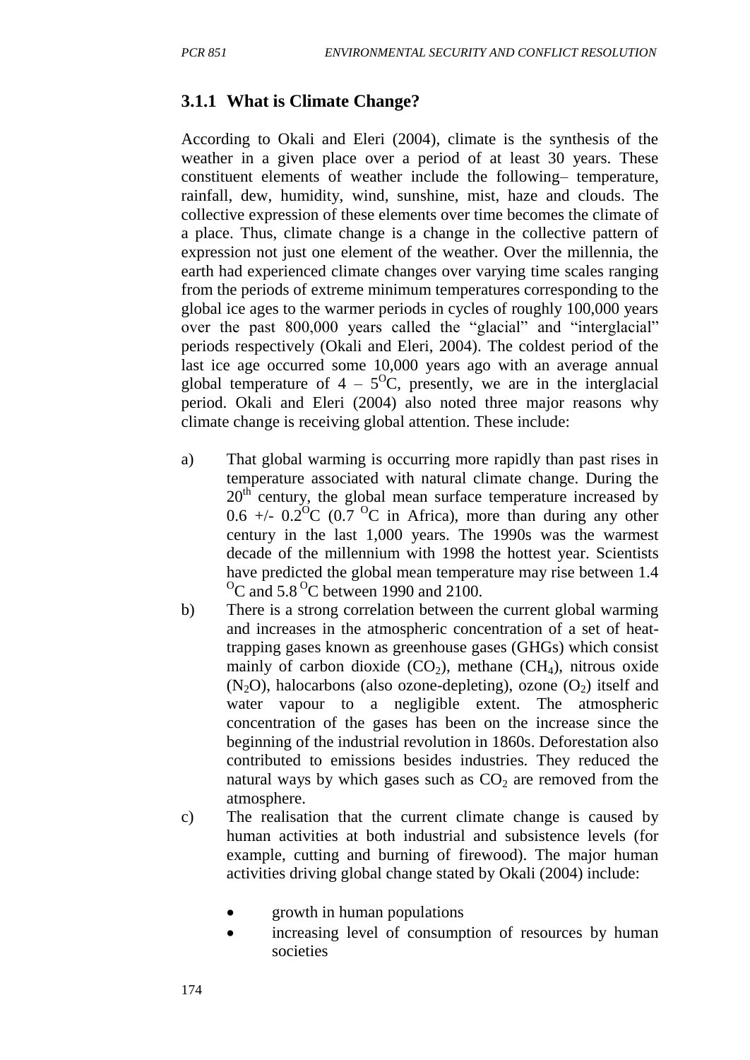### 3.1.1 What is Climate Change?

According to Okali and Eleri (2004), climate is the synthesis of the weather in a given place over a period of at least 30 years. These constituent elements of weather include the following– temperature, rainfall, dew, humidity, wind, sunshine, mist, haze and clouds. The collective expression of these elements over time becomes the climate of a place. Thus, climate change is a change in the collective pattern of expression not just one element of the weather. Over the millennia, the earth had experienced climate changes over varying time scales ranging from the periods of extreme minimum temperatures corresponding to the global ice ages to the warmer periods in cycles of roughly 100,000 years over the past 800,000 years called the "glacial" and "interglacial" periods respectively (Okali and Eleri, 2004). The coldest period of the last ice age occurred some 10,000 years ago with an average annual global temperature of $4 – 5^{O}C$, presently, we are in the interglacial period. Okali and Eleri (2004) also noted three major reasons why climate change is receiving global attention. These include:

a) That global warming is occurring more rapidly than past rises in temperature associated with natural climate change. During the $20^{th}$ century, the global mean surface temperature increased by 0.6 +/- $0.2^{O}C$ ($0.7\ ^{O}C$ in Africa), more than during any other century in the last 1,000 years. The 1990s was the warmest decade of the millennium with 1998 the hottest year. Scientists have predicted the global mean temperature may rise between $1.4\ ^{O}C$ and $5.8\ ^{O}C$ between 1990 and 2100.

b) There is a strong correlation between the current global warming and increases in the atmospheric concentration of a set of heat-trapping gases known as greenhouse gases (GHGs) which consist mainly of carbon dioxide ($CO_2$), methane ($CH_4$), nitrous oxide ($N_2O$), halocarbons (also ozone-depleting), ozone ($O_2$) itself and water vapour to a negligible extent. The atmospheric concentration of the gases has been on the increase since the beginning of the industrial revolution in 1860s. Deforestation also contributed to emissions besides industries. They reduced the natural ways by which gases such as $CO_2$ are removed from the atmosphere.

c) The realisation that the current climate change is caused by human activities at both industrial and subsistence levels (for example, cutting and burning of firewood). The major human activities driving global change stated by Okali (2004) include:

- growth in human populations
- increasing level of consumption of resources by human societies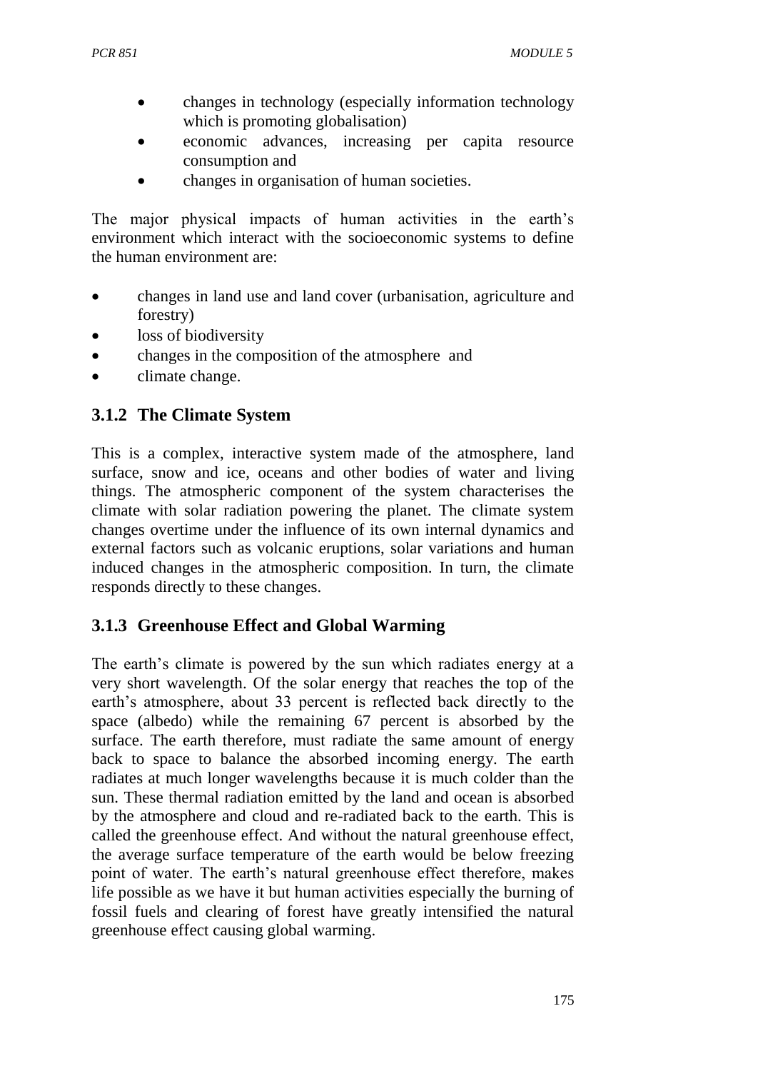- changes in technology (especially information technology which is promoting globalisation)
- economic advances, increasing per capita resource consumption and
- changes in organisation of human societies.

The major physical impacts of human activities in the earth's environment which interact with the socioeconomic systems to define the human environment are:

- changes in land use and land cover (urbanisation, agriculture and forestry)
- loss of biodiversity
- changes in the composition of the atmosphere and
- climate change.

### 3.1.2 The Climate System

This is a complex, interactive system made of the atmosphere, land surface, snow and ice, oceans and other bodies of water and living things. The atmospheric component of the system characterises the climate with solar radiation powering the planet. The climate system changes overtime under the influence of its own internal dynamics and external factors such as volcanic eruptions, solar variations and human induced changes in the atmospheric composition. In turn, the climate responds directly to these changes.

### 3.1.3 Greenhouse Effect and Global Warming

The earth's climate is powered by the sun which radiates energy at a very short wavelength. Of the solar energy that reaches the top of the earth's atmosphere, about 33 percent is reflected back directly to the space (albedo) while the remaining 67 percent is absorbed by the surface. The earth therefore, must radiate the same amount of energy back to space to balance the absorbed incoming energy. The earth radiates at much longer wavelengths because it is much colder than the sun. These thermal radiation emitted by the land and ocean is absorbed by the atmosphere and cloud and re-radiated back to the earth. This is called the greenhouse effect. And without the natural greenhouse effect, the average surface temperature of the earth would be below freezing point of water. The earth's natural greenhouse effect therefore, makes life possible as we have it but human activities especially the burning of fossil fuels and clearing of forest have greatly intensified the natural greenhouse effect causing global warming.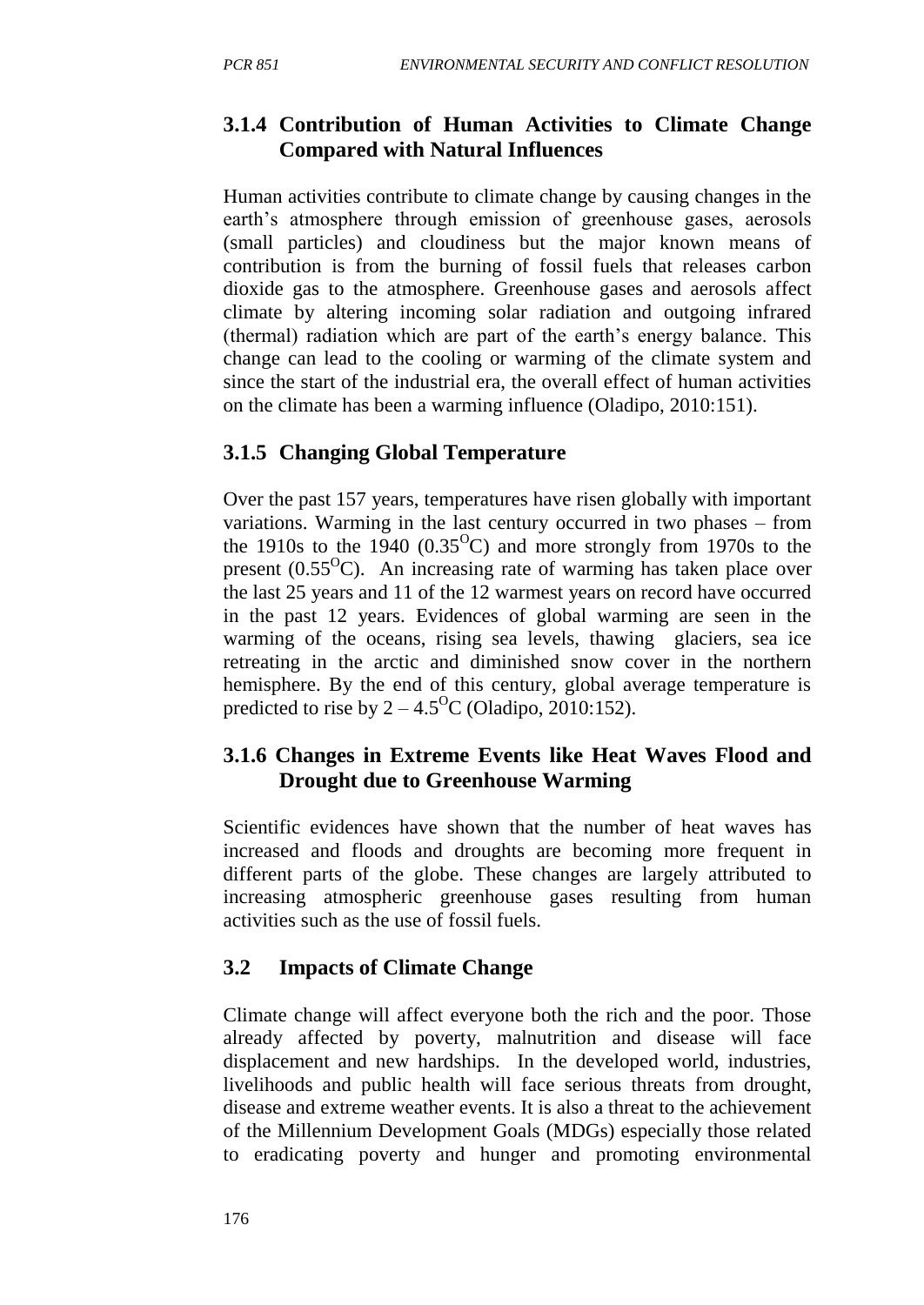### 3.1.4 Contribution of Human Activities to Climate Change Compared with Natural Influences

Human activities contribute to climate change by causing changes in the earth's atmosphere through emission of greenhouse gases, aerosols (small particles) and cloudiness but the major known means of contribution is from the burning of fossil fuels that releases carbon dioxide gas to the atmosphere. Greenhouse gases and aerosols affect climate by altering incoming solar radiation and outgoing infrared (thermal) radiation which are part of the earth's energy balance. This change can lead to the cooling or warming of the climate system and since the start of the industrial era, the overall effect of human activities on the climate has been a warming influence (Oladipo, 2010:151).

### 3.1.5 Changing Global Temperature

Over the past 157 years, temperatures have risen globally with important variations. Warming in the last century occurred in two phases – from the 1910s to the 1940 ($0.35^{O}C$) and more strongly from 1970s to the present ($0.55^{O}C$). An increasing rate of warming has taken place over the last 25 years and 11 of the 12 warmest years on record have occurred in the past 12 years. Evidences of global warming are seen in the warming of the oceans, rising sea levels, thawing glaciers, sea ice retreating in the arctic and diminished snow cover in the northern hemisphere. By the end of this century, global average temperature is predicted to rise by $2 – 4.5^{O}C$ (Oladipo, 2010:152).

### 3.1.6 Changes in Extreme Events like Heat Waves Flood and Drought due to Greenhouse Warming

Scientific evidences have shown that the number of heat waves has increased and floods and droughts are becoming more frequent in different parts of the globe. These changes are largely attributed to increasing atmospheric greenhouse gases resulting from human activities such as the use of fossil fuels.

## 3.2 Impacts of Climate Change

Climate change will affect everyone both the rich and the poor. Those already affected by poverty, malnutrition and disease will face displacement and new hardships. In the developed world, industries, livelihoods and public health will face serious threats from drought, disease and extreme weather events. It is also a threat to the achievement of the Millennium Development Goals (MDGs) especially those related to eradicating poverty and hunger and promoting environmental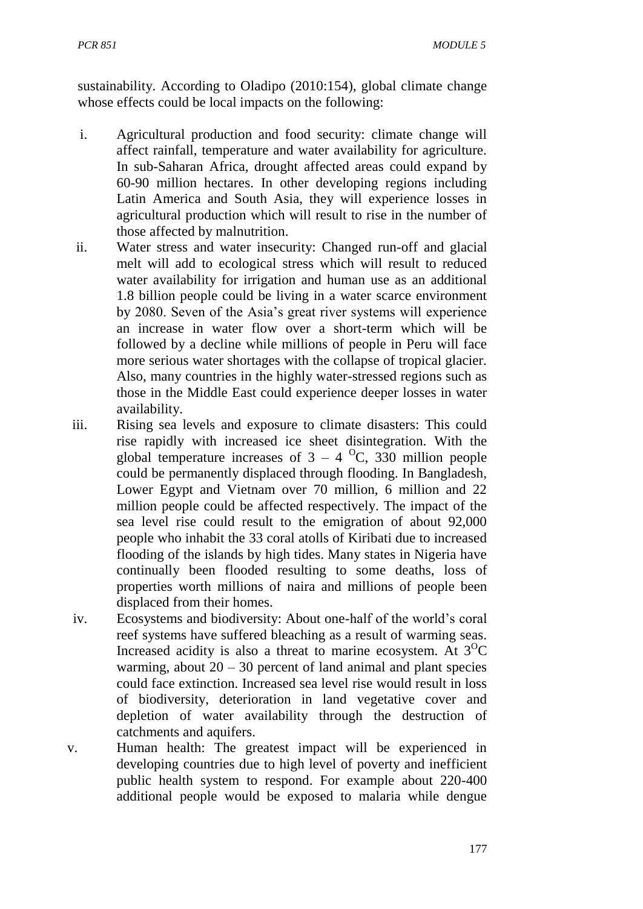sustainability. According to Oladipo (2010:154), global climate change whose effects could be local impacts on the following:

i. Agricultural production and food security: climate change will affect rainfall, temperature and water availability for agriculture. In sub-Saharan Africa, drought affected areas could expand by 60-90 million hectares. In other developing regions including Latin America and South Asia, they will experience losses in agricultural production which will result to rise in the number of those affected by malnutrition.
ii. Water stress and water insecurity: Changed run-off and glacial melt will add to ecological stress which will result to reduced water availability for irrigation and human use as an additional 1.8 billion people could be living in a water scarce environment by 2080. Seven of the Asia's great river systems will experience an increase in water flow over a short-term which will be followed by a decline while millions of people in Peru will face more serious water shortages with the collapse of tropical glacier. Also, many countries in the highly water-stressed regions such as those in the Middle East could experience deeper losses in water availability.
iii. Rising sea levels and exposure to climate disasters: This could rise rapidly with increased ice sheet disintegration. With the global temperature increases of 3 – 4 $^{O}$C, 330 million people could be permanently displaced through flooding. In Bangladesh, Lower Egypt and Vietnam over 70 million, 6 million and 22 million people could be affected respectively. The impact of the sea level rise could result to the emigration of about 92,000 people who inhabit the 33 coral atolls of Kiribati due to increased flooding of the islands by high tides. Many states in Nigeria have continually been flooded resulting to some deaths, loss of properties worth millions of naira and millions of people been displaced from their homes.
iv. Ecosystems and biodiversity: About one-half of the world's coral reef systems have suffered bleaching as a result of warming seas. Increased acidity is also a threat to marine ecosystem. At 3$^{O}$C warming, about 20 – 30 percent of land animal and plant species could face extinction. Increased sea level rise would result in loss of biodiversity, deterioration in land vegetative cover and depletion of water availability through the destruction of catchments and aquifers.
v. Human health: The greatest impact will be experienced in developing countries due to high level of poverty and inefficient public health system to respond. For example about 220-400 additional people would be exposed to malaria while dengue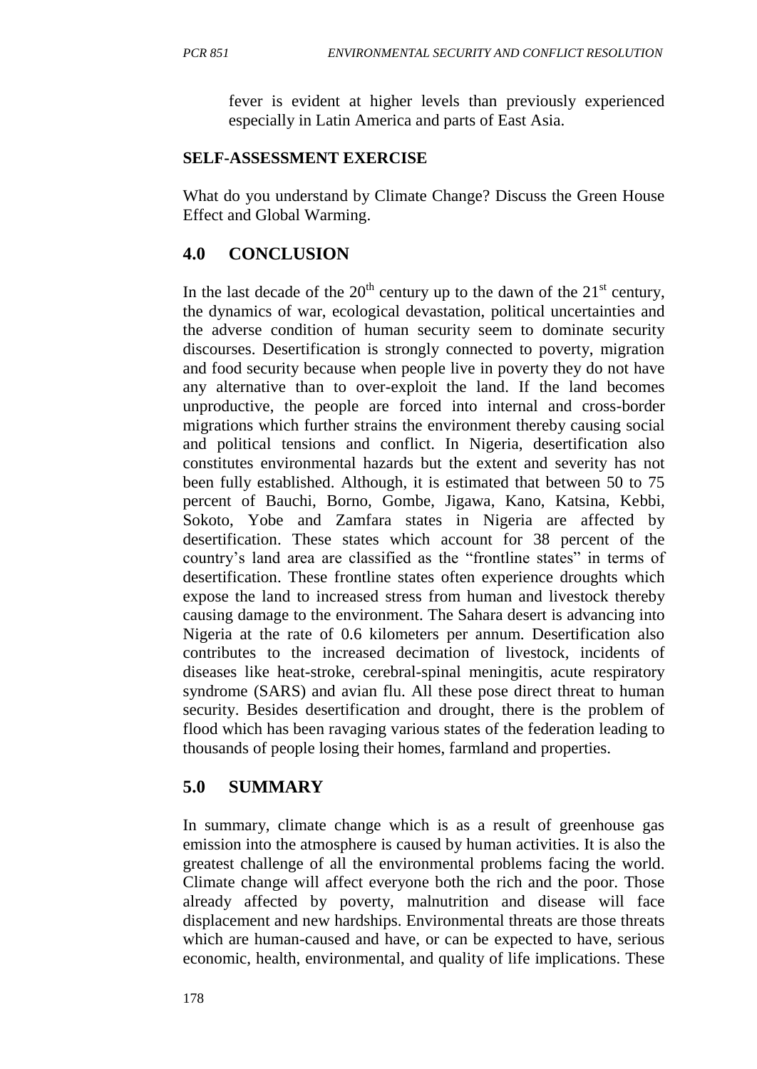fever is evident at higher levels than previously experienced especially in Latin America and parts of East Asia.

**SELF-ASSESSMENT EXERCISE**

What do you understand by Climate Change? Discuss the Green House Effect and Global Warming.

## 4.0 CONCLUSION

In the last decade of the 20th century up to the dawn of the 21st century, the dynamics of war, ecological devastation, political uncertainties and the adverse condition of human security seem to dominate security discourses. Desertification is strongly connected to poverty, migration and food security because when people live in poverty they do not have any alternative than to over-exploit the land. If the land becomes unproductive, the people are forced into internal and cross-border migrations which further strains the environment thereby causing social and political tensions and conflict. In Nigeria, desertification also constitutes environmental hazards but the extent and severity has not been fully established. Although, it is estimated that between 50 to 75 percent of Bauchi, Borno, Gombe, Jigawa, Kano, Katsina, Kebbi, Sokoto, Yobe and Zamfara states in Nigeria are affected by desertification. These states which account for 38 percent of the country's land area are classified as the "frontline states" in terms of desertification. These frontline states often experience droughts which expose the land to increased stress from human and livestock thereby causing damage to the environment. The Sahara desert is advancing into Nigeria at the rate of 0.6 kilometers per annum. Desertification also contributes to the increased decimation of livestock, incidents of diseases like heat-stroke, cerebral-spinal meningitis, acute respiratory syndrome (SARS) and avian flu. All these pose direct threat to human security. Besides desertification and drought, there is the problem of flood which has been ravaging various states of the federation leading to thousands of people losing their homes, farmland and properties.

## 5.0 SUMMARY

In summary, climate change which is as a result of greenhouse gas emission into the atmosphere is caused by human activities. It is also the greatest challenge of all the environmental problems facing the world. Climate change will affect everyone both the rich and the poor. Those already affected by poverty, malnutrition and disease will face displacement and new hardships. Environmental threats are those threats which are human-caused and have, or can be expected to have, serious economic, health, environmental, and quality of life implications. These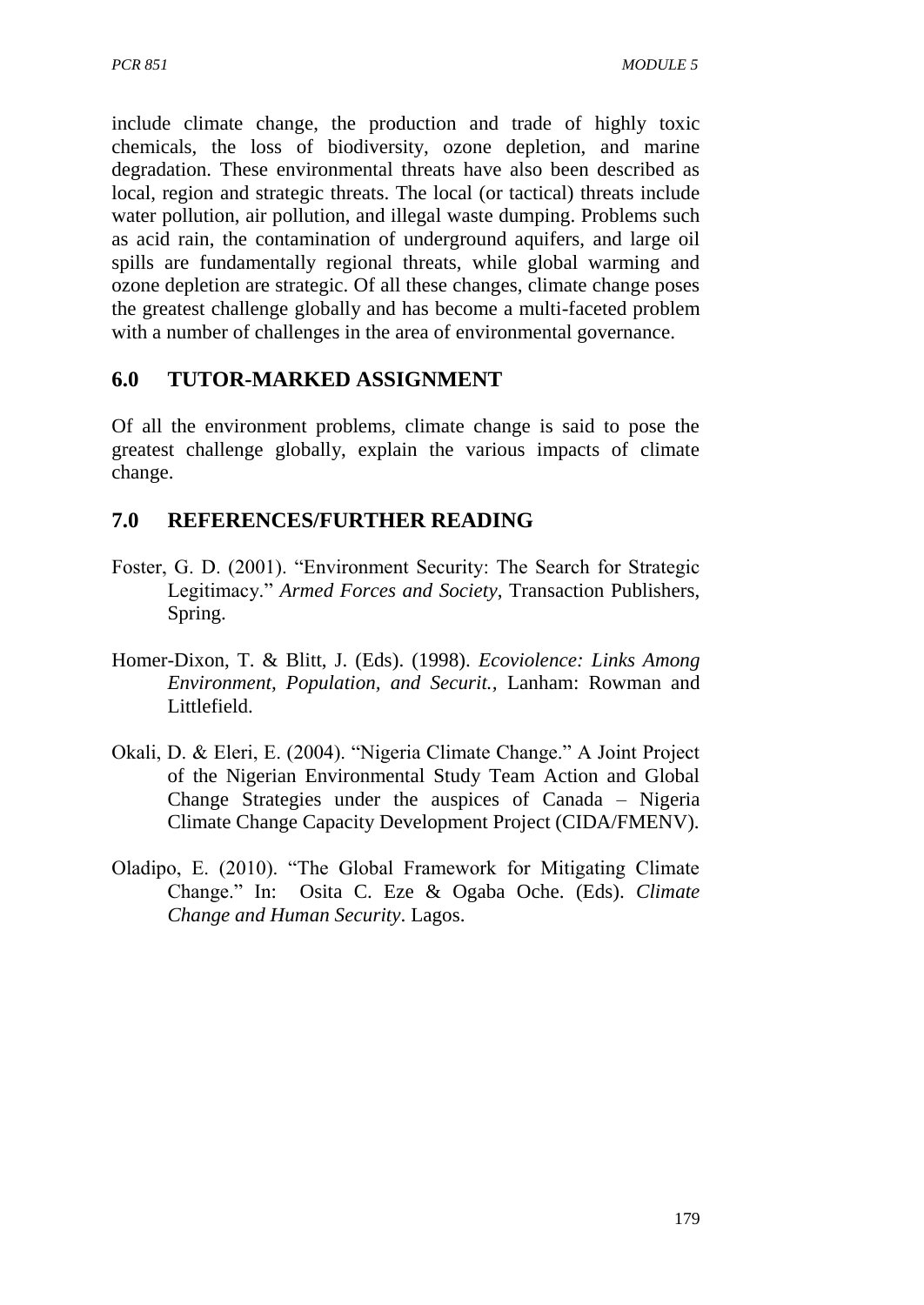include climate change, the production and trade of highly toxic chemicals, the loss of biodiversity, ozone depletion, and marine degradation. These environmental threats have also been described as local, region and strategic threats. The local (or tactical) threats include water pollution, air pollution, and illegal waste dumping. Problems such as acid rain, the contamination of underground aquifers, and large oil spills are fundamentally regional threats, while global warming and ozone depletion are strategic. Of all these changes, climate change poses the greatest challenge globally and has become a multi-faceted problem with a number of challenges in the area of environmental governance.

## 6.0 TUTOR-MARKED ASSIGNMENT

Of all the environment problems, climate change is said to pose the greatest challenge globally, explain the various impacts of climate change.

## 7.0 REFERENCES/FURTHER READING

Foster, G. D. (2001). "Environment Security: The Search for Strategic Legitimacy." *Armed Forces and Society*, Transaction Publishers, Spring.

Homer-Dixon, T. & Blitt, J. (Eds). (1998). *Ecoviolence: Links Among Environment, Population, and Securit.,* Lanham: Rowman and Littlefield.

Okali, D. & Eleri, E. (2004). "Nigeria Climate Change." A Joint Project of the Nigerian Environmental Study Team Action and Global Change Strategies under the auspices of Canada – Nigeria Climate Change Capacity Development Project (CIDA/FMENV).

Oladipo, E. (2010). "The Global Framework for Mitigating Climate Change." In: Osita C. Eze & Ogaba Oche. (Eds). *Climate Change and Human Security*. Lagos.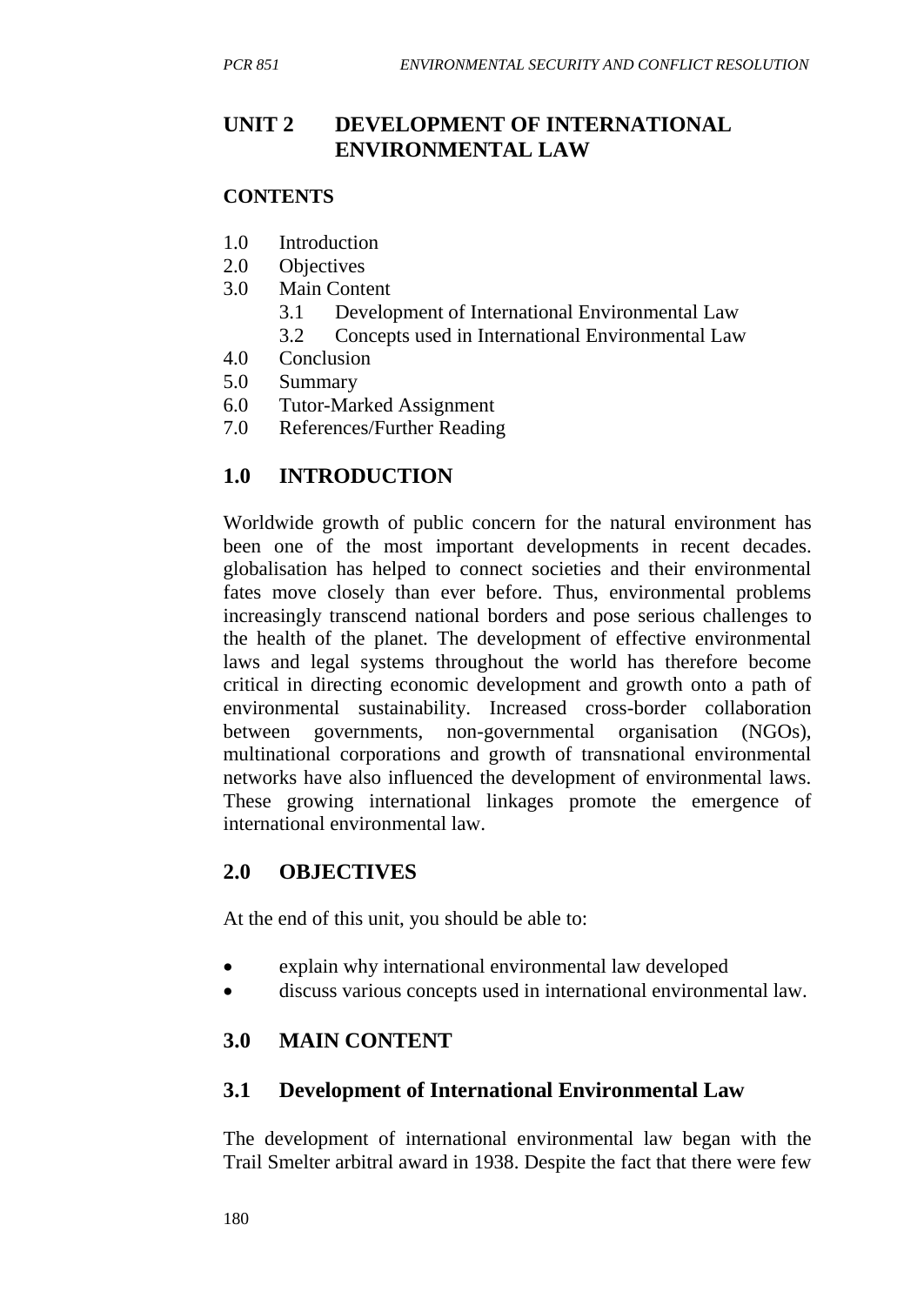# UNIT 2 DEVELOPMENT OF INTERNATIONAL ENVIRONMENTAL LAW

**CONTENTS**

1.0 Introduction
2.0 Objectives
3.0 Main Content
    3.1 Development of International Environmental Law
    3.2 Concepts used in International Environmental Law
4.0 Conclusion
5.0 Summary
6.0 Tutor-Marked Assignment
7.0 References/Further Reading

## 1.0 INTRODUCTION

Worldwide growth of public concern for the natural environment has been one of the most important developments in recent decades. globalisation has helped to connect societies and their environmental fates move closely than ever before. Thus, environmental problems increasingly transcend national borders and pose serious challenges to the health of the planet. The development of effective environmental laws and legal systems throughout the world has therefore become critical in directing economic development and growth onto a path of environmental sustainability. Increased cross-border collaboration between governments, non-governmental organisation (NGOs), multinational corporations and growth of transnational environmental networks have also influenced the development of environmental laws. These growing international linkages promote the emergence of international environmental law.

## 2.0 OBJECTIVES

At the end of this unit, you should be able to:

- explain why international environmental law developed
- discuss various concepts used in international environmental law.

## 3.0 MAIN CONTENT

### 3.1 Development of International Environmental Law

The development of international environmental law began with the Trail Smelter arbitral award in 1938. Despite the fact that there were few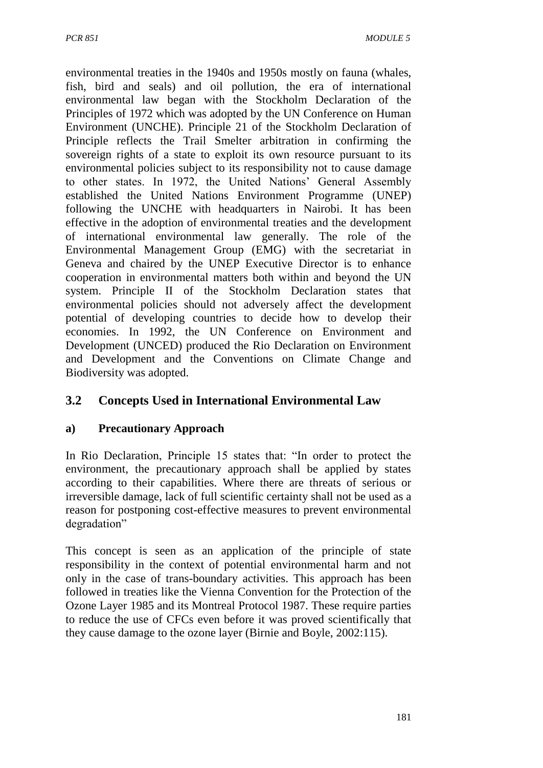environmental treaties in the 1940s and 1950s mostly on fauna (whales, fish, bird and seals) and oil pollution, the era of international environmental law began with the Stockholm Declaration of the Principles of 1972 which was adopted by the UN Conference on Human Environment (UNCHE). Principle 21 of the Stockholm Declaration of Principle reflects the Trail Smelter arbitration in confirming the sovereign rights of a state to exploit its own resource pursuant to its environmental policies subject to its responsibility not to cause damage to other states. In 1972, the United Nations' General Assembly established the United Nations Environment Programme (UNEP) following the UNCHE with headquarters in Nairobi. It has been effective in the adoption of environmental treaties and the development of international environmental law generally. The role of the Environmental Management Group (EMG) with the secretariat in Geneva and chaired by the UNEP Executive Director is to enhance cooperation in environmental matters both within and beyond the UN system. Principle II of the Stockholm Declaration states that environmental policies should not adversely affect the development potential of developing countries to decide how to develop their economies. In 1992, the UN Conference on Environment and Development (UNCED) produced the Rio Declaration on Environment and Development and the Conventions on Climate Change and Biodiversity was adopted.

## 3.2 Concepts Used in International Environmental Law

### a) Precautionary Approach

In Rio Declaration, Principle 15 states that: "In order to protect the environment, the precautionary approach shall be applied by states according to their capabilities. Where there are threats of serious or irreversible damage, lack of full scientific certainty shall not be used as a reason for postponing cost-effective measures to prevent environmental degradation"

This concept is seen as an application of the principle of state responsibility in the context of potential environmental harm and not only in the case of trans-boundary activities. This approach has been followed in treaties like the Vienna Convention for the Protection of the Ozone Layer 1985 and its Montreal Protocol 1987. These require parties to reduce the use of CFCs even before it was proved scientifically that they cause damage to the ozone layer (Birnie and Boyle, 2002:115).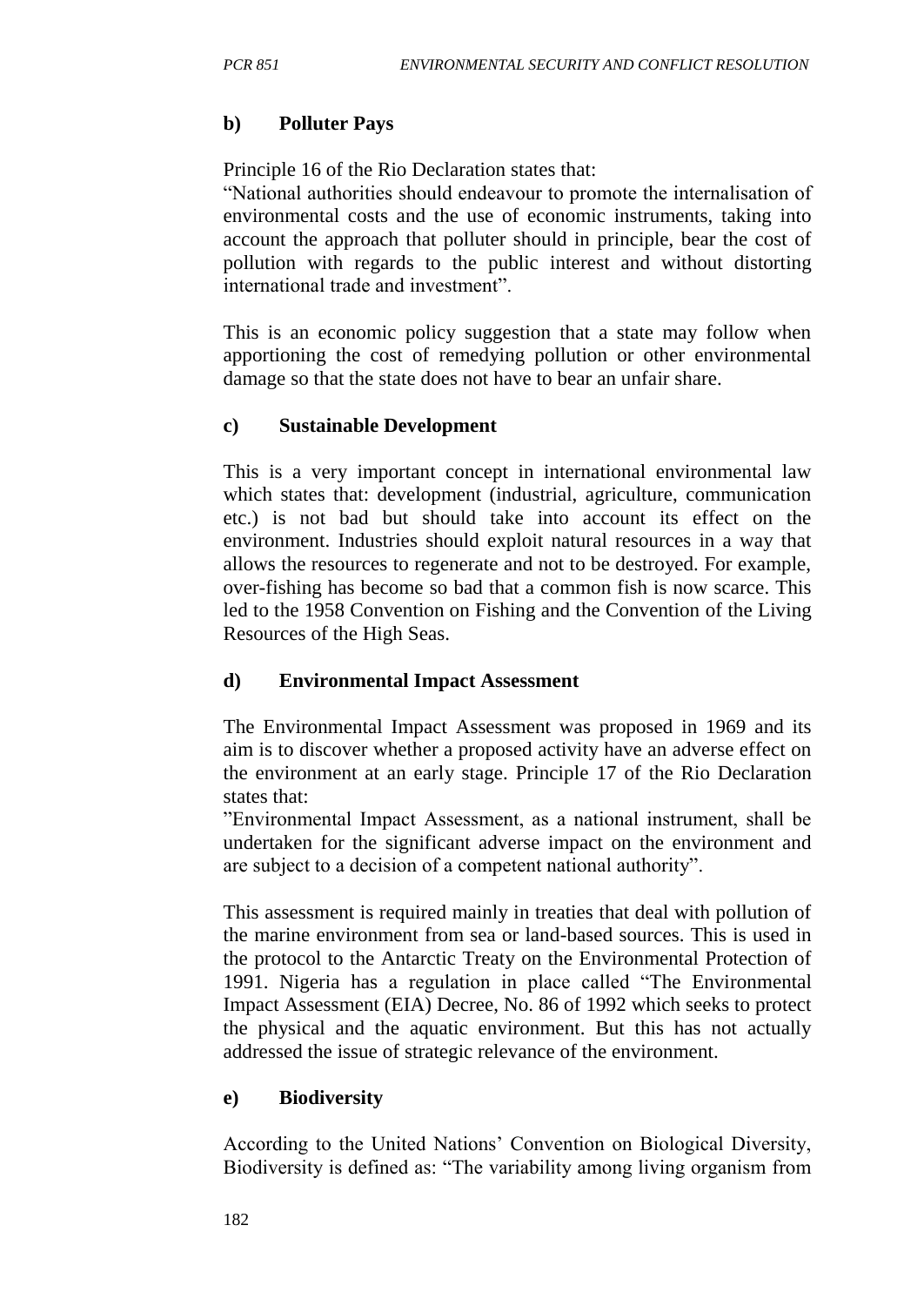**b) Polluter Pays**

Principle 16 of the Rio Declaration states that:
"National authorities should endeavour to promote the internalisation of environmental costs and the use of economic instruments, taking into account the approach that polluter should in principle, bear the cost of pollution with regards to the public interest and without distorting international trade and investment".

This is an economic policy suggestion that a state may follow when apportioning the cost of remedying pollution or other environmental damage so that the state does not have to bear an unfair share.

**c) Sustainable Development**

This is a very important concept in international environmental law which states that: development (industrial, agriculture, communication etc.) is not bad but should take into account its effect on the environment. Industries should exploit natural resources in a way that allows the resources to regenerate and not to be destroyed. For example, over-fishing has become so bad that a common fish is now scarce. This led to the 1958 Convention on Fishing and the Convention of the Living Resources of the High Seas.

**d) Environmental Impact Assessment**

The Environmental Impact Assessment was proposed in 1969 and its aim is to discover whether a proposed activity have an adverse effect on the environment at an early stage. Principle 17 of the Rio Declaration states that:
"Environmental Impact Assessment, as a national instrument, shall be undertaken for the significant adverse impact on the environment and are subject to a decision of a competent national authority".

This assessment is required mainly in treaties that deal with pollution of the marine environment from sea or land-based sources. This is used in the protocol to the Antarctic Treaty on the Environmental Protection of 1991. Nigeria has a regulation in place called "The Environmental Impact Assessment (EIA) Decree, No. 86 of 1992 which seeks to protect the physical and the aquatic environment. But this has not actually addressed the issue of strategic relevance of the environment.

**e) Biodiversity**

According to the United Nations' Convention on Biological Diversity, Biodiversity is defined as: "The variability among living organism from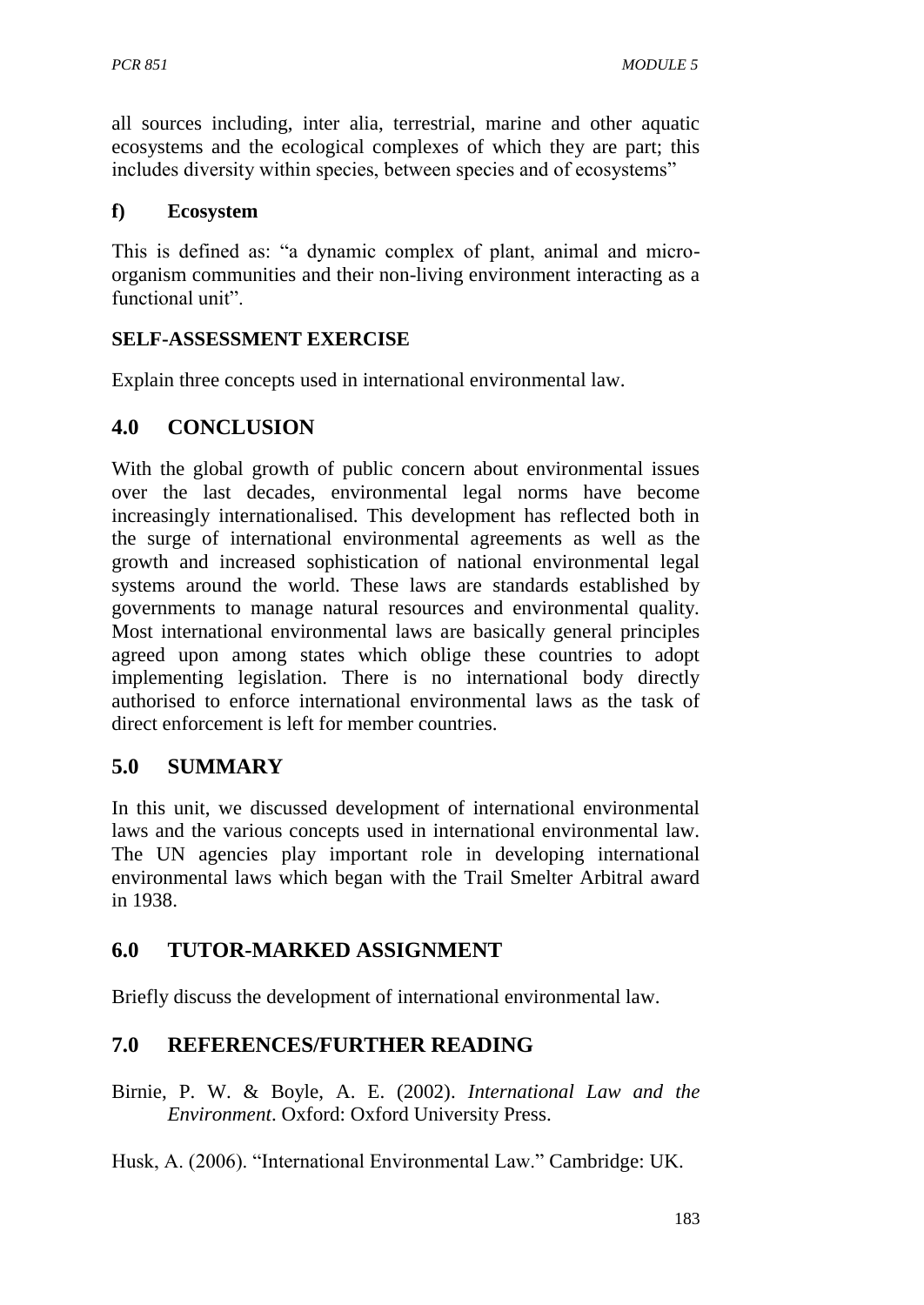all sources including, inter alia, terrestrial, marine and other aquatic ecosystems and the ecological complexes of which they are part; this includes diversity within species, between species and of ecosystems"

**f) Ecosystem**

This is defined as: "a dynamic complex of plant, animal and micro-organism communities and their non-living environment interacting as a functional unit".

**SELF-ASSESSMENT EXERCISE**

Explain three concepts used in international environmental law.

## 4.0 CONCLUSION

With the global growth of public concern about environmental issues over the last decades, environmental legal norms have become increasingly internationalised. This development has reflected both in the surge of international environmental agreements as well as the growth and increased sophistication of national environmental legal systems around the world. These laws are standards established by governments to manage natural resources and environmental quality. Most international environmental laws are basically general principles agreed upon among states which oblige these countries to adopt implementing legislation. There is no international body directly authorised to enforce international environmental laws as the task of direct enforcement is left for member countries.

## 5.0 SUMMARY

In this unit, we discussed development of international environmental laws and the various concepts used in international environmental law. The UN agencies play important role in developing international environmental laws which began with the Trail Smelter Arbitral award in 1938.

## 6.0 TUTOR-MARKED ASSIGNMENT

Briefly discuss the development of international environmental law.

## 7.0 REFERENCES/FURTHER READING

Birnie, P. W. & Boyle, A. E. (2002). *International Law and the Environment*. Oxford: Oxford University Press.

Husk, A. (2006). "International Environmental Law." Cambridge: UK.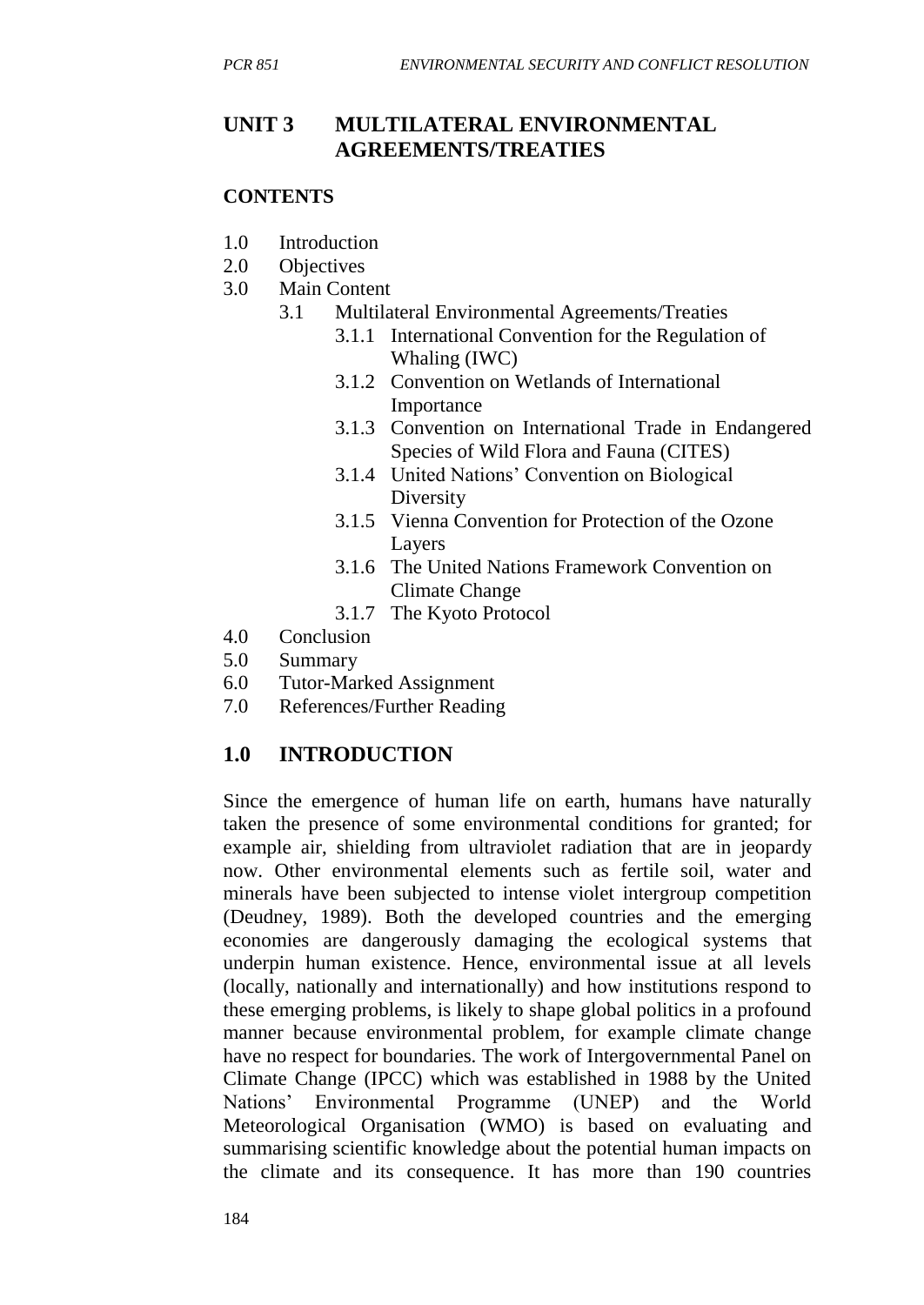## UNIT 3 MULTILATERAL ENVIRONMENTAL AGREEMENTS/TREATIES

**CONTENTS**

1.0 Introduction
2.0 Objectives
3.0 Main Content
  3.1 Multilateral Environmental Agreements/Treaties
    3.1.1 International Convention for the Regulation of Whaling (IWC)
    3.1.2 Convention on Wetlands of International Importance
    3.1.3 Convention on International Trade in Endangered Species of Wild Flora and Fauna (CITES)
    3.1.4 United Nations' Convention on Biological Diversity
    3.1.5 Vienna Convention for Protection of the Ozone Layers
    3.1.6 The United Nations Framework Convention on Climate Change
    3.1.7 The Kyoto Protocol
4.0 Conclusion
5.0 Summary
6.0 Tutor-Marked Assignment
7.0 References/Further Reading

## 1.0 INTRODUCTION

Since the emergence of human life on earth, humans have naturally taken the presence of some environmental conditions for granted; for example air, shielding from ultraviolet radiation that are in jeopardy now. Other environmental elements such as fertile soil, water and minerals have been subjected to intense violet intergroup competition (Deudney, 1989). Both the developed countries and the emerging economies are dangerously damaging the ecological systems that underpin human existence. Hence, environmental issue at all levels (locally, nationally and internationally) and how institutions respond to these emerging problems, is likely to shape global politics in a profound manner because environmental problem, for example climate change have no respect for boundaries. The work of Intergovernmental Panel on Climate Change (IPCC) which was established in 1988 by the United Nations' Environmental Programme (UNEP) and the World Meteorological Organisation (WMO) is based on evaluating and summarising scientific knowledge about the potential human impacts on the climate and its consequence. It has more than 190 countries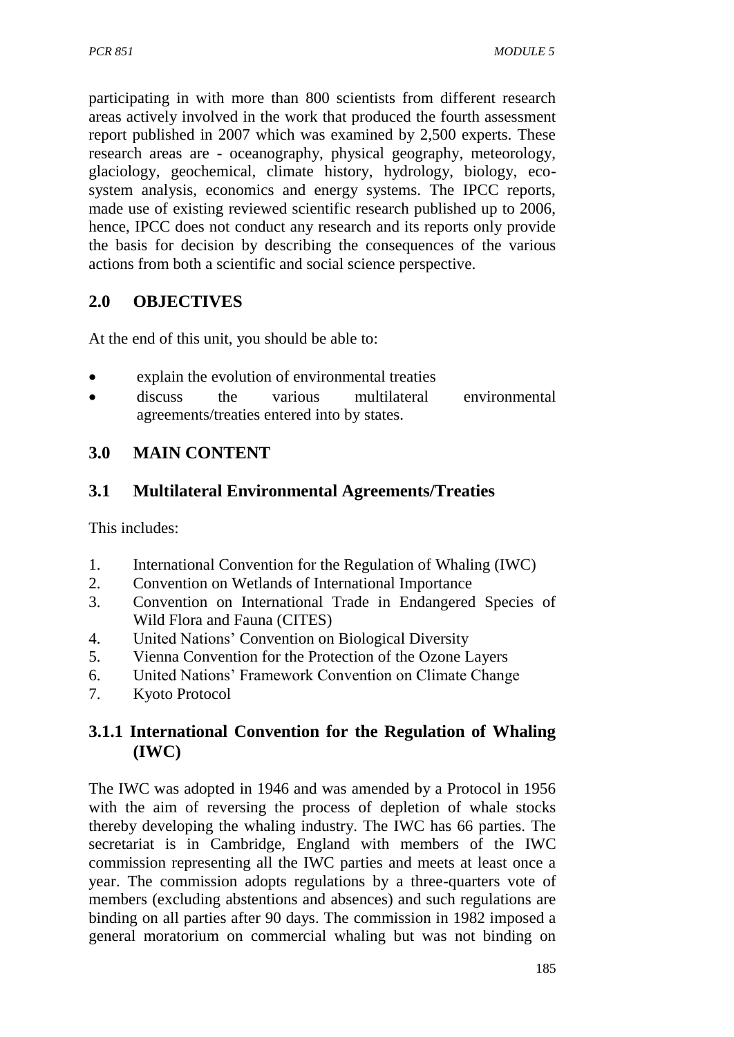participating in with more than 800 scientists from different research areas actively involved in the work that produced the fourth assessment report published in 2007 which was examined by 2,500 experts. These research areas are - oceanography, physical geography, meteorology, glaciology, geochemical, climate history, hydrology, biology, eco-system analysis, economics and energy systems. The IPCC reports, made use of existing reviewed scientific research published up to 2006, hence, IPCC does not conduct any research and its reports only provide the basis for decision by describing the consequences of the various actions from both a scientific and social science perspective.

## 2.0 OBJECTIVES

At the end of this unit, you should be able to:

- explain the evolution of environmental treaties
- discuss the various multilateral environmental agreements/treaties entered into by states.

## 3.0 MAIN CONTENT

### 3.1 Multilateral Environmental Agreements/Treaties

This includes:

1. International Convention for the Regulation of Whaling (IWC)
2. Convention on Wetlands of International Importance
3. Convention on International Trade in Endangered Species of Wild Flora and Fauna (CITES)
4. United Nations' Convention on Biological Diversity
5. Vienna Convention for the Protection of the Ozone Layers
6. United Nations' Framework Convention on Climate Change
7. Kyoto Protocol

### 3.1.1 International Convention for the Regulation of Whaling (IWC)

The IWC was adopted in 1946 and was amended by a Protocol in 1956 with the aim of reversing the process of depletion of whale stocks thereby developing the whaling industry. The IWC has 66 parties. The secretariat is in Cambridge, England with members of the IWC commission representing all the IWC parties and meets at least once a year. The commission adopts regulations by a three-quarters vote of members (excluding abstentions and absences) and such regulations are binding on all parties after 90 days. The commission in 1982 imposed a general moratorium on commercial whaling but was not binding on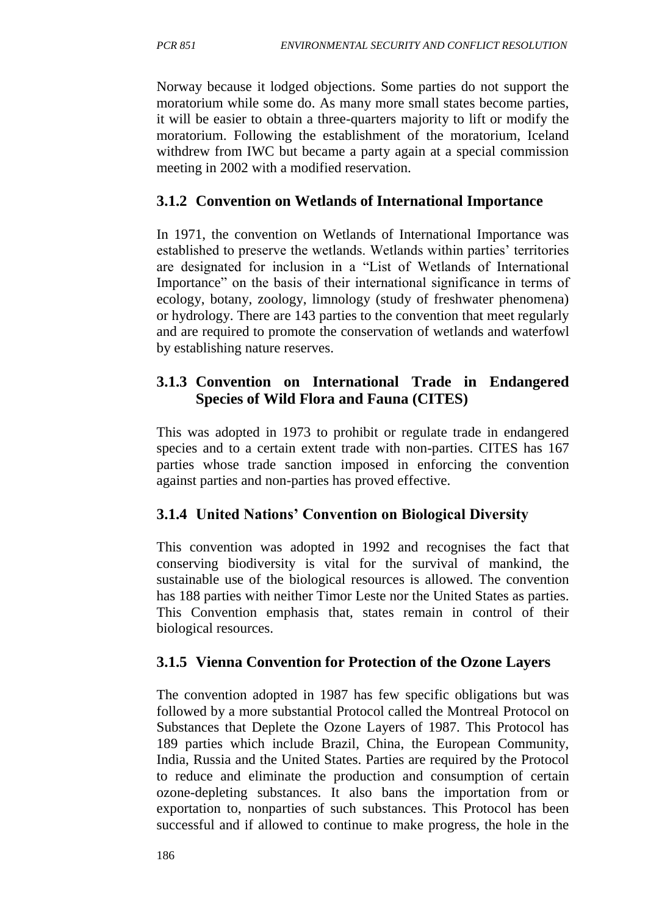Norway because it lodged objections. Some parties do not support the moratorium while some do. As many more small states become parties, it will be easier to obtain a three-quarters majority to lift or modify the moratorium. Following the establishment of the moratorium, Iceland withdrew from IWC but became a party again at a special commission meeting in 2002 with a modified reservation.

### 3.1.2 Convention on Wetlands of International Importance

In 1971, the convention on Wetlands of International Importance was established to preserve the wetlands. Wetlands within parties' territories are designated for inclusion in a "List of Wetlands of International Importance" on the basis of their international significance in terms of ecology, botany, zoology, limnology (study of freshwater phenomena) or hydrology. There are 143 parties to the convention that meet regularly and are required to promote the conservation of wetlands and waterfowl by establishing nature reserves.

### 3.1.3 Convention on International Trade in Endangered Species of Wild Flora and Fauna (CITES)

This was adopted in 1973 to prohibit or regulate trade in endangered species and to a certain extent trade with non-parties. CITES has 167 parties whose trade sanction imposed in enforcing the convention against parties and non-parties has proved effective.

### 3.1.4 United Nations' Convention on Biological Diversity

This convention was adopted in 1992 and recognises the fact that conserving biodiversity is vital for the survival of mankind, the sustainable use of the biological resources is allowed. The convention has 188 parties with neither Timor Leste nor the United States as parties. This Convention emphasis that, states remain in control of their biological resources.

### 3.1.5 Vienna Convention for Protection of the Ozone Layers

The convention adopted in 1987 has few specific obligations but was followed by a more substantial Protocol called the Montreal Protocol on Substances that Deplete the Ozone Layers of 1987. This Protocol has 189 parties which include Brazil, China, the European Community, India, Russia and the United States. Parties are required by the Protocol to reduce and eliminate the production and consumption of certain ozone-depleting substances. It also bans the importation from or exportation to, nonparties of such substances. This Protocol has been successful and if allowed to continue to make progress, the hole in the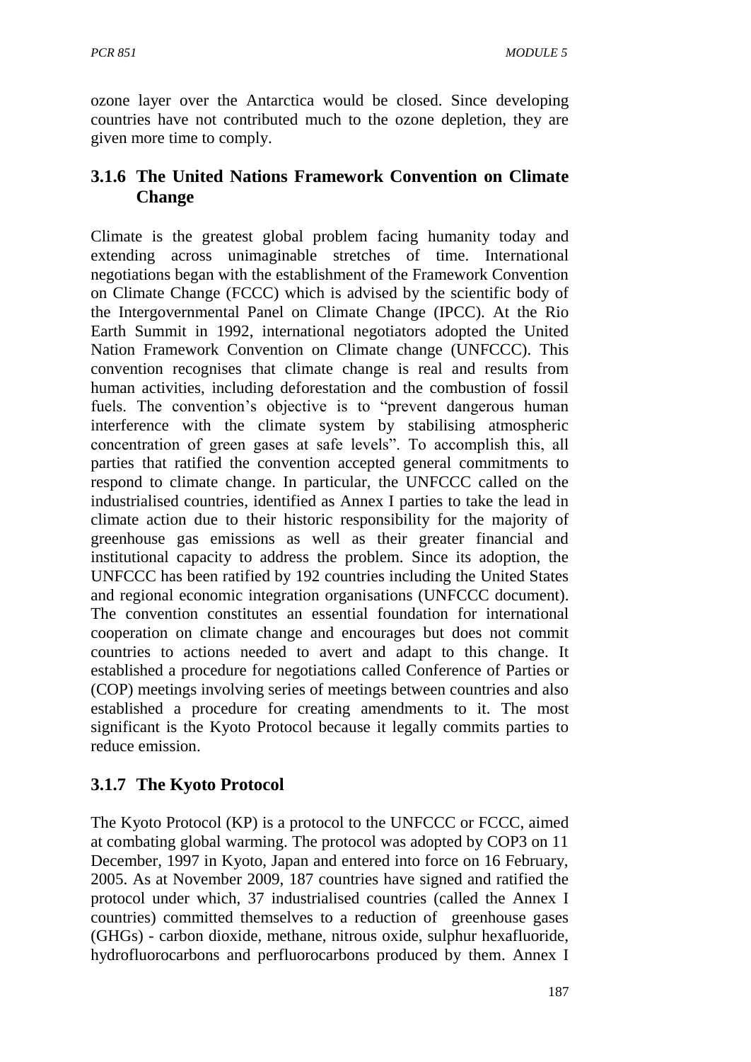ozone layer over the Antarctica would be closed. Since developing countries have not contributed much to the ozone depletion, they are given more time to comply.

### 3.1.6 The United Nations Framework Convention on Climate Change

Climate is the greatest global problem facing humanity today and extending across unimaginable stretches of time. International negotiations began with the establishment of the Framework Convention on Climate Change (FCCC) which is advised by the scientific body of the Intergovernmental Panel on Climate Change (IPCC). At the Rio Earth Summit in 1992, international negotiators adopted the United Nation Framework Convention on Climate change (UNFCCC). This convention recognises that climate change is real and results from human activities, including deforestation and the combustion of fossil fuels. The convention's objective is to "prevent dangerous human interference with the climate system by stabilising atmospheric concentration of green gases at safe levels". To accomplish this, all parties that ratified the convention accepted general commitments to respond to climate change. In particular, the UNFCCC called on the industrialised countries, identified as Annex I parties to take the lead in climate action due to their historic responsibility for the majority of greenhouse gas emissions as well as their greater financial and institutional capacity to address the problem. Since its adoption, the UNFCCC has been ratified by 192 countries including the United States and regional economic integration organisations (UNFCCC document). The convention constitutes an essential foundation for international cooperation on climate change and encourages but does not commit countries to actions needed to avert and adapt to this change. It established a procedure for negotiations called Conference of Parties or (COP) meetings involving series of meetings between countries and also established a procedure for creating amendments to it. The most significant is the Kyoto Protocol because it legally commits parties to reduce emission.

### 3.1.7 The Kyoto Protocol

The Kyoto Protocol (KP) is a protocol to the UNFCCC or FCCC, aimed at combating global warming. The protocol was adopted by COP3 on 11 December, 1997 in Kyoto, Japan and entered into force on 16 February, 2005. As at November 2009, 187 countries have signed and ratified the protocol under which, 37 industrialised countries (called the Annex I countries) committed themselves to a reduction of greenhouse gases (GHGs) - carbon dioxide, methane, nitrous oxide, sulphur hexafluoride, hydrofluorocarbons and perfluorocarbons produced by them. Annex I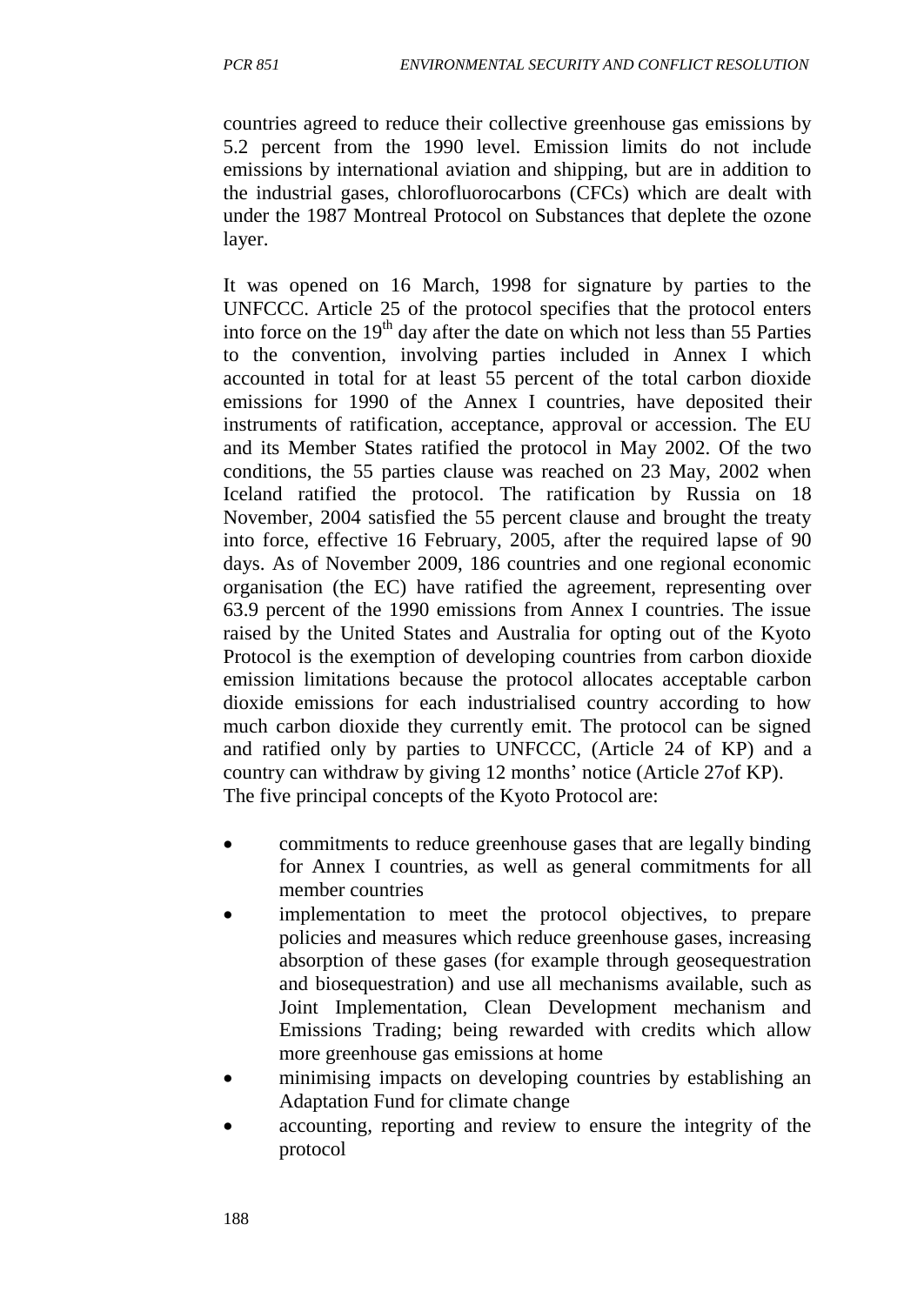countries agreed to reduce their collective greenhouse gas emissions by 5.2 percent from the 1990 level. Emission limits do not include emissions by international aviation and shipping, but are in addition to the industrial gases, chlorofluorocarbons (CFCs) which are dealt with under the 1987 Montreal Protocol on Substances that deplete the ozone layer.

It was opened on 16 March, 1998 for signature by parties to the UNFCCC. Article 25 of the protocol specifies that the protocol enters into force on the 19th day after the date on which not less than 55 Parties to the convention, involving parties included in Annex I which accounted in total for at least 55 percent of the total carbon dioxide emissions for 1990 of the Annex I countries, have deposited their instruments of ratification, acceptance, approval or accession. The EU and its Member States ratified the protocol in May 2002. Of the two conditions, the 55 parties clause was reached on 23 May, 2002 when Iceland ratified the protocol. The ratification by Russia on 18 November, 2004 satisfied the 55 percent clause and brought the treaty into force, effective 16 February, 2005, after the required lapse of 90 days. As of November 2009, 186 countries and one regional economic organisation (the EC) have ratified the agreement, representing over 63.9 percent of the 1990 emissions from Annex I countries. The issue raised by the United States and Australia for opting out of the Kyoto Protocol is the exemption of developing countries from carbon dioxide emission limitations because the protocol allocates acceptable carbon dioxide emissions for each industrialised country according to how much carbon dioxide they currently emit. The protocol can be signed and ratified only by parties to UNFCCC, (Article 24 of KP) and a country can withdraw by giving 12 months' notice (Article 27of KP).
The five principal concepts of the Kyoto Protocol are:

- commitments to reduce greenhouse gases that are legally binding for Annex I countries, as well as general commitments for all member countries
- implementation to meet the protocol objectives, to prepare policies and measures which reduce greenhouse gases, increasing absorption of these gases (for example through geosequestration and biosequestration) and use all mechanisms available, such as Joint Implementation, Clean Development mechanism and Emissions Trading; being rewarded with credits which allow more greenhouse gas emissions at home
- minimising impacts on developing countries by establishing an Adaptation Fund for climate change
- accounting, reporting and review to ensure the integrity of the protocol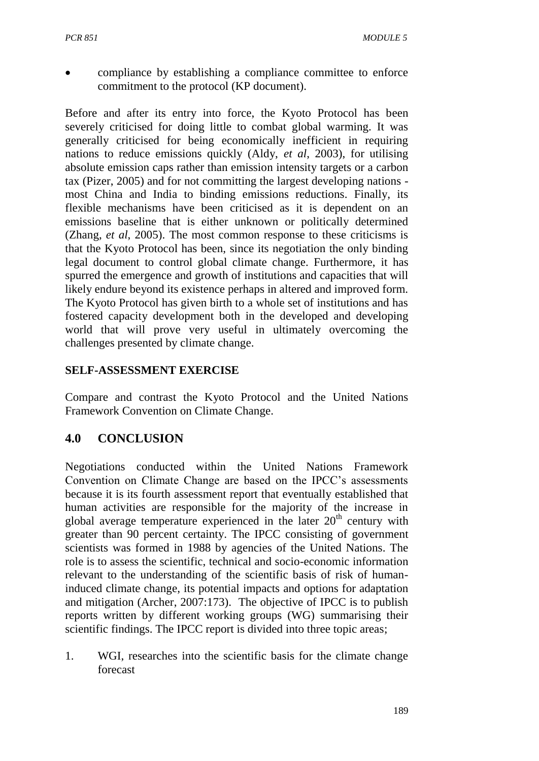- compliance by establishing a compliance committee to enforce commitment to the protocol (KP document).

Before and after its entry into force, the Kyoto Protocol has been severely criticised for doing little to combat global warming. It was generally criticised for being economically inefficient in requiring nations to reduce emissions quickly (Aldy, *et al*, 2003), for utilising absolute emission caps rather than emission intensity targets or a carbon tax (Pizer, 2005) and for not committing the largest developing nations - most China and India to binding emissions reductions. Finally, its flexible mechanisms have been criticised as it is dependent on an emissions baseline that is either unknown or politically determined (Zhang, *et al*, 2005). The most common response to these criticisms is that the Kyoto Protocol has been, since its negotiation the only binding legal document to control global climate change. Furthermore, it has spurred the emergence and growth of institutions and capacities that will likely endure beyond its existence perhaps in altered and improved form. The Kyoto Protocol has given birth to a whole set of institutions and has fostered capacity development both in the developed and developing world that will prove very useful in ultimately overcoming the challenges presented by climate change.

**SELF-ASSESSMENT EXERCISE**

Compare and contrast the Kyoto Protocol and the United Nations Framework Convention on Climate Change.

## 4.0 CONCLUSION

Negotiations conducted within the United Nations Framework Convention on Climate Change are based on the IPCC's assessments because it is its fourth assessment report that eventually established that human activities are responsible for the majority of the increase in global average temperature experienced in the later 20th century with greater than 90 percent certainty. The IPCC consisting of government scientists was formed in 1988 by agencies of the United Nations. The role is to assess the scientific, technical and socio-economic information relevant to the understanding of the scientific basis of risk of human-induced climate change, its potential impacts and options for adaptation and mitigation (Archer, 2007:173). The objective of IPCC is to publish reports written by different working groups (WG) summarising their scientific findings. The IPCC report is divided into three topic areas;

1. WGI, researches into the scientific basis for the climate change forecast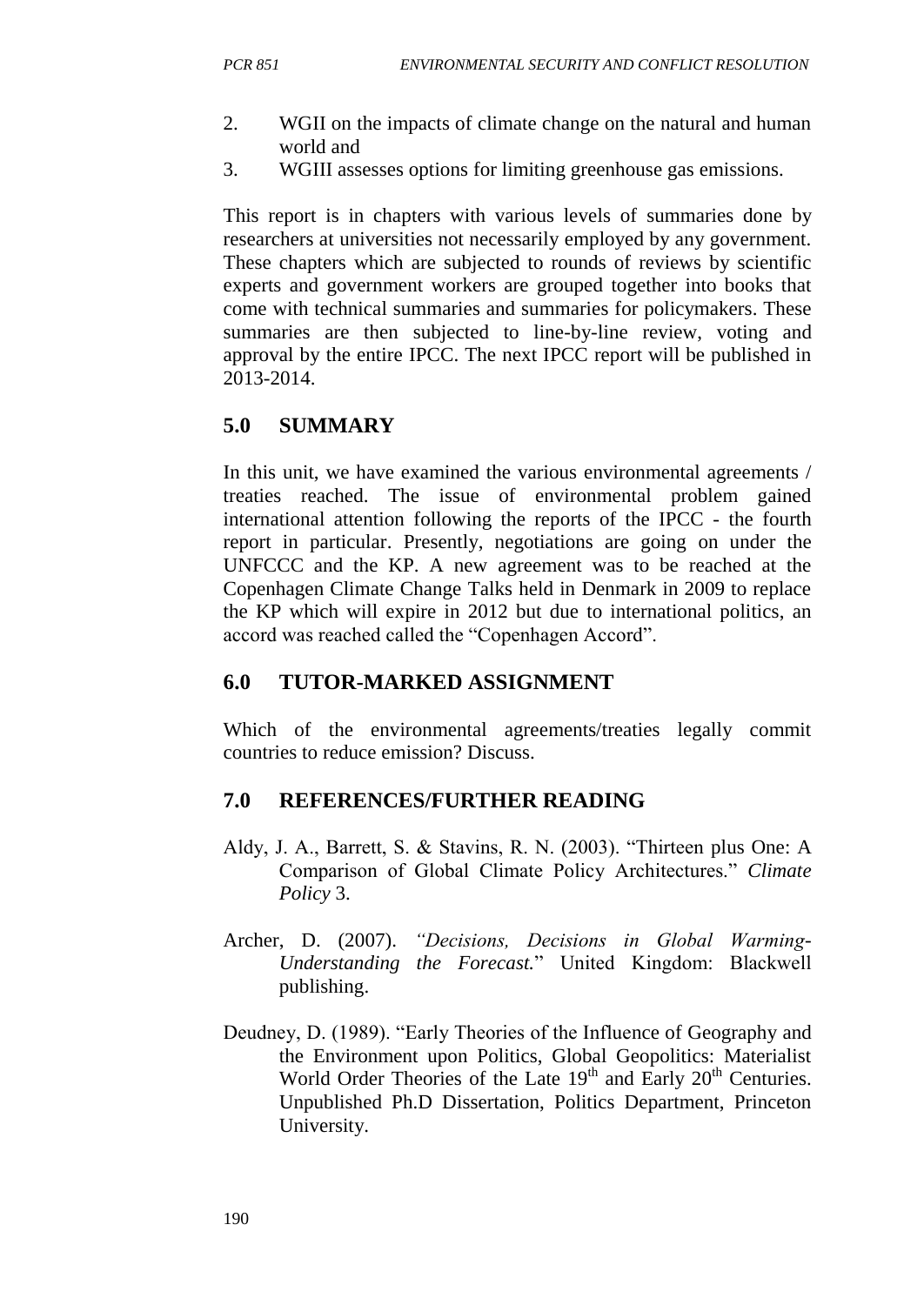2. WGII on the impacts of climate change on the natural and human world and
3. WGIII assesses options for limiting greenhouse gas emissions.

This report is in chapters with various levels of summaries done by researchers at universities not necessarily employed by any government. These chapters which are subjected to rounds of reviews by scientific experts and government workers are grouped together into books that come with technical summaries and summaries for policymakers. These summaries are then subjected to line-by-line review, voting and approval by the entire IPCC. The next IPCC report will be published in 2013-2014.

## 5.0 SUMMARY

In this unit, we have examined the various environmental agreements / treaties reached. The issue of environmental problem gained international attention following the reports of the IPCC - the fourth report in particular. Presently, negotiations are going on under the UNFCCC and the KP. A new agreement was to be reached at the Copenhagen Climate Change Talks held in Denmark in 2009 to replace the KP which will expire in 2012 but due to international politics, an accord was reached called the "Copenhagen Accord".

## 6.0 TUTOR-MARKED ASSIGNMENT

Which of the environmental agreements/treaties legally commit countries to reduce emission? Discuss.

## 7.0 REFERENCES/FURTHER READING

Aldy, J. A., Barrett, S. & Stavins, R. N. (2003). "Thirteen plus One: A Comparison of Global Climate Policy Architectures." *Climate Policy* 3.

Archer, D. (2007). *"Decisions, Decisions in Global Warming-Understanding the Forecast.*" United Kingdom: Blackwell publishing.

Deudney, D. (1989). "Early Theories of the Influence of Geography and the Environment upon Politics, Global Geopolitics: Materialist World Order Theories of the Late 19th and Early 20th Centuries. Unpublished Ph.D Dissertation, Politics Department, Princeton University.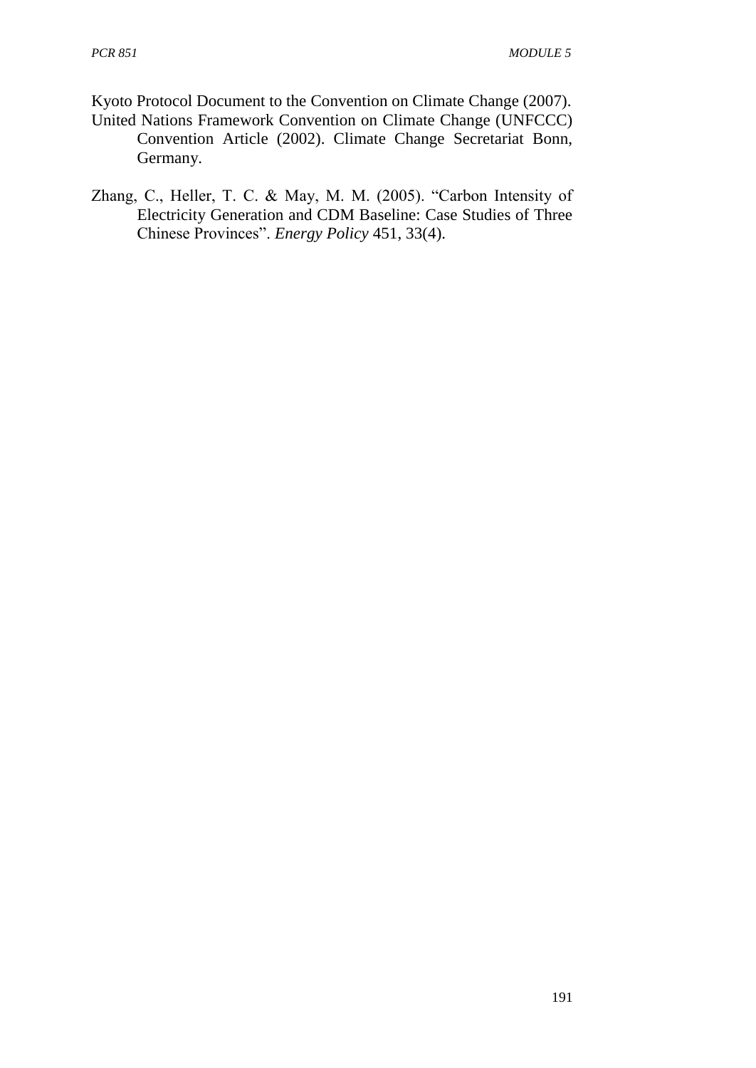Kyoto Protocol Document to the Convention on Climate Change (2007).

United Nations Framework Convention on Climate Change (UNFCCC) Convention Article (2002). Climate Change Secretariat Bonn, Germany.

Zhang, C., Heller, T. C. & May, M. M. (2005). "Carbon Intensity of Electricity Generation and CDM Baseline: Case Studies of Three Chinese Provinces". *Energy Policy* 451, 33(4).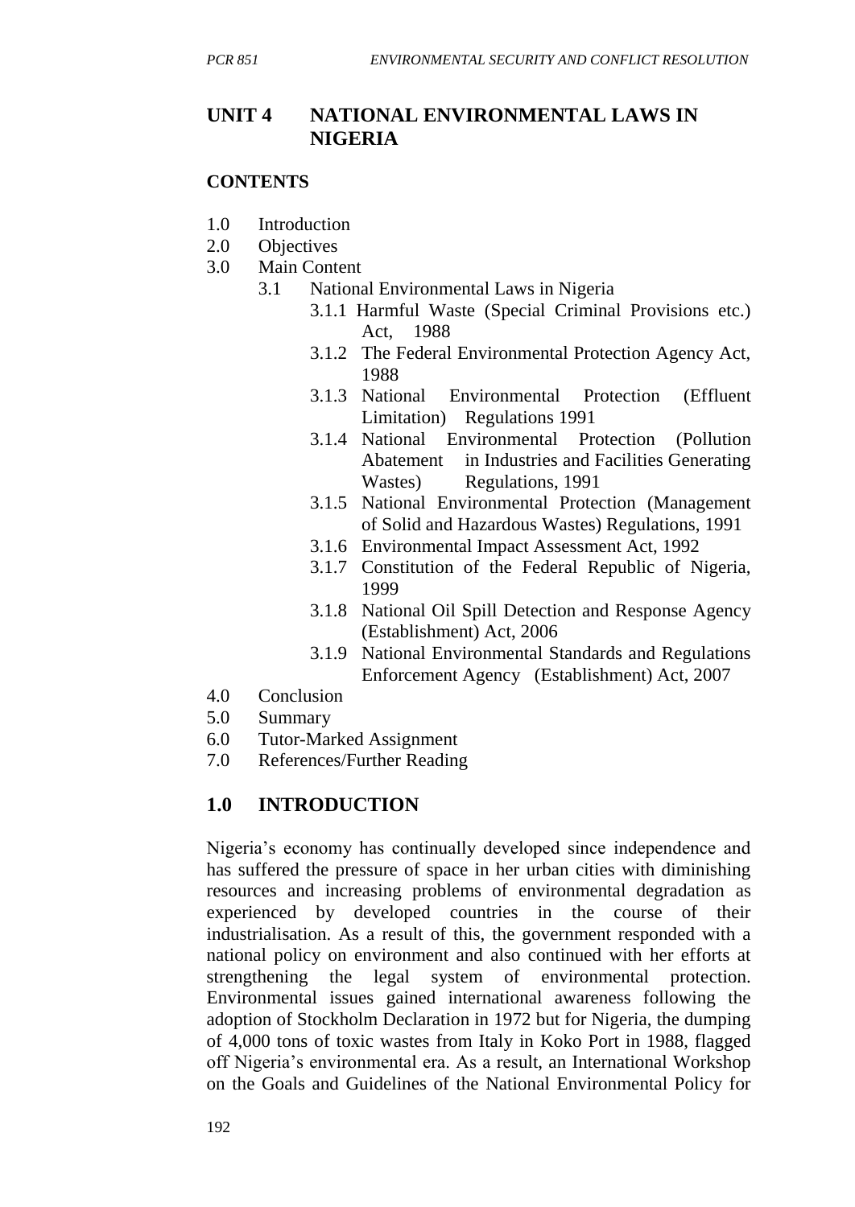## UNIT 4 NATIONAL ENVIRONMENTAL LAWS IN NIGERIA

### CONTENTS

1.0 Introduction
2.0 Objectives
3.0 Main Content
  3.1 National Environmental Laws in Nigeria
    3.1.1 Harmful Waste (Special Criminal Provisions etc.) Act, 1988
    3.1.2 The Federal Environmental Protection Agency Act, 1988
    3.1.3 National Environmental Protection (Effluent Limitation) Regulations 1991
    3.1.4 National Environmental Protection (Pollution Abatement in Industries and Facilities Generating Wastes) Regulations, 1991
    3.1.5 National Environmental Protection (Management of Solid and Hazardous Wastes) Regulations, 1991
    3.1.6 Environmental Impact Assessment Act, 1992
    3.1.7 Constitution of the Federal Republic of Nigeria, 1999
    3.1.8 National Oil Spill Detection and Response Agency (Establishment) Act, 2006
    3.1.9 National Environmental Standards and Regulations Enforcement Agency (Establishment) Act, 2007
4.0 Conclusion
5.0 Summary
6.0 Tutor-Marked Assignment
7.0 References/Further Reading

## 1.0 INTRODUCTION

Nigeria's economy has continually developed since independence and has suffered the pressure of space in her urban cities with diminishing resources and increasing problems of environmental degradation as experienced by developed countries in the course of their industrialisation. As a result of this, the government responded with a national policy on environment and also continued with her efforts at strengthening the legal system of environmental protection. Environmental issues gained international awareness following the adoption of Stockholm Declaration in 1972 but for Nigeria, the dumping of 4,000 tons of toxic wastes from Italy in Koko Port in 1988, flagged off Nigeria's environmental era. As a result, an International Workshop on the Goals and Guidelines of the National Environmental Policy for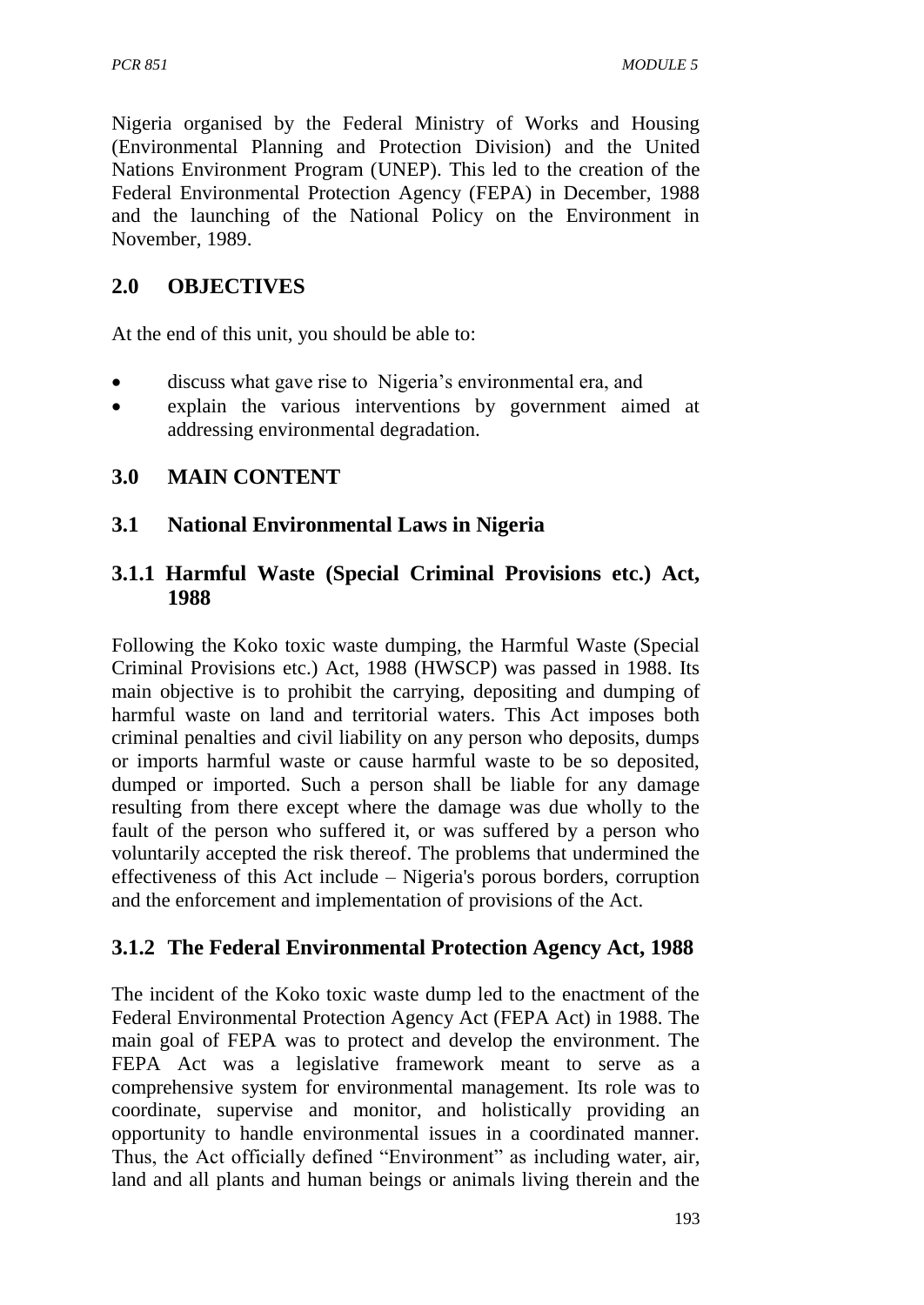Nigeria organised by the Federal Ministry of Works and Housing (Environmental Planning and Protection Division) and the United Nations Environment Program (UNEP). This led to the creation of the Federal Environmental Protection Agency (FEPA) in December, 1988 and the launching of the National Policy on the Environment in November, 1989.

## 2.0 OBJECTIVES

At the end of this unit, you should be able to:

- discuss what gave rise to Nigeria's environmental era, and
- explain the various interventions by government aimed at addressing environmental degradation.

## 3.0 MAIN CONTENT

### 3.1 National Environmental Laws in Nigeria

#### 3.1.1 Harmful Waste (Special Criminal Provisions etc.) Act, 1988

Following the Koko toxic waste dumping, the Harmful Waste (Special Criminal Provisions etc.) Act, 1988 (HWSCP) was passed in 1988. Its main objective is to prohibit the carrying, depositing and dumping of harmful waste on land and territorial waters. This Act imposes both criminal penalties and civil liability on any person who deposits, dumps or imports harmful waste or cause harmful waste to be so deposited, dumped or imported. Such a person shall be liable for any damage resulting from there except where the damage was due wholly to the fault of the person who suffered it, or was suffered by a person who voluntarily accepted the risk thereof. The problems that undermined the effectiveness of this Act include – Nigeria's porous borders, corruption and the enforcement and implementation of provisions of the Act.

#### 3.1.2 The Federal Environmental Protection Agency Act, 1988

The incident of the Koko toxic waste dump led to the enactment of the Federal Environmental Protection Agency Act (FEPA Act) in 1988. The main goal of FEPA was to protect and develop the environment. The FEPA Act was a legislative framework meant to serve as a comprehensive system for environmental management. Its role was to coordinate, supervise and monitor, and holistically providing an opportunity to handle environmental issues in a coordinated manner. Thus, the Act officially defined "Environment" as including water, air, land and all plants and human beings or animals living therein and the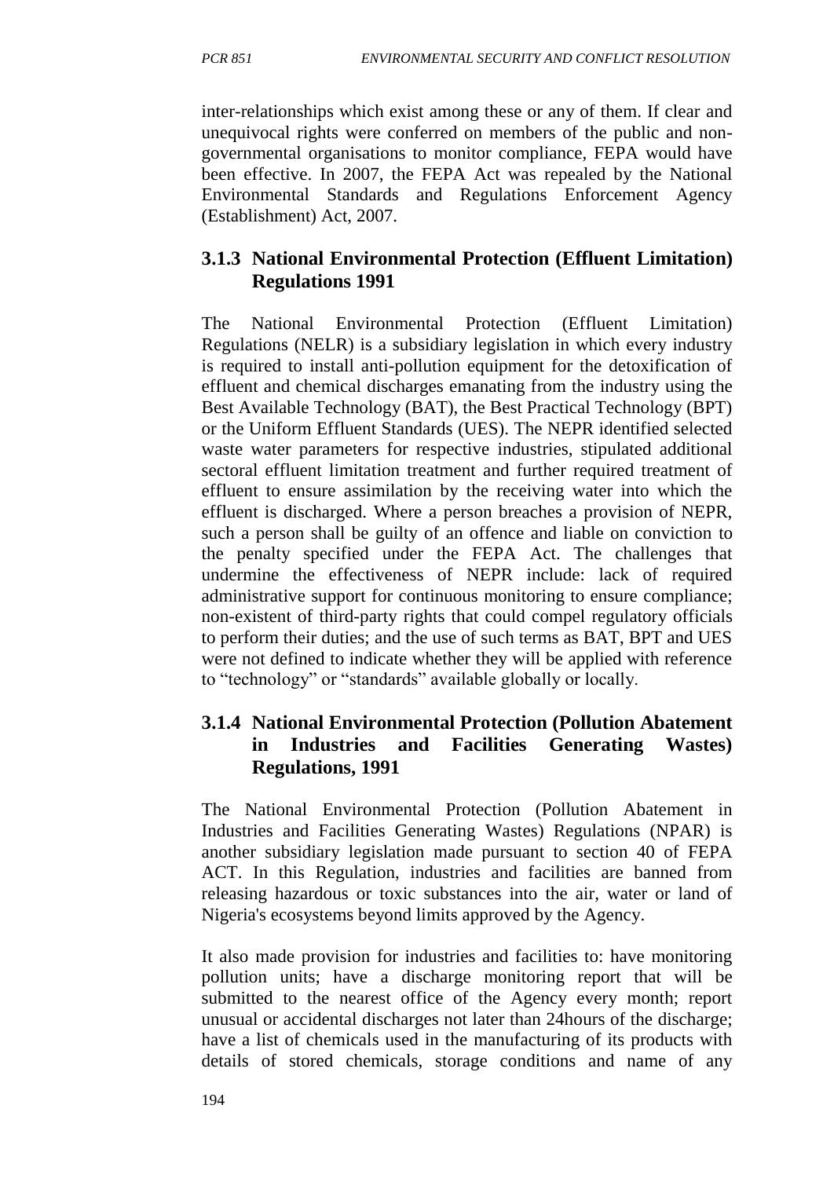inter-relationships which exist among these or any of them. If clear and unequivocal rights were conferred on members of the public and non-governmental organisations to monitor compliance, FEPA would have been effective. In 2007, the FEPA Act was repealed by the National Environmental Standards and Regulations Enforcement Agency (Establishment) Act, 2007.

### 3.1.3 National Environmental Protection (Effluent Limitation) Regulations 1991

The National Environmental Protection (Effluent Limitation) Regulations (NELR) is a subsidiary legislation in which every industry is required to install anti-pollution equipment for the detoxification of effluent and chemical discharges emanating from the industry using the Best Available Technology (BAT), the Best Practical Technology (BPT) or the Uniform Effluent Standards (UES). The NEPR identified selected waste water parameters for respective industries, stipulated additional sectoral effluent limitation treatment and further required treatment of effluent to ensure assimilation by the receiving water into which the effluent is discharged. Where a person breaches a provision of NEPR, such a person shall be guilty of an offence and liable on conviction to the penalty specified under the FEPA Act. The challenges that undermine the effectiveness of NEPR include: lack of required administrative support for continuous monitoring to ensure compliance; non-existent of third-party rights that could compel regulatory officials to perform their duties; and the use of such terms as BAT, BPT and UES were not defined to indicate whether they will be applied with reference to "technology" or "standards" available globally or locally.

### 3.1.4 National Environmental Protection (Pollution Abatement in Industries and Facilities Generating Wastes) Regulations, 1991

The National Environmental Protection (Pollution Abatement in Industries and Facilities Generating Wastes) Regulations (NPAR) is another subsidiary legislation made pursuant to section 40 of FEPA ACT. In this Regulation, industries and facilities are banned from releasing hazardous or toxic substances into the air, water or land of Nigeria's ecosystems beyond limits approved by the Agency.

It also made provision for industries and facilities to: have monitoring pollution units; have a discharge monitoring report that will be submitted to the nearest office of the Agency every month; report unusual or accidental discharges not later than 24hours of the discharge; have a list of chemicals used in the manufacturing of its products with details of stored chemicals, storage conditions and name of any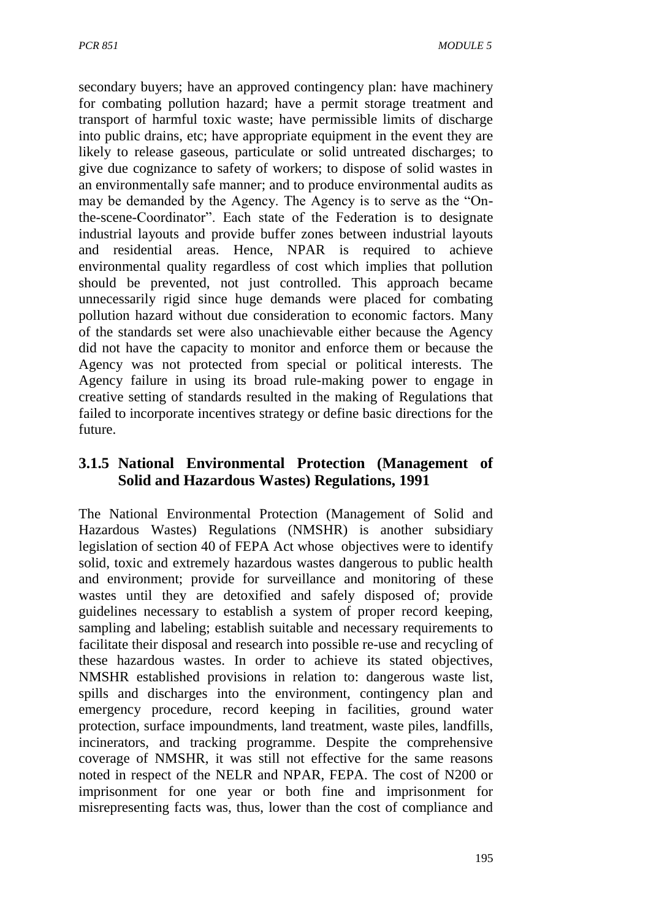secondary buyers; have an approved contingency plan: have machinery for combating pollution hazard; have a permit storage treatment and transport of harmful toxic waste; have permissible limits of discharge into public drains, etc; have appropriate equipment in the event they are likely to release gaseous, particulate or solid untreated discharges; to give due cognizance to safety of workers; to dispose of solid wastes in an environmentally safe manner; and to produce environmental audits as may be demanded by the Agency. The Agency is to serve as the "On-the-scene-Coordinator". Each state of the Federation is to designate industrial layouts and provide buffer zones between industrial layouts and residential areas. Hence, NPAR is required to achieve environmental quality regardless of cost which implies that pollution should be prevented, not just controlled. This approach became unnecessarily rigid since huge demands were placed for combating pollution hazard without due consideration to economic factors. Many of the standards set were also unachievable either because the Agency did not have the capacity to monitor and enforce them or because the Agency was not protected from special or political interests. The Agency failure in using its broad rule-making power to engage in creative setting of standards resulted in the making of Regulations that failed to incorporate incentives strategy or define basic directions for the future.

### 3.1.5 National Environmental Protection (Management of Solid and Hazardous Wastes) Regulations, 1991

The National Environmental Protection (Management of Solid and Hazardous Wastes) Regulations (NMSHR) is another subsidiary legislation of section 40 of FEPA Act whose objectives were to identify solid, toxic and extremely hazardous wastes dangerous to public health and environment; provide for surveillance and monitoring of these wastes until they are detoxified and safely disposed of; provide guidelines necessary to establish a system of proper record keeping, sampling and labeling; establish suitable and necessary requirements to facilitate their disposal and research into possible re-use and recycling of these hazardous wastes. In order to achieve its stated objectives, NMSHR established provisions in relation to: dangerous waste list, spills and discharges into the environment, contingency plan and emergency procedure, record keeping in facilities, ground water protection, surface impoundments, land treatment, waste piles, landfills, incinerators, and tracking programme. Despite the comprehensive coverage of NMSHR, it was still not effective for the same reasons noted in respect of the NELR and NPAR, FEPA. The cost of N200 or imprisonment for one year or both fine and imprisonment for misrepresenting facts was, thus, lower than the cost of compliance and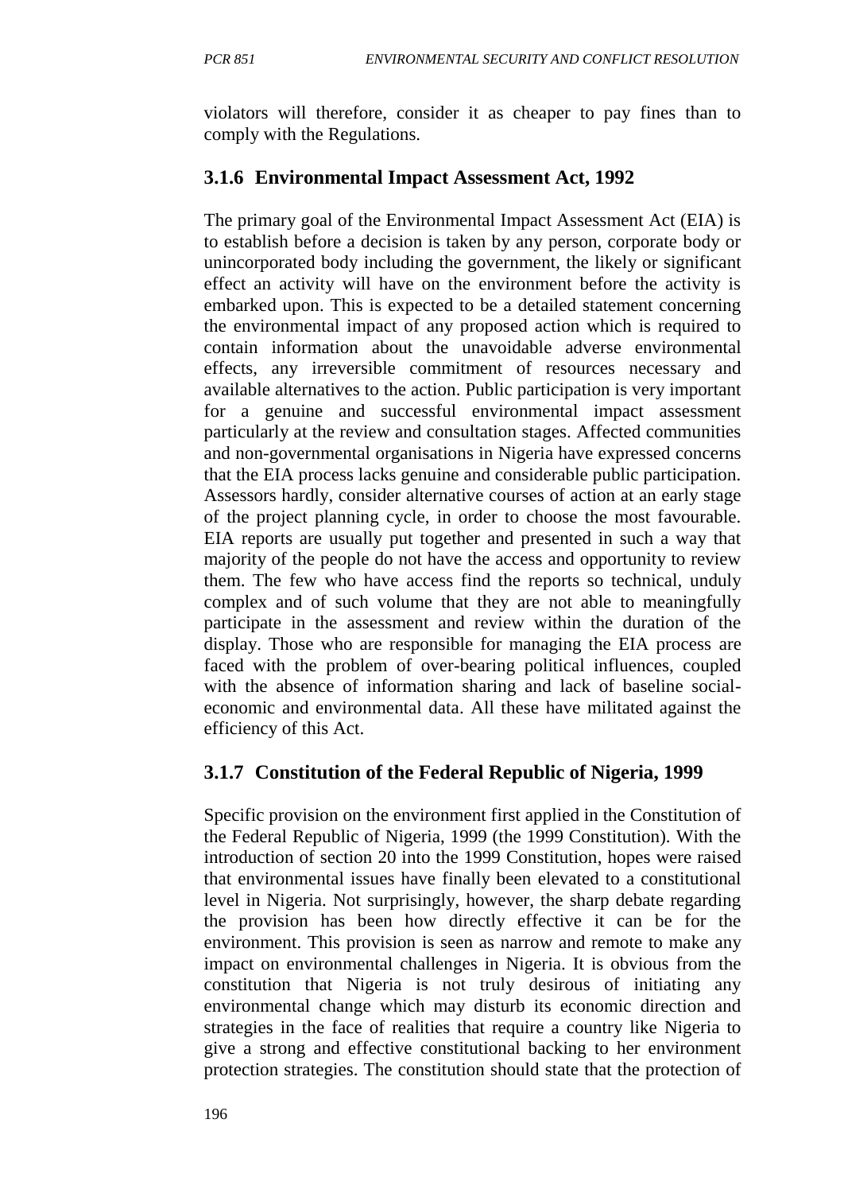violators will therefore, consider it as cheaper to pay fines than to comply with the Regulations.

### 3.1.6 Environmental Impact Assessment Act, 1992

The primary goal of the Environmental Impact Assessment Act (EIA) is to establish before a decision is taken by any person, corporate body or unincorporated body including the government, the likely or significant effect an activity will have on the environment before the activity is embarked upon. This is expected to be a detailed statement concerning the environmental impact of any proposed action which is required to contain information about the unavoidable adverse environmental effects, any irreversible commitment of resources necessary and available alternatives to the action. Public participation is very important for a genuine and successful environmental impact assessment particularly at the review and consultation stages. Affected communities and non-governmental organisations in Nigeria have expressed concerns that the EIA process lacks genuine and considerable public participation. Assessors hardly, consider alternative courses of action at an early stage of the project planning cycle, in order to choose the most favourable. EIA reports are usually put together and presented in such a way that majority of the people do not have the access and opportunity to review them. The few who have access find the reports so technical, unduly complex and of such volume that they are not able to meaningfully participate in the assessment and review within the duration of the display. Those who are responsible for managing the EIA process are faced with the problem of over-bearing political influences, coupled with the absence of information sharing and lack of baseline social-economic and environmental data. All these have militated against the efficiency of this Act.

### 3.1.7 Constitution of the Federal Republic of Nigeria, 1999

Specific provision on the environment first applied in the Constitution of the Federal Republic of Nigeria, 1999 (the 1999 Constitution). With the introduction of section 20 into the 1999 Constitution, hopes were raised that environmental issues have finally been elevated to a constitutional level in Nigeria. Not surprisingly, however, the sharp debate regarding the provision has been how directly effective it can be for the environment. This provision is seen as narrow and remote to make any impact on environmental challenges in Nigeria. It is obvious from the constitution that Nigeria is not truly desirous of initiating any environmental change which may disturb its economic direction and strategies in the face of realities that require a country like Nigeria to give a strong and effective constitutional backing to her environment protection strategies. The constitution should state that the protection of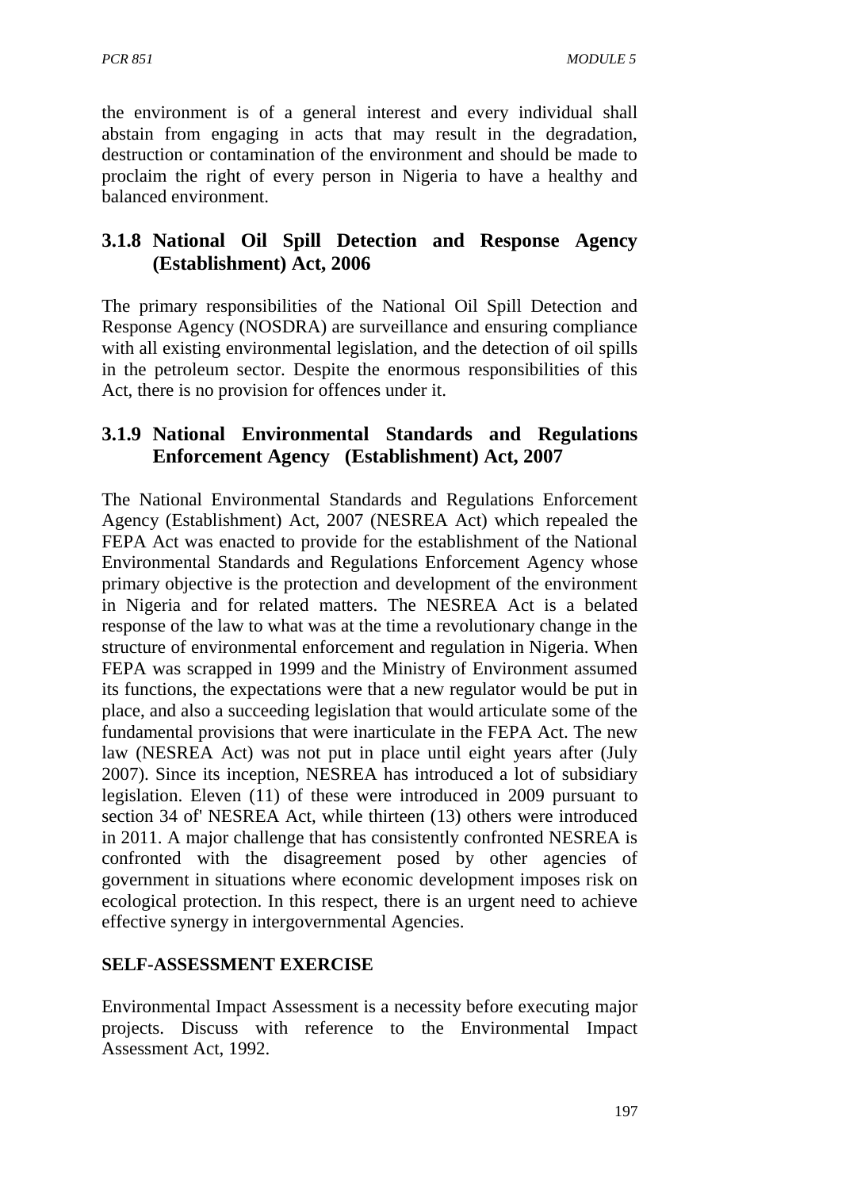the environment is of a general interest and every individual shall abstain from engaging in acts that may result in the degradation, destruction or contamination of the environment and should be made to proclaim the right of every person in Nigeria to have a healthy and balanced environment.

### 3.1.8 National Oil Spill Detection and Response Agency (Establishment) Act, 2006

The primary responsibilities of the National Oil Spill Detection and Response Agency (NOSDRA) are surveillance and ensuring compliance with all existing environmental legislation, and the detection of oil spills in the petroleum sector. Despite the enormous responsibilities of this Act, there is no provision for offences under it.

### 3.1.9 National Environmental Standards and Regulations Enforcement Agency (Establishment) Act, 2007

The National Environmental Standards and Regulations Enforcement Agency (Establishment) Act, 2007 (NESREA Act) which repealed the FEPA Act was enacted to provide for the establishment of the National Environmental Standards and Regulations Enforcement Agency whose primary objective is the protection and development of the environment in Nigeria and for related matters. The NESREA Act is a belated response of the law to what was at the time a revolutionary change in the structure of environmental enforcement and regulation in Nigeria. When FEPA was scrapped in 1999 and the Ministry of Environment assumed its functions, the expectations were that a new regulator would be put in place, and also a succeeding legislation that would articulate some of the fundamental provisions that were inarticulate in the FEPA Act. The new law (NESREA Act) was not put in place until eight years after (July 2007). Since its inception, NESREA has introduced a lot of subsidiary legislation. Eleven (11) of these were introduced in 2009 pursuant to section 34 of' NESREA Act, while thirteen (13) others were introduced in 2011. A major challenge that has consistently confronted NESREA is confronted with the disagreement posed by other agencies of government in situations where economic development imposes risk on ecological protection. In this respect, there is an urgent need to achieve effective synergy in intergovernmental Agencies.

**SELF-ASSESSMENT EXERCISE**

Environmental Impact Assessment is a necessity before executing major projects. Discuss with reference to the Environmental Impact Assessment Act, 1992.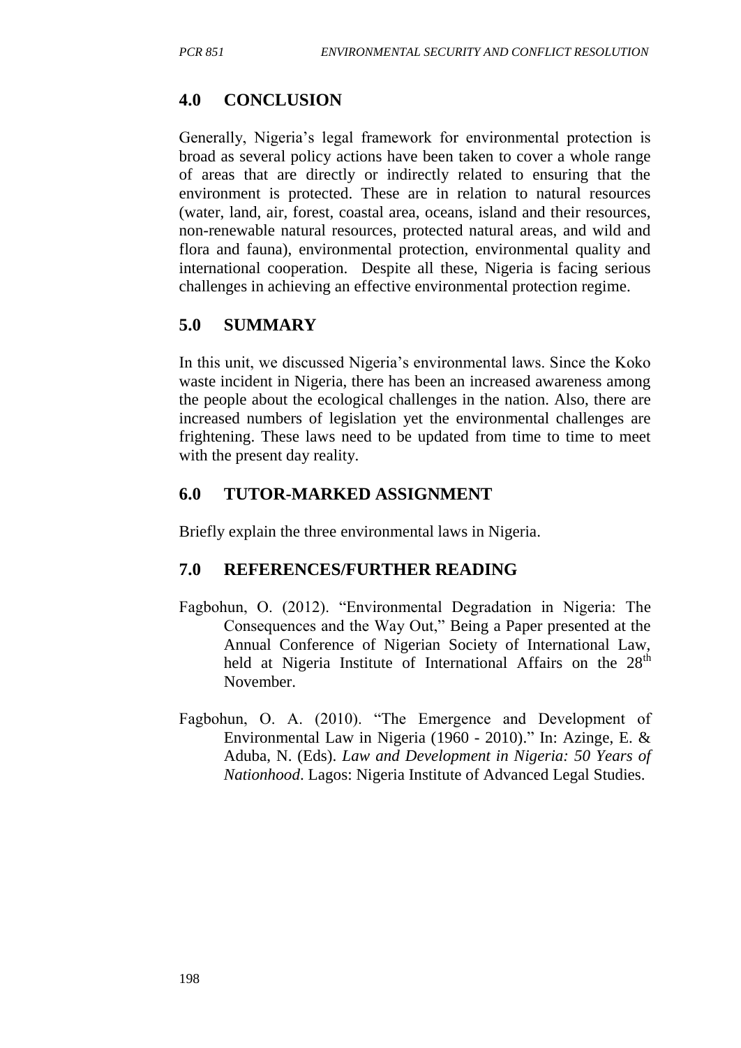## 4.0 CONCLUSION

Generally, Nigeria's legal framework for environmental protection is broad as several policy actions have been taken to cover a whole range of areas that are directly or indirectly related to ensuring that the environment is protected. These are in relation to natural resources (water, land, air, forest, coastal area, oceans, island and their resources, non-renewable natural resources, protected natural areas, and wild and flora and fauna), environmental protection, environmental quality and international cooperation. Despite all these, Nigeria is facing serious challenges in achieving an effective environmental protection regime.

## 5.0 SUMMARY

In this unit, we discussed Nigeria's environmental laws. Since the Koko waste incident in Nigeria, there has been an increased awareness among the people about the ecological challenges in the nation. Also, there are increased numbers of legislation yet the environmental challenges are frightening. These laws need to be updated from time to time to meet with the present day reality.

## 6.0 TUTOR-MARKED ASSIGNMENT

Briefly explain the three environmental laws in Nigeria.

## 7.0 REFERENCES/FURTHER READING

Fagbohun, O. (2012). "Environmental Degradation in Nigeria: The Consequences and the Way Out," Being a Paper presented at the Annual Conference of Nigerian Society of International Law, held at Nigeria Institute of International Affairs on the 28th November.

Fagbohun, O. A. (2010). "The Emergence and Development of Environmental Law in Nigeria (1960 - 2010)." In: Azinge, E. & Aduba, N. (Eds). *Law and Development in Nigeria: 50 Years of Nationhood*. Lagos: Nigeria Institute of Advanced Legal Studies.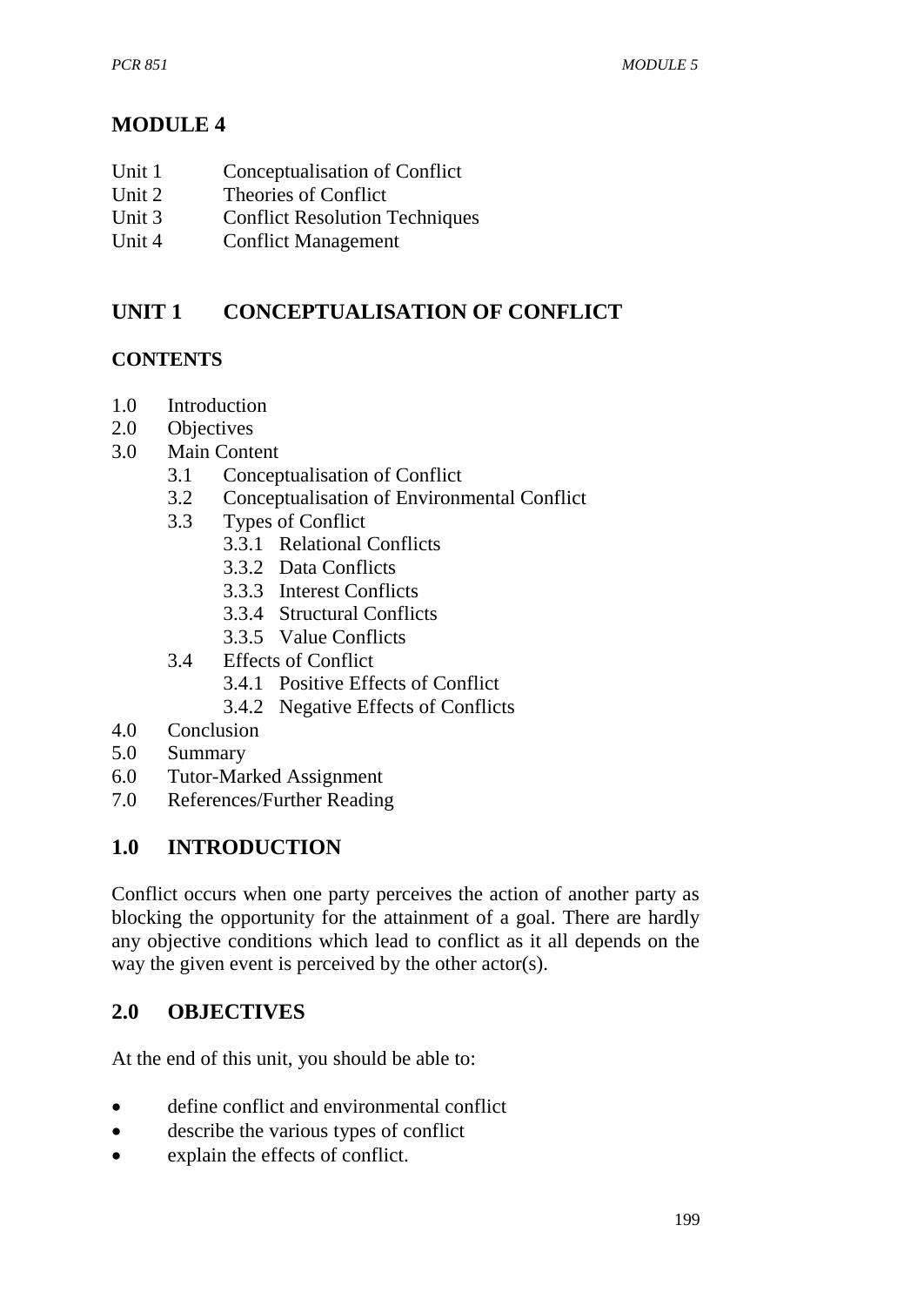## MODULE 4

Unit 1 Conceptualisation of Conflict
Unit 2 Theories of Conflict
Unit 3 Conflict Resolution Techniques
Unit 4 Conflict Management

## UNIT 1 CONCEPTUALISATION OF CONFLICT

### CONTENTS

- 1.0 Introduction
- 2.0 Objectives
- 3.0 Main Content
  - 3.1 Conceptualisation of Conflict
  - 3.2 Conceptualisation of Environmental Conflict
  - 3.3 Types of Conflict
    - 3.3.1 Relational Conflicts
    - 3.3.2 Data Conflicts
    - 3.3.3 Interest Conflicts
    - 3.3.4 Structural Conflicts
    - 3.3.5 Value Conflicts
  - 3.4 Effects of Conflict
    - 3.4.1 Positive Effects of Conflict
    - 3.4.2 Negative Effects of Conflicts
- 4.0 Conclusion
- 5.0 Summary
- 6.0 Tutor-Marked Assignment
- 7.0 References/Further Reading

## 1.0 INTRODUCTION

Conflict occurs when one party perceives the action of another party as blocking the opportunity for the attainment of a goal. There are hardly any objective conditions which lead to conflict as it all depends on the way the given event is perceived by the other actor(s).

## 2.0 OBJECTIVES

At the end of this unit, you should be able to:

- define conflict and environmental conflict
- describe the various types of conflict
- explain the effects of conflict.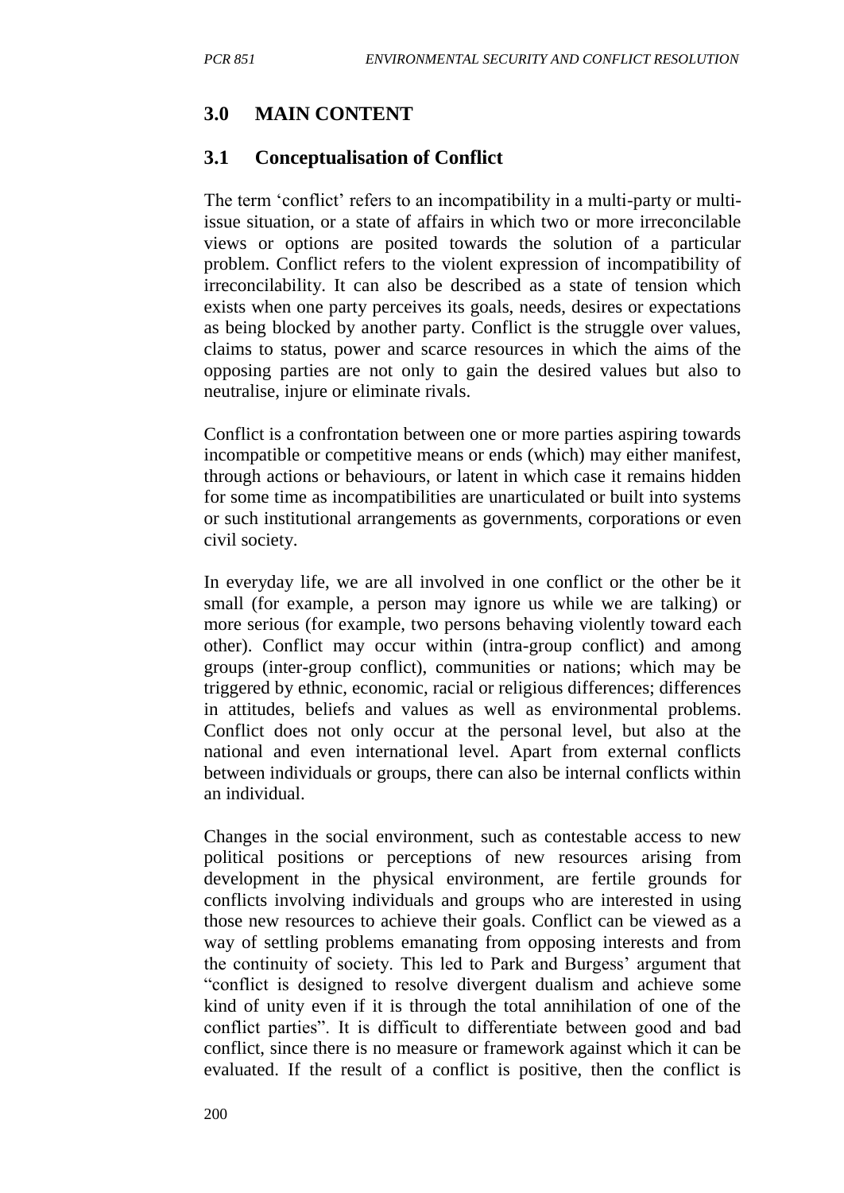## 3.0 MAIN CONTENT

### 3.1 Conceptualisation of Conflict

The term 'conflict' refers to an incompatibility in a multi-party or multi-issue situation, or a state of affairs in which two or more irreconcilable views or options are posited towards the solution of a particular problem. Conflict refers to the violent expression of incompatibility of irreconcilability. It can also be described as a state of tension which exists when one party perceives its goals, needs, desires or expectations as being blocked by another party. Conflict is the struggle over values, claims to status, power and scarce resources in which the aims of the opposing parties are not only to gain the desired values but also to neutralise, injure or eliminate rivals.

Conflict is a confrontation between one or more parties aspiring towards incompatible or competitive means or ends (which) may either manifest, through actions or behaviours, or latent in which case it remains hidden for some time as incompatibilities are unarticulated or built into systems or such institutional arrangements as governments, corporations or even civil society.

In everyday life, we are all involved in one conflict or the other be it small (for example, a person may ignore us while we are talking) or more serious (for example, two persons behaving violently toward each other). Conflict may occur within (intra-group conflict) and among groups (inter-group conflict), communities or nations; which may be triggered by ethnic, economic, racial or religious differences; differences in attitudes, beliefs and values as well as environmental problems. Conflict does not only occur at the personal level, but also at the national and even international level. Apart from external conflicts between individuals or groups, there can also be internal conflicts within an individual.

Changes in the social environment, such as contestable access to new political positions or perceptions of new resources arising from development in the physical environment, are fertile grounds for conflicts involving individuals and groups who are interested in using those new resources to achieve their goals. Conflict can be viewed as a way of settling problems emanating from opposing interests and from the continuity of society. This led to Park and Burgess' argument that "conflict is designed to resolve divergent dualism and achieve some kind of unity even if it is through the total annihilation of one of the conflict parties". It is difficult to differentiate between good and bad conflict, since there is no measure or framework against which it can be evaluated. If the result of a conflict is positive, then the conflict is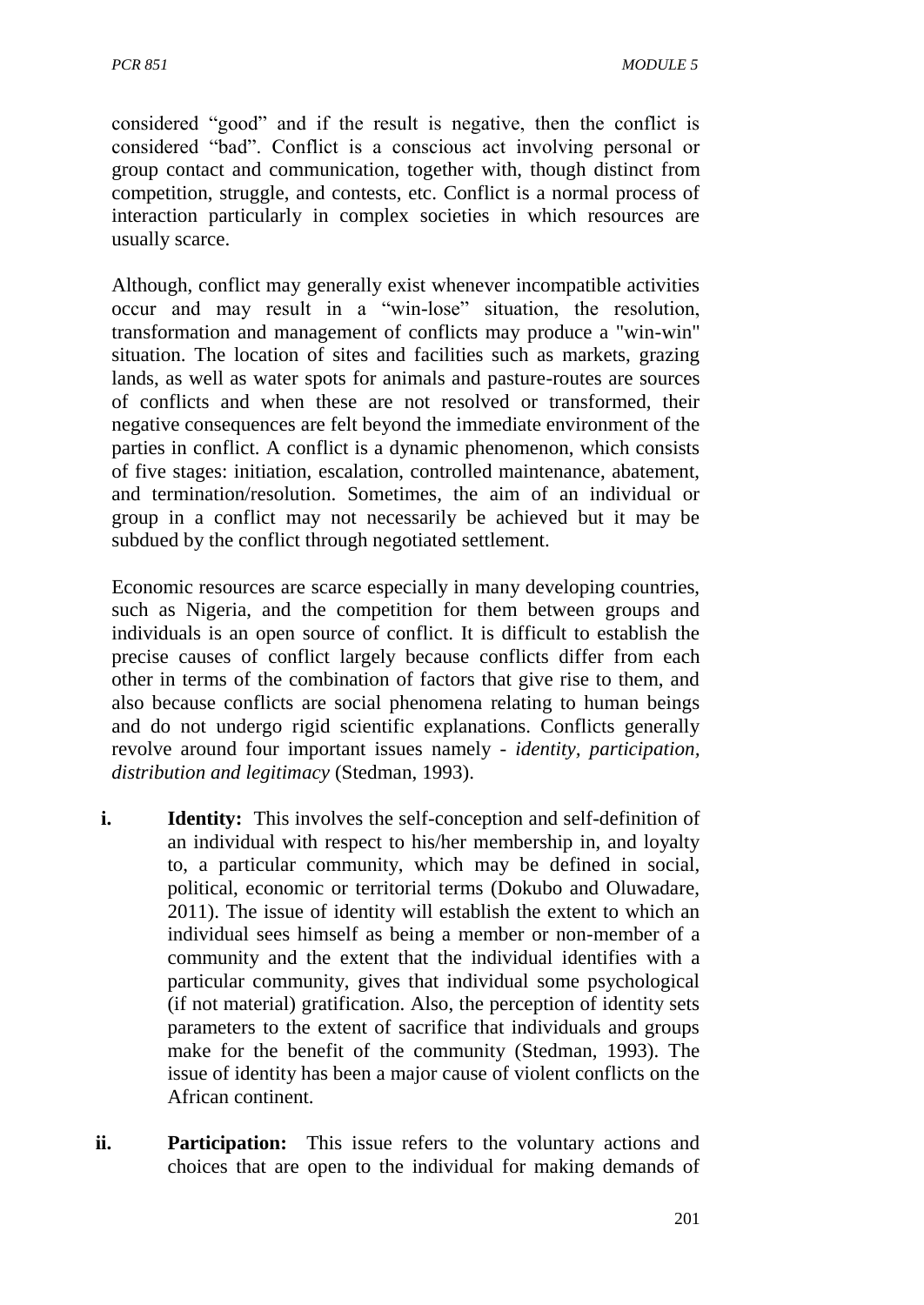considered "good" and if the result is negative, then the conflict is considered "bad". Conflict is a conscious act involving personal or group contact and communication, together with, though distinct from competition, struggle, and contests, etc. Conflict is a normal process of interaction particularly in complex societies in which resources are usually scarce.

Although, conflict may generally exist whenever incompatible activities occur and may result in a "win-lose" situation, the resolution, transformation and management of conflicts may produce a "win-win" situation. The location of sites and facilities such as markets, grazing lands, as well as water spots for animals and pasture-routes are sources of conflicts and when these are not resolved or transformed, their negative consequences are felt beyond the immediate environment of the parties in conflict. A conflict is a dynamic phenomenon, which consists of five stages: initiation, escalation, controlled maintenance, abatement, and termination/resolution. Sometimes, the aim of an individual or group in a conflict may not necessarily be achieved but it may be subdued by the conflict through negotiated settlement.

Economic resources are scarce especially in many developing countries, such as Nigeria, and the competition for them between groups and individuals is an open source of conflict. It is difficult to establish the precise causes of conflict largely because conflicts differ from each other in terms of the combination of factors that give rise to them, and also because conflicts are social phenomena relating to human beings and do not undergo rigid scientific explanations. Conflicts generally revolve around four important issues namely - *identity, participation, distribution and legitimacy* (Stedman, 1993).

i. **Identity:** This involves the self-conception and self-definition of an individual with respect to his/her membership in, and loyalty to, a particular community, which may be defined in social, political, economic or territorial terms (Dokubo and Oluwadare, 2011). The issue of identity will establish the extent to which an individual sees himself as being a member or non-member of a community and the extent that the individual identifies with a particular community, gives that individual some psychological (if not material) gratification. Also, the perception of identity sets parameters to the extent of sacrifice that individuals and groups make for the benefit of the community (Stedman, 1993). The issue of identity has been a major cause of violent conflicts on the African continent.

ii. **Participation:** This issue refers to the voluntary actions and choices that are open to the individual for making demands of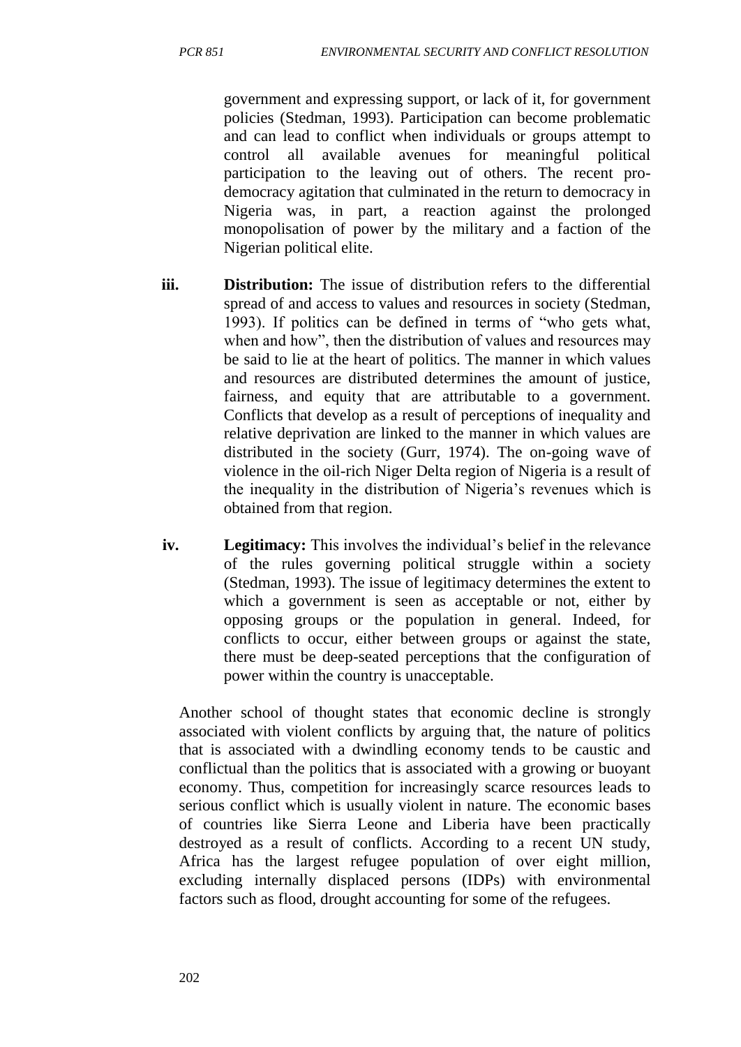government and expressing support, or lack of it, for government policies (Stedman, 1993). Participation can become problematic and can lead to conflict when individuals or groups attempt to control all available avenues for meaningful political participation to the leaving out of others. The recent pro-democracy agitation that culminated in the return to democracy in Nigeria was, in part, a reaction against the prolonged monopolisation of power by the military and a faction of the Nigerian political elite.

iii. **Distribution:** The issue of distribution refers to the differential spread of and access to values and resources in society (Stedman, 1993). If politics can be defined in terms of "who gets what, when and how", then the distribution of values and resources may be said to lie at the heart of politics. The manner in which values and resources are distributed determines the amount of justice, fairness, and equity that are attributable to a government. Conflicts that develop as a result of perceptions of inequality and relative deprivation are linked to the manner in which values are distributed in the society (Gurr, 1974). The on-going wave of violence in the oil-rich Niger Delta region of Nigeria is a result of the inequality in the distribution of Nigeria's revenues which is obtained from that region.

iv. **Legitimacy:** This involves the individual's belief in the relevance of the rules governing political struggle within a society (Stedman, 1993). The issue of legitimacy determines the extent to which a government is seen as acceptable or not, either by opposing groups or the population in general. Indeed, for conflicts to occur, either between groups or against the state, there must be deep-seated perceptions that the configuration of power within the country is unacceptable.

Another school of thought states that economic decline is strongly associated with violent conflicts by arguing that, the nature of politics that is associated with a dwindling economy tends to be caustic and conflictual than the politics that is associated with a growing or buoyant economy. Thus, competition for increasingly scarce resources leads to serious conflict which is usually violent in nature. The economic bases of countries like Sierra Leone and Liberia have been practically destroyed as a result of conflicts. According to a recent UN study, Africa has the largest refugee population of over eight million, excluding internally displaced persons (IDPs) with environmental factors such as flood, drought accounting for some of the refugees.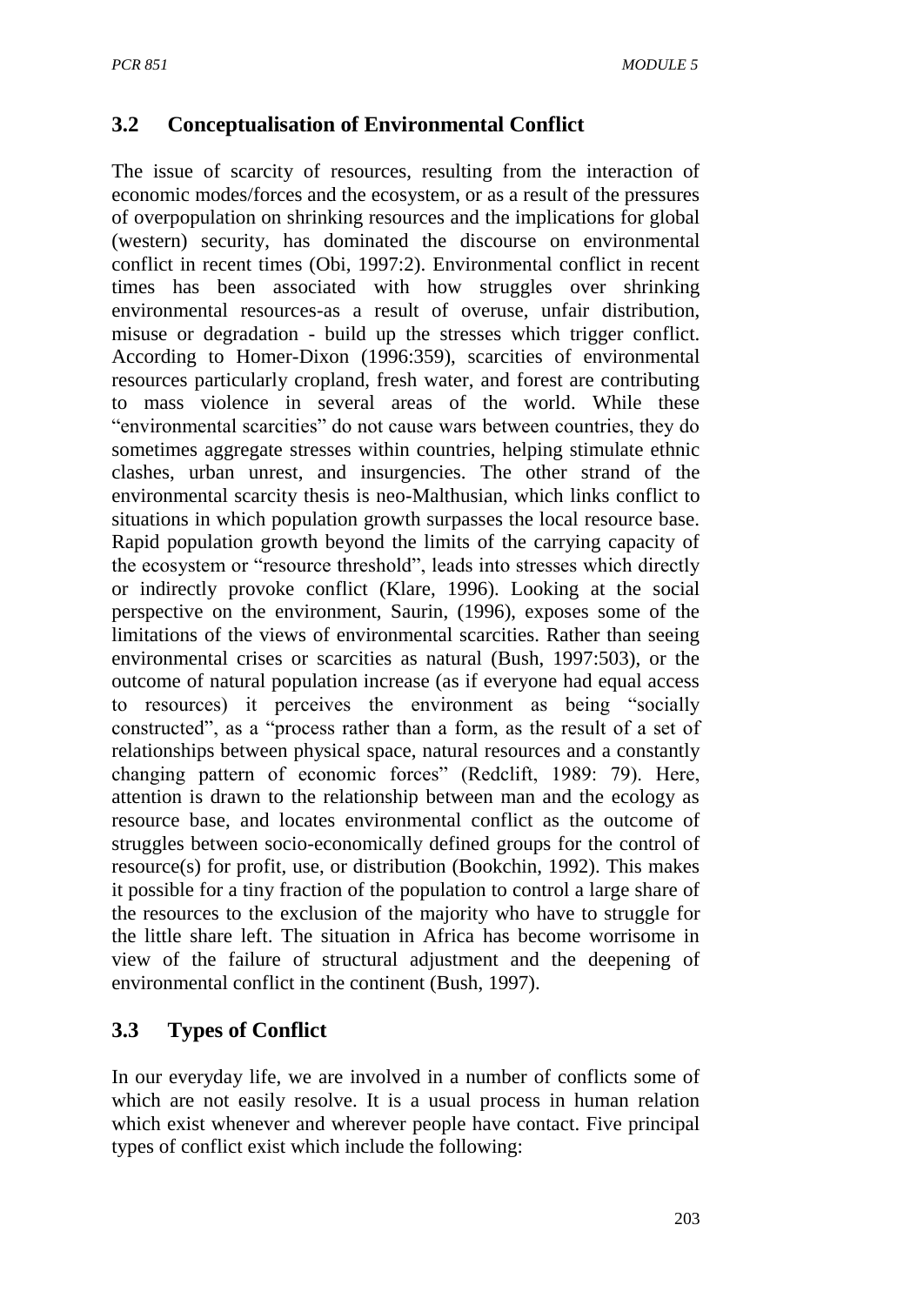## 3.2 Conceptualisation of Environmental Conflict

The issue of scarcity of resources, resulting from the interaction of economic modes/forces and the ecosystem, or as a result of the pressures of overpopulation on shrinking resources and the implications for global (western) security, has dominated the discourse on environmental conflict in recent times (Obi, 1997:2). Environmental conflict in recent times has been associated with how struggles over shrinking environmental resources-as a result of overuse, unfair distribution, misuse or degradation - build up the stresses which trigger conflict. According to Homer-Dixon (1996:359), scarcities of environmental resources particularly cropland, fresh water, and forest are contributing to mass violence in several areas of the world. While these "environmental scarcities" do not cause wars between countries, they do sometimes aggregate stresses within countries, helping stimulate ethnic clashes, urban unrest, and insurgencies. The other strand of the environmental scarcity thesis is neo-Malthusian, which links conflict to situations in which population growth surpasses the local resource base. Rapid population growth beyond the limits of the carrying capacity of the ecosystem or "resource threshold", leads into stresses which directly or indirectly provoke conflict (Klare, 1996). Looking at the social perspective on the environment, Saurin, (1996), exposes some of the limitations of the views of environmental scarcities. Rather than seeing environmental crises or scarcities as natural (Bush, 1997:503), or the outcome of natural population increase (as if everyone had equal access to resources) it perceives the environment as being "socially constructed", as a "process rather than a form, as the result of a set of relationships between physical space, natural resources and a constantly changing pattern of economic forces" (Redclift, 1989: 79). Here, attention is drawn to the relationship between man and the ecology as resource base, and locates environmental conflict as the outcome of struggles between socio-economically defined groups for the control of resource(s) for profit, use, or distribution (Bookchin, 1992). This makes it possible for a tiny fraction of the population to control a large share of the resources to the exclusion of the majority who have to struggle for the little share left. The situation in Africa has become worrisome in view of the failure of structural adjustment and the deepening of environmental conflict in the continent (Bush, 1997).

## 3.3 Types of Conflict

In our everyday life, we are involved in a number of conflicts some of which are not easily resolve. It is a usual process in human relation which exist whenever and wherever people have contact. Five principal types of conflict exist which include the following: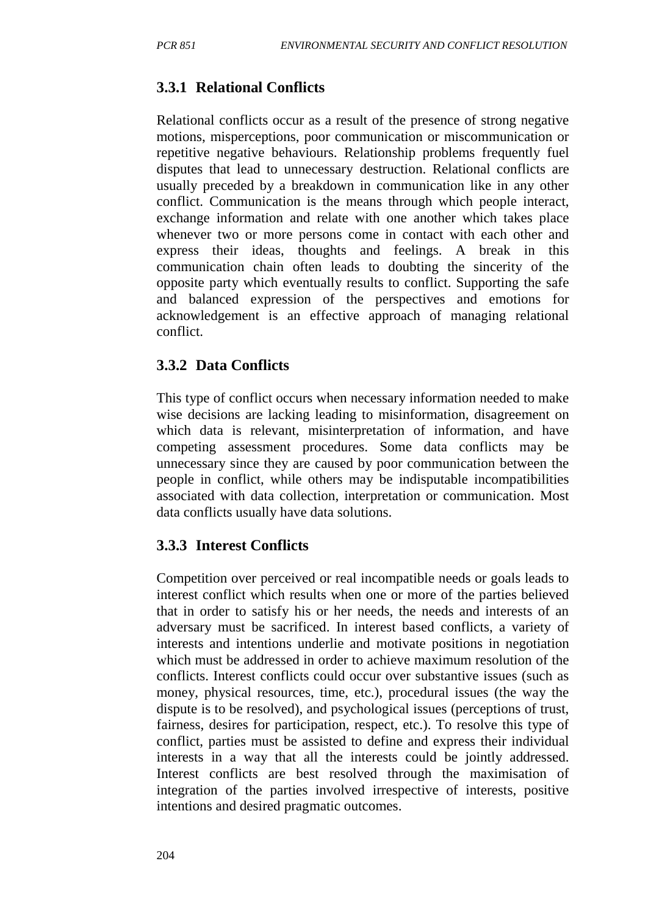### 3.3.1 Relational Conflicts

Relational conflicts occur as a result of the presence of strong negative motions, misperceptions, poor communication or miscommunication or repetitive negative behaviours. Relationship problems frequently fuel disputes that lead to unnecessary destruction. Relational conflicts are usually preceded by a breakdown in communication like in any other conflict. Communication is the means through which people interact, exchange information and relate with one another which takes place whenever two or more persons come in contact with each other and express their ideas, thoughts and feelings. A break in this communication chain often leads to doubting the sincerity of the opposite party which eventually results to conflict. Supporting the safe and balanced expression of the perspectives and emotions for acknowledgement is an effective approach of managing relational conflict.

### 3.3.2 Data Conflicts

This type of conflict occurs when necessary information needed to make wise decisions are lacking leading to misinformation, disagreement on which data is relevant, misinterpretation of information, and have competing assessment procedures. Some data conflicts may be unnecessary since they are caused by poor communication between the people in conflict, while others may be indisputable incompatibilities associated with data collection, interpretation or communication. Most data conflicts usually have data solutions.

### 3.3.3 Interest Conflicts

Competition over perceived or real incompatible needs or goals leads to interest conflict which results when one or more of the parties believed that in order to satisfy his or her needs, the needs and interests of an adversary must be sacrificed. In interest based conflicts, a variety of interests and intentions underlie and motivate positions in negotiation which must be addressed in order to achieve maximum resolution of the conflicts. Interest conflicts could occur over substantive issues (such as money, physical resources, time, etc.), procedural issues (the way the dispute is to be resolved), and psychological issues (perceptions of trust, fairness, desires for participation, respect, etc.). To resolve this type of conflict, parties must be assisted to define and express their individual interests in a way that all the interests could be jointly addressed. Interest conflicts are best resolved through the maximisation of integration of the parties involved irrespective of interests, positive intentions and desired pragmatic outcomes.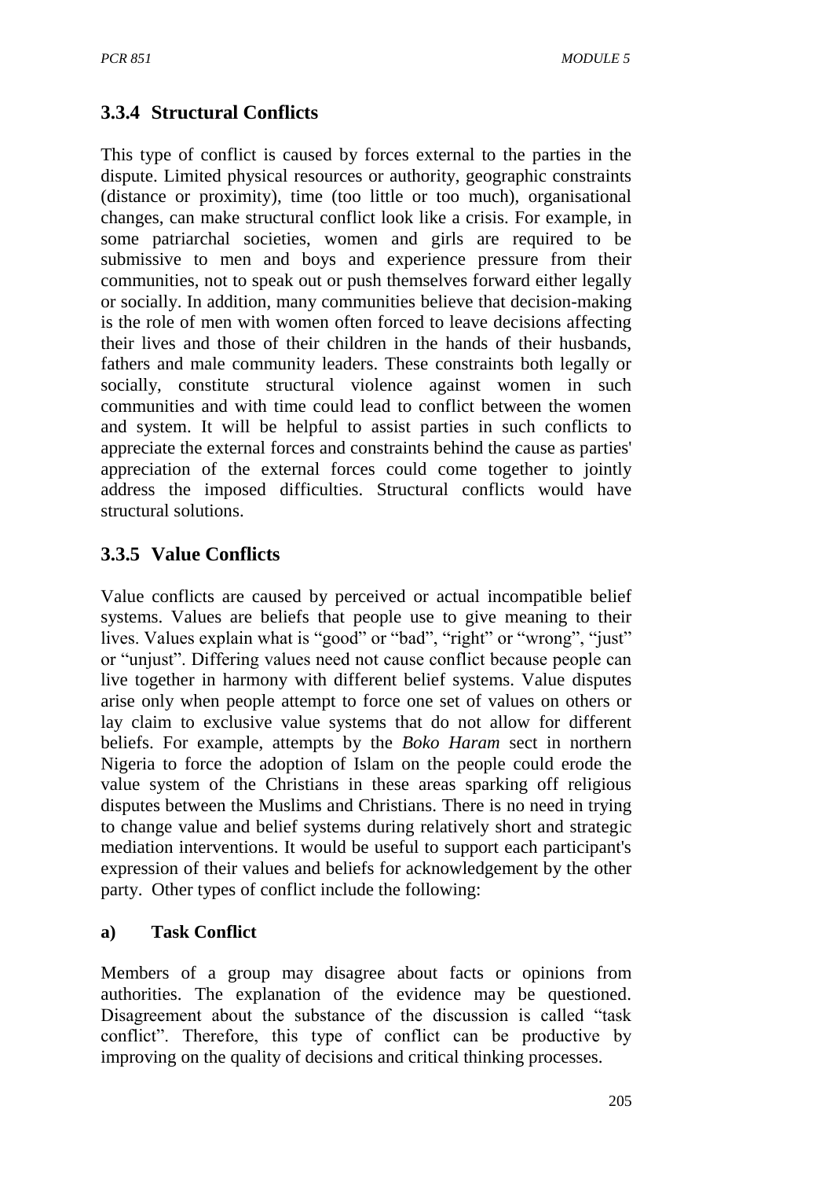### 3.3.4 Structural Conflicts

This type of conflict is caused by forces external to the parties in the dispute. Limited physical resources or authority, geographic constraints (distance or proximity), time (too little or too much), organisational changes, can make structural conflict look like a crisis. For example, in some patriarchal societies, women and girls are required to be submissive to men and boys and experience pressure from their communities, not to speak out or push themselves forward either legally or socially. In addition, many communities believe that decision-making is the role of men with women often forced to leave decisions affecting their lives and those of their children in the hands of their husbands, fathers and male community leaders. These constraints both legally or socially, constitute structural violence against women in such communities and with time could lead to conflict between the women and system. It will be helpful to assist parties in such conflicts to appreciate the external forces and constraints behind the cause as parties' appreciation of the external forces could come together to jointly address the imposed difficulties. Structural conflicts would have structural solutions.

### 3.3.5 Value Conflicts

Value conflicts are caused by perceived or actual incompatible belief systems. Values are beliefs that people use to give meaning to their lives. Values explain what is "good" or "bad", "right" or "wrong", "just" or "unjust". Differing values need not cause conflict because people can live together in harmony with different belief systems. Value disputes arise only when people attempt to force one set of values on others or lay claim to exclusive value systems that do not allow for different beliefs. For example, attempts by the *Boko Haram* sect in northern Nigeria to force the adoption of Islam on the people could erode the value system of the Christians in these areas sparking off religious disputes between the Muslims and Christians. There is no need in trying to change value and belief systems during relatively short and strategic mediation interventions. It would be useful to support each participant's expression of their values and beliefs for acknowledgement by the other party. Other types of conflict include the following:

**a) Task Conflict**

Members of a group may disagree about facts or opinions from authorities. The explanation of the evidence may be questioned. Disagreement about the substance of the discussion is called "task conflict". Therefore, this type of conflict can be productive by improving on the quality of decisions and critical thinking processes.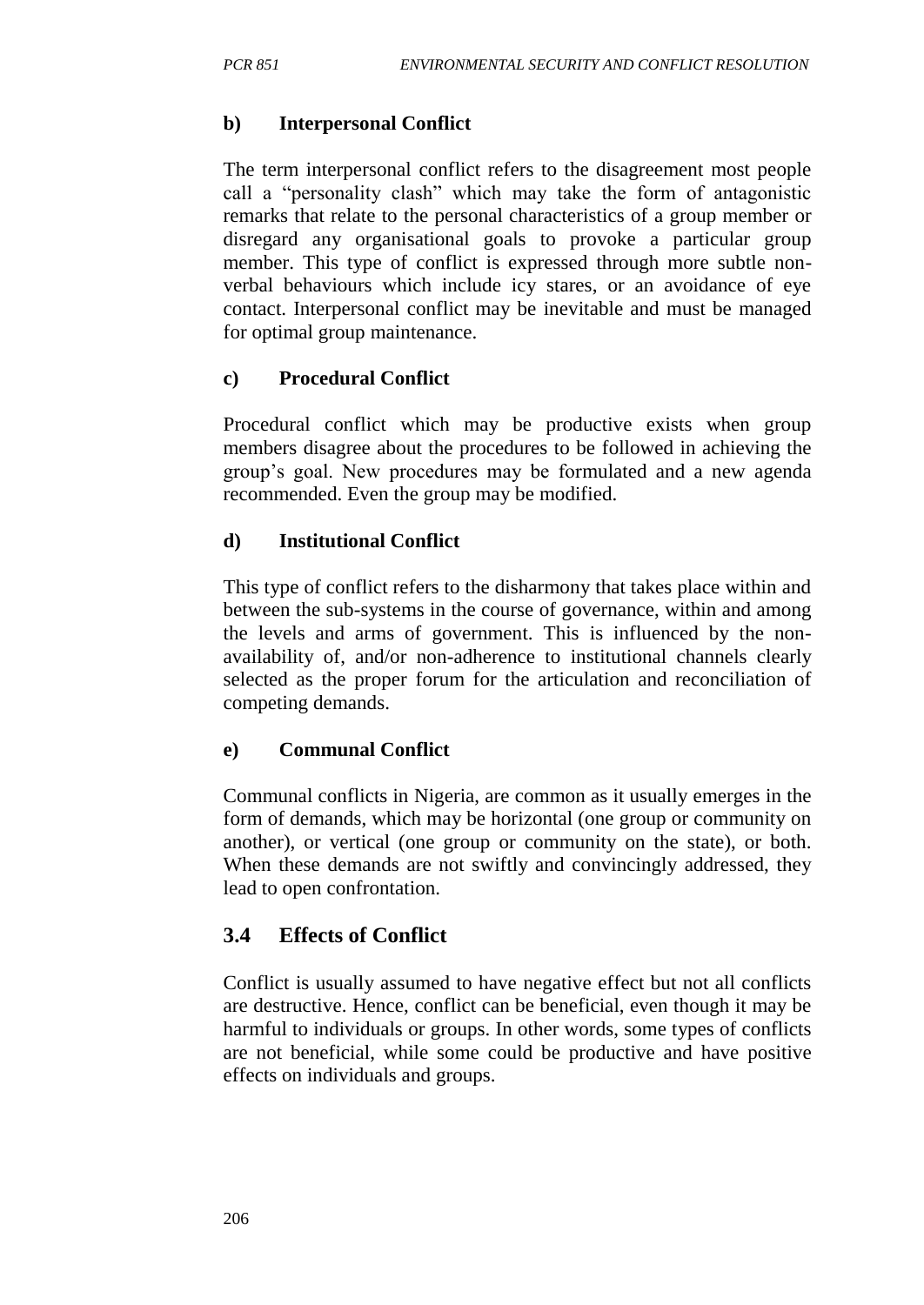**b) Interpersonal Conflict**

The term interpersonal conflict refers to the disagreement most people call a "personality clash" which may take the form of antagonistic remarks that relate to the personal characteristics of a group member or disregard any organisational goals to provoke a particular group member. This type of conflict is expressed through more subtle non-verbal behaviours which include icy stares, or an avoidance of eye contact. Interpersonal conflict may be inevitable and must be managed for optimal group maintenance.

**c) Procedural Conflict**

Procedural conflict which may be productive exists when group members disagree about the procedures to be followed in achieving the group's goal. New procedures may be formulated and a new agenda recommended. Even the group may be modified.

**d) Institutional Conflict**

This type of conflict refers to the disharmony that takes place within and between the sub-systems in the course of governance, within and among the levels and arms of government. This is influenced by the non-availability of, and/or non-adherence to institutional channels clearly selected as the proper forum for the articulation and reconciliation of competing demands.

**e) Communal Conflict**

Communal conflicts in Nigeria, are common as it usually emerges in the form of demands, which may be horizontal (one group or community on another), or vertical (one group or community on the state), or both. When these demands are not swiftly and convincingly addressed, they lead to open confrontation.

## 3.4 Effects of Conflict

Conflict is usually assumed to have negative effect but not all conflicts are destructive. Hence, conflict can be beneficial, even though it may be harmful to individuals or groups. In other words, some types of conflicts are not beneficial, while some could be productive and have positive effects on individuals and groups.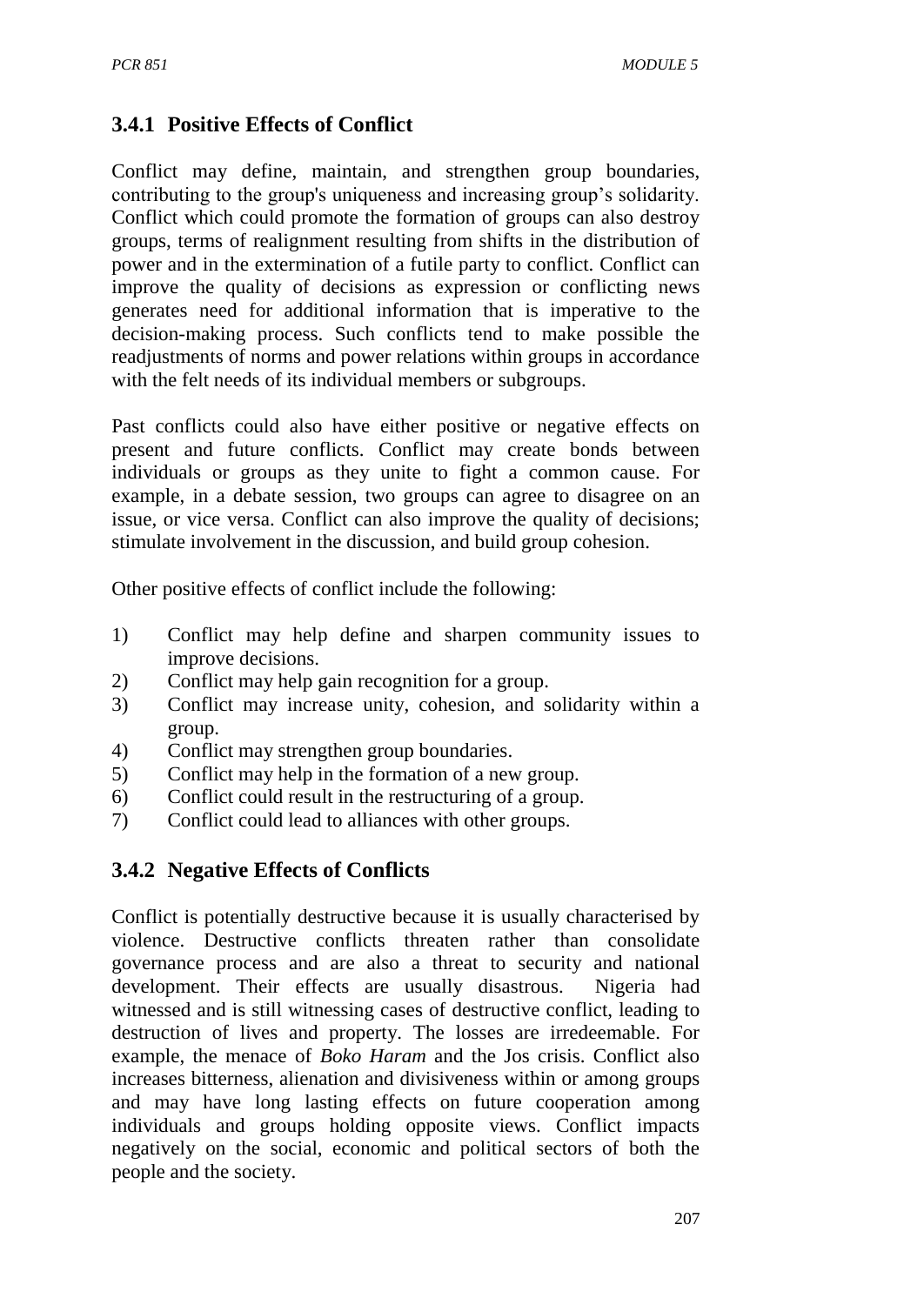### 3.4.1 Positive Effects of Conflict

Conflict may define, maintain, and strengthen group boundaries, contributing to the group's uniqueness and increasing group's solidarity. Conflict which could promote the formation of groups can also destroy groups, terms of realignment resulting from shifts in the distribution of power and in the extermination of a futile party to conflict. Conflict can improve the quality of decisions as expression or conflicting news generates need for additional information that is imperative to the decision-making process. Such conflicts tend to make possible the readjustments of norms and power relations within groups in accordance with the felt needs of its individual members or subgroups.

Past conflicts could also have either positive or negative effects on present and future conflicts. Conflict may create bonds between individuals or groups as they unite to fight a common cause. For example, in a debate session, two groups can agree to disagree on an issue, or vice versa. Conflict can also improve the quality of decisions; stimulate involvement in the discussion, and build group cohesion.

Other positive effects of conflict include the following:

1) Conflict may help define and sharpen community issues to improve decisions.
2) Conflict may help gain recognition for a group.
3) Conflict may increase unity, cohesion, and solidarity within a group.
4) Conflict may strengthen group boundaries.
5) Conflict may help in the formation of a new group.
6) Conflict could result in the restructuring of a group.
7) Conflict could lead to alliances with other groups.

### 3.4.2 Negative Effects of Conflicts

Conflict is potentially destructive because it is usually characterised by violence. Destructive conflicts threaten rather than consolidate governance process and are also a threat to security and national development. Their effects are usually disastrous. Nigeria had witnessed and is still witnessing cases of destructive conflict, leading to destruction of lives and property. The losses are irredeemable. For example, the menace of *Boko Haram* and the Jos crisis. Conflict also increases bitterness, alienation and divisiveness within or among groups and may have long lasting effects on future cooperation among individuals and groups holding opposite views. Conflict impacts negatively on the social, economic and political sectors of both the people and the society.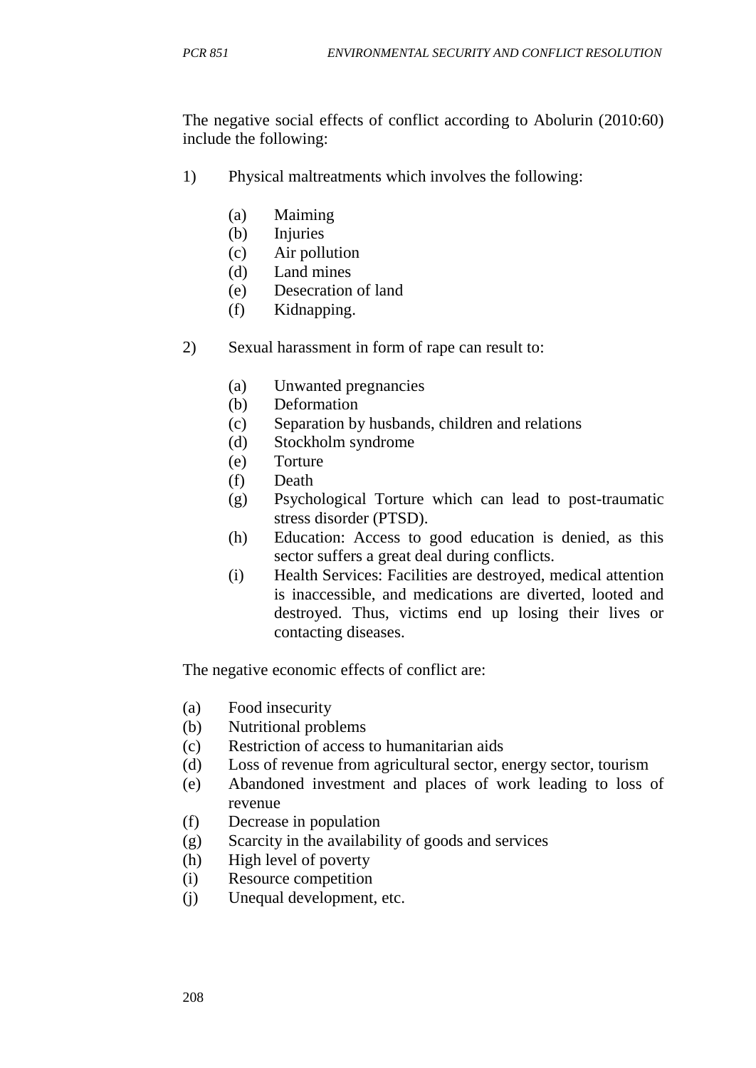The negative social effects of conflict according to Abolurin (2010:60) include the following:

1) Physical maltreatments which involves the following:

   (a) Maiming
   (b) Injuries
   (c) Air pollution
   (d) Land mines
   (e) Desecration of land
   (f) Kidnapping.

2) Sexual harassment in form of rape can result to:

   (a) Unwanted pregnancies
   (b) Deformation
   (c) Separation by husbands, children and relations
   (d) Stockholm syndrome
   (e) Torture
   (f) Death
   (g) Psychological Torture which can lead to post-traumatic stress disorder (PTSD).
   (h) Education: Access to good education is denied, as this sector suffers a great deal during conflicts.
   (i) Health Services: Facilities are destroyed, medical attention is inaccessible, and medications are diverted, looted and destroyed. Thus, victims end up losing their lives or contacting diseases.

The negative economic effects of conflict are:

(a) Food insecurity
(b) Nutritional problems
(c) Restriction of access to humanitarian aids
(d) Loss of revenue from agricultural sector, energy sector, tourism
(e) Abandoned investment and places of work leading to loss of revenue
(f) Decrease in population
(g) Scarcity in the availability of goods and services
(h) High level of poverty
(i) Resource competition
(j) Unequal development, etc.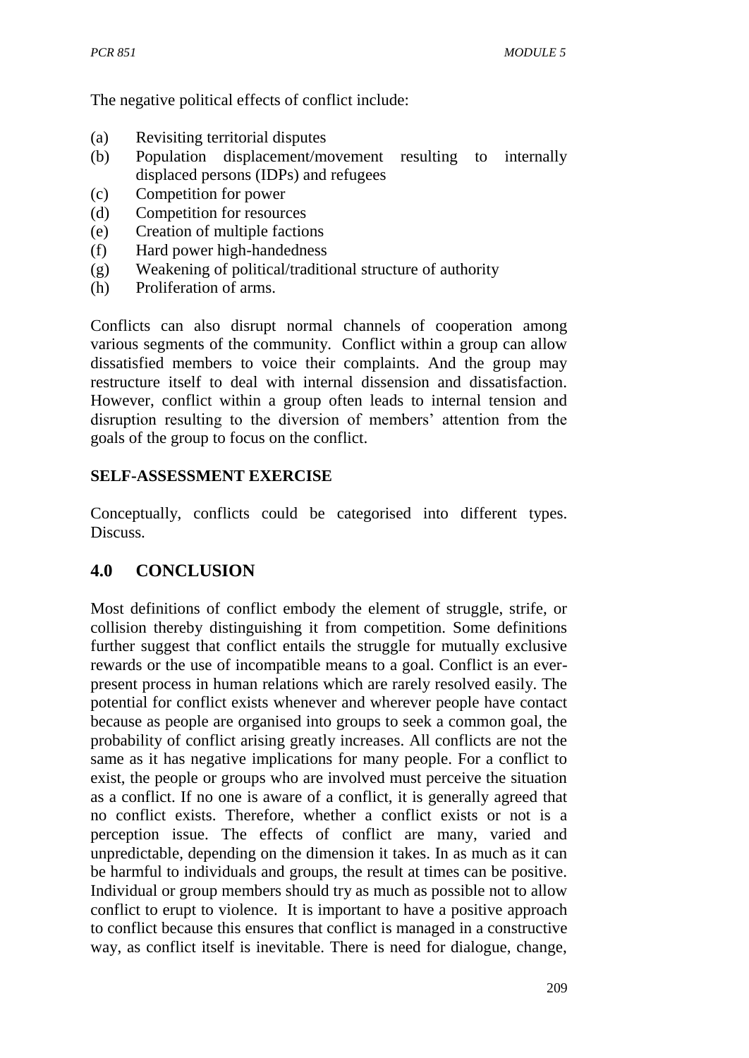The negative political effects of conflict include:

(a) Revisiting territorial disputes
(b) Population displacement/movement resulting to internally displaced persons (IDPs) and refugees
(c) Competition for power
(d) Competition for resources
(e) Creation of multiple factions
(f) Hard power high-handedness
(g) Weakening of political/traditional structure of authority
(h) Proliferation of arms.

Conflicts can also disrupt normal channels of cooperation among various segments of the community. Conflict within a group can allow dissatisfied members to voice their complaints. And the group may restructure itself to deal with internal dissension and dissatisfaction. However, conflict within a group often leads to internal tension and disruption resulting to the diversion of members' attention from the goals of the group to focus on the conflict.

**SELF-ASSESSMENT EXERCISE**

Conceptually, conflicts could be categorised into different types. Discuss.

## 4.0 CONCLUSION

Most definitions of conflict embody the element of struggle, strife, or collision thereby distinguishing it from competition. Some definitions further suggest that conflict entails the struggle for mutually exclusive rewards or the use of incompatible means to a goal. Conflict is an ever-present process in human relations which are rarely resolved easily. The potential for conflict exists whenever and wherever people have contact because as people are organised into groups to seek a common goal, the probability of conflict arising greatly increases. All conflicts are not the same as it has negative implications for many people. For a conflict to exist, the people or groups who are involved must perceive the situation as a conflict. If no one is aware of a conflict, it is generally agreed that no conflict exists. Therefore, whether a conflict exists or not is a perception issue. The effects of conflict are many, varied and unpredictable, depending on the dimension it takes. In as much as it can be harmful to individuals and groups, the result at times can be positive. Individual or group members should try as much as possible not to allow conflict to erupt to violence. It is important to have a positive approach to conflict because this ensures that conflict is managed in a constructive way, as conflict itself is inevitable. There is need for dialogue, change,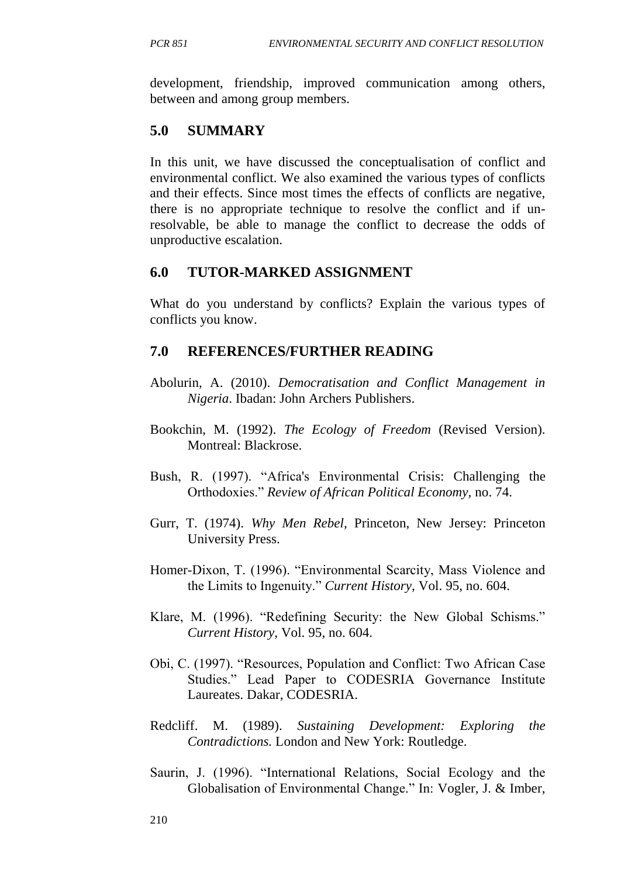development, friendship, improved communication among others, between and among group members.

## 5.0 SUMMARY

In this unit, we have discussed the conceptualisation of conflict and environmental conflict. We also examined the various types of conflicts and their effects. Since most times the effects of conflicts are negative, there is no appropriate technique to resolve the conflict and if un-resolvable, be able to manage the conflict to decrease the odds of unproductive escalation.

## 6.0 TUTOR-MARKED ASSIGNMENT

What do you understand by conflicts? Explain the various types of conflicts you know.

## 7.0 REFERENCES/FURTHER READING

Abolurin, A. (2010). *Democratisation and Conflict Management in Nigeria*. Ibadan: John Archers Publishers.

Bookchin, M. (1992). *The Ecology of Freedom* (Revised Version). Montreal: Blackrose.

Bush, R. (1997). "Africa's Environmental Crisis: Challenging the Orthodoxies." *Review of African Political Economy,* no. 74.

Gurr, T. (1974). *Why Men Rebel,* Princeton, New Jersey: Princeton University Press.

Homer-Dixon, T. (1996). "Environmental Scarcity, Mass Violence and the Limits to Ingenuity." *Current History,* Vol. 95, no. 604.

Klare, M. (1996). "Redefining Security: the New Global Schisms." *Current History,* Vol. 95, no. 604.

Obi, C. (1997). "Resources, Population and Conflict: Two African Case Studies." Lead Paper to CODESRIA Governance Institute Laureates. Dakar, CODESRIA.

Redcliff. M. (1989). *Sustaining Development: Exploring the Contradictions.* London and New York: Routledge.

Saurin, J. (1996). "International Relations, Social Ecology and the Globalisation of Environmental Change." In: Vogler, J. & Imber,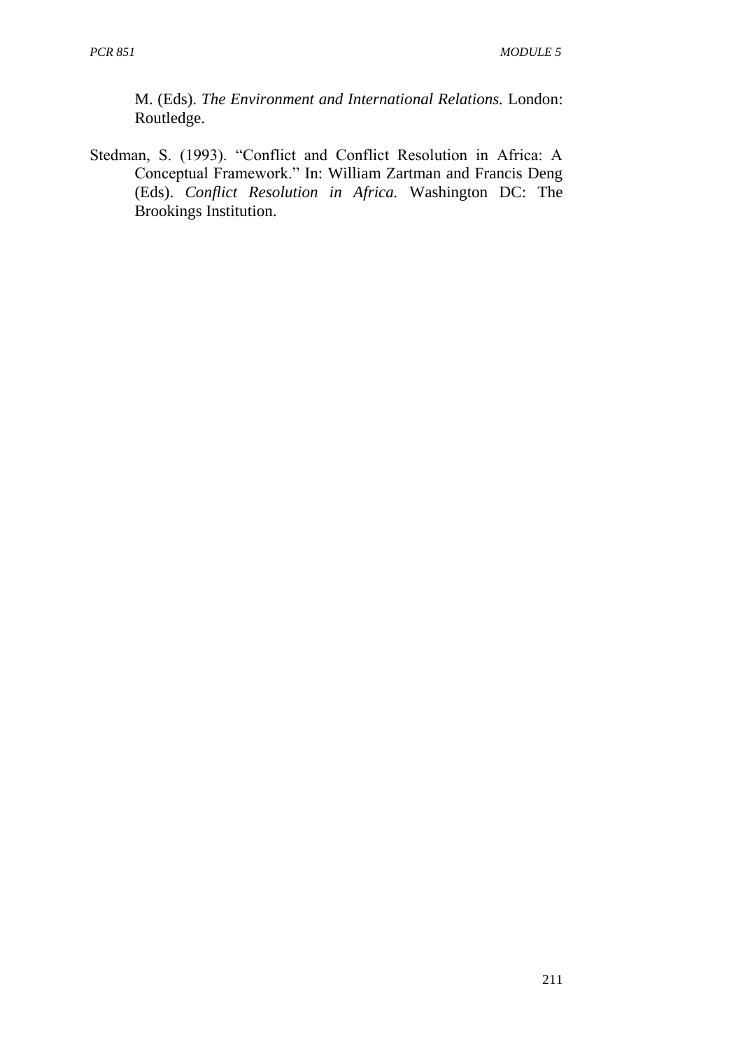M. (Eds). *The Environment and International Relations.* London: Routledge.

Stedman, S. (1993). "Conflict and Conflict Resolution in Africa: A Conceptual Framework." In: William Zartman and Francis Deng (Eds). *Conflict Resolution in Africa.* Washington DC: The Brookings Institution.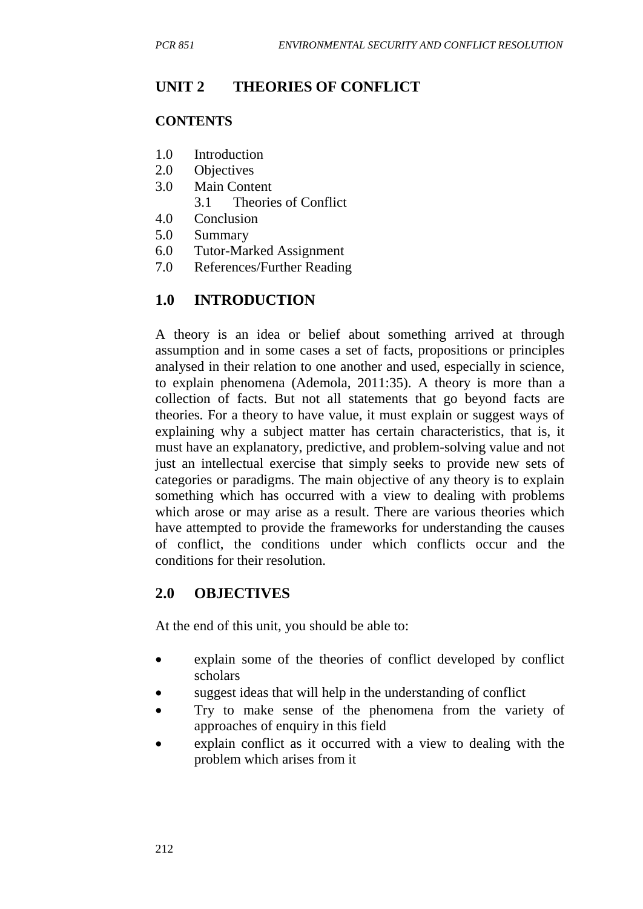## UNIT 2 THEORIES OF CONFLICT

**CONTENTS**

1.0 Introduction
2.0 Objectives
3.0 Main Content
    3.1 Theories of Conflict
4.0 Conclusion
5.0 Summary
6.0 Tutor-Marked Assignment
7.0 References/Further Reading

## 1.0 INTRODUCTION

A theory is an idea or belief about something arrived at through assumption and in some cases a set of facts, propositions or principles analysed in their relation to one another and used, especially in science, to explain phenomena (Ademola, 2011:35). A theory is more than a collection of facts. But not all statements that go beyond facts are theories. For a theory to have value, it must explain or suggest ways of explaining why a subject matter has certain characteristics, that is, it must have an explanatory, predictive, and problem-solving value and not just an intellectual exercise that simply seeks to provide new sets of categories or paradigms. The main objective of any theory is to explain something which has occurred with a view to dealing with problems which arose or may arise as a result. There are various theories which have attempted to provide the frameworks for understanding the causes of conflict, the conditions under which conflicts occur and the conditions for their resolution.

## 2.0 OBJECTIVES

At the end of this unit, you should be able to:

- explain some of the theories of conflict developed by conflict scholars
- suggest ideas that will help in the understanding of conflict
- Try to make sense of the phenomena from the variety of approaches of enquiry in this field
- explain conflict as it occurred with a view to dealing with the problem which arises from it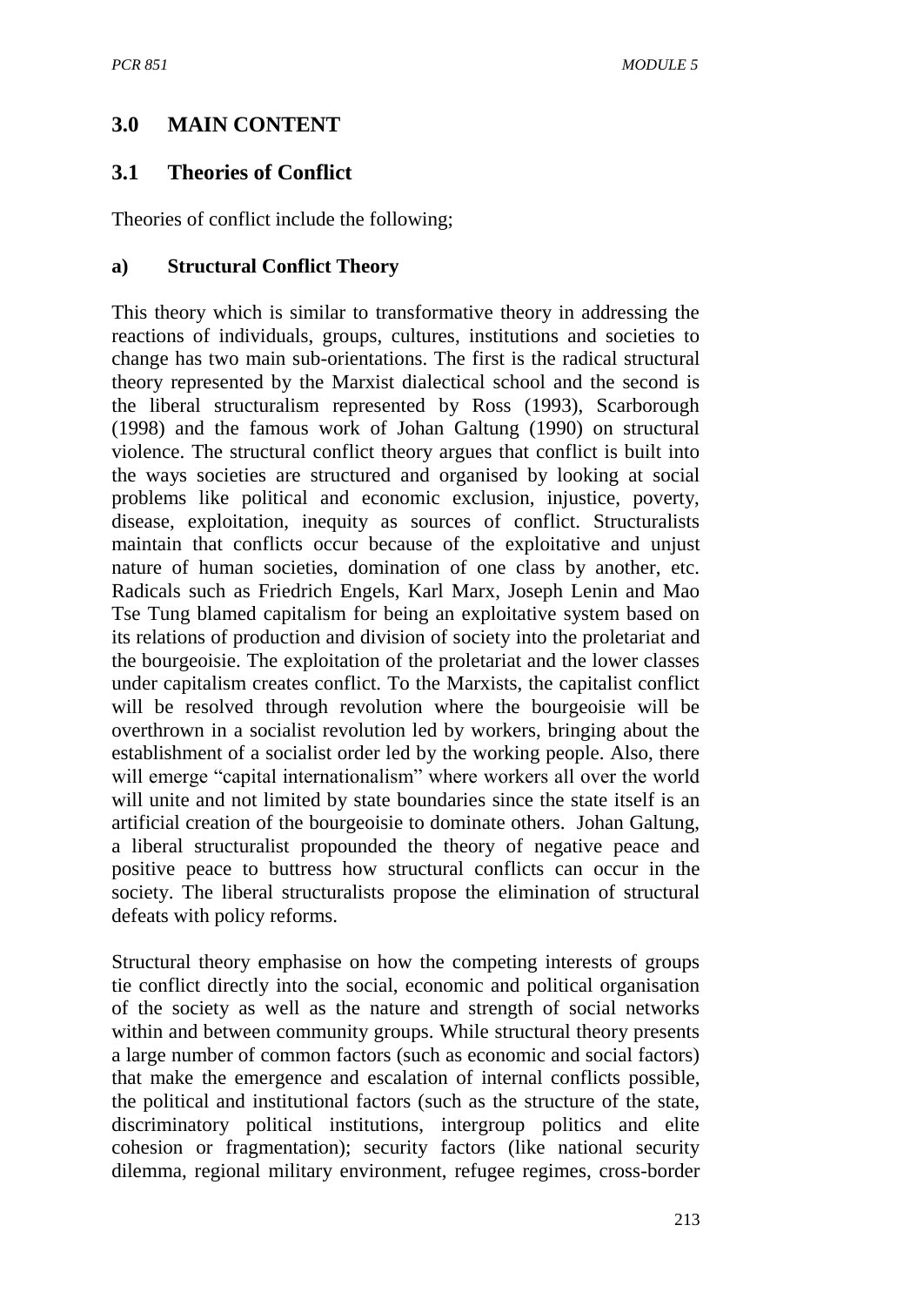## 3.0 MAIN CONTENT

### 3.1 Theories of Conflict

Theories of conflict include the following;

#### a) Structural Conflict Theory

This theory which is similar to transformative theory in addressing the reactions of individuals, groups, cultures, institutions and societies to change has two main sub-orientations. The first is the radical structural theory represented by the Marxist dialectical school and the second is the liberal structuralism represented by Ross (1993), Scarborough (1998) and the famous work of Johan Galtung (1990) on structural violence. The structural conflict theory argues that conflict is built into the ways societies are structured and organised by looking at social problems like political and economic exclusion, injustice, poverty, disease, exploitation, inequity as sources of conflict. Structuralists maintain that conflicts occur because of the exploitative and unjust nature of human societies, domination of one class by another, etc. Radicals such as Friedrich Engels, Karl Marx, Joseph Lenin and Mao Tse Tung blamed capitalism for being an exploitative system based on its relations of production and division of society into the proletariat and the bourgeoisie. The exploitation of the proletariat and the lower classes under capitalism creates conflict. To the Marxists, the capitalist conflict will be resolved through revolution where the bourgeoisie will be overthrown in a socialist revolution led by workers, bringing about the establishment of a socialist order led by the working people. Also, there will emerge "capital internationalism" where workers all over the world will unite and not limited by state boundaries since the state itself is an artificial creation of the bourgeoisie to dominate others. Johan Galtung, a liberal structuralist propounded the theory of negative peace and positive peace to buttress how structural conflicts can occur in the society. The liberal structuralists propose the elimination of structural defeats with policy reforms.

Structural theory emphasise on how the competing interests of groups tie conflict directly into the social, economic and political organisation of the society as well as the nature and strength of social networks within and between community groups. While structural theory presents a large number of common factors (such as economic and social factors) that make the emergence and escalation of internal conflicts possible, the political and institutional factors (such as the structure of the state, discriminatory political institutions, intergroup politics and elite cohesion or fragmentation); security factors (like national security dilemma, regional military environment, refugee regimes, cross-border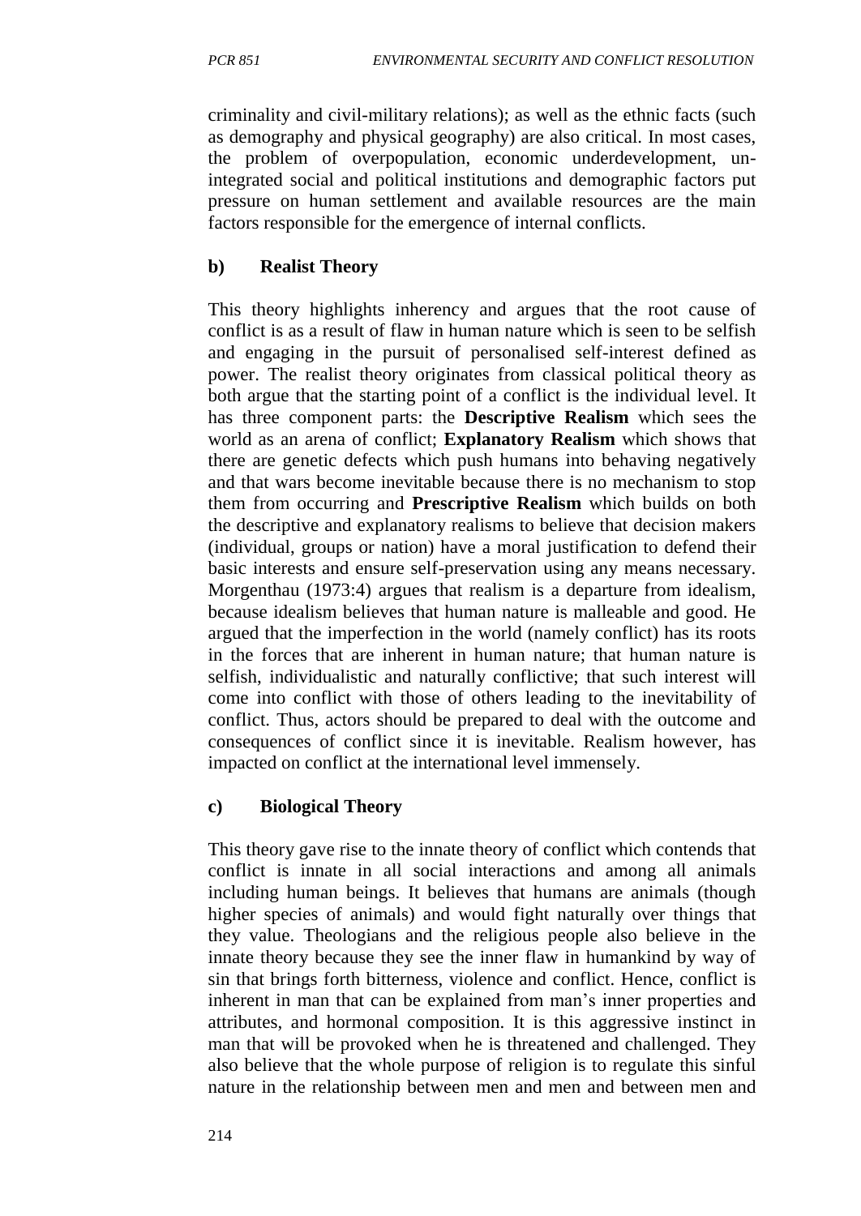criminality and civil-military relations); as well as the ethnic facts (such as demography and physical geography) are also critical. In most cases, the problem of overpopulation, economic underdevelopment, un-integrated social and political institutions and demographic factors put pressure on human settlement and available resources are the main factors responsible for the emergence of internal conflicts.

### b) Realist Theory

This theory highlights inherency and argues that the root cause of conflict is as a result of flaw in human nature which is seen to be selfish and engaging in the pursuit of personalised self-interest defined as power. The realist theory originates from classical political theory as both argue that the starting point of a conflict is the individual level. It has three component parts: the **Descriptive Realism** which sees the world as an arena of conflict; **Explanatory Realism** which shows that there are genetic defects which push humans into behaving negatively and that wars become inevitable because there is no mechanism to stop them from occurring and **Prescriptive Realism** which builds on both the descriptive and explanatory realisms to believe that decision makers (individual, groups or nation) have a moral justification to defend their basic interests and ensure self-preservation using any means necessary. Morgenthau (1973:4) argues that realism is a departure from idealism, because idealism believes that human nature is malleable and good. He argued that the imperfection in the world (namely conflict) has its roots in the forces that are inherent in human nature; that human nature is selfish, individualistic and naturally conflictive; that such interest will come into conflict with those of others leading to the inevitability of conflict. Thus, actors should be prepared to deal with the outcome and consequences of conflict since it is inevitable. Realism however, has impacted on conflict at the international level immensely.

### c) Biological Theory

This theory gave rise to the innate theory of conflict which contends that conflict is innate in all social interactions and among all animals including human beings. It believes that humans are animals (though higher species of animals) and would fight naturally over things that they value. Theologians and the religious people also believe in the innate theory because they see the inner flaw in humankind by way of sin that brings forth bitterness, violence and conflict. Hence, conflict is inherent in man that can be explained from man's inner properties and attributes, and hormonal composition. It is this aggressive instinct in man that will be provoked when he is threatened and challenged. They also believe that the whole purpose of religion is to regulate this sinful nature in the relationship between men and men and between men and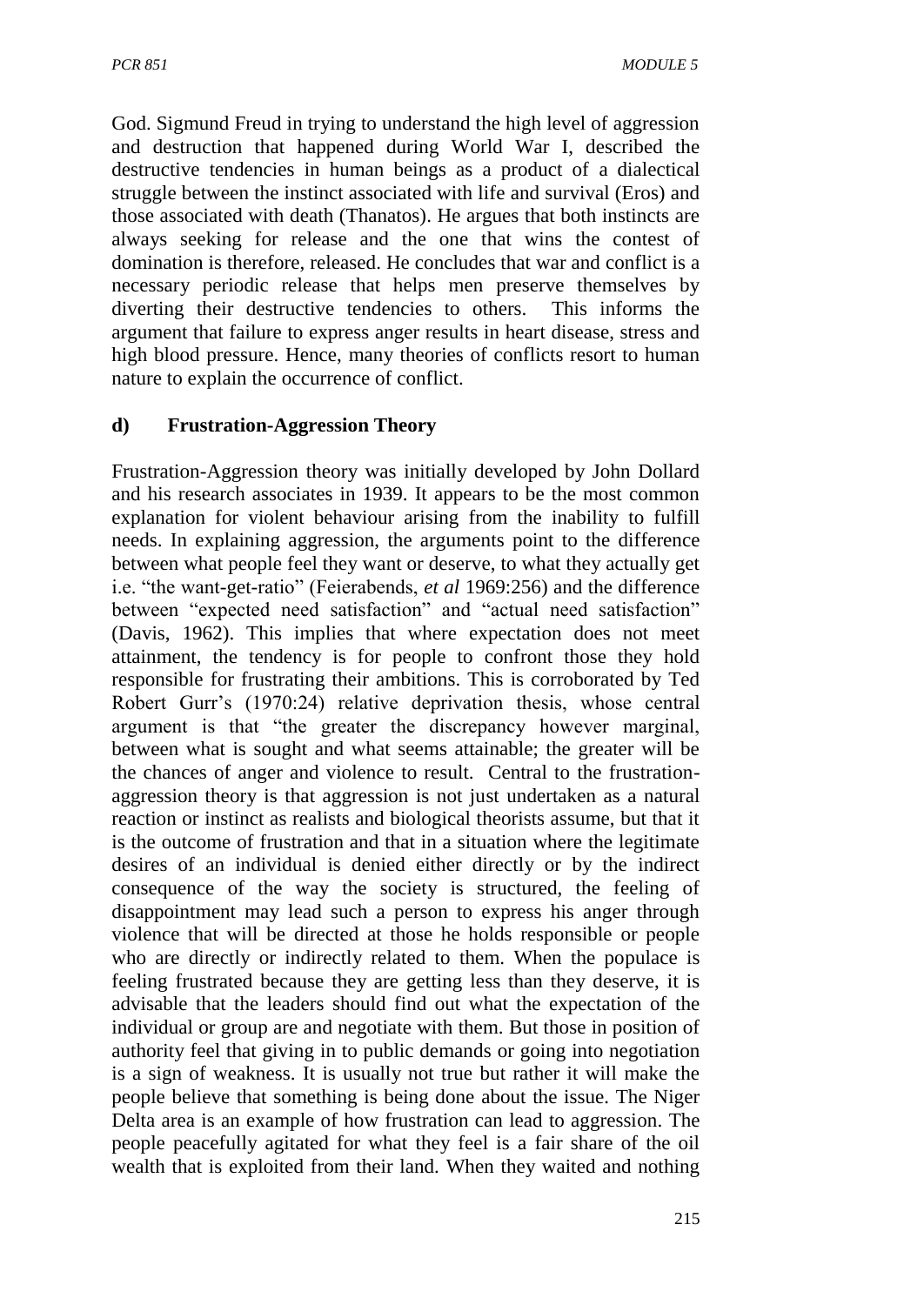God. Sigmund Freud in trying to understand the high level of aggression and destruction that happened during World War I, described the destructive tendencies in human beings as a product of a dialectical struggle between the instinct associated with life and survival (Eros) and those associated with death (Thanatos). He argues that both instincts are always seeking for release and the one that wins the contest of domination is therefore, released. He concludes that war and conflict is a necessary periodic release that helps men preserve themselves by diverting their destructive tendencies to others. This informs the argument that failure to express anger results in heart disease, stress and high blood pressure. Hence, many theories of conflicts resort to human nature to explain the occurrence of conflict.

#### d) Frustration-Aggression Theory

Frustration-Aggression theory was initially developed by John Dollard and his research associates in 1939. It appears to be the most common explanation for violent behaviour arising from the inability to fulfill needs. In explaining aggression, the arguments point to the difference between what people feel they want or deserve, to what they actually get i.e. "the want-get-ratio" (Feierabends, *et al* 1969:256) and the difference between "expected need satisfaction" and "actual need satisfaction" (Davis, 1962). This implies that where expectation does not meet attainment, the tendency is for people to confront those they hold responsible for frustrating their ambitions. This is corroborated by Ted Robert Gurr's (1970:24) relative deprivation thesis, whose central argument is that "the greater the discrepancy however marginal, between what is sought and what seems attainable; the greater will be the chances of anger and violence to result. Central to the frustration-aggression theory is that aggression is not just undertaken as a natural reaction or instinct as realists and biological theorists assume, but that it is the outcome of frustration and that in a situation where the legitimate desires of an individual is denied either directly or by the indirect consequence of the way the society is structured, the feeling of disappointment may lead such a person to express his anger through violence that will be directed at those he holds responsible or people who are directly or indirectly related to them. When the populace is feeling frustrated because they are getting less than they deserve, it is advisable that the leaders should find out what the expectation of the individual or group are and negotiate with them. But those in position of authority feel that giving in to public demands or going into negotiation is a sign of weakness. It is usually not true but rather it will make the people believe that something is being done about the issue. The Niger Delta area is an example of how frustration can lead to aggression. The people peacefully agitated for what they feel is a fair share of the oil wealth that is exploited from their land. When they waited and nothing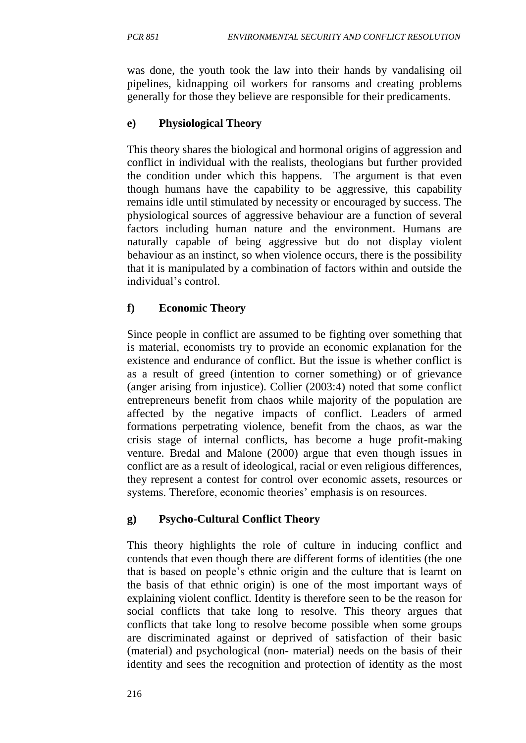was done, the youth took the law into their hands by vandalising oil pipelines, kidnapping oil workers for ransoms and creating problems generally for those they believe are responsible for their predicaments.

#### e) Physiological Theory

This theory shares the biological and hormonal origins of aggression and conflict in individual with the realists, theologians but further provided the condition under which this happens. The argument is that even though humans have the capability to be aggressive, this capability remains idle until stimulated by necessity or encouraged by success. The physiological sources of aggressive behaviour are a function of several factors including human nature and the environment. Humans are naturally capable of being aggressive but do not display violent behaviour as an instinct, so when violence occurs, there is the possibility that it is manipulated by a combination of factors within and outside the individual's control.

#### f) Economic Theory

Since people in conflict are assumed to be fighting over something that is material, economists try to provide an economic explanation for the existence and endurance of conflict. But the issue is whether conflict is as a result of greed (intention to corner something) or of grievance (anger arising from injustice). Collier (2003:4) noted that some conflict entrepreneurs benefit from chaos while majority of the population are affected by the negative impacts of conflict. Leaders of armed formations perpetrating violence, benefit from the chaos, as war the crisis stage of internal conflicts, has become a huge profit-making venture. Bredal and Malone (2000) argue that even though issues in conflict are as a result of ideological, racial or even religious differences, they represent a contest for control over economic assets, resources or systems. Therefore, economic theories' emphasis is on resources.

#### g) Psycho-Cultural Conflict Theory

This theory highlights the role of culture in inducing conflict and contends that even though there are different forms of identities (the one that is based on people's ethnic origin and the culture that is learnt on the basis of that ethnic origin) is one of the most important ways of explaining violent conflict. Identity is therefore seen to be the reason for social conflicts that take long to resolve. This theory argues that conflicts that take long to resolve become possible when some groups are discriminated against or deprived of satisfaction of their basic (material) and psychological (non- material) needs on the basis of their identity and sees the recognition and protection of identity as the most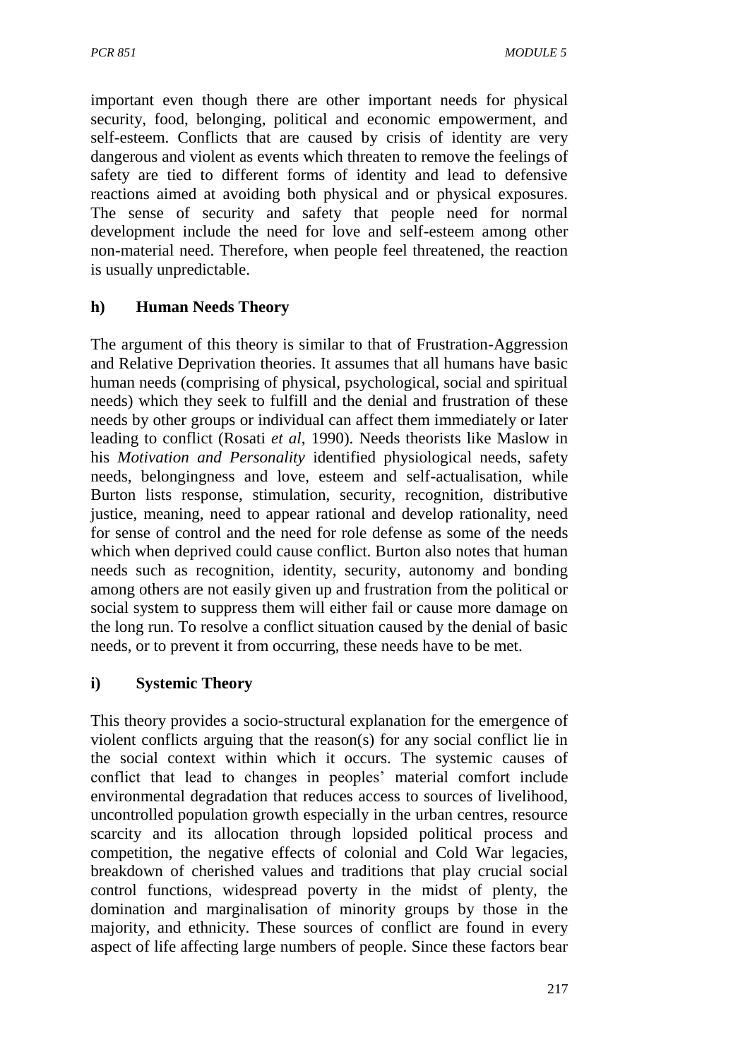important even though there are other important needs for physical security, food, belonging, political and economic empowerment, and self-esteem. Conflicts that are caused by crisis of identity are very dangerous and violent as events which threaten to remove the feelings of safety are tied to different forms of identity and lead to defensive reactions aimed at avoiding both physical and or physical exposures. The sense of security and safety that people need for normal development include the need for love and self-esteem among other non-material need. Therefore, when people feel threatened, the reaction is usually unpredictable.

### h) Human Needs Theory

The argument of this theory is similar to that of Frustration-Aggression and Relative Deprivation theories. It assumes that all humans have basic human needs (comprising of physical, psychological, social and spiritual needs) which they seek to fulfill and the denial and frustration of these needs by other groups or individual can affect them immediately or later leading to conflict (Rosati *et al*, 1990). Needs theorists like Maslow in his *Motivation and Personality* identified physiological needs, safety needs, belongingness and love, esteem and self-actualisation, while Burton lists response, stimulation, security, recognition, distributive justice, meaning, need to appear rational and develop rationality, need for sense of control and the need for role defense as some of the needs which when deprived could cause conflict. Burton also notes that human needs such as recognition, identity, security, autonomy and bonding among others are not easily given up and frustration from the political or social system to suppress them will either fail or cause more damage on the long run. To resolve a conflict situation caused by the denial of basic needs, or to prevent it from occurring, these needs have to be met.

### i) Systemic Theory

This theory provides a socio-structural explanation for the emergence of violent conflicts arguing that the reason(s) for any social conflict lie in the social context within which it occurs. The systemic causes of conflict that lead to changes in peoples' material comfort include environmental degradation that reduces access to sources of livelihood, uncontrolled population growth especially in the urban centres, resource scarcity and its allocation through lopsided political process and competition, the negative effects of colonial and Cold War legacies, breakdown of cherished values and traditions that play crucial social control functions, widespread poverty in the midst of plenty, the domination and marginalisation of minority groups by those in the majority, and ethnicity. These sources of conflict are found in every aspect of life affecting large numbers of people. Since these factors bear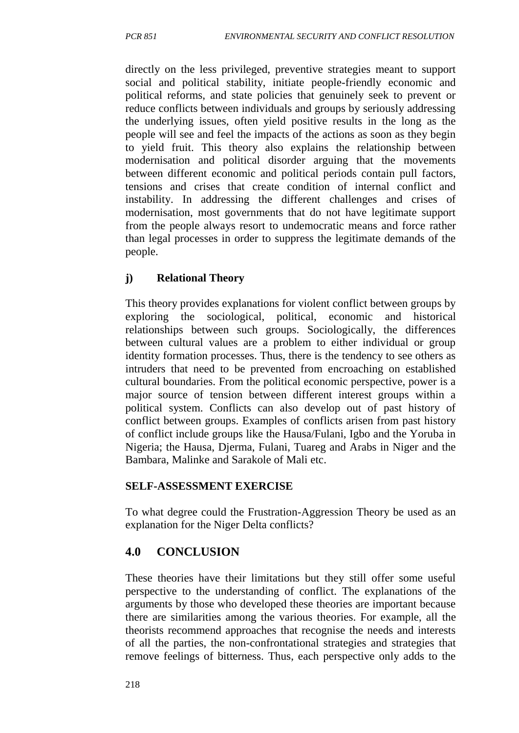directly on the less privileged, preventive strategies meant to support social and political stability, initiate people-friendly economic and political reforms, and state policies that genuinely seek to prevent or reduce conflicts between individuals and groups by seriously addressing the underlying issues, often yield positive results in the long as the people will see and feel the impacts of the actions as soon as they begin to yield fruit. This theory also explains the relationship between modernisation and political disorder arguing that the movements between different economic and political periods contain pull factors, tensions and crises that create condition of internal conflict and instability. In addressing the different challenges and crises of modernisation, most governments that do not have legitimate support from the people always resort to undemocratic means and force rather than legal processes in order to suppress the legitimate demands of the people.

### j) Relational Theory

This theory provides explanations for violent conflict between groups by exploring the sociological, political, economic and historical relationships between such groups. Sociologically, the differences between cultural values are a problem to either individual or group identity formation processes. Thus, there is the tendency to see others as intruders that need to be prevented from encroaching on established cultural boundaries. From the political economic perspective, power is a major source of tension between different interest groups within a political system. Conflicts can also develop out of past history of conflict between groups. Examples of conflicts arisen from past history of conflict include groups like the Hausa/Fulani, Igbo and the Yoruba in Nigeria; the Hausa, Djerma, Fulani, Tuareg and Arabs in Niger and the Bambara, Malinke and Sarakole of Mali etc.

**SELF-ASSESSMENT EXERCISE**

To what degree could the Frustration-Aggression Theory be used as an explanation for the Niger Delta conflicts?

## 4.0 CONCLUSION

These theories have their limitations but they still offer some useful perspective to the understanding of conflict. The explanations of the arguments by those who developed these theories are important because there are similarities among the various theories. For example, all the theorists recommend approaches that recognise the needs and interests of all the parties, the non-confrontational strategies and strategies that remove feelings of bitterness. Thus, each perspective only adds to the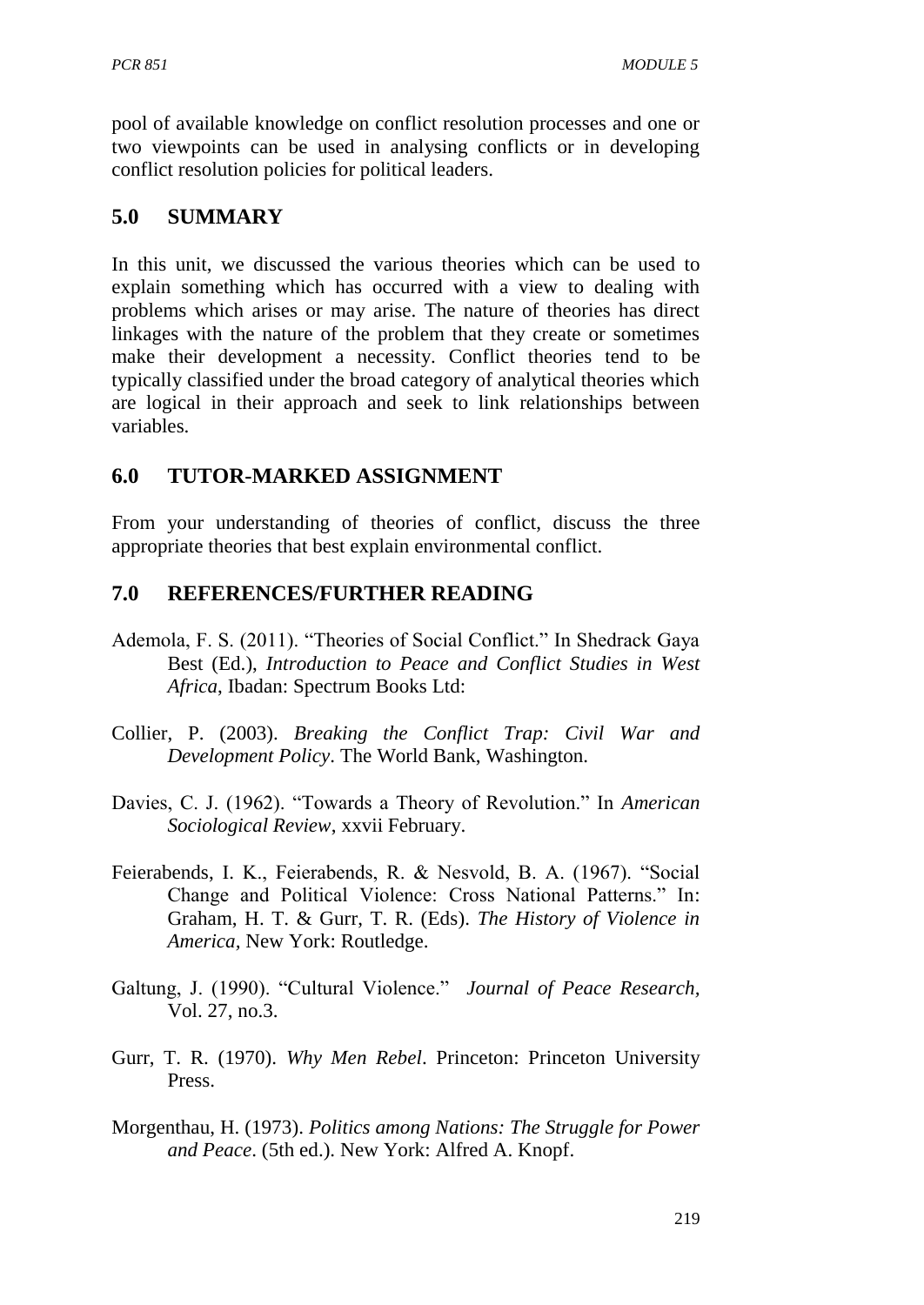pool of available knowledge on conflict resolution processes and one or two viewpoints can be used in analysing conflicts or in developing conflict resolution policies for political leaders.

## 5.0 SUMMARY

In this unit, we discussed the various theories which can be used to explain something which has occurred with a view to dealing with problems which arises or may arise. The nature of theories has direct linkages with the nature of the problem that they create or sometimes make their development a necessity. Conflict theories tend to be typically classified under the broad category of analytical theories which are logical in their approach and seek to link relationships between variables.

## 6.0 TUTOR-MARKED ASSIGNMENT

From your understanding of theories of conflict, discuss the three appropriate theories that best explain environmental conflict.

## 7.0 REFERENCES/FURTHER READING

Ademola, F. S. (2011). "Theories of Social Conflict." In Shedrack Gaya Best (Ed.), *Introduction to Peace and Conflict Studies in West Africa*, Ibadan: Spectrum Books Ltd:

Collier, P. (2003). *Breaking the Conflict Trap: Civil War and Development Policy*. The World Bank, Washington.

Davies, C. J. (1962). "Towards a Theory of Revolution." In *American Sociological Review*, xxvii February.

Feierabends, I. K., Feierabends, R. & Nesvold, B. A. (1967). "Social Change and Political Violence: Cross National Patterns." In: Graham, H. T. & Gurr, T. R. (Eds). *The History of Violence in America,* New York: Routledge.

Galtung, J. (1990). "Cultural Violence." *Journal of Peace Research,* Vol. 27, no.3.

Gurr, T. R. (1970). *Why Men Rebel*. Princeton: Princeton University Press.

Morgenthau, H. (1973). *Politics among Nations: The Struggle for Power and Peace*. (5th ed.). New York: Alfred A. Knopf.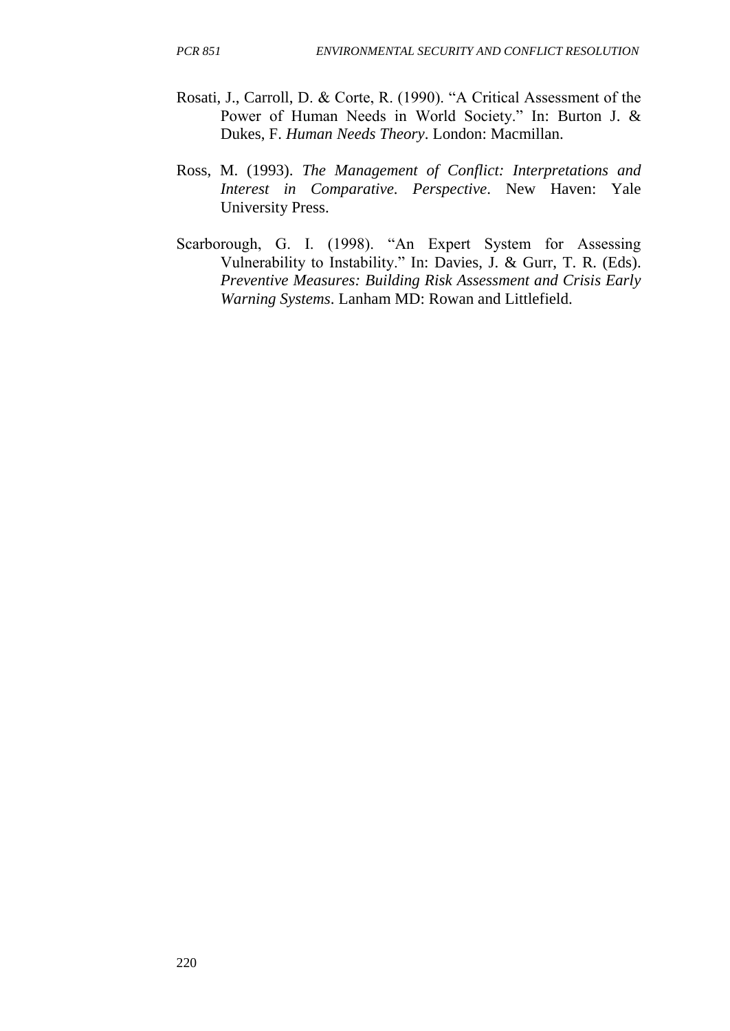Rosati, J., Carroll, D. & Corte, R. (1990). "A Critical Assessment of the Power of Human Needs in World Society." In: Burton J. & Dukes, F. *Human Needs Theory*. London: Macmillan.

Ross, M. (1993). *The Management of Conflict: Interpretations and Interest in Comparative. Perspective*. New Haven: Yale University Press.

Scarborough, G. I. (1998). "An Expert System for Assessing Vulnerability to Instability." In: Davies, J. & Gurr, T. R. (Eds). *Preventive Measures: Building Risk Assessment and Crisis Early Warning Systems*. Lanham MD: Rowan and Littlefield.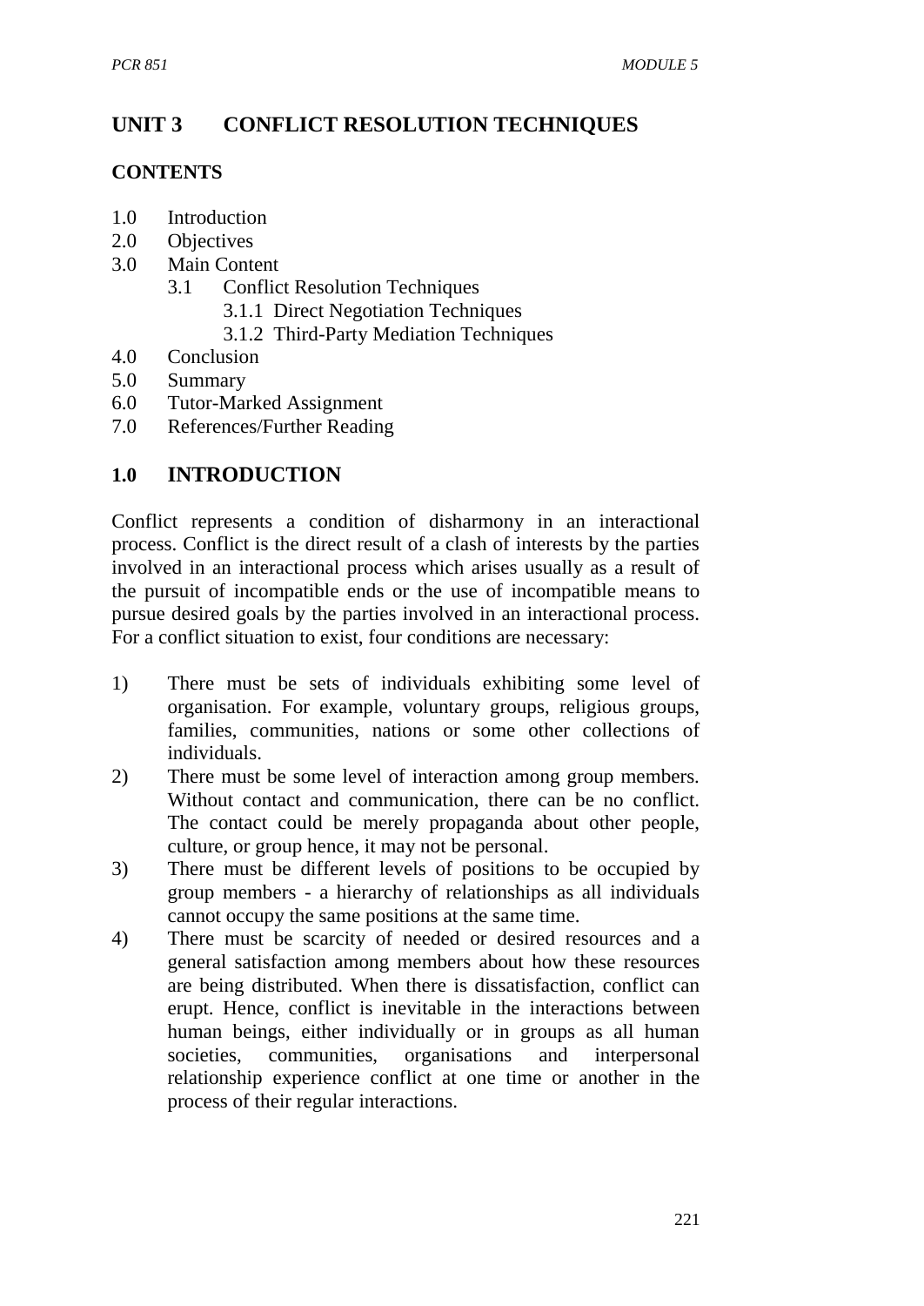# UNIT 3 CONFLICT RESOLUTION TECHNIQUES

**CONTENTS**

1.0 Introduction
2.0 Objectives
3.0 Main Content
  3.1 Conflict Resolution Techniques
    3.1.1 Direct Negotiation Techniques
    3.1.2 Third-Party Mediation Techniques
4.0 Conclusion
5.0 Summary
6.0 Tutor-Marked Assignment
7.0 References/Further Reading

## 1.0 INTRODUCTION

Conflict represents a condition of disharmony in an interactional process. Conflict is the direct result of a clash of interests by the parties involved in an interactional process which arises usually as a result of the pursuit of incompatible ends or the use of incompatible means to pursue desired goals by the parties involved in an interactional process. For a conflict situation to exist, four conditions are necessary:

1) There must be sets of individuals exhibiting some level of organisation. For example, voluntary groups, religious groups, families, communities, nations or some other collections of individuals.
2) There must be some level of interaction among group members. Without contact and communication, there can be no conflict. The contact could be merely propaganda about other people, culture, or group hence, it may not be personal.
3) There must be different levels of positions to be occupied by group members - a hierarchy of relationships as all individuals cannot occupy the same positions at the same time.
4) There must be scarcity of needed or desired resources and a general satisfaction among members about how these resources are being distributed. When there is dissatisfaction, conflict can erupt. Hence, conflict is inevitable in the interactions between human beings, either individually or in groups as all human societies, communities, organisations and interpersonal relationship experience conflict at one time or another in the process of their regular interactions.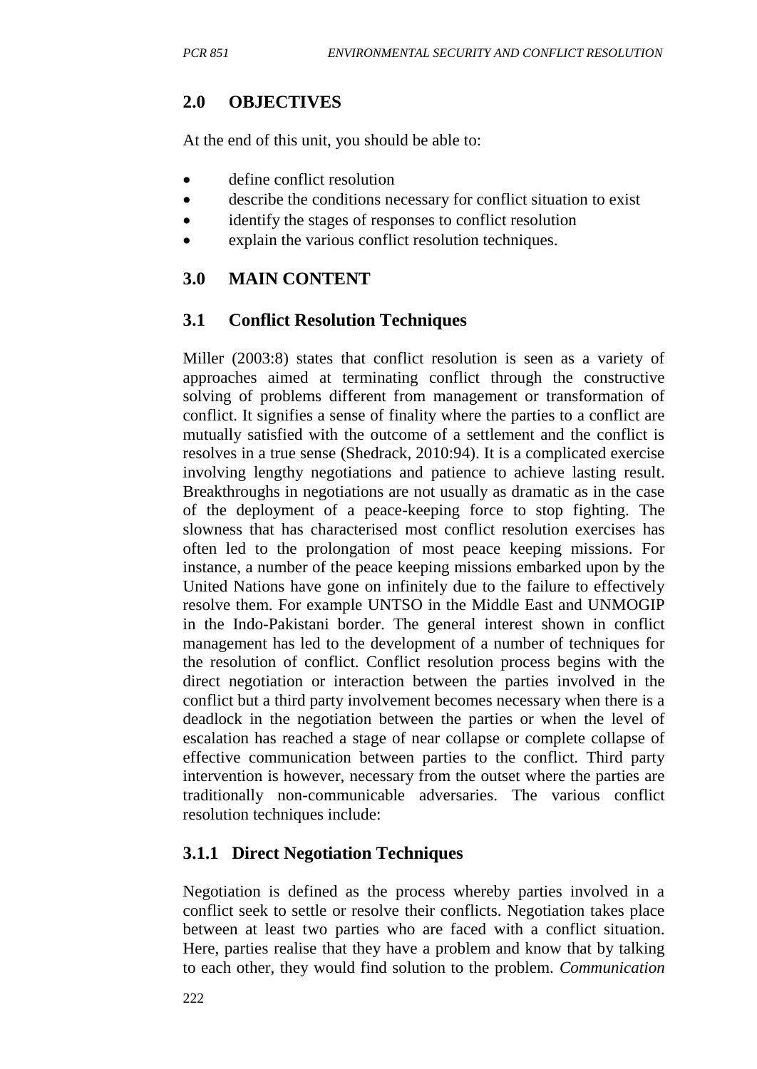## 2.0 OBJECTIVES

At the end of this unit, you should be able to:

- define conflict resolution
- describe the conditions necessary for conflict situation to exist
- identify the stages of responses to conflict resolution
- explain the various conflict resolution techniques.

## 3.0 MAIN CONTENT

### 3.1 Conflict Resolution Techniques

Miller (2003:8) states that conflict resolution is seen as a variety of approaches aimed at terminating conflict through the constructive solving of problems different from management or transformation of conflict. It signifies a sense of finality where the parties to a conflict are mutually satisfied with the outcome of a settlement and the conflict is resolves in a true sense (Shedrack, 2010:94). It is a complicated exercise involving lengthy negotiations and patience to achieve lasting result. Breakthroughs in negotiations are not usually as dramatic as in the case of the deployment of a peace-keeping force to stop fighting. The slowness that has characterised most conflict resolution exercises has often led to the prolongation of most peace keeping missions. For instance, a number of the peace keeping missions embarked upon by the United Nations have gone on infinitely due to the failure to effectively resolve them. For example UNTSO in the Middle East and UNMOGIP in the Indo-Pakistani border. The general interest shown in conflict management has led to the development of a number of techniques for the resolution of conflict. Conflict resolution process begins with the direct negotiation or interaction between the parties involved in the conflict but a third party involvement becomes necessary when there is a deadlock in the negotiation between the parties or when the level of escalation has reached a stage of near collapse or complete collapse of effective communication between parties to the conflict. Third party intervention is however, necessary from the outset where the parties are traditionally non-communicable adversaries. The various conflict resolution techniques include:

#### 3.1.1 Direct Negotiation Techniques

Negotiation is defined as the process whereby parties involved in a conflict seek to settle or resolve their conflicts. Negotiation takes place between at least two parties who are faced with a conflict situation. Here, parties realise that they have a problem and know that by talking to each other, they would find solution to the problem. *Communication*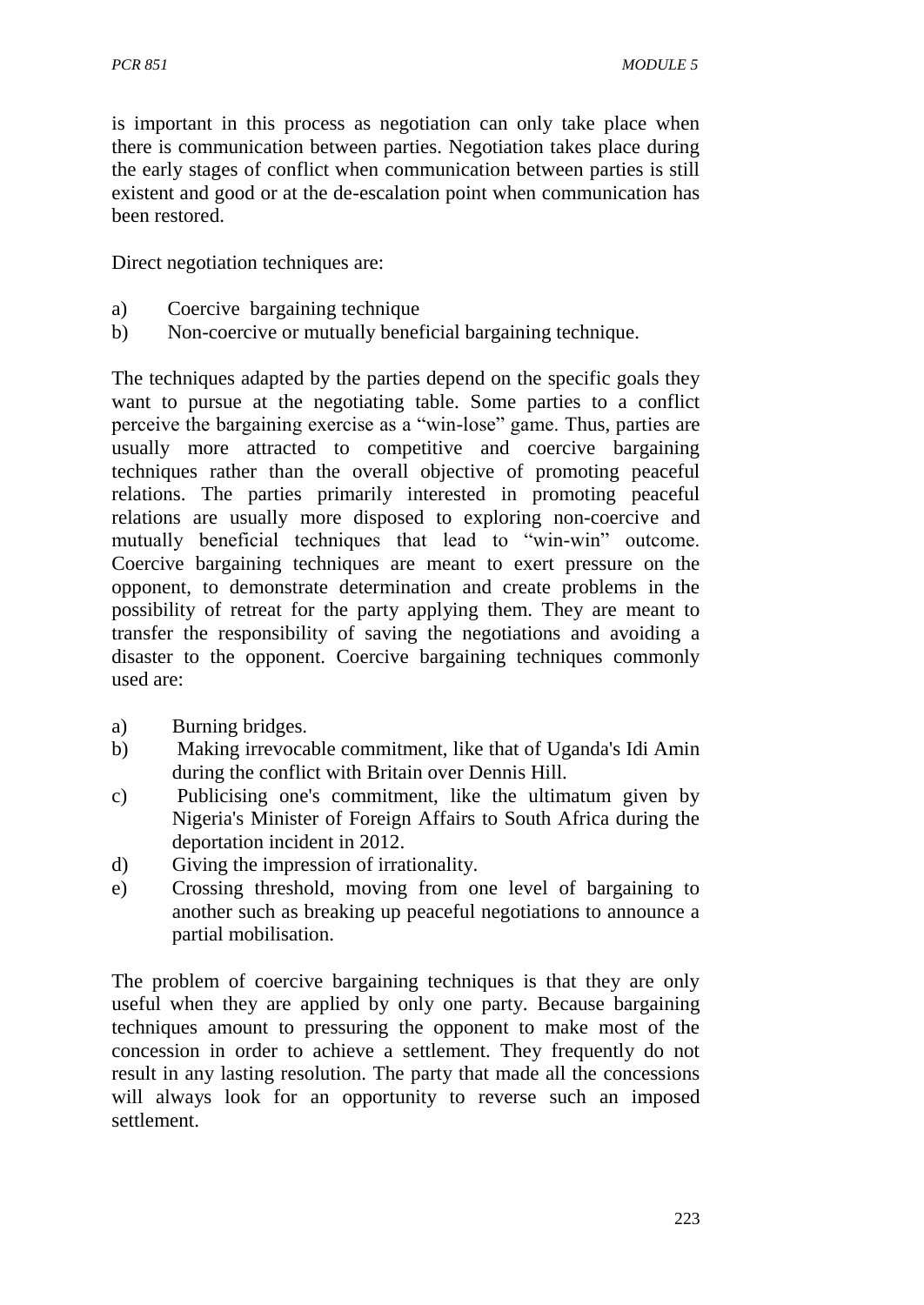is important in this process as negotiation can only take place when there is communication between parties. Negotiation takes place during the early stages of conflict when communication between parties is still existent and good or at the de-escalation point when communication has been restored.

Direct negotiation techniques are:

a) Coercive bargaining technique
b) Non-coercive or mutually beneficial bargaining technique.

The techniques adapted by the parties depend on the specific goals they want to pursue at the negotiating table. Some parties to a conflict perceive the bargaining exercise as a "win-lose" game. Thus, parties are usually more attracted to competitive and coercive bargaining techniques rather than the overall objective of promoting peaceful relations. The parties primarily interested in promoting peaceful relations are usually more disposed to exploring non-coercive and mutually beneficial techniques that lead to "win-win" outcome. Coercive bargaining techniques are meant to exert pressure on the opponent, to demonstrate determination and create problems in the possibility of retreat for the party applying them. They are meant to transfer the responsibility of saving the negotiations and avoiding a disaster to the opponent. Coercive bargaining techniques commonly used are:

a) Burning bridges.
b) Making irrevocable commitment, like that of Uganda's Idi Amin during the conflict with Britain over Dennis Hill.
c) Publicising one's commitment, like the ultimatum given by Nigeria's Minister of Foreign Affairs to South Africa during the deportation incident in 2012.
d) Giving the impression of irrationality.
e) Crossing threshold, moving from one level of bargaining to another such as breaking up peaceful negotiations to announce a partial mobilisation.

The problem of coercive bargaining techniques is that they are only useful when they are applied by only one party. Because bargaining techniques amount to pressuring the opponent to make most of the concession in order to achieve a settlement. They frequently do not result in any lasting resolution. The party that made all the concessions will always look for an opportunity to reverse such an imposed settlement.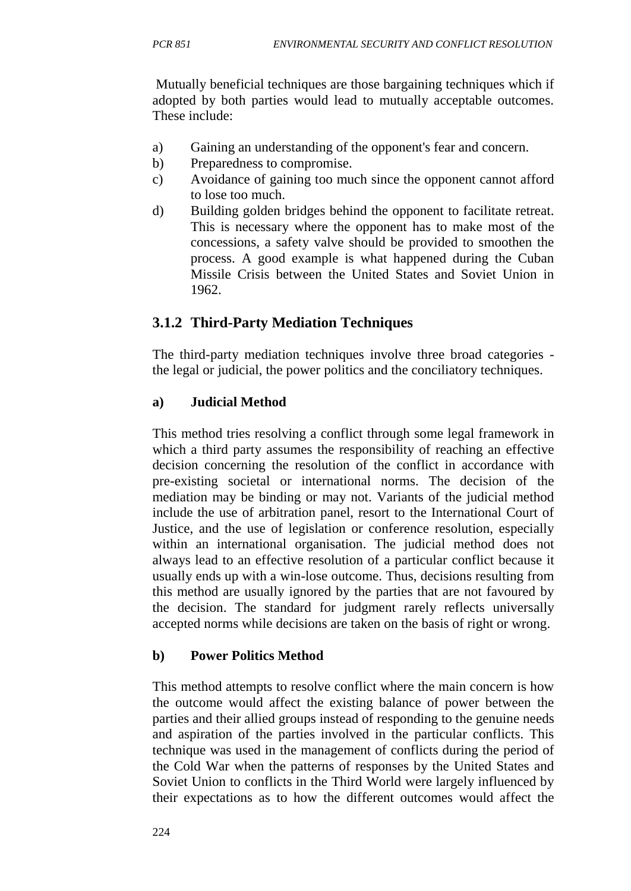Mutually beneficial techniques are those bargaining techniques which if adopted by both parties would lead to mutually acceptable outcomes. These include:

a) Gaining an understanding of the opponent's fear and concern.
b) Preparedness to compromise.
c) Avoidance of gaining too much since the opponent cannot afford to lose too much.
d) Building golden bridges behind the opponent to facilitate retreat. This is necessary where the opponent has to make most of the concessions, a safety valve should be provided to smoothen the process. A good example is what happened during the Cuban Missile Crisis between the United States and Soviet Union in 1962.

### 3.1.2 Third-Party Mediation Techniques

The third-party mediation techniques involve three broad categories - the legal or judicial, the power politics and the conciliatory techniques.

**a) Judicial Method**

This method tries resolving a conflict through some legal framework in which a third party assumes the responsibility of reaching an effective decision concerning the resolution of the conflict in accordance with pre-existing societal or international norms. The decision of the mediation may be binding or may not. Variants of the judicial method include the use of arbitration panel, resort to the International Court of Justice, and the use of legislation or conference resolution, especially within an international organisation. The judicial method does not always lead to an effective resolution of a particular conflict because it usually ends up with a win-lose outcome. Thus, decisions resulting from this method are usually ignored by the parties that are not favoured by the decision. The standard for judgment rarely reflects universally accepted norms while decisions are taken on the basis of right or wrong.

**b) Power Politics Method**

This method attempts to resolve conflict where the main concern is how the outcome would affect the existing balance of power between the parties and their allied groups instead of responding to the genuine needs and aspiration of the parties involved in the particular conflicts. This technique was used in the management of conflicts during the period of the Cold War when the patterns of responses by the United States and Soviet Union to conflicts in the Third World were largely influenced by their expectations as to how the different outcomes would affect the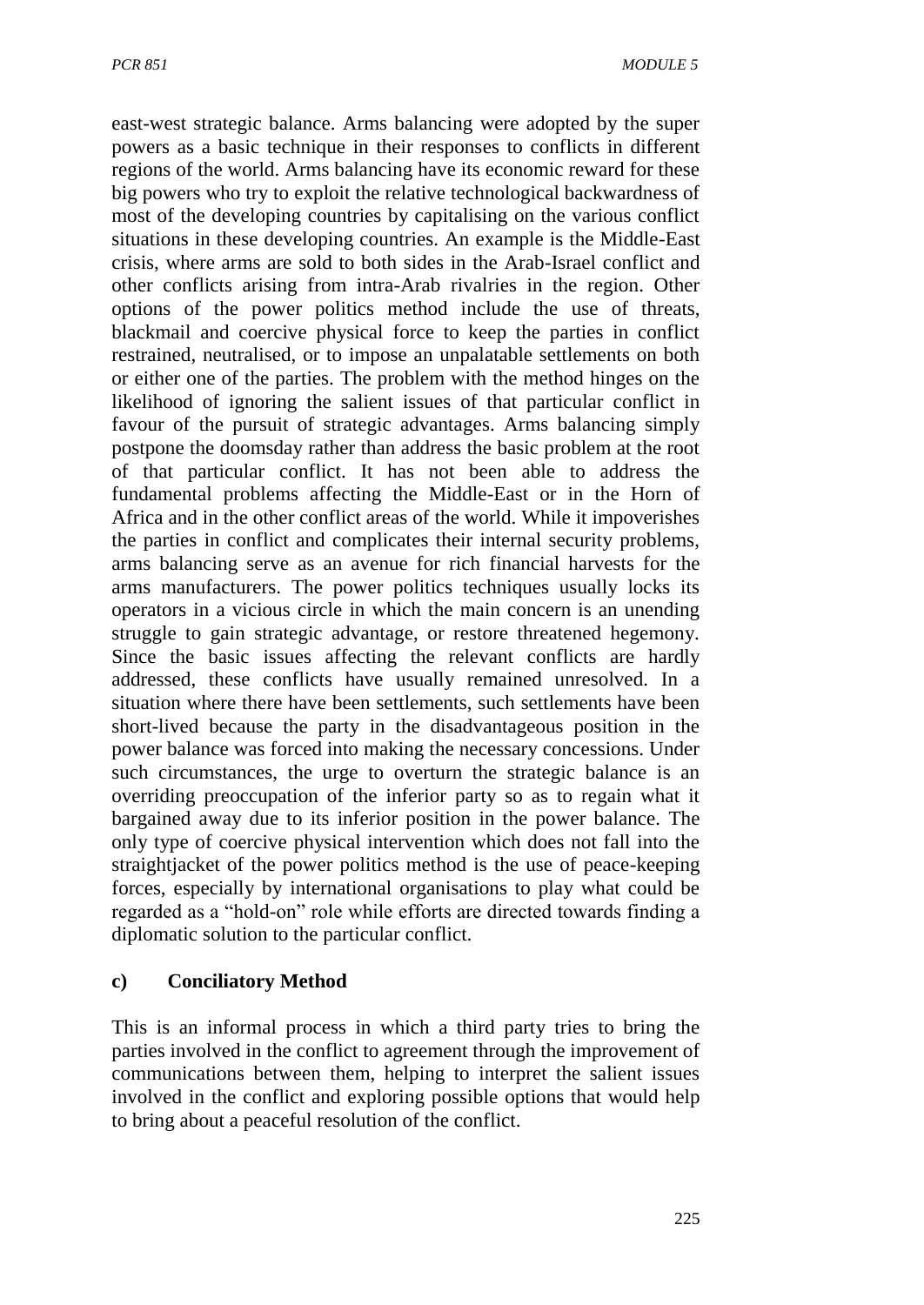east-west strategic balance. Arms balancing were adopted by the super powers as a basic technique in their responses to conflicts in different regions of the world. Arms balancing have its economic reward for these big powers who try to exploit the relative technological backwardness of most of the developing countries by capitalising on the various conflict situations in these developing countries. An example is the Middle-East crisis, where arms are sold to both sides in the Arab-Israel conflict and other conflicts arising from intra-Arab rivalries in the region. Other options of the power politics method include the use of threats, blackmail and coercive physical force to keep the parties in conflict restrained, neutralised, or to impose an unpalatable settlements on both or either one of the parties. The problem with the method hinges on the likelihood of ignoring the salient issues of that particular conflict in favour of the pursuit of strategic advantages. Arms balancing simply postpone the doomsday rather than address the basic problem at the root of that particular conflict. It has not been able to address the fundamental problems affecting the Middle-East or in the Horn of Africa and in the other conflict areas of the world. While it impoverishes the parties in conflict and complicates their internal security problems, arms balancing serve as an avenue for rich financial harvests for the arms manufacturers. The power politics techniques usually locks its operators in a vicious circle in which the main concern is an unending struggle to gain strategic advantage, or restore threatened hegemony. Since the basic issues affecting the relevant conflicts are hardly addressed, these conflicts have usually remained unresolved. In a situation where there have been settlements, such settlements have been short-lived because the party in the disadvantageous position in the power balance was forced into making the necessary concessions. Under such circumstances, the urge to overturn the strategic balance is an overriding preoccupation of the inferior party so as to regain what it bargained away due to its inferior position in the power balance. The only type of coercive physical intervention which does not fall into the straightjacket of the power politics method is the use of peace-keeping forces, especially by international organisations to play what could be regarded as a "hold-on" role while efforts are directed towards finding a diplomatic solution to the particular conflict.

**c) Conciliatory Method**

This is an informal process in which a third party tries to bring the parties involved in the conflict to agreement through the improvement of communications between them, helping to interpret the salient issues involved in the conflict and exploring possible options that would help to bring about a peaceful resolution of the conflict.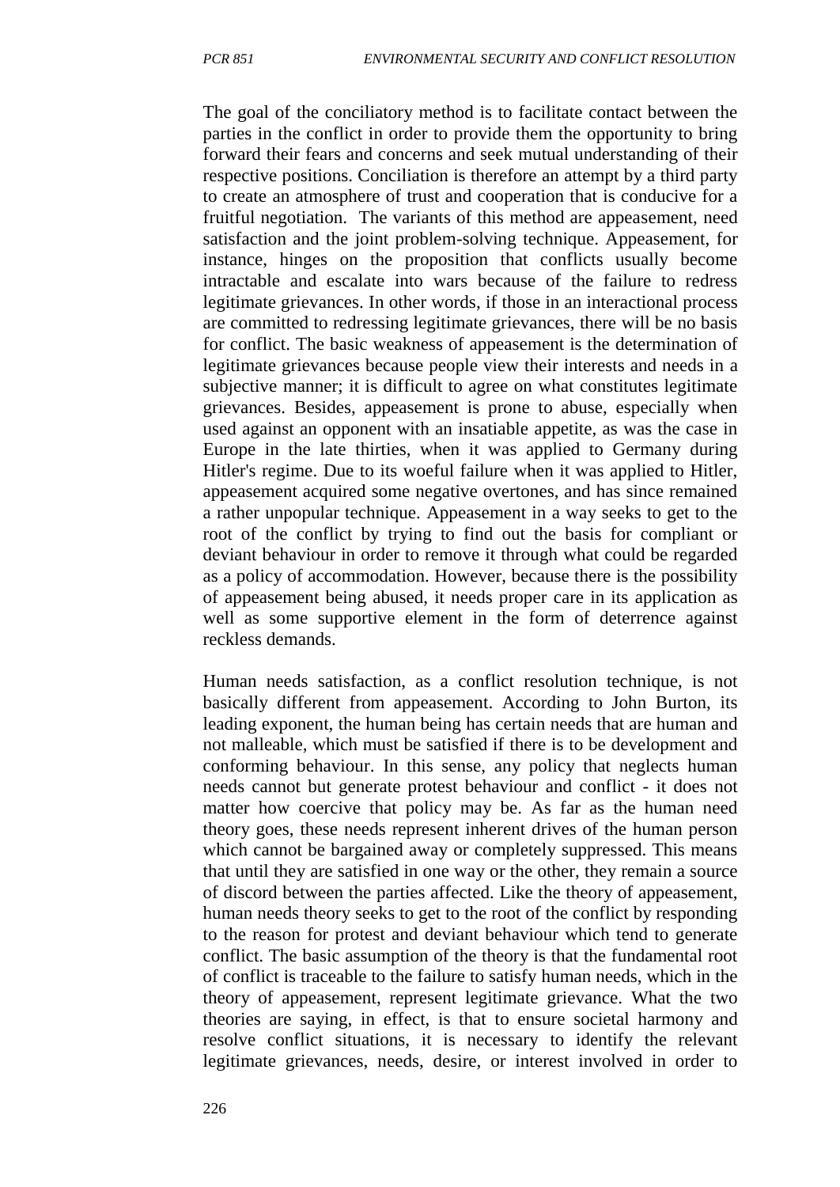The goal of the conciliatory method is to facilitate contact between the parties in the conflict in order to provide them the opportunity to bring forward their fears and concerns and seek mutual understanding of their respective positions. Conciliation is therefore an attempt by a third party to create an atmosphere of trust and cooperation that is conducive for a fruitful negotiation. The variants of this method are appeasement, need satisfaction and the joint problem-solving technique. Appeasement, for instance, hinges on the proposition that conflicts usually become intractable and escalate into wars because of the failure to redress legitimate grievances. In other words, if those in an interactional process are committed to redressing legitimate grievances, there will be no basis for conflict. The basic weakness of appeasement is the determination of legitimate grievances because people view their interests and needs in a subjective manner; it is difficult to agree on what constitutes legitimate grievances. Besides, appeasement is prone to abuse, especially when used against an opponent with an insatiable appetite, as was the case in Europe in the late thirties, when it was applied to Germany during Hitler's regime. Due to its woeful failure when it was applied to Hitler, appeasement acquired some negative overtones, and has since remained a rather unpopular technique. Appeasement in a way seeks to get to the root of the conflict by trying to find out the basis for compliant or deviant behaviour in order to remove it through what could be regarded as a policy of accommodation. However, because there is the possibility of appeasement being abused, it needs proper care in its application as well as some supportive element in the form of deterrence against reckless demands.

Human needs satisfaction, as a conflict resolution technique, is not basically different from appeasement. According to John Burton, its leading exponent, the human being has certain needs that are human and not malleable, which must be satisfied if there is to be development and conforming behaviour. In this sense, any policy that neglects human needs cannot but generate protest behaviour and conflict - it does not matter how coercive that policy may be. As far as the human need theory goes, these needs represent inherent drives of the human person which cannot be bargained away or completely suppressed. This means that until they are satisfied in one way or the other, they remain a source of discord between the parties affected. Like the theory of appeasement, human needs theory seeks to get to the root of the conflict by responding to the reason for protest and deviant behaviour which tend to generate conflict. The basic assumption of the theory is that the fundamental root of conflict is traceable to the failure to satisfy human needs, which in the theory of appeasement, represent legitimate grievance. What the two theories are saying, in effect, is that to ensure societal harmony and resolve conflict situations, it is necessary to identify the relevant legitimate grievances, needs, desire, or interest involved in order to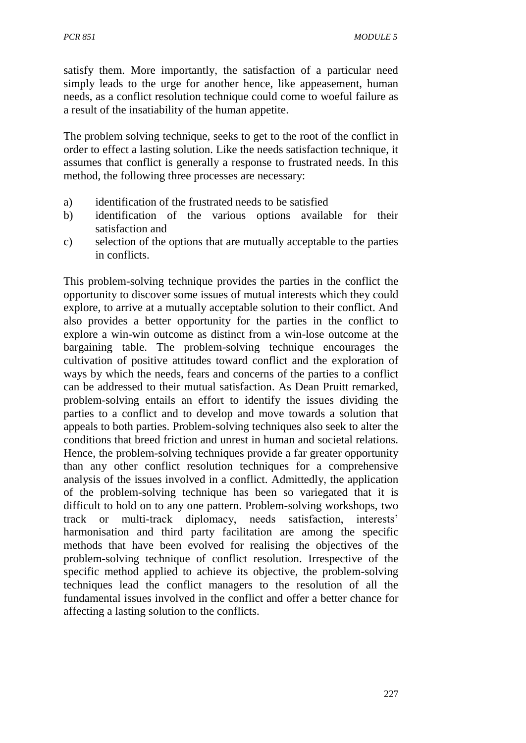satisfy them. More importantly, the satisfaction of a particular need simply leads to the urge for another hence, like appeasement, human needs, as a conflict resolution technique could come to woeful failure as a result of the insatiability of the human appetite.

The problem solving technique, seeks to get to the root of the conflict in order to effect a lasting solution. Like the needs satisfaction technique, it assumes that conflict is generally a response to frustrated needs. In this method, the following three processes are necessary:

a) identification of the frustrated needs to be satisfied
b) identification of the various options available for their satisfaction and
c) selection of the options that are mutually acceptable to the parties in conflicts.

This problem-solving technique provides the parties in the conflict the opportunity to discover some issues of mutual interests which they could explore, to arrive at a mutually acceptable solution to their conflict. And also provides a better opportunity for the parties in the conflict to explore a win-win outcome as distinct from a win-lose outcome at the bargaining table. The problem-solving technique encourages the cultivation of positive attitudes toward conflict and the exploration of ways by which the needs, fears and concerns of the parties to a conflict can be addressed to their mutual satisfaction. As Dean Pruitt remarked, problem-solving entails an effort to identify the issues dividing the parties to a conflict and to develop and move towards a solution that appeals to both parties. Problem-solving techniques also seek to alter the conditions that breed friction and unrest in human and societal relations. Hence, the problem-solving techniques provide a far greater opportunity than any other conflict resolution techniques for a comprehensive analysis of the issues involved in a conflict. Admittedly, the application of the problem-solving technique has been so variegated that it is difficult to hold on to any one pattern. Problem-solving workshops, two track or multi-track diplomacy, needs satisfaction, interests' harmonisation and third party facilitation are among the specific methods that have been evolved for realising the objectives of the problem-solving technique of conflict resolution. Irrespective of the specific method applied to achieve its objective, the problem-solving techniques lead the conflict managers to the resolution of all the fundamental issues involved in the conflict and offer a better chance for affecting a lasting solution to the conflicts.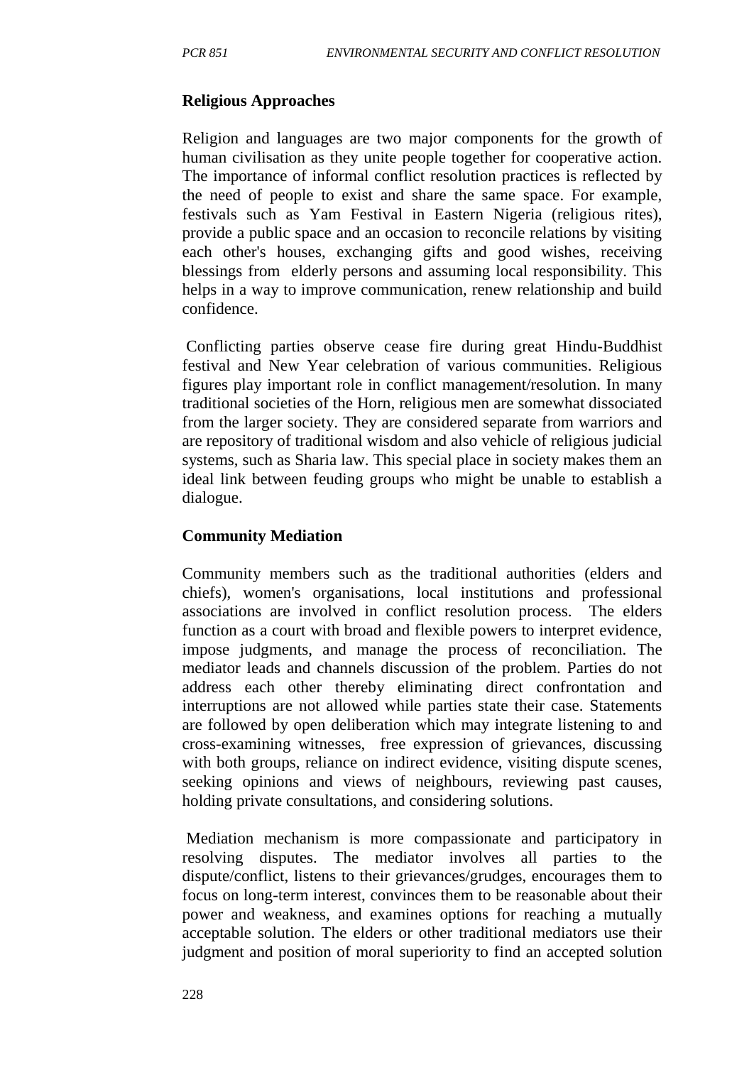**Religious Approaches**

Religion and languages are two major components for the growth of human civilisation as they unite people together for cooperative action. The importance of informal conflict resolution practices is reflected by the need of people to exist and share the same space. For example, festivals such as Yam Festival in Eastern Nigeria (religious rites), provide a public space and an occasion to reconcile relations by visiting each other's houses, exchanging gifts and good wishes, receiving blessings from elderly persons and assuming local responsibility. This helps in a way to improve communication, renew relationship and build confidence.

Conflicting parties observe cease fire during great Hindu-Buddhist festival and New Year celebration of various communities. Religious figures play important role in conflict management/resolution. In many traditional societies of the Horn, religious men are somewhat dissociated from the larger society. They are considered separate from warriors and are repository of traditional wisdom and also vehicle of religious judicial systems, such as Sharia law. This special place in society makes them an ideal link between feuding groups who might be unable to establish a dialogue.

**Community Mediation**

Community members such as the traditional authorities (elders and chiefs), women's organisations, local institutions and professional associations are involved in conflict resolution process. The elders function as a court with broad and flexible powers to interpret evidence, impose judgments, and manage the process of reconciliation. The mediator leads and channels discussion of the problem. Parties do not address each other thereby eliminating direct confrontation and interruptions are not allowed while parties state their case. Statements are followed by open deliberation which may integrate listening to and cross-examining witnesses, free expression of grievances, discussing with both groups, reliance on indirect evidence, visiting dispute scenes, seeking opinions and views of neighbours, reviewing past causes, holding private consultations, and considering solutions.

Mediation mechanism is more compassionate and participatory in resolving disputes. The mediator involves all parties to the dispute/conflict, listens to their grievances/grudges, encourages them to focus on long-term interest, convinces them to be reasonable about their power and weakness, and examines options for reaching a mutually acceptable solution. The elders or other traditional mediators use their judgment and position of moral superiority to find an accepted solution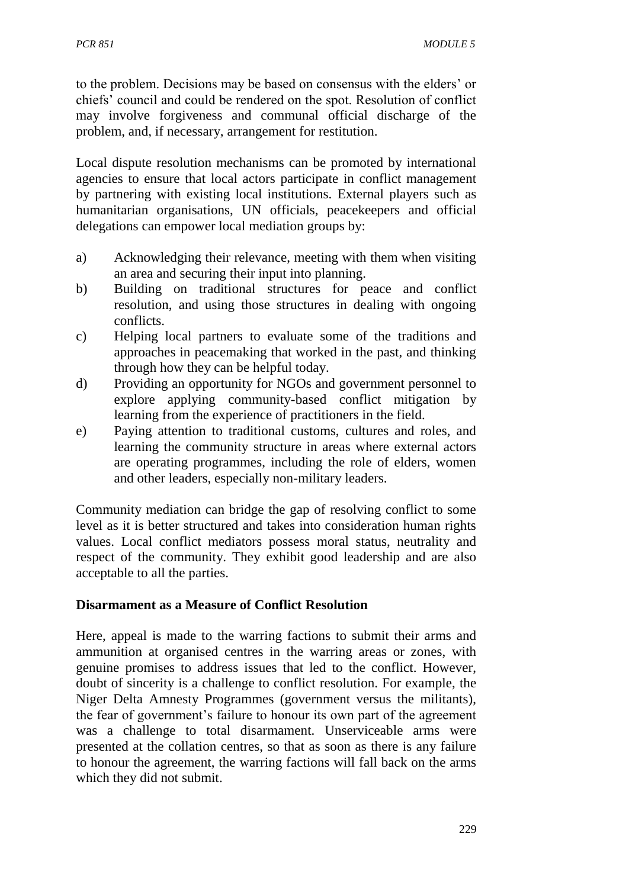to the problem. Decisions may be based on consensus with the elders' or chiefs' council and could be rendered on the spot. Resolution of conflict may involve forgiveness and communal official discharge of the problem, and, if necessary, arrangement for restitution.

Local dispute resolution mechanisms can be promoted by international agencies to ensure that local actors participate in conflict management by partnering with existing local institutions. External players such as humanitarian organisations, UN officials, peacekeepers and official delegations can empower local mediation groups by:

a) Acknowledging their relevance, meeting with them when visiting an area and securing their input into planning.
b) Building on traditional structures for peace and conflict resolution, and using those structures in dealing with ongoing conflicts.
c) Helping local partners to evaluate some of the traditions and approaches in peacemaking that worked in the past, and thinking through how they can be helpful today.
d) Providing an opportunity for NGOs and government personnel to explore applying community-based conflict mitigation by learning from the experience of practitioners in the field.
e) Paying attention to traditional customs, cultures and roles, and learning the community structure in areas where external actors are operating programmes, including the role of elders, women and other leaders, especially non-military leaders.

Community mediation can bridge the gap of resolving conflict to some level as it is better structured and takes into consideration human rights values. Local conflict mediators possess moral status, neutrality and respect of the community. They exhibit good leadership and are also acceptable to all the parties.

**Disarmament as a Measure of Conflict Resolution**

Here, appeal is made to the warring factions to submit their arms and ammunition at organised centres in the warring areas or zones, with genuine promises to address issues that led to the conflict. However, doubt of sincerity is a challenge to conflict resolution. For example, the Niger Delta Amnesty Programmes (government versus the militants), the fear of government's failure to honour its own part of the agreement was a challenge to total disarmament. Unserviceable arms were presented at the collation centres, so that as soon as there is any failure to honour the agreement, the warring factions will fall back on the arms which they did not submit.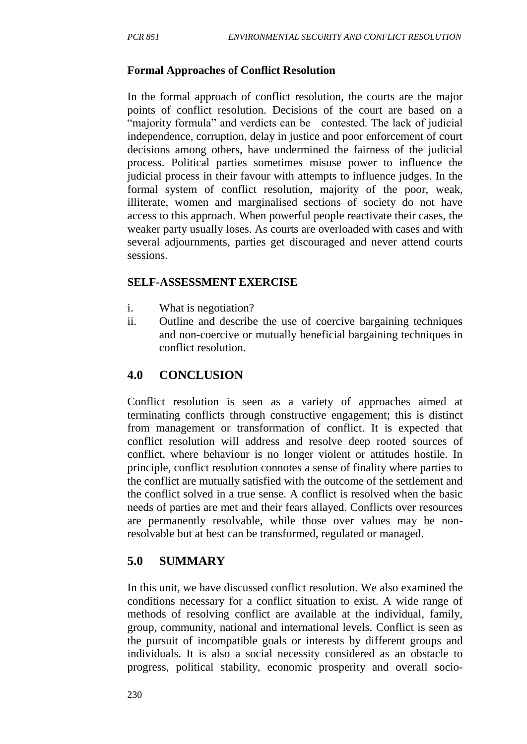**Formal Approaches of Conflict Resolution**

In the formal approach of conflict resolution, the courts are the major points of conflict resolution. Decisions of the court are based on a "majority formula" and verdicts can be contested. The lack of judicial independence, corruption, delay in justice and poor enforcement of court decisions among others, have undermined the fairness of the judicial process. Political parties sometimes misuse power to influence the judicial process in their favour with attempts to influence judges. In the formal system of conflict resolution, majority of the poor, weak, illiterate, women and marginalised sections of society do not have access to this approach. When powerful people reactivate their cases, the weaker party usually loses. As courts are overloaded with cases and with several adjournments, parties get discouraged and never attend courts sessions.

**SELF-ASSESSMENT EXERCISE**

i. What is negotiation?
ii. Outline and describe the use of coercive bargaining techniques and non-coercive or mutually beneficial bargaining techniques in conflict resolution.

## 4.0 CONCLUSION

Conflict resolution is seen as a variety of approaches aimed at terminating conflicts through constructive engagement; this is distinct from management or transformation of conflict. It is expected that conflict resolution will address and resolve deep rooted sources of conflict, where behaviour is no longer violent or attitudes hostile. In principle, conflict resolution connotes a sense of finality where parties to the conflict are mutually satisfied with the outcome of the settlement and the conflict solved in a true sense. A conflict is resolved when the basic needs of parties are met and their fears allayed. Conflicts over resources are permanently resolvable, while those over values may be non-resolvable but at best can be transformed, regulated or managed.

## 5.0 SUMMARY

In this unit, we have discussed conflict resolution. We also examined the conditions necessary for a conflict situation to exist. A wide range of methods of resolving conflict are available at the individual, family, group, community, national and international levels. Conflict is seen as the pursuit of incompatible goals or interests by different groups and individuals. It is also a social necessity considered as an obstacle to progress, political stability, economic prosperity and overall socio-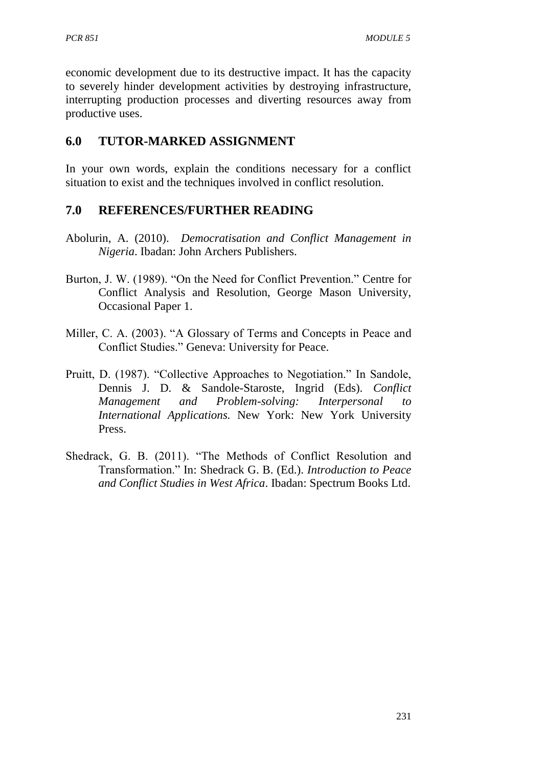economic development due to its destructive impact. It has the capacity to severely hinder development activities by destroying infrastructure, interrupting production processes and diverting resources away from productive uses.

## 6.0 TUTOR-MARKED ASSIGNMENT

In your own words, explain the conditions necessary for a conflict situation to exist and the techniques involved in conflict resolution.

## 7.0 REFERENCES/FURTHER READING

Abolurin, A. (2010). *Democratisation and Conflict Management in Nigeria*. Ibadan: John Archers Publishers.

Burton, J. W. (1989). "On the Need for Conflict Prevention." Centre for Conflict Analysis and Resolution, George Mason University, Occasional Paper 1.

Miller, C. A. (2003). "A Glossary of Terms and Concepts in Peace and Conflict Studies." Geneva: University for Peace.

Pruitt, D. (1987). "Collective Approaches to Negotiation." In Sandole, Dennis J. D. & Sandole-Staroste, Ingrid (Eds). *Conflict Management and Problem-solving: Interpersonal to International Applications.* New York: New York University Press.

Shedrack, G. B. (2011). "The Methods of Conflict Resolution and Transformation." In: Shedrack G. B. (Ed.). *Introduction to Peace and Conflict Studies in West Africa*. Ibadan: Spectrum Books Ltd.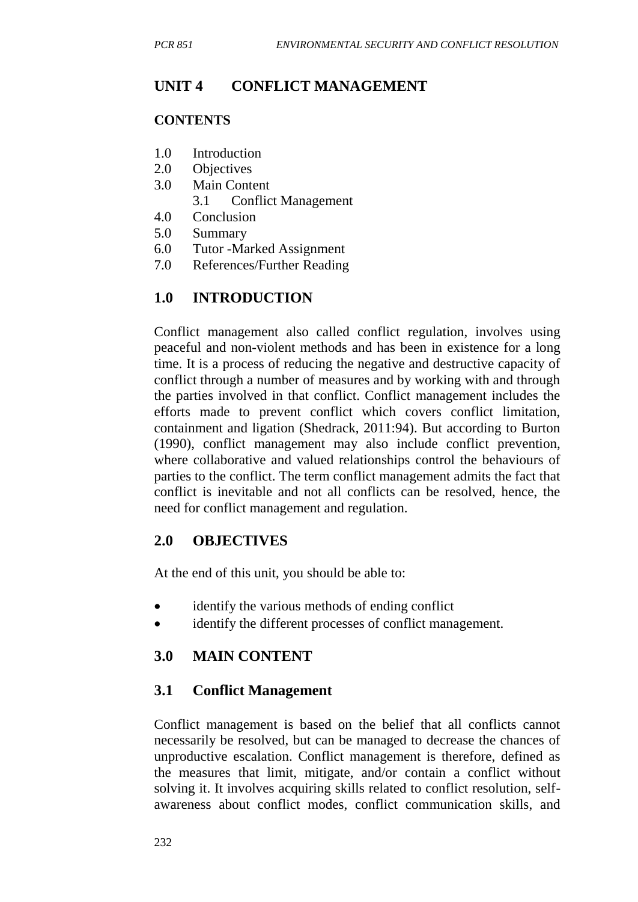## UNIT 4 CONFLICT MANAGEMENT

**CONTENTS**

1.0 Introduction
2.0 Objectives
3.0 Main Content
    3.1 Conflict Management
4.0 Conclusion
5.0 Summary
6.0 Tutor -Marked Assignment
7.0 References/Further Reading

## 1.0 INTRODUCTION

Conflict management also called conflict regulation, involves using peaceful and non-violent methods and has been in existence for a long time. It is a process of reducing the negative and destructive capacity of conflict through a number of measures and by working with and through the parties involved in that conflict. Conflict management includes the efforts made to prevent conflict which covers conflict limitation, containment and ligation (Shedrack, 2011:94). But according to Burton (1990), conflict management may also include conflict prevention, where collaborative and valued relationships control the behaviours of parties to the conflict. The term conflict management admits the fact that conflict is inevitable and not all conflicts can be resolved, hence, the need for conflict management and regulation.

## 2.0 OBJECTIVES

At the end of this unit, you should be able to:

- identify the various methods of ending conflict
- identify the different processes of conflict management.

## 3.0 MAIN CONTENT

### 3.1 Conflict Management

Conflict management is based on the belief that all conflicts cannot necessarily be resolved, but can be managed to decrease the chances of unproductive escalation. Conflict management is therefore, defined as the measures that limit, mitigate, and/or contain a conflict without solving it. It involves acquiring skills related to conflict resolution, self-awareness about conflict modes, conflict communication skills, and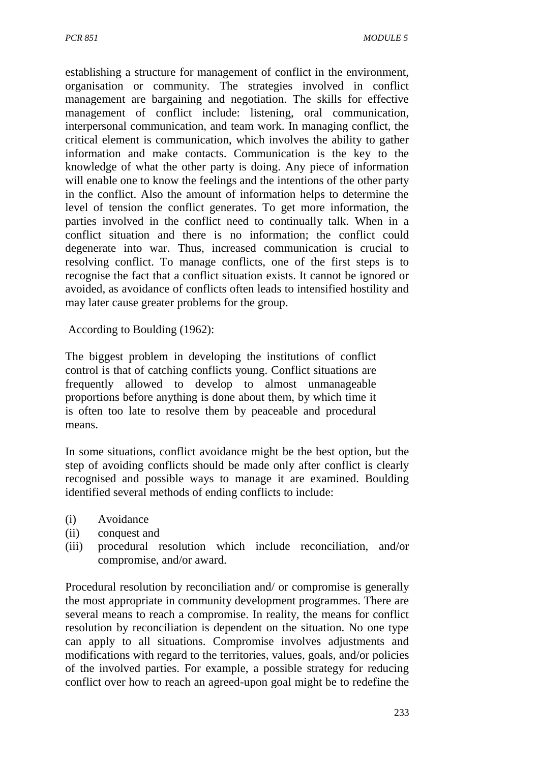establishing a structure for management of conflict in the environment, organisation or community. The strategies involved in conflict management are bargaining and negotiation. The skills for effective management of conflict include: listening, oral communication, interpersonal communication, and team work. In managing conflict, the critical element is communication, which involves the ability to gather information and make contacts. Communication is the key to the knowledge of what the other party is doing. Any piece of information will enable one to know the feelings and the intentions of the other party in the conflict. Also the amount of information helps to determine the level of tension the conflict generates. To get more information, the parties involved in the conflict need to continually talk. When in a conflict situation and there is no information; the conflict could degenerate into war. Thus, increased communication is crucial to resolving conflict. To manage conflicts, one of the first steps is to recognise the fact that a conflict situation exists. It cannot be ignored or avoided, as avoidance of conflicts often leads to intensified hostility and may later cause greater problems for the group.

According to Boulding (1962):

> The biggest problem in developing the institutions of conflict control is that of catching conflicts young. Conflict situations are frequently allowed to develop to almost unmanageable proportions before anything is done about them, by which time it is often too late to resolve them by peaceable and procedural means.

In some situations, conflict avoidance might be the best option, but the step of avoiding conflicts should be made only after conflict is clearly recognised and possible ways to manage it are examined. Boulding identified several methods of ending conflicts to include:

(i) Avoidance
(ii) conquest and
(iii) procedural resolution which include reconciliation, and/or compromise, and/or award.

Procedural resolution by reconciliation and/ or compromise is generally the most appropriate in community development programmes. There are several means to reach a compromise. In reality, the means for conflict resolution by reconciliation is dependent on the situation. No one type can apply to all situations. Compromise involves adjustments and modifications with regard to the territories, values, goals, and/or policies of the involved parties. For example, a possible strategy for reducing conflict over how to reach an agreed-upon goal might be to redefine the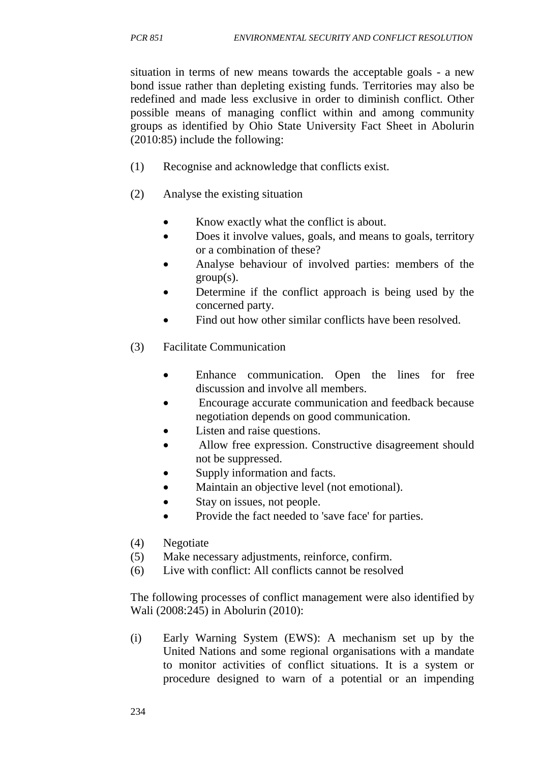situation in terms of new means towards the acceptable goals - a new bond issue rather than depleting existing funds. Territories may also be redefined and made less exclusive in order to diminish conflict. Other possible means of managing conflict within and among community groups as identified by Ohio State University Fact Sheet in Abolurin (2010:85) include the following:

(1) Recognise and acknowledge that conflicts exist.

(2) Analyse the existing situation

- Know exactly what the conflict is about.
- Does it involve values, goals, and means to goals, territory or a combination of these?
- Analyse behaviour of involved parties: members of the group(s).
- Determine if the conflict approach is being used by the concerned party.
- Find out how other similar conflicts have been resolved.

(3) Facilitate Communication

- Enhance communication. Open the lines for free discussion and involve all members.
- Encourage accurate communication and feedback because negotiation depends on good communication.
- Listen and raise questions.
- Allow free expression. Constructive disagreement should not be suppressed.
- Supply information and facts.
- Maintain an objective level (not emotional).
- Stay on issues, not people.
- Provide the fact needed to 'save face' for parties.

(4) Negotiate
(5) Make necessary adjustments, reinforce, confirm.
(6) Live with conflict: All conflicts cannot be resolved

The following processes of conflict management were also identified by Wali (2008:245) in Abolurin (2010):

(i) Early Warning System (EWS): A mechanism set up by the United Nations and some regional organisations with a mandate to monitor activities of conflict situations. It is a system or procedure designed to warn of a potential or an impending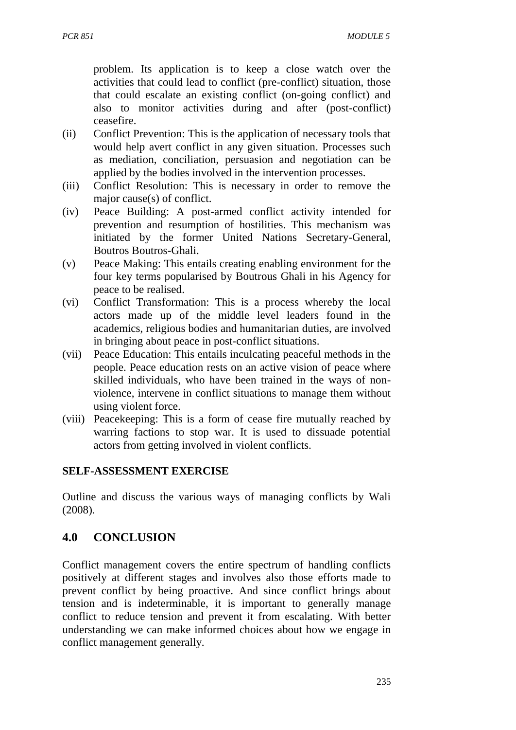problem. Its application is to keep a close watch over the activities that could lead to conflict (pre-conflict) situation, those that could escalate an existing conflict (on-going conflict) and also to monitor activities during and after (post-conflict) ceasefire.

(ii) Conflict Prevention: This is the application of necessary tools that would help avert conflict in any given situation. Processes such as mediation, conciliation, persuasion and negotiation can be applied by the bodies involved in the intervention processes.

(iii) Conflict Resolution: This is necessary in order to remove the major cause(s) of conflict.

(iv) Peace Building: A post-armed conflict activity intended for prevention and resumption of hostilities. This mechanism was initiated by the former United Nations Secretary-General, Boutros Boutros-Ghali.

(v) Peace Making: This entails creating enabling environment for the four key terms popularised by Boutrous Ghali in his Agency for peace to be realised.

(vi) Conflict Transformation: This is a process whereby the local actors made up of the middle level leaders found in the academics, religious bodies and humanitarian duties, are involved in bringing about peace in post-conflict situations.

(vii) Peace Education: This entails inculcating peaceful methods in the people. Peace education rests on an active vision of peace where skilled individuals, who have been trained in the ways of non-violence, intervene in conflict situations to manage them without using violent force.

(viii) Peacekeeping: This is a form of cease fire mutually reached by warring factions to stop war. It is used to dissuade potential actors from getting involved in violent conflicts.

**SELF-ASSESSMENT EXERCISE**

Outline and discuss the various ways of managing conflicts by Wali (2008).

## 4.0 CONCLUSION

Conflict management covers the entire spectrum of handling conflicts positively at different stages and involves also those efforts made to prevent conflict by being proactive. And since conflict brings about tension and is indeterminable, it is important to generally manage conflict to reduce tension and prevent it from escalating. With better understanding we can make informed choices about how we engage in conflict management generally.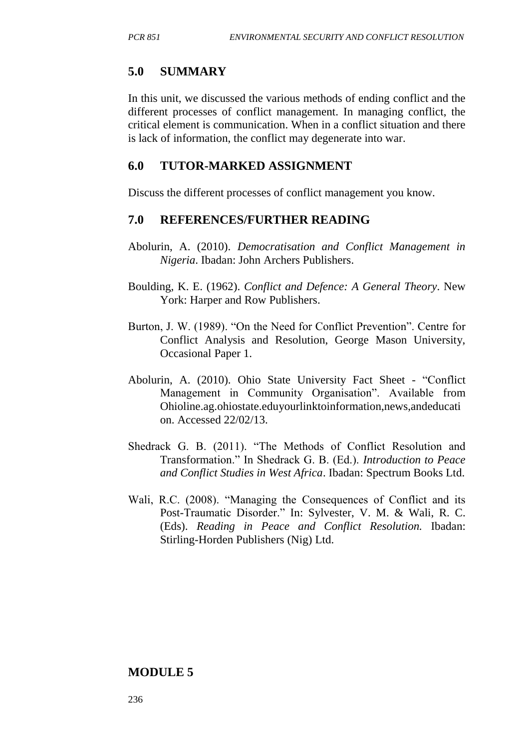## 5.0 SUMMARY

In this unit, we discussed the various methods of ending conflict and the different processes of conflict management. In managing conflict, the critical element is communication. When in a conflict situation and there is lack of information, the conflict may degenerate into war.

## 6.0 TUTOR-MARKED ASSIGNMENT

Discuss the different processes of conflict management you know.

## 7.0 REFERENCES/FURTHER READING

Abolurin, A. (2010). *Democratisation and Conflict Management in Nigeria*. Ibadan: John Archers Publishers.

Boulding, K. E. (1962). *Conflict and Defence: A General Theory*. New York: Harper and Row Publishers.

Burton, J. W. (1989). "On the Need for Conflict Prevention". Centre for Conflict Analysis and Resolution, George Mason University, Occasional Paper 1.

Abolurin, A. (2010). Ohio State University Fact Sheet - "Conflict Management in Community Organisation". Available from Ohioline.ag.ohiostate.eduyourlinktoinformation,news,andeducation. Accessed 22/02/13.

Shedrack G. B. (2011). "The Methods of Conflict Resolution and Transformation." In Shedrack G. B. (Ed.). *Introduction to Peace and Conflict Studies in West Africa*. Ibadan: Spectrum Books Ltd.

Wali, R.C. (2008). "Managing the Consequences of Conflict and its Post-Traumatic Disorder." In: Sylvester, V. M. & Wali, R. C. (Eds). *Reading in Peace and Conflict Resolution.* Ibadan: Stirling-Horden Publishers (Nig) Ltd.

# MODULE 5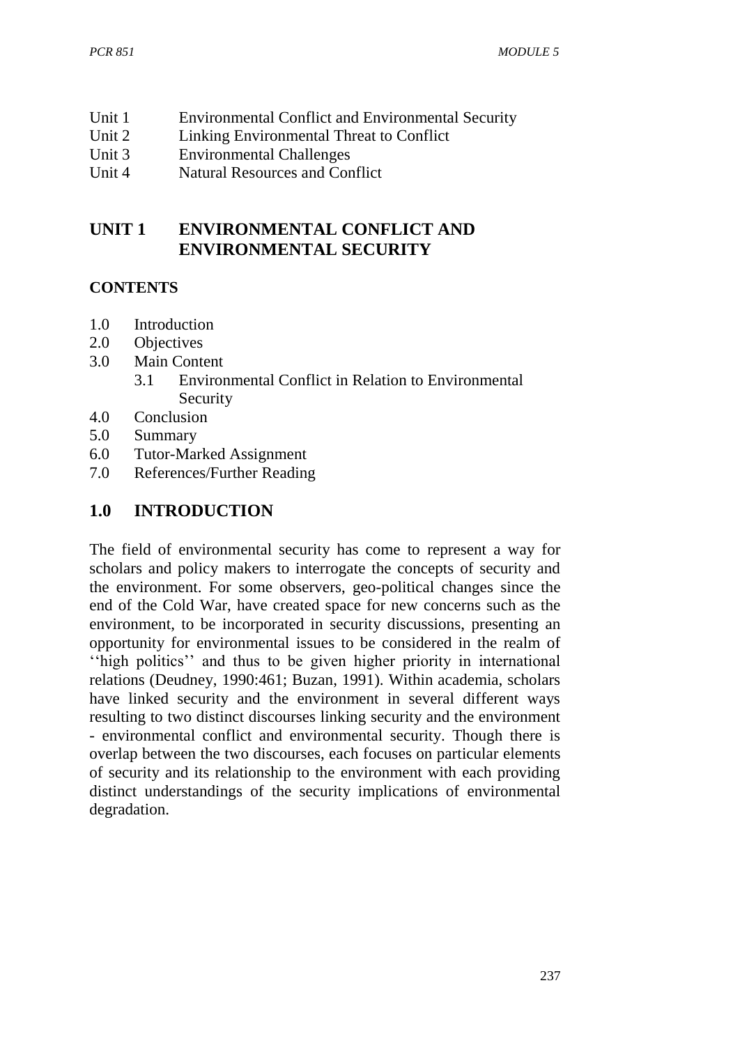Unit 1 Environmental Conflict and Environmental Security
Unit 2 Linking Environmental Threat to Conflict
Unit 3 Environmental Challenges
Unit 4 Natural Resources and Conflict

# UNIT 1 ENVIRONMENTAL CONFLICT AND ENVIRONMENTAL SECURITY

**CONTENTS**

- 1.0 Introduction
- 2.0 Objectives
- 3.0 Main Content
  - 3.1 Environmental Conflict in Relation to Environmental Security
- 4.0 Conclusion
- 5.0 Summary
- 6.0 Tutor-Marked Assignment
- 7.0 References/Further Reading

## 1.0 INTRODUCTION

The field of environmental security has come to represent a way for scholars and policy makers to interrogate the concepts of security and the environment. For some observers, geo-political changes since the end of the Cold War, have created space for new concerns such as the environment, to be incorporated in security discussions, presenting an opportunity for environmental issues to be considered in the realm of ''high politics'' and thus to be given higher priority in international relations (Deudney, 1990:461; Buzan, 1991). Within academia, scholars have linked security and the environment in several different ways resulting to two distinct discourses linking security and the environment - environmental conflict and environmental security. Though there is overlap between the two discourses, each focuses on particular elements of security and its relationship to the environment with each providing distinct understandings of the security implications of environmental degradation.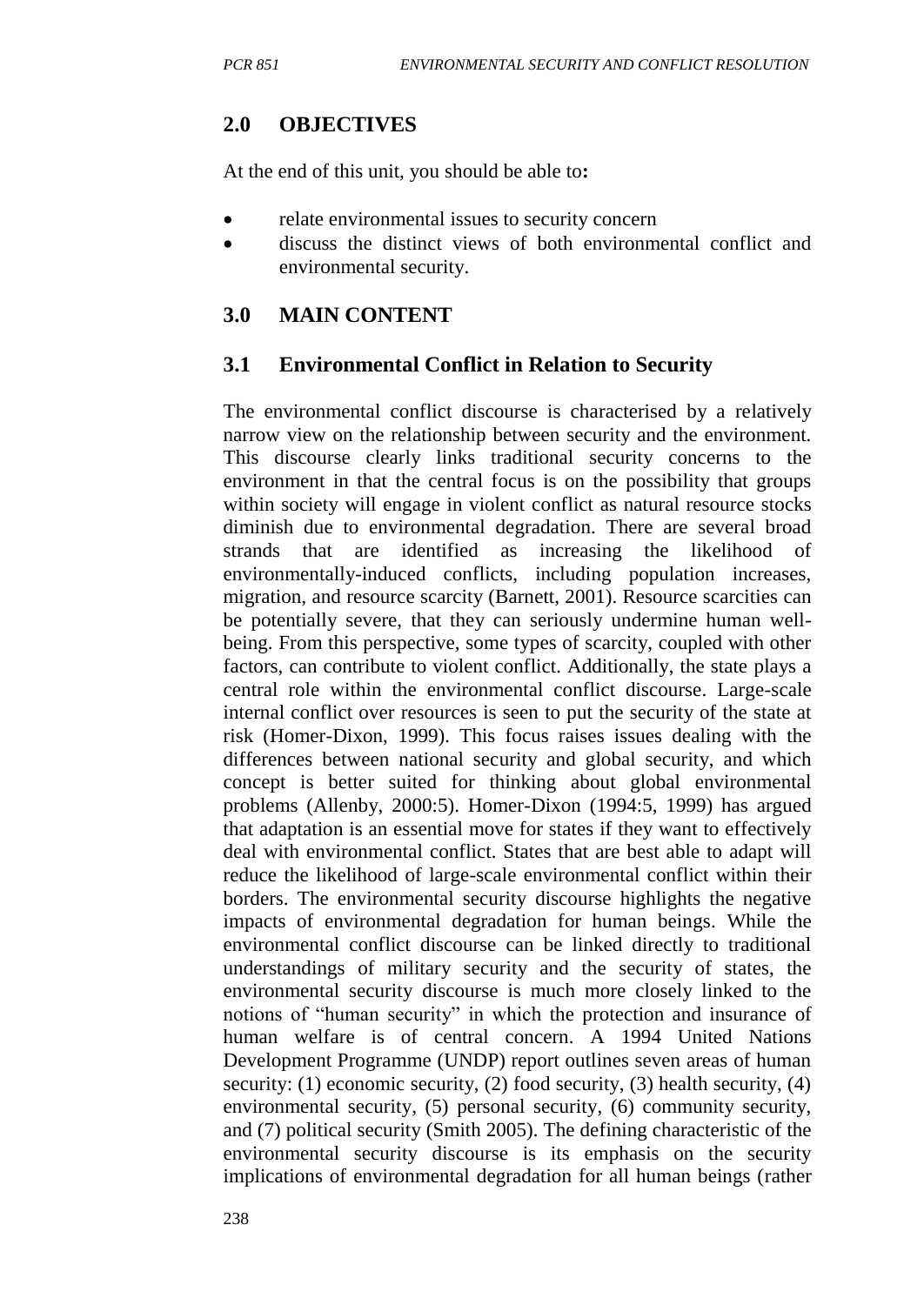## 2.0 OBJECTIVES

At the end of this unit, you should be able to**:**

- relate environmental issues to security concern
- discuss the distinct views of both environmental conflict and environmental security.

## 3.0 MAIN CONTENT

### 3.1 Environmental Conflict in Relation to Security

The environmental conflict discourse is characterised by a relatively narrow view on the relationship between security and the environment. This discourse clearly links traditional security concerns to the environment in that the central focus is on the possibility that groups within society will engage in violent conflict as natural resource stocks diminish due to environmental degradation. There are several broad strands that are identified as increasing the likelihood of environmentally-induced conflicts, including population increases, migration, and resource scarcity (Barnett, 2001). Resource scarcities can be potentially severe, that they can seriously undermine human well-being. From this perspective, some types of scarcity, coupled with other factors, can contribute to violent conflict. Additionally, the state plays a central role within the environmental conflict discourse. Large-scale internal conflict over resources is seen to put the security of the state at risk (Homer-Dixon, 1999). This focus raises issues dealing with the differences between national security and global security, and which concept is better suited for thinking about global environmental problems (Allenby, 2000:5). Homer-Dixon (1994:5, 1999) has argued that adaptation is an essential move for states if they want to effectively deal with environmental conflict. States that are best able to adapt will reduce the likelihood of large-scale environmental conflict within their borders. The environmental security discourse highlights the negative impacts of environmental degradation for human beings. While the environmental conflict discourse can be linked directly to traditional understandings of military security and the security of states, the environmental security discourse is much more closely linked to the notions of "human security" in which the protection and insurance of human welfare is of central concern. A 1994 United Nations Development Programme (UNDP) report outlines seven areas of human security: (1) economic security, (2) food security, (3) health security, (4) environmental security, (5) personal security, (6) community security, and (7) political security (Smith 2005). The defining characteristic of the environmental security discourse is its emphasis on the security implications of environmental degradation for all human beings (rather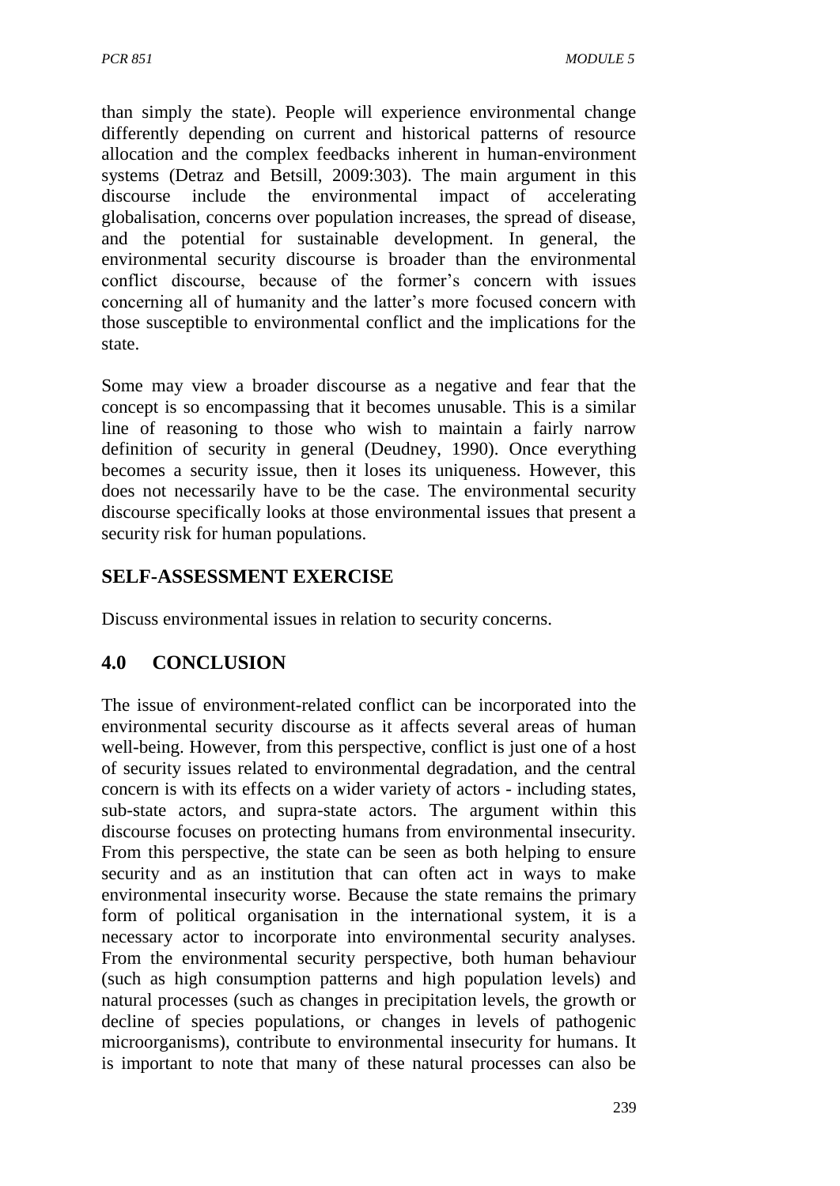than simply the state). People will experience environmental change differently depending on current and historical patterns of resource allocation and the complex feedbacks inherent in human-environment systems (Detraz and Betsill, 2009:303). The main argument in this discourse include the environmental impact of accelerating globalisation, concerns over population increases, the spread of disease, and the potential for sustainable development. In general, the environmental security discourse is broader than the environmental conflict discourse, because of the former's concern with issues concerning all of humanity and the latter's more focused concern with those susceptible to environmental conflict and the implications for the state.

Some may view a broader discourse as a negative and fear that the concept is so encompassing that it becomes unusable. This is a similar line of reasoning to those who wish to maintain a fairly narrow definition of security in general (Deudney, 1990). Once everything becomes a security issue, then it loses its uniqueness. However, this does not necessarily have to be the case. The environmental security discourse specifically looks at those environmental issues that present a security risk for human populations.

## SELF-ASSESSMENT EXERCISE

Discuss environmental issues in relation to security concerns.

## 4.0 CONCLUSION

The issue of environment-related conflict can be incorporated into the environmental security discourse as it affects several areas of human well-being. However, from this perspective, conflict is just one of a host of security issues related to environmental degradation, and the central concern is with its effects on a wider variety of actors - including states, sub-state actors, and supra-state actors. The argument within this discourse focuses on protecting humans from environmental insecurity. From this perspective, the state can be seen as both helping to ensure security and as an institution that can often act in ways to make environmental insecurity worse. Because the state remains the primary form of political organisation in the international system, it is a necessary actor to incorporate into environmental security analyses. From the environmental security perspective, both human behaviour (such as high consumption patterns and high population levels) and natural processes (such as changes in precipitation levels, the growth or decline of species populations, or changes in levels of pathogenic microorganisms), contribute to environmental insecurity for humans. It is important to note that many of these natural processes can also be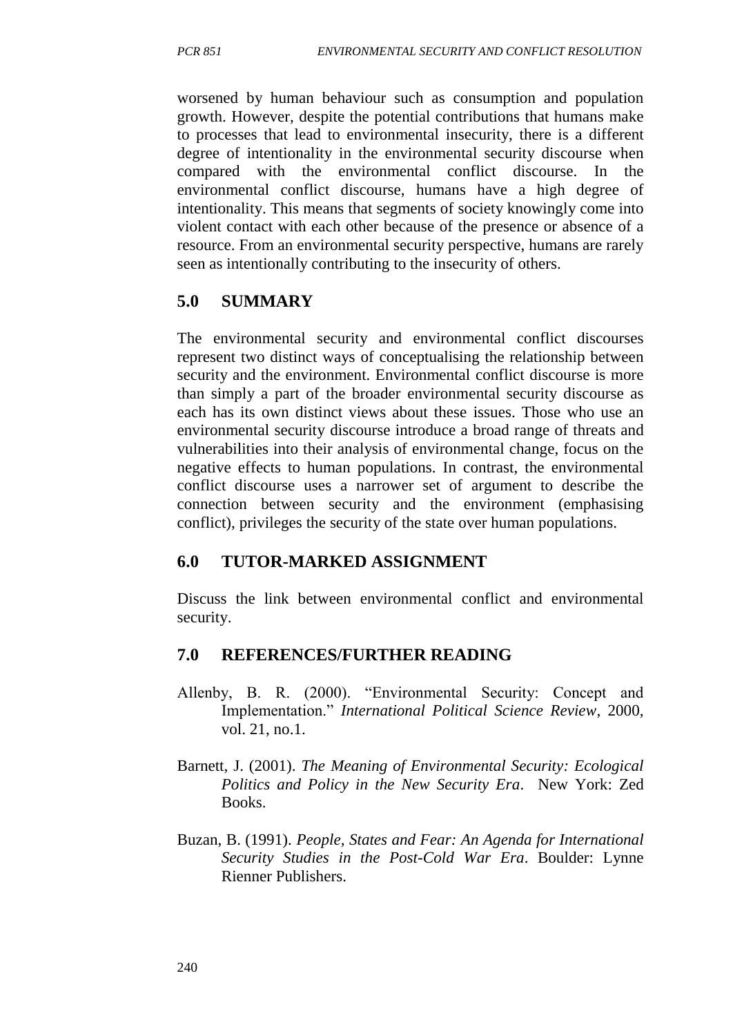worsened by human behaviour such as consumption and population growth. However, despite the potential contributions that humans make to processes that lead to environmental insecurity, there is a different degree of intentionality in the environmental security discourse when compared with the environmental conflict discourse. In the environmental conflict discourse, humans have a high degree of intentionality. This means that segments of society knowingly come into violent contact with each other because of the presence or absence of a resource. From an environmental security perspective, humans are rarely seen as intentionally contributing to the insecurity of others.

## 5.0 SUMMARY

The environmental security and environmental conflict discourses represent two distinct ways of conceptualising the relationship between security and the environment. Environmental conflict discourse is more than simply a part of the broader environmental security discourse as each has its own distinct views about these issues. Those who use an environmental security discourse introduce a broad range of threats and vulnerabilities into their analysis of environmental change, focus on the negative effects to human populations. In contrast, the environmental conflict discourse uses a narrower set of argument to describe the connection between security and the environment (emphasising conflict), privileges the security of the state over human populations.

## 6.0 TUTOR-MARKED ASSIGNMENT

Discuss the link between environmental conflict and environmental security.

## 7.0 REFERENCES/FURTHER READING

Allenby, B. R. (2000). "Environmental Security: Concept and Implementation." *International Political Science Review*, 2000, vol. 21, no.1.

Barnett, J. (2001). *The Meaning of Environmental Security: Ecological Politics and Policy in the New Security Era*. New York: Zed Books.

Buzan, B. (1991). *People, States and Fear: An Agenda for International Security Studies in the Post-Cold War Era*. Boulder: Lynne Rienner Publishers.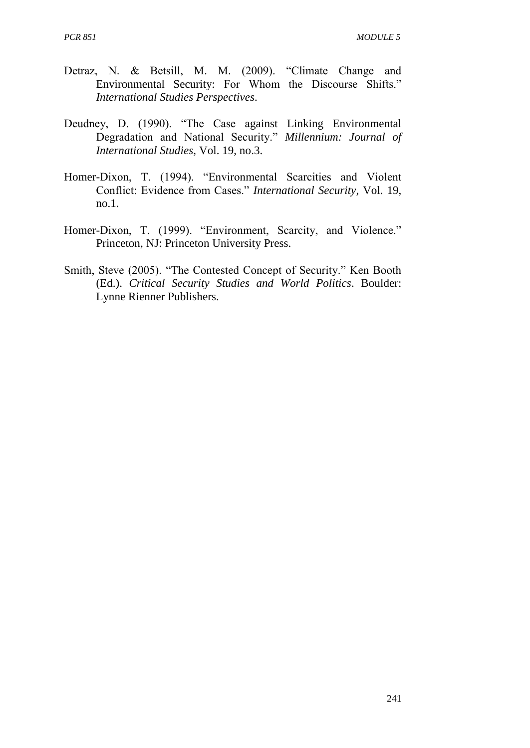Detraz, N. & Betsill, M. M. (2009). "Climate Change and Environmental Security: For Whom the Discourse Shifts." *International Studies Perspectives*.

Deudney, D. (1990). "The Case against Linking Environmental Degradation and National Security." *Millennium: Journal of International Studies*, Vol. 19, no.3.

Homer-Dixon, T. (1994). "Environmental Scarcities and Violent Conflict: Evidence from Cases." *International Security*, Vol. 19, no.1.

Homer-Dixon, T. (1999). "Environment, Scarcity, and Violence." Princeton, NJ: Princeton University Press.

Smith, Steve (2005). "The Contested Concept of Security." Ken Booth (Ed.). *Critical Security Studies and World Politics*. Boulder: Lynne Rienner Publishers.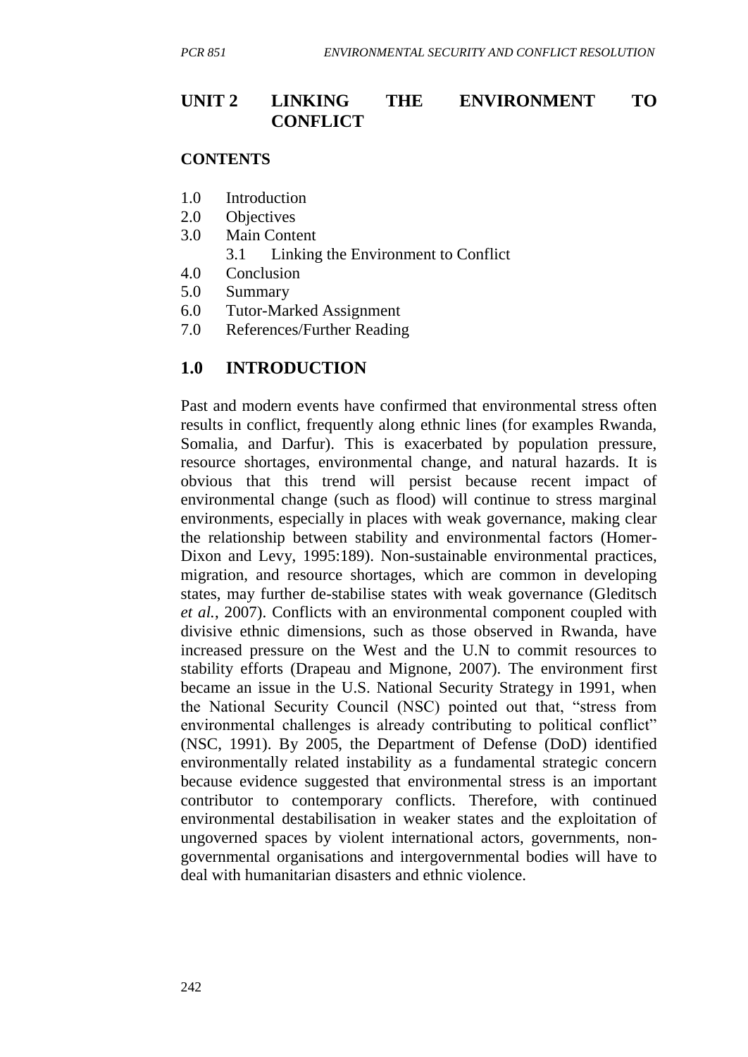## UNIT 2 LINKING THE ENVIRONMENT TO CONFLICT

### CONTENTS

1.0 Introduction
2.0 Objectives
3.0 Main Content
  3.1 Linking the Environment to Conflict
4.0 Conclusion
5.0 Summary
6.0 Tutor-Marked Assignment
7.0 References/Further Reading

## 1.0 INTRODUCTION

Past and modern events have confirmed that environmental stress often results in conflict, frequently along ethnic lines (for examples Rwanda, Somalia, and Darfur). This is exacerbated by population pressure, resource shortages, environmental change, and natural hazards. It is obvious that this trend will persist because recent impact of environmental change (such as flood) will continue to stress marginal environments, especially in places with weak governance, making clear the relationship between stability and environmental factors (Homer-Dixon and Levy, 1995:189). Non-sustainable environmental practices, migration, and resource shortages, which are common in developing states, may further de-stabilise states with weak governance (Gleditsch *et al.*, 2007). Conflicts with an environmental component coupled with divisive ethnic dimensions, such as those observed in Rwanda, have increased pressure on the West and the U.N to commit resources to stability efforts (Drapeau and Mignone, 2007). The environment first became an issue in the U.S. National Security Strategy in 1991, when the National Security Council (NSC) pointed out that, "stress from environmental challenges is already contributing to political conflict" (NSC, 1991). By 2005, the Department of Defense (DoD) identified environmentally related instability as a fundamental strategic concern because evidence suggested that environmental stress is an important contributor to contemporary conflicts. Therefore, with continued environmental destabilisation in weaker states and the exploitation of ungoverned spaces by violent international actors, governments, non-governmental organisations and intergovernmental bodies will have to deal with humanitarian disasters and ethnic violence.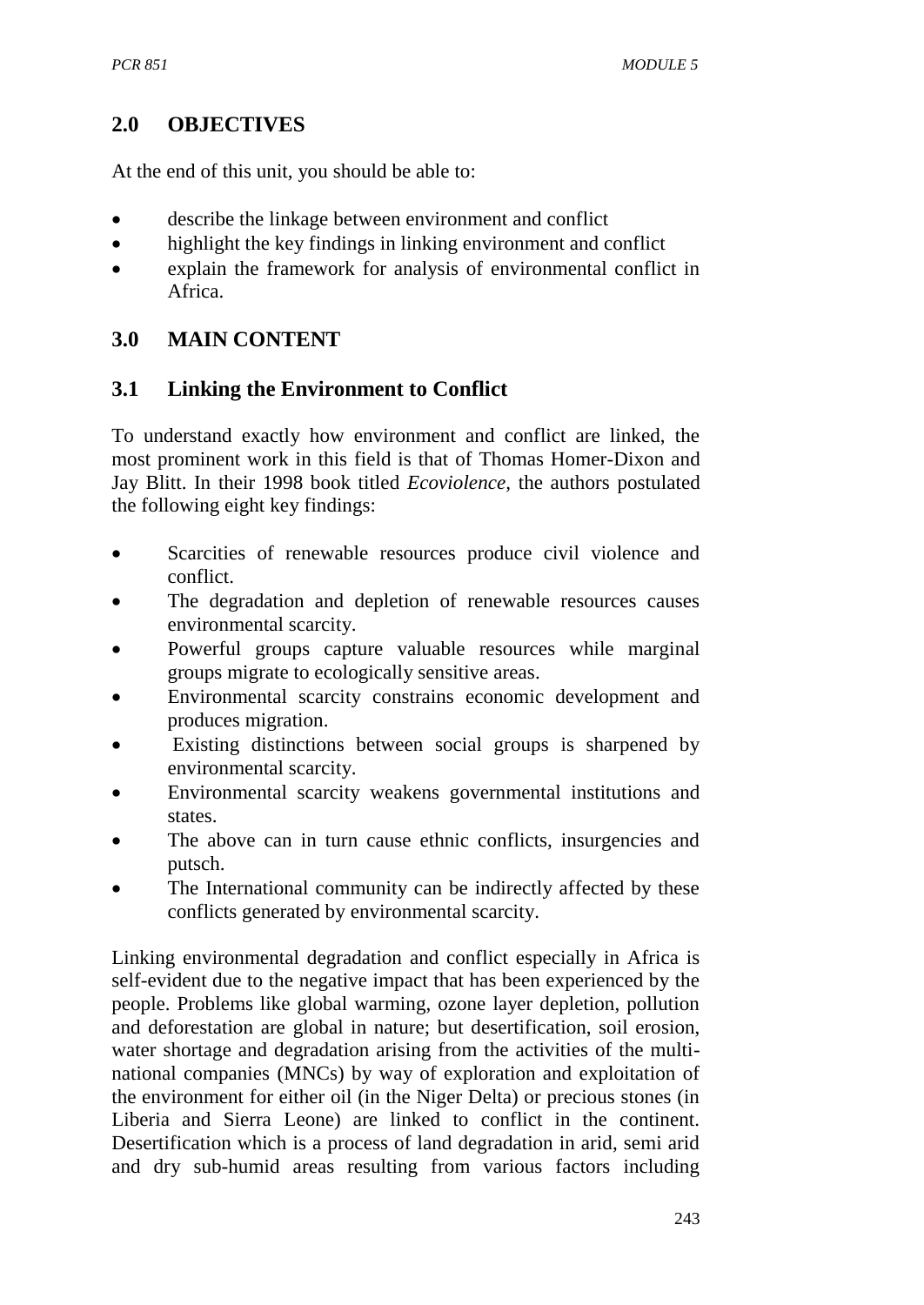## 2.0 OBJECTIVES

At the end of this unit, you should be able to:

- describe the linkage between environment and conflict
- highlight the key findings in linking environment and conflict
- explain the framework for analysis of environmental conflict in Africa.

## 3.0 MAIN CONTENT

### 3.1 Linking the Environment to Conflict

To understand exactly how environment and conflict are linked, the most prominent work in this field is that of Thomas Homer-Dixon and Jay Blitt. In their 1998 book titled *Ecoviolence,* the authors postulated the following eight key findings:

- Scarcities of renewable resources produce civil violence and conflict.
- The degradation and depletion of renewable resources causes environmental scarcity.
- Powerful groups capture valuable resources while marginal groups migrate to ecologically sensitive areas.
- Environmental scarcity constrains economic development and produces migration.
- Existing distinctions between social groups is sharpened by environmental scarcity.
- Environmental scarcity weakens governmental institutions and states.
- The above can in turn cause ethnic conflicts, insurgencies and putsch.
- The International community can be indirectly affected by these conflicts generated by environmental scarcity.

Linking environmental degradation and conflict especially in Africa is self-evident due to the negative impact that has been experienced by the people. Problems like global warming, ozone layer depletion, pollution and deforestation are global in nature; but desertification, soil erosion, water shortage and degradation arising from the activities of the multi-national companies (MNCs) by way of exploration and exploitation of the environment for either oil (in the Niger Delta) or precious stones (in Liberia and Sierra Leone) are linked to conflict in the continent. Desertification which is a process of land degradation in arid, semi arid and dry sub-humid areas resulting from various factors including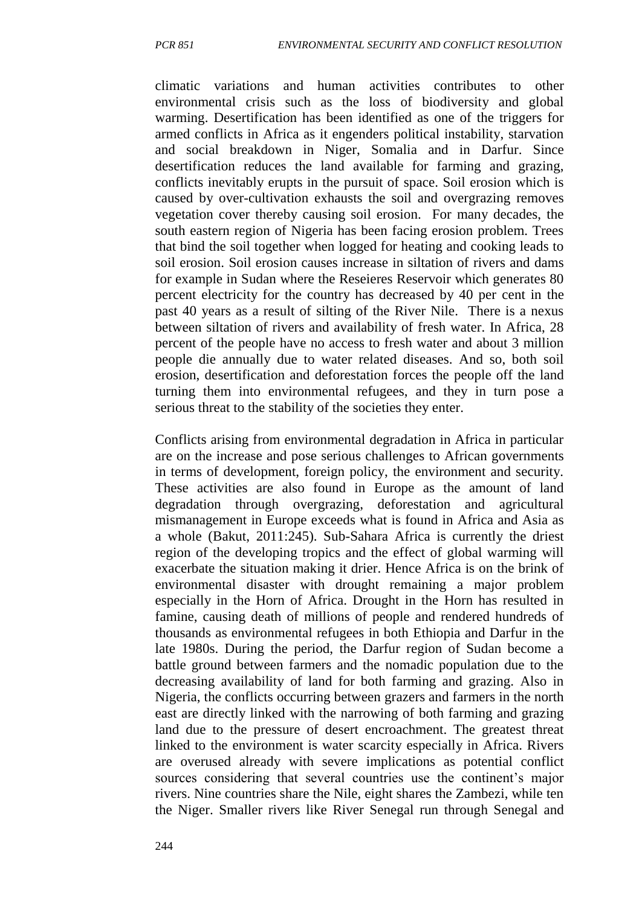climatic variations and human activities contributes to other environmental crisis such as the loss of biodiversity and global warming. Desertification has been identified as one of the triggers for armed conflicts in Africa as it engenders political instability, starvation and social breakdown in Niger, Somalia and in Darfur. Since desertification reduces the land available for farming and grazing, conflicts inevitably erupts in the pursuit of space. Soil erosion which is caused by over-cultivation exhausts the soil and overgrazing removes vegetation cover thereby causing soil erosion. For many decades, the south eastern region of Nigeria has been facing erosion problem. Trees that bind the soil together when logged for heating and cooking leads to soil erosion. Soil erosion causes increase in siltation of rivers and dams for example in Sudan where the Reseieres Reservoir which generates 80 percent electricity for the country has decreased by 40 per cent in the past 40 years as a result of silting of the River Nile. There is a nexus between siltation of rivers and availability of fresh water. In Africa, 28 percent of the people have no access to fresh water and about 3 million people die annually due to water related diseases. And so, both soil erosion, desertification and deforestation forces the people off the land turning them into environmental refugees, and they in turn pose a serious threat to the stability of the societies they enter.

Conflicts arising from environmental degradation in Africa in particular are on the increase and pose serious challenges to African governments in terms of development, foreign policy, the environment and security. These activities are also found in Europe as the amount of land degradation through overgrazing, deforestation and agricultural mismanagement in Europe exceeds what is found in Africa and Asia as a whole (Bakut, 2011:245). Sub-Sahara Africa is currently the driest region of the developing tropics and the effect of global warming will exacerbate the situation making it drier. Hence Africa is on the brink of environmental disaster with drought remaining a major problem especially in the Horn of Africa. Drought in the Horn has resulted in famine, causing death of millions of people and rendered hundreds of thousands as environmental refugees in both Ethiopia and Darfur in the late 1980s. During the period, the Darfur region of Sudan become a battle ground between farmers and the nomadic population due to the decreasing availability of land for both farming and grazing. Also in Nigeria, the conflicts occurring between grazers and farmers in the north east are directly linked with the narrowing of both farming and grazing land due to the pressure of desert encroachment. The greatest threat linked to the environment is water scarcity especially in Africa. Rivers are overused already with severe implications as potential conflict sources considering that several countries use the continent's major rivers. Nine countries share the Nile, eight shares the Zambezi, while ten the Niger. Smaller rivers like River Senegal run through Senegal and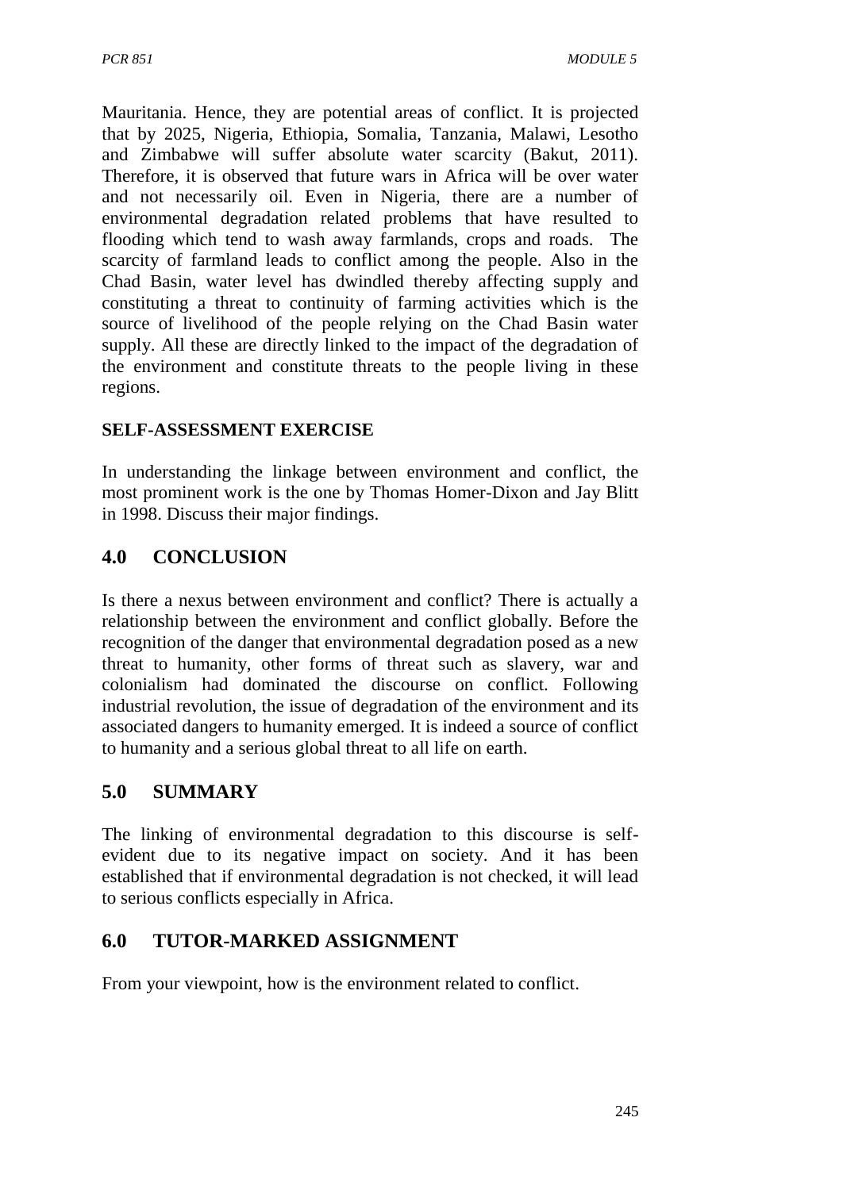Mauritania. Hence, they are potential areas of conflict. It is projected that by 2025, Nigeria, Ethiopia, Somalia, Tanzania, Malawi, Lesotho and Zimbabwe will suffer absolute water scarcity (Bakut, 2011). Therefore, it is observed that future wars in Africa will be over water and not necessarily oil. Even in Nigeria, there are a number of environmental degradation related problems that have resulted to flooding which tend to wash away farmlands, crops and roads. The scarcity of farmland leads to conflict among the people. Also in the Chad Basin, water level has dwindled thereby affecting supply and constituting a threat to continuity of farming activities which is the source of livelihood of the people relying on the Chad Basin water supply. All these are directly linked to the impact of the degradation of the environment and constitute threats to the people living in these regions.

**SELF-ASSESSMENT EXERCISE**

In understanding the linkage between environment and conflict, the most prominent work is the one by Thomas Homer-Dixon and Jay Blitt in 1998. Discuss their major findings.

## 4.0 CONCLUSION

Is there a nexus between environment and conflict? There is actually a relationship between the environment and conflict globally. Before the recognition of the danger that environmental degradation posed as a new threat to humanity, other forms of threat such as slavery, war and colonialism had dominated the discourse on conflict. Following industrial revolution, the issue of degradation of the environment and its associated dangers to humanity emerged. It is indeed a source of conflict to humanity and a serious global threat to all life on earth.

## 5.0 SUMMARY

The linking of environmental degradation to this discourse is self-evident due to its negative impact on society. And it has been established that if environmental degradation is not checked, it will lead to serious conflicts especially in Africa.

## 6.0 TUTOR-MARKED ASSIGNMENT

From your viewpoint, how is the environment related to conflict.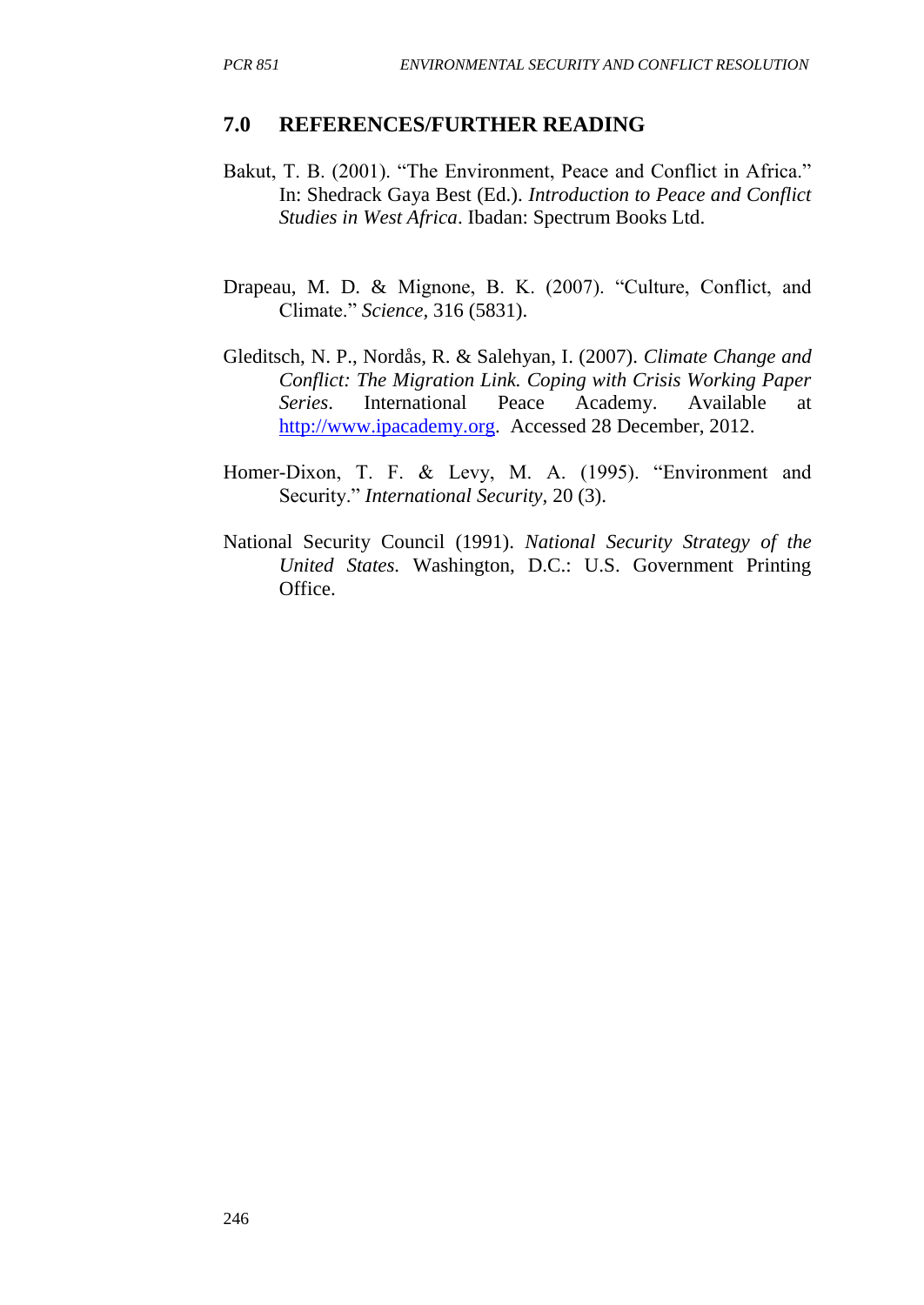## 7.0 REFERENCES/FURTHER READING

Bakut, T. B. (2001). "The Environment, Peace and Conflict in Africa." In: Shedrack Gaya Best (Ed.). *Introduction to Peace and Conflict Studies in West Africa*. Ibadan: Spectrum Books Ltd.

Drapeau, M. D. & Mignone, B. K. (2007). "Culture, Conflict, and Climate." *Science,* 316 (5831).

Gleditsch, N. P., Nordås, R. & Salehyan, I. (2007). *Climate Change and Conflict: The Migration Link. Coping with Crisis Working Paper Series*. International Peace Academy. Available at http://www.ipacademy.org. Accessed 28 December, 2012.

Homer-Dixon, T. F. & Levy, M. A. (1995). "Environment and Security." *International Security,* 20 (3).

National Security Council (1991). *National Security Strategy of the United States.* Washington, D.C.: U.S. Government Printing Office.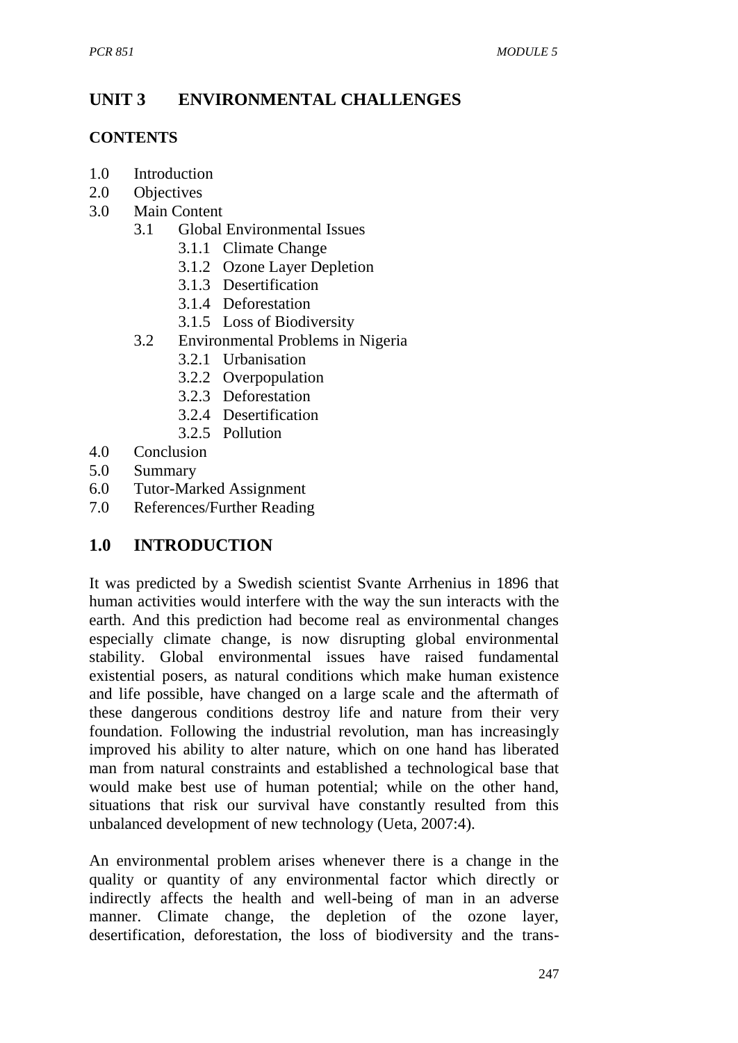# UNIT 3 ENVIRONMENTAL CHALLENGES

**CONTENTS**

- 1.0 Introduction
- 2.0 Objectives
- 3.0 Main Content
  - 3.1 Global Environmental Issues
    - 3.1.1 Climate Change
    - 3.1.2 Ozone Layer Depletion
    - 3.1.3 Desertification
    - 3.1.4 Deforestation
    - 3.1.5 Loss of Biodiversity
  - 3.2 Environmental Problems in Nigeria
    - 3.2.1 Urbanisation
    - 3.2.2 Overpopulation
    - 3.2.3 Deforestation
    - 3.2.4 Desertification
    - 3.2.5 Pollution
- 4.0 Conclusion
- 5.0 Summary
- 6.0 Tutor-Marked Assignment
- 7.0 References/Further Reading

## 1.0 INTRODUCTION

It was predicted by a Swedish scientist Svante Arrhenius in 1896 that human activities would interfere with the way the sun interacts with the earth. And this prediction had become real as environmental changes especially climate change, is now disrupting global environmental stability. Global environmental issues have raised fundamental existential posers, as natural conditions which make human existence and life possible, have changed on a large scale and the aftermath of these dangerous conditions destroy life and nature from their very foundation. Following the industrial revolution, man has increasingly improved his ability to alter nature, which on one hand has liberated man from natural constraints and established a technological base that would make best use of human potential; while on the other hand, situations that risk our survival have constantly resulted from this unbalanced development of new technology (Ueta, 2007:4).

An environmental problem arises whenever there is a change in the quality or quantity of any environmental factor which directly or indirectly affects the health and well-being of man in an adverse manner. Climate change, the depletion of the ozone layer, desertification, deforestation, the loss of biodiversity and the trans-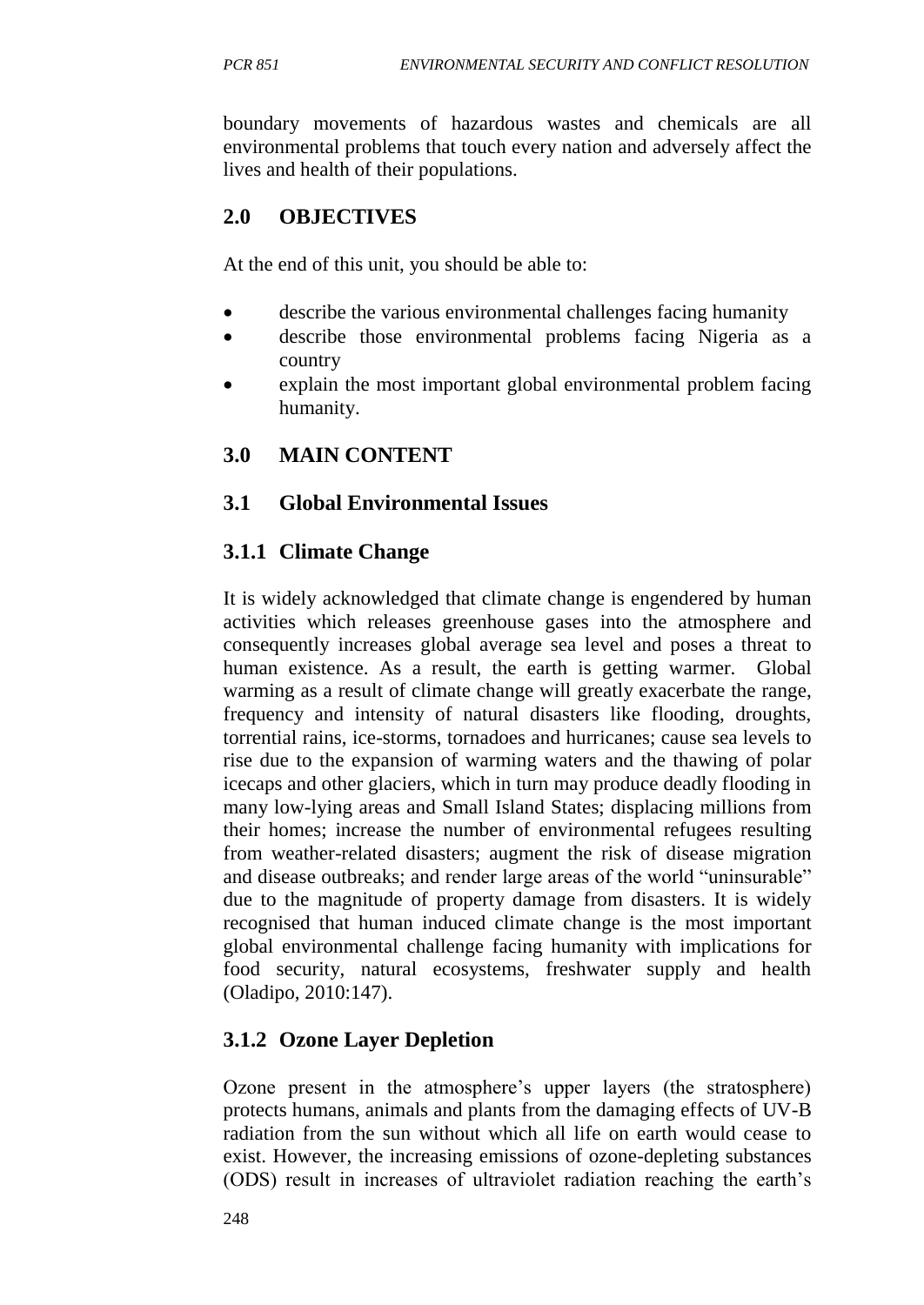boundary movements of hazardous wastes and chemicals are all environmental problems that touch every nation and adversely affect the lives and health of their populations.

## 2.0 OBJECTIVES

At the end of this unit, you should be able to:

- describe the various environmental challenges facing humanity
- describe those environmental problems facing Nigeria as a country
- explain the most important global environmental problem facing humanity.

## 3.0 MAIN CONTENT

### 3.1 Global Environmental Issues

#### 3.1.1 Climate Change

It is widely acknowledged that climate change is engendered by human activities which releases greenhouse gases into the atmosphere and consequently increases global average sea level and poses a threat to human existence. As a result, the earth is getting warmer. Global warming as a result of climate change will greatly exacerbate the range, frequency and intensity of natural disasters like flooding, droughts, torrential rains, ice-storms, tornadoes and hurricanes; cause sea levels to rise due to the expansion of warming waters and the thawing of polar icecaps and other glaciers, which in turn may produce deadly flooding in many low-lying areas and Small Island States; displacing millions from their homes; increase the number of environmental refugees resulting from weather-related disasters; augment the risk of disease migration and disease outbreaks; and render large areas of the world "uninsurable" due to the magnitude of property damage from disasters. It is widely recognised that human induced climate change is the most important global environmental challenge facing humanity with implications for food security, natural ecosystems, freshwater supply and health (Oladipo, 2010:147).

#### 3.1.2 Ozone Layer Depletion

Ozone present in the atmosphere's upper layers (the stratosphere) protects humans, animals and plants from the damaging effects of UV-B radiation from the sun without which all life on earth would cease to exist. However, the increasing emissions of ozone-depleting substances (ODS) result in increases of ultraviolet radiation reaching the earth's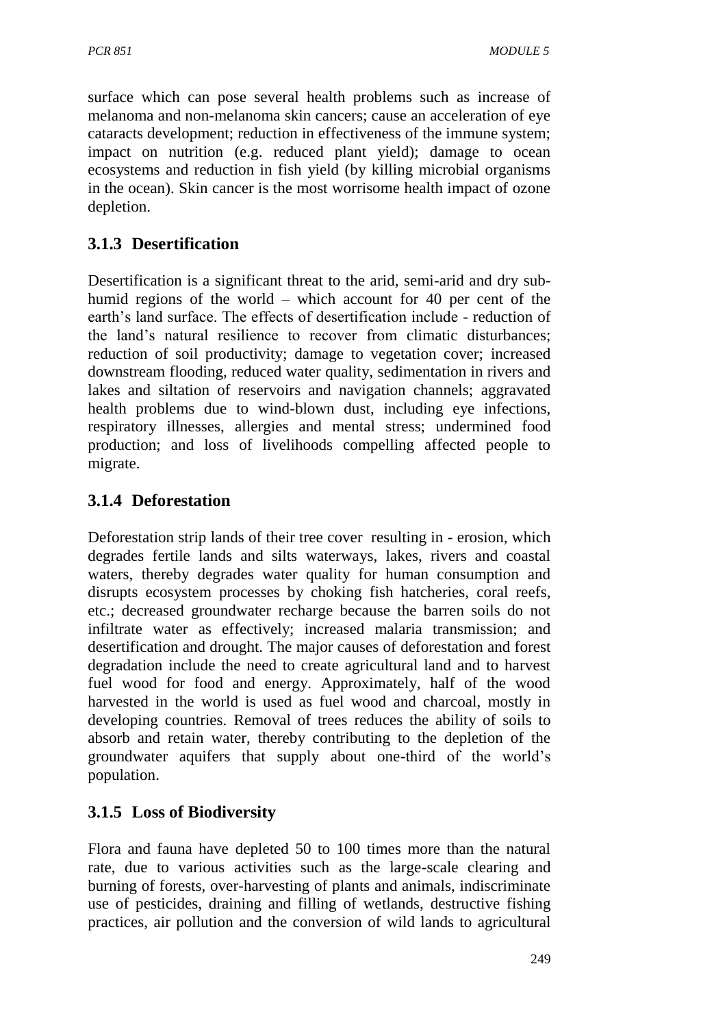surface which can pose several health problems such as increase of melanoma and non-melanoma skin cancers; cause an acceleration of eye cataracts development; reduction in effectiveness of the immune system; impact on nutrition (e.g. reduced plant yield); damage to ocean ecosystems and reduction in fish yield (by killing microbial organisms in the ocean). Skin cancer is the most worrisome health impact of ozone depletion.

### 3.1.3 Desertification

Desertification is a significant threat to the arid, semi-arid and dry sub-humid regions of the world – which account for 40 per cent of the earth's land surface. The effects of desertification include - reduction of the land's natural resilience to recover from climatic disturbances; reduction of soil productivity; damage to vegetation cover; increased downstream flooding, reduced water quality, sedimentation in rivers and lakes and siltation of reservoirs and navigation channels; aggravated health problems due to wind-blown dust, including eye infections, respiratory illnesses, allergies and mental stress; undermined food production; and loss of livelihoods compelling affected people to migrate.

### 3.1.4 Deforestation

Deforestation strip lands of their tree cover resulting in - erosion, which degrades fertile lands and silts waterways, lakes, rivers and coastal waters, thereby degrades water quality for human consumption and disrupts ecosystem processes by choking fish hatcheries, coral reefs, etc.; decreased groundwater recharge because the barren soils do not infiltrate water as effectively; increased malaria transmission; and desertification and drought. The major causes of deforestation and forest degradation include the need to create agricultural land and to harvest fuel wood for food and energy. Approximately, half of the wood harvested in the world is used as fuel wood and charcoal, mostly in developing countries. Removal of trees reduces the ability of soils to absorb and retain water, thereby contributing to the depletion of the groundwater aquifers that supply about one-third of the world's population.

### 3.1.5 Loss of Biodiversity

Flora and fauna have depleted 50 to 100 times more than the natural rate, due to various activities such as the large-scale clearing and burning of forests, over-harvesting of plants and animals, indiscriminate use of pesticides, draining and filling of wetlands, destructive fishing practices, air pollution and the conversion of wild lands to agricultural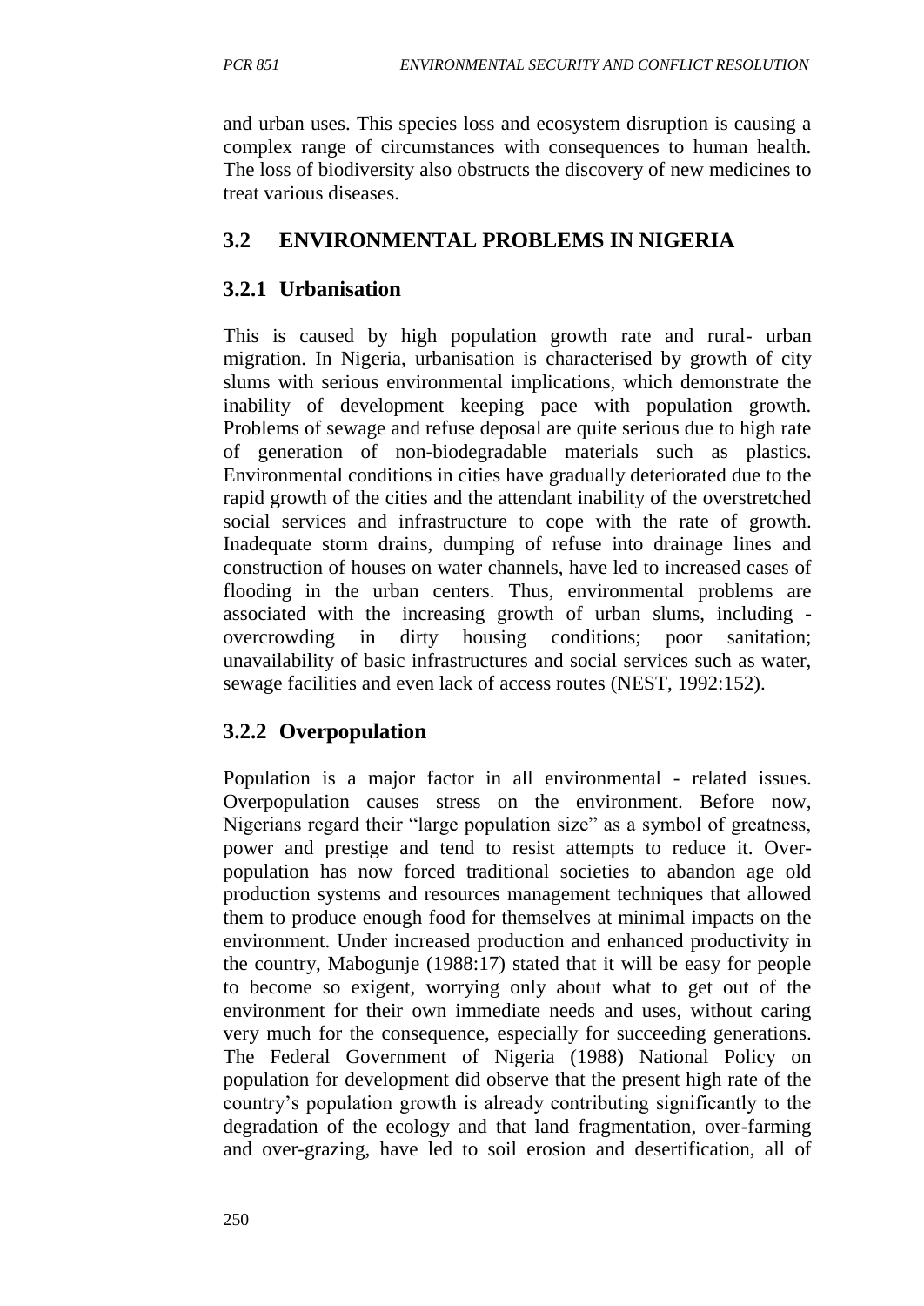and urban uses. This species loss and ecosystem disruption is causing a complex range of circumstances with consequences to human health. The loss of biodiversity also obstructs the discovery of new medicines to treat various diseases.

## 3.2 ENVIRONMENTAL PROBLEMS IN NIGERIA

### 3.2.1 Urbanisation

This is caused by high population growth rate and rural- urban migration. In Nigeria, urbanisation is characterised by growth of city slums with serious environmental implications, which demonstrate the inability of development keeping pace with population growth. Problems of sewage and refuse deposal are quite serious due to high rate of generation of non-biodegradable materials such as plastics. Environmental conditions in cities have gradually deteriorated due to the rapid growth of the cities and the attendant inability of the overstretched social services and infrastructure to cope with the rate of growth. Inadequate storm drains, dumping of refuse into drainage lines and construction of houses on water channels, have led to increased cases of flooding in the urban centers. Thus, environmental problems are associated with the increasing growth of urban slums, including - overcrowding in dirty housing conditions; poor sanitation; unavailability of basic infrastructures and social services such as water, sewage facilities and even lack of access routes (NEST, 1992:152).

### 3.2.2 Overpopulation

Population is a major factor in all environmental - related issues. Overpopulation causes stress on the environment. Before now, Nigerians regard their "large population size" as a symbol of greatness, power and prestige and tend to resist attempts to reduce it. Over-population has now forced traditional societies to abandon age old production systems and resources management techniques that allowed them to produce enough food for themselves at minimal impacts on the environment. Under increased production and enhanced productivity in the country, Mabogunje (1988:17) stated that it will be easy for people to become so exigent, worrying only about what to get out of the environment for their own immediate needs and uses, without caring very much for the consequence, especially for succeeding generations. The Federal Government of Nigeria (1988) National Policy on population for development did observe that the present high rate of the country's population growth is already contributing significantly to the degradation of the ecology and that land fragmentation, over-farming and over-grazing, have led to soil erosion and desertification, all of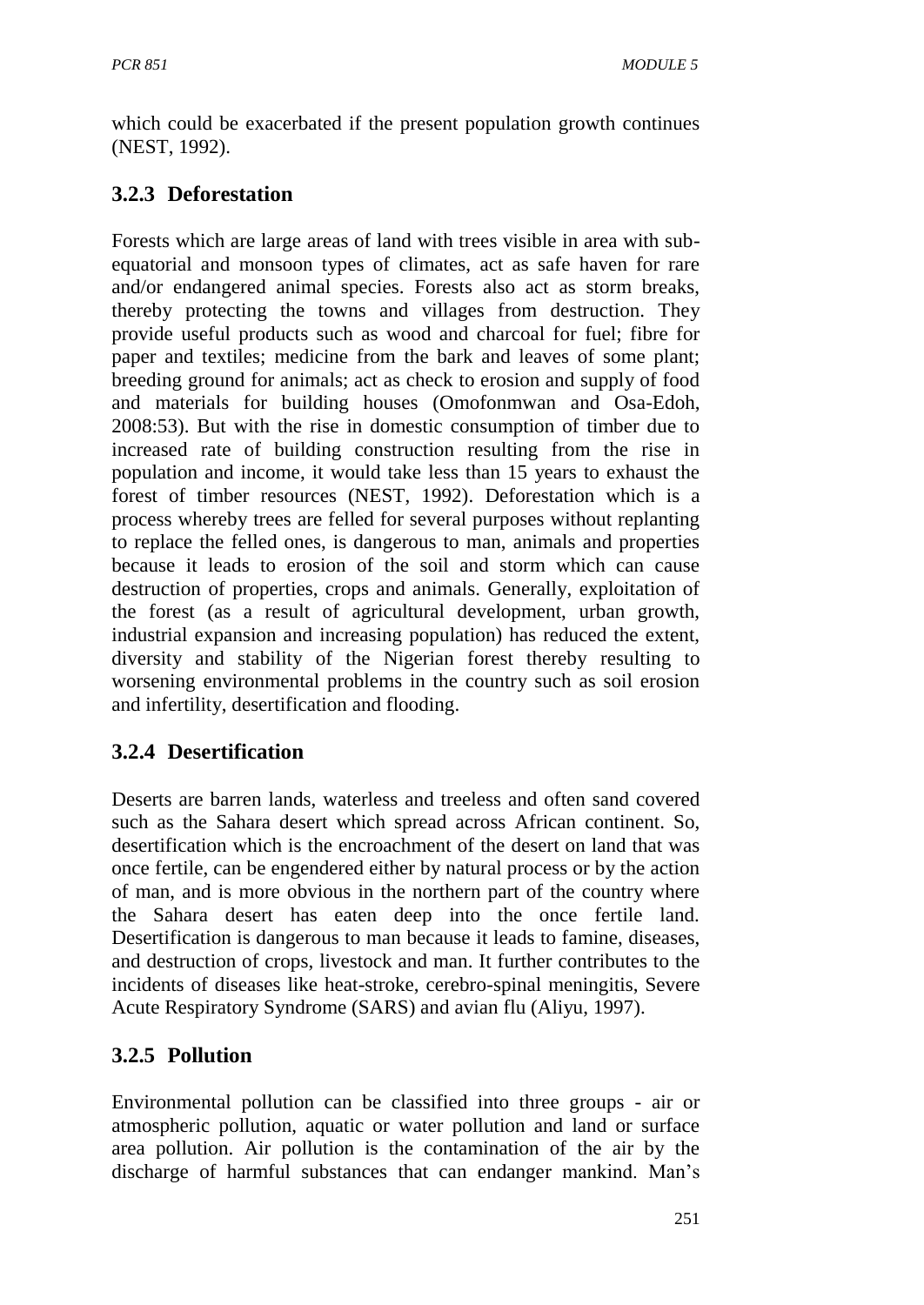which could be exacerbated if the present population growth continues (NEST, 1992).

### 3.2.3 Deforestation

Forests which are large areas of land with trees visible in area with sub-equatorial and monsoon types of climates, act as safe haven for rare and/or endangered animal species. Forests also act as storm breaks, thereby protecting the towns and villages from destruction. They provide useful products such as wood and charcoal for fuel; fibre for paper and textiles; medicine from the bark and leaves of some plant; breeding ground for animals; act as check to erosion and supply of food and materials for building houses (Omofonmwan and Osa-Edoh, 2008:53). But with the rise in domestic consumption of timber due to increased rate of building construction resulting from the rise in population and income, it would take less than 15 years to exhaust the forest of timber resources (NEST, 1992). Deforestation which is a process whereby trees are felled for several purposes without replanting to replace the felled ones, is dangerous to man, animals and properties because it leads to erosion of the soil and storm which can cause destruction of properties, crops and animals. Generally, exploitation of the forest (as a result of agricultural development, urban growth, industrial expansion and increasing population) has reduced the extent, diversity and stability of the Nigerian forest thereby resulting to worsening environmental problems in the country such as soil erosion and infertility, desertification and flooding.

### 3.2.4 Desertification

Deserts are barren lands, waterless and treeless and often sand covered such as the Sahara desert which spread across African continent. So, desertification which is the encroachment of the desert on land that was once fertile, can be engendered either by natural process or by the action of man, and is more obvious in the northern part of the country where the Sahara desert has eaten deep into the once fertile land. Desertification is dangerous to man because it leads to famine, diseases, and destruction of crops, livestock and man. It further contributes to the incidents of diseases like heat-stroke, cerebro-spinal meningitis, Severe Acute Respiratory Syndrome (SARS) and avian flu (Aliyu, 1997).

### 3.2.5 Pollution

Environmental pollution can be classified into three groups - air or atmospheric pollution, aquatic or water pollution and land or surface area pollution. Air pollution is the contamination of the air by the discharge of harmful substances that can endanger mankind. Man's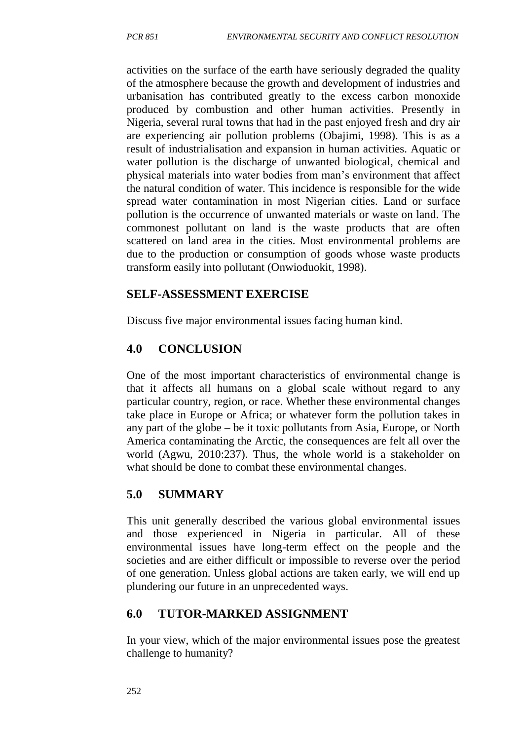activities on the surface of the earth have seriously degraded the quality of the atmosphere because the growth and development of industries and urbanisation has contributed greatly to the excess carbon monoxide produced by combustion and other human activities. Presently in Nigeria, several rural towns that had in the past enjoyed fresh and dry air are experiencing air pollution problems (Obajimi, 1998). This is as a result of industrialisation and expansion in human activities. Aquatic or water pollution is the discharge of unwanted biological, chemical and physical materials into water bodies from man's environment that affect the natural condition of water. This incidence is responsible for the wide spread water contamination in most Nigerian cities. Land or surface pollution is the occurrence of unwanted materials or waste on land. The commonest pollutant on land is the waste products that are often scattered on land area in the cities. Most environmental problems are due to the production or consumption of goods whose waste products transform easily into pollutant (Onwioduokit, 1998).

## SELF-ASSESSMENT EXERCISE

Discuss five major environmental issues facing human kind.

## 4.0 CONCLUSION

One of the most important characteristics of environmental change is that it affects all humans on a global scale without regard to any particular country, region, or race. Whether these environmental changes take place in Europe or Africa; or whatever form the pollution takes in any part of the globe – be it toxic pollutants from Asia, Europe, or North America contaminating the Arctic, the consequences are felt all over the world (Agwu, 2010:237). Thus, the whole world is a stakeholder on what should be done to combat these environmental changes.

## 5.0 SUMMARY

This unit generally described the various global environmental issues and those experienced in Nigeria in particular. All of these environmental issues have long-term effect on the people and the societies and are either difficult or impossible to reverse over the period of one generation. Unless global actions are taken early, we will end up plundering our future in an unprecedented ways.

## 6.0 TUTOR-MARKED ASSIGNMENT

In your view, which of the major environmental issues pose the greatest challenge to humanity?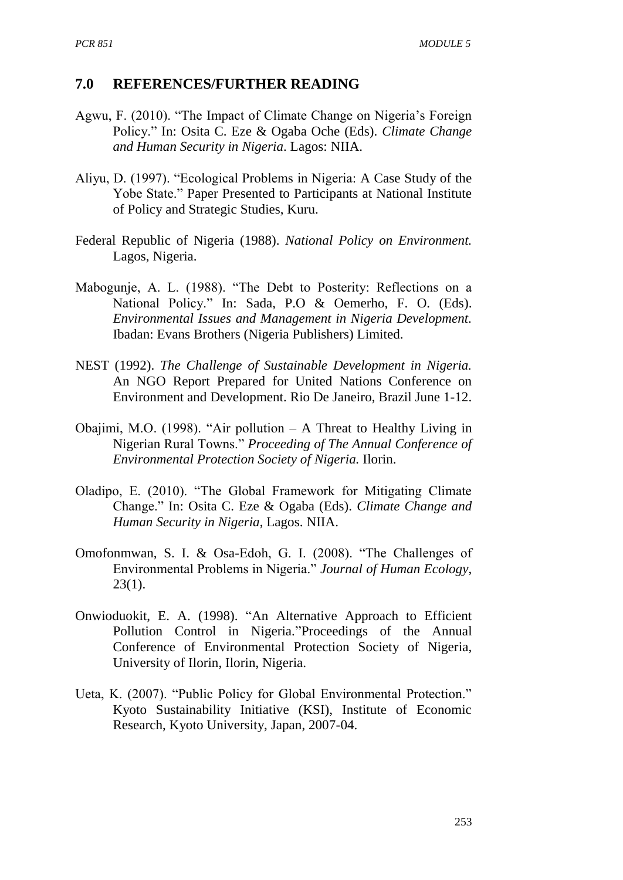## 7.0 REFERENCES/FURTHER READING

Agwu, F. (2010). "The Impact of Climate Change on Nigeria's Foreign Policy." In: Osita C. Eze & Ogaba Oche (Eds). *Climate Change and Human Security in Nigeria*. Lagos: NIIA.

Aliyu, D. (1997). "Ecological Problems in Nigeria: A Case Study of the Yobe State." Paper Presented to Participants at National Institute of Policy and Strategic Studies, Kuru.

Federal Republic of Nigeria (1988). *National Policy on Environment.* Lagos, Nigeria.

Mabogunje, A. L. (1988). "The Debt to Posterity: Reflections on a National Policy." In: Sada, P.O & Oemerho, F. O. (Eds). *Environmental Issues and Management in Nigeria Development*. Ibadan: Evans Brothers (Nigeria Publishers) Limited.

NEST (1992). *The Challenge of Sustainable Development in Nigeria.* An NGO Report Prepared for United Nations Conference on Environment and Development. Rio De Janeiro, Brazil June 1-12.

Obajimi, M.O. (1998). "Air pollution – A Threat to Healthy Living in Nigerian Rural Towns." *Proceeding of The Annual Conference of Environmental Protection Society of Nigeria.* Ilorin.

Oladipo, E. (2010). "The Global Framework for Mitigating Climate Change." In: Osita C. Eze & Ogaba (Eds). *Climate Change and Human Security in Nigeria*, Lagos. NIIA.

Omofonmwan, S. I. & Osa-Edoh, G. I. (2008). "The Challenges of Environmental Problems in Nigeria." *Journal of Human Ecology*, 23(1).

Onwioduokit, E. A. (1998). "An Alternative Approach to Efficient Pollution Control in Nigeria."Proceedings of the Annual Conference of Environmental Protection Society of Nigeria, University of Ilorin, Ilorin, Nigeria.

Ueta, K. (2007). "Public Policy for Global Environmental Protection." Kyoto Sustainability Initiative (KSI), Institute of Economic Research, Kyoto University, Japan, 2007-04.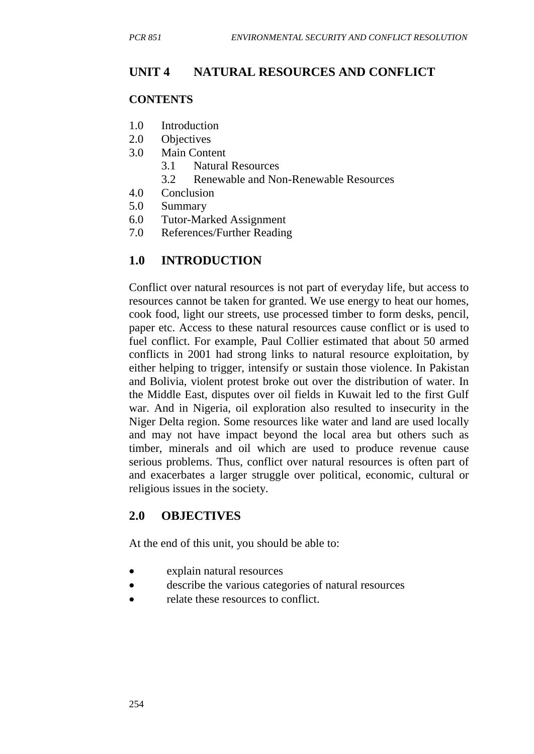# UNIT 4 NATURAL RESOURCES AND CONFLICT

**CONTENTS**

1.0 Introduction
2.0 Objectives
3.0 Main Content
 3.1 Natural Resources
 3.2 Renewable and Non-Renewable Resources
4.0 Conclusion
5.0 Summary
6.0 Tutor-Marked Assignment
7.0 References/Further Reading

## 1.0 INTRODUCTION

Conflict over natural resources is not part of everyday life, but access to resources cannot be taken for granted. We use energy to heat our homes, cook food, light our streets, use processed timber to form desks, pencil, paper etc. Access to these natural resources cause conflict or is used to fuel conflict. For example, Paul Collier estimated that about 50 armed conflicts in 2001 had strong links to natural resource exploitation, by either helping to trigger, intensify or sustain those violence. In Pakistan and Bolivia, violent protest broke out over the distribution of water. In the Middle East, disputes over oil fields in Kuwait led to the first Gulf war. And in Nigeria, oil exploration also resulted to insecurity in the Niger Delta region. Some resources like water and land are used locally and may not have impact beyond the local area but others such as timber, minerals and oil which are used to produce revenue cause serious problems. Thus, conflict over natural resources is often part of and exacerbates a larger struggle over political, economic, cultural or religious issues in the society.

## 2.0 OBJECTIVES

At the end of this unit, you should be able to:

- explain natural resources
- describe the various categories of natural resources
- relate these resources to conflict.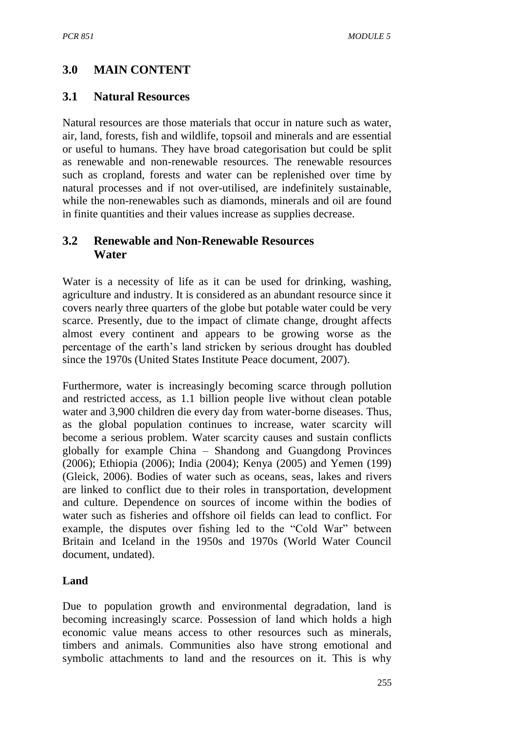## 3.0 MAIN CONTENT

### 3.1 Natural Resources

Natural resources are those materials that occur in nature such as water, air, land, forests, fish and wildlife, topsoil and minerals and are essential or useful to humans. They have broad categorisation but could be split as renewable and non-renewable resources. The renewable resources such as cropland, forests and water can be replenished over time by natural processes and if not over-utilised, are indefinitely sustainable, while the non-renewables such as diamonds, minerals and oil are found in finite quantities and their values increase as supplies decrease.

### 3.2 Renewable and Non-Renewable Resources

**Water**

Water is a necessity of life as it can be used for drinking, washing, agriculture and industry. It is considered as an abundant resource since it covers nearly three quarters of the globe but potable water could be very scarce. Presently, due to the impact of climate change, drought affects almost every continent and appears to be growing worse as the percentage of the earth's land stricken by serious drought has doubled since the 1970s (United States Institute Peace document, 2007).

Furthermore, water is increasingly becoming scarce through pollution and restricted access, as 1.1 billion people live without clean potable water and 3,900 children die every day from water-borne diseases. Thus, as the global population continues to increase, water scarcity will become a serious problem. Water scarcity causes and sustain conflicts globally for example China – Shandong and Guangdong Provinces (2006); Ethiopia (2006); India (2004); Kenya (2005) and Yemen (199) (Gleick, 2006). Bodies of water such as oceans, seas, lakes and rivers are linked to conflict due to their roles in transportation, development and culture. Dependence on sources of income within the bodies of water such as fisheries and offshore oil fields can lead to conflict. For example, the disputes over fishing led to the "Cold War" between Britain and Iceland in the 1950s and 1970s (World Water Council document, undated).

**Land**

Due to population growth and environmental degradation, land is becoming increasingly scarce. Possession of land which holds a high economic value means access to other resources such as minerals, timbers and animals. Communities also have strong emotional and symbolic attachments to land and the resources on it. This is why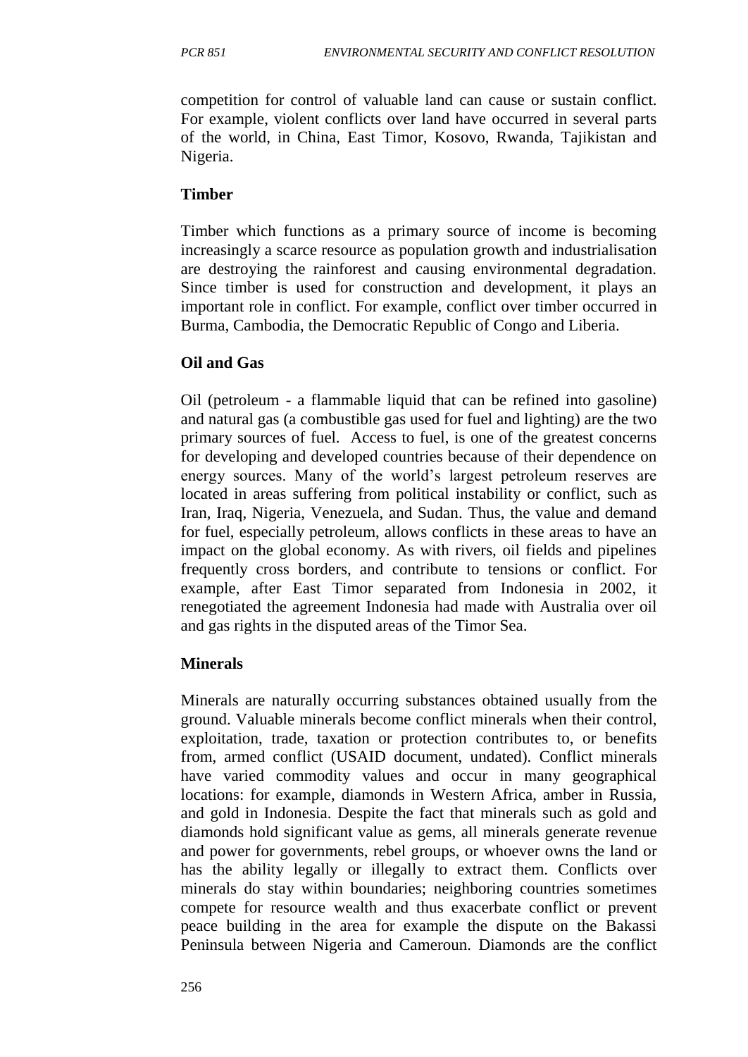competition for control of valuable land can cause or sustain conflict. For example, violent conflicts over land have occurred in several parts of the world, in China, East Timor, Kosovo, Rwanda, Tajikistan and Nigeria.

**Timber**

Timber which functions as a primary source of income is becoming increasingly a scarce resource as population growth and industrialisation are destroying the rainforest and causing environmental degradation. Since timber is used for construction and development, it plays an important role in conflict. For example, conflict over timber occurred in Burma, Cambodia, the Democratic Republic of Congo and Liberia.

**Oil and Gas**

Oil (petroleum - a flammable liquid that can be refined into gasoline) and natural gas (a combustible gas used for fuel and lighting) are the two primary sources of fuel. Access to fuel, is one of the greatest concerns for developing and developed countries because of their dependence on energy sources. Many of the world's largest petroleum reserves are located in areas suffering from political instability or conflict, such as Iran, Iraq, Nigeria, Venezuela, and Sudan. Thus, the value and demand for fuel, especially petroleum, allows conflicts in these areas to have an impact on the global economy. As with rivers, oil fields and pipelines frequently cross borders, and contribute to tensions or conflict. For example, after East Timor separated from Indonesia in 2002, it renegotiated the agreement Indonesia had made with Australia over oil and gas rights in the disputed areas of the Timor Sea.

**Minerals**

Minerals are naturally occurring substances obtained usually from the ground. Valuable minerals become conflict minerals when their control, exploitation, trade, taxation or protection contributes to, or benefits from, armed conflict (USAID document, undated). Conflict minerals have varied commodity values and occur in many geographical locations: for example, diamonds in Western Africa, amber in Russia, and gold in Indonesia. Despite the fact that minerals such as gold and diamonds hold significant value as gems, all minerals generate revenue and power for governments, rebel groups, or whoever owns the land or has the ability legally or illegally to extract them. Conflicts over minerals do stay within boundaries; neighboring countries sometimes compete for resource wealth and thus exacerbate conflict or prevent peace building in the area for example the dispute on the Bakassi Peninsula between Nigeria and Cameroun. Diamonds are the conflict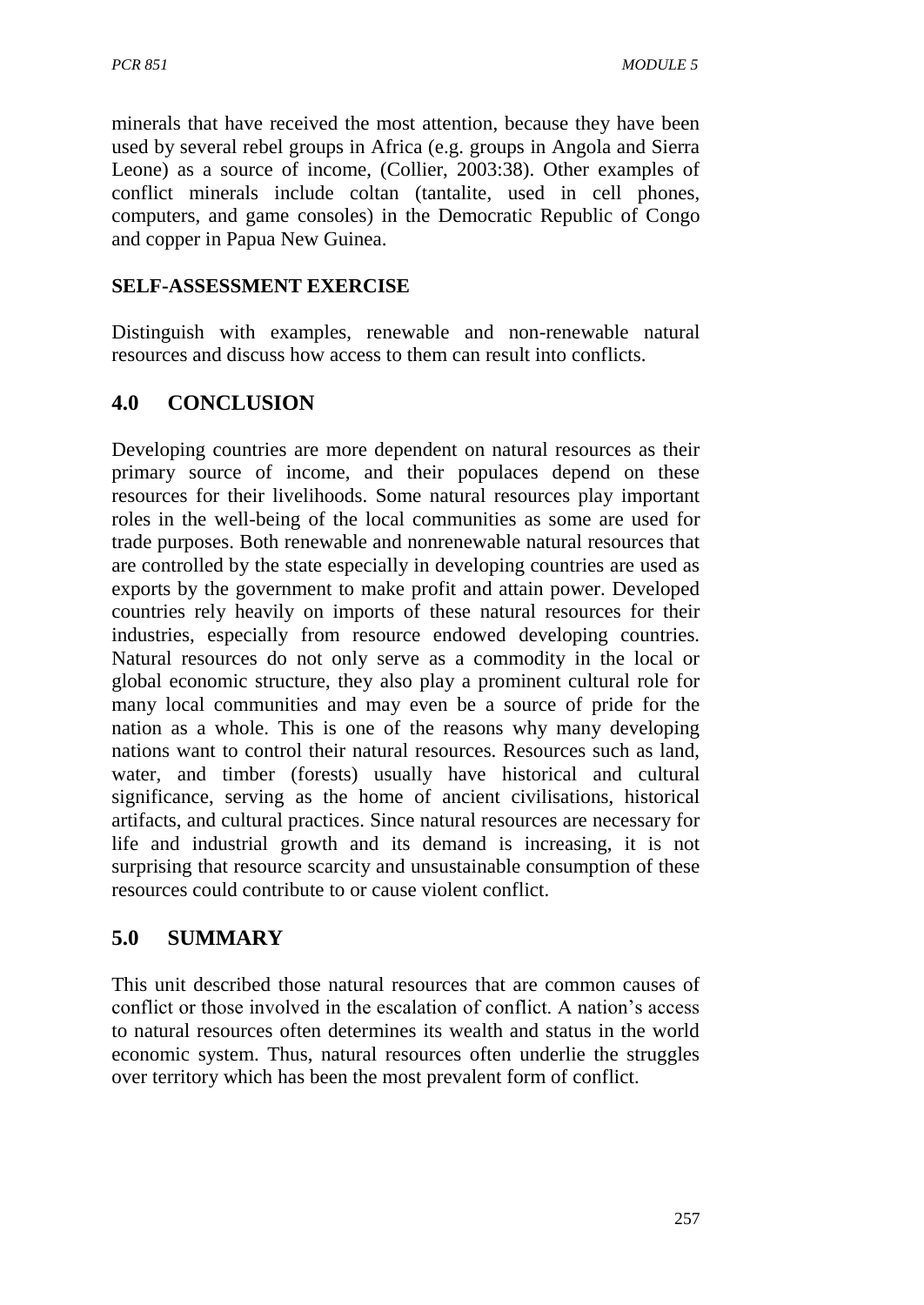minerals that have received the most attention, because they have been used by several rebel groups in Africa (e.g. groups in Angola and Sierra Leone) as a source of income, (Collier, 2003:38). Other examples of conflict minerals include coltan (tantalite, used in cell phones, computers, and game consoles) in the Democratic Republic of Congo and copper in Papua New Guinea.

**SELF-ASSESSMENT EXERCISE**

Distinguish with examples, renewable and non-renewable natural resources and discuss how access to them can result into conflicts.

## 4.0 CONCLUSION

Developing countries are more dependent on natural resources as their primary source of income, and their populaces depend on these resources for their livelihoods. Some natural resources play important roles in the well-being of the local communities as some are used for trade purposes. Both renewable and nonrenewable natural resources that are controlled by the state especially in developing countries are used as exports by the government to make profit and attain power. Developed countries rely heavily on imports of these natural resources for their industries, especially from resource endowed developing countries. Natural resources do not only serve as a commodity in the local or global economic structure, they also play a prominent cultural role for many local communities and may even be a source of pride for the nation as a whole. This is one of the reasons why many developing nations want to control their natural resources. Resources such as land, water, and timber (forests) usually have historical and cultural significance, serving as the home of ancient civilisations, historical artifacts, and cultural practices. Since natural resources are necessary for life and industrial growth and its demand is increasing, it is not surprising that resource scarcity and unsustainable consumption of these resources could contribute to or cause violent conflict.

## 5.0 SUMMARY

This unit described those natural resources that are common causes of conflict or those involved in the escalation of conflict. A nation's access to natural resources often determines its wealth and status in the world economic system. Thus, natural resources often underlie the struggles over territory which has been the most prevalent form of conflict.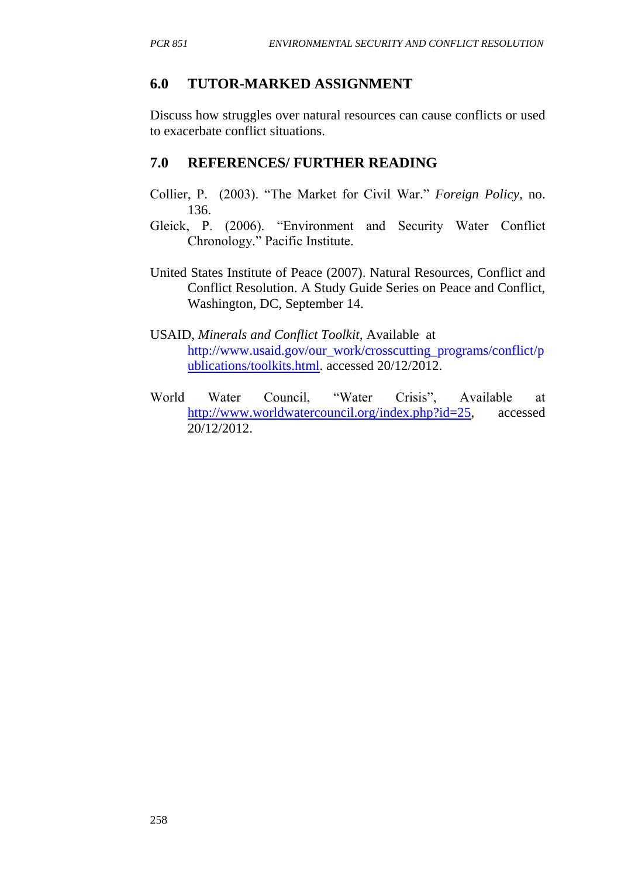## 6.0 TUTOR-MARKED ASSIGNMENT

Discuss how struggles over natural resources can cause conflicts or used to exacerbate conflict situations.

## 7.0 REFERENCES/ FURTHER READING

Collier, P. (2003). "The Market for Civil War." *Foreign Policy,* no. 136.

Gleick, P. (2006). "Environment and Security Water Conflict Chronology." Pacific Institute.

United States Institute of Peace (2007). Natural Resources, Conflict and Conflict Resolution. A Study Guide Series on Peace and Conflict, Washington, DC, September 14.

USAID, *Minerals and Conflict Toolkit,* Available at http://www.usaid.gov/our_work/crosscutting_programs/conflict/publications/toolkits.html. accessed 20/12/2012.

World Water Council, "Water Crisis", Available at http://www.worldwatercouncil.org/index.php?id=25, accessed 20/12/2012.